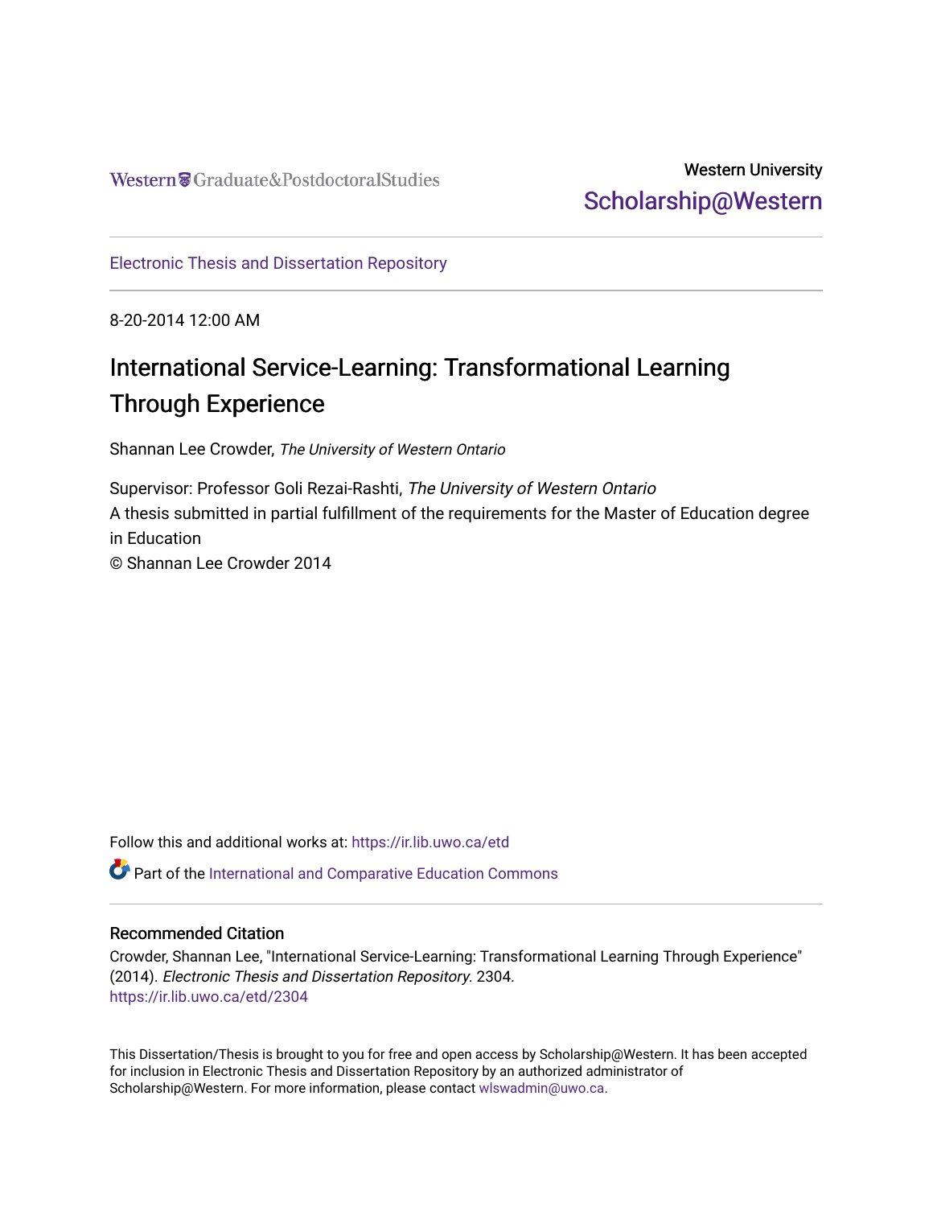Western Graduate&PostdoctoralStudies

Western University
Scholarship@Western

Electronic Thesis and Dissertation Repository

8-20-2014 12:00 AM

# International Service-Learning: Transformational Learning Through Experience

Shannan Lee Crowder, *The University of Western Ontario*

Supervisor: Professor Goli Rezai-Rashti, *The University of Western Ontario*
A thesis submitted in partial fulfillment of the requirements for the Master of Education degree in Education
© Shannan Lee Crowder 2014

Follow this and additional works at: https://ir.lib.uwo.ca/etd

Part of the International and Comparative Education Commons

## Recommended Citation

Crowder, Shannan Lee, "International Service-Learning: Transformational Learning Through Experience" (2014). *Electronic Thesis and Dissertation Repository*. 2304.
https://ir.lib.uwo.ca/etd/2304

This Dissertation/Thesis is brought to you for free and open access by Scholarship@Western. It has been accepted for inclusion in Electronic Thesis and Dissertation Repository by an authorized administrator of Scholarship@Western. For more information, please contact wlswadmin@uwo.ca.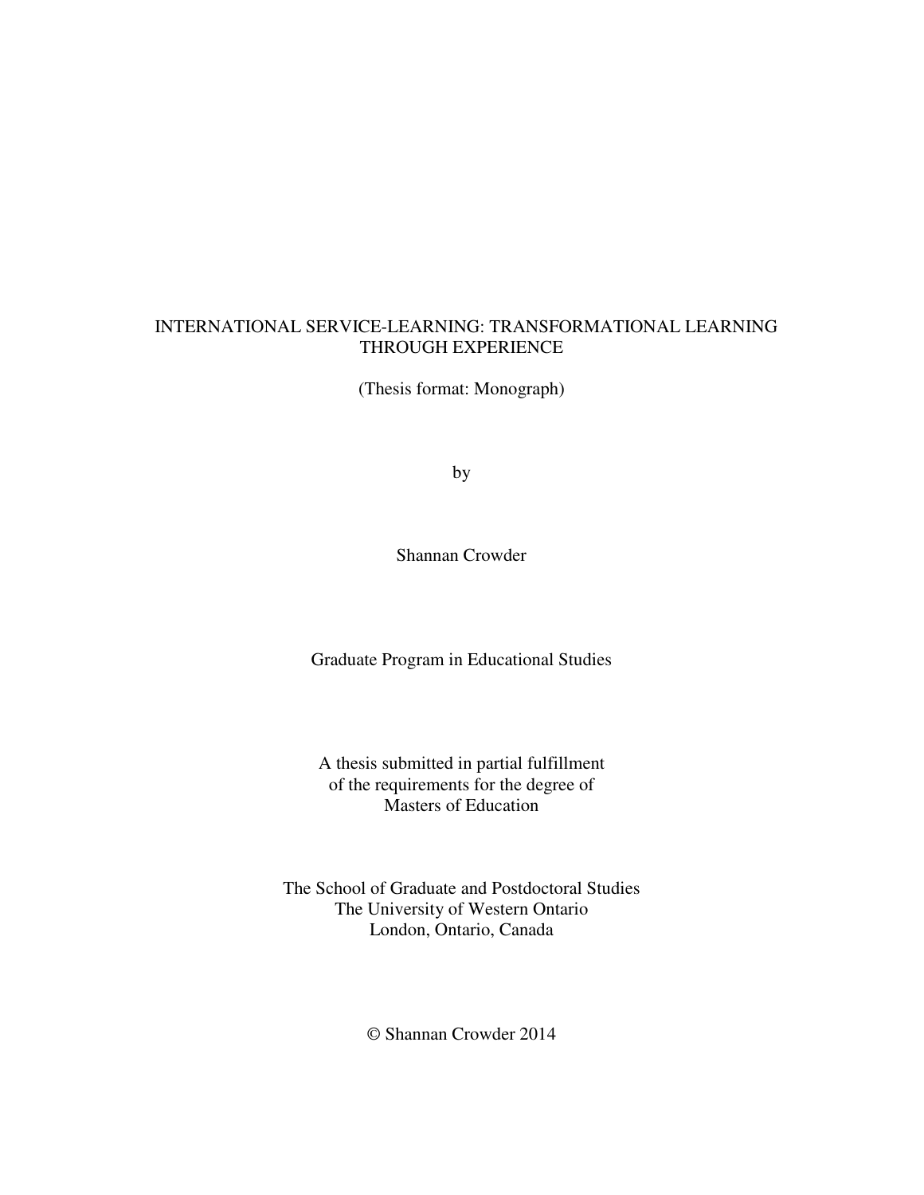# INTERNATIONAL SERVICE-LEARNING: TRANSFORMATIONAL LEARNING THROUGH EXPERIENCE

(Thesis format: Monograph)

by

Shannan Crowder

Graduate Program in Educational Studies

A thesis submitted in partial fulfillment
of the requirements for the degree of
Masters of Education

The School of Graduate and Postdoctoral Studies
The University of Western Ontario
London, Ontario, Canada

© Shannan Crowder 2014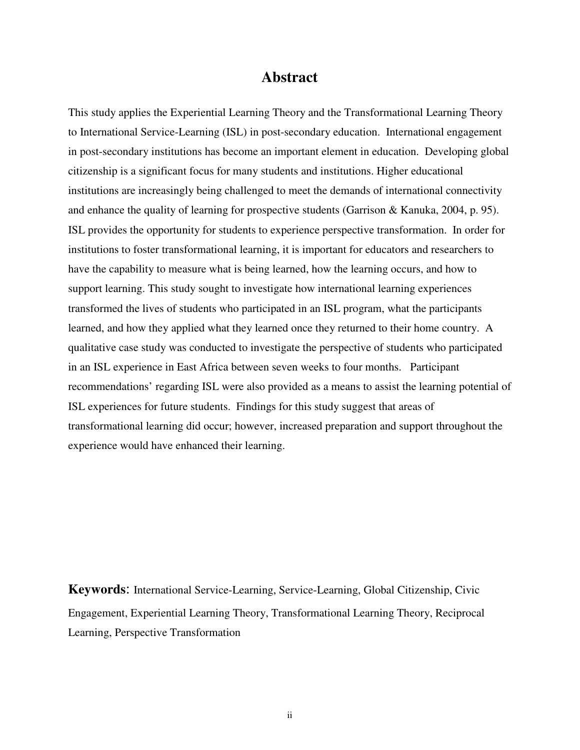# Abstract

This study applies the Experiential Learning Theory and the Transformational Learning Theory to International Service-Learning (ISL) in post-secondary education. International engagement in post-secondary institutions has become an important element in education. Developing global citizenship is a significant focus for many students and institutions. Higher educational institutions are increasingly being challenged to meet the demands of international connectivity and enhance the quality of learning for prospective students (Garrison & Kanuka, 2004, p. 95). ISL provides the opportunity for students to experience perspective transformation. In order for institutions to foster transformational learning, it is important for educators and researchers to have the capability to measure what is being learned, how the learning occurs, and how to support learning. This study sought to investigate how international learning experiences transformed the lives of students who participated in an ISL program, what the participants learned, and how they applied what they learned once they returned to their home country. A qualitative case study was conducted to investigate the perspective of students who participated in an ISL experience in East Africa between seven weeks to four months. Participant recommendations' regarding ISL were also provided as a means to assist the learning potential of ISL experiences for future students. Findings for this study suggest that areas of transformational learning did occur; however, increased preparation and support throughout the experience would have enhanced their learning.

**Keywords**: International Service-Learning, Service-Learning, Global Citizenship, Civic Engagement, Experiential Learning Theory, Transformational Learning Theory, Reciprocal Learning, Perspective Transformation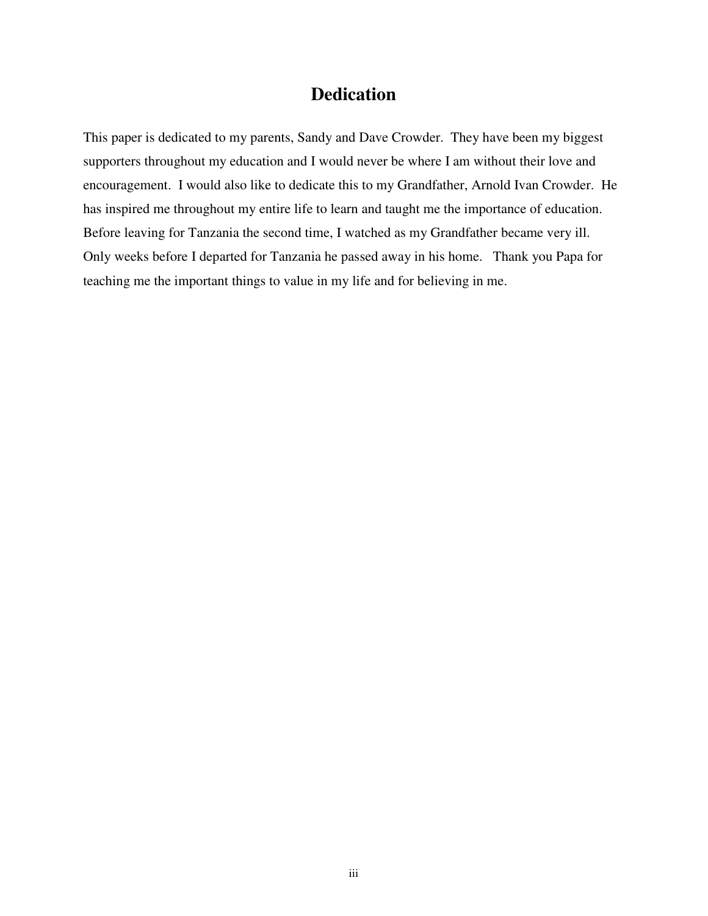# Dedication

This paper is dedicated to my parents, Sandy and Dave Crowder. They have been my biggest supporters throughout my education and I would never be where I am without their love and encouragement. I would also like to dedicate this to my Grandfather, Arnold Ivan Crowder. He has inspired me throughout my entire life to learn and taught me the importance of education. Before leaving for Tanzania the second time, I watched as my Grandfather became very ill. Only weeks before I departed for Tanzania he passed away in his home. Thank you Papa for teaching me the important things to value in my life and for believing in me.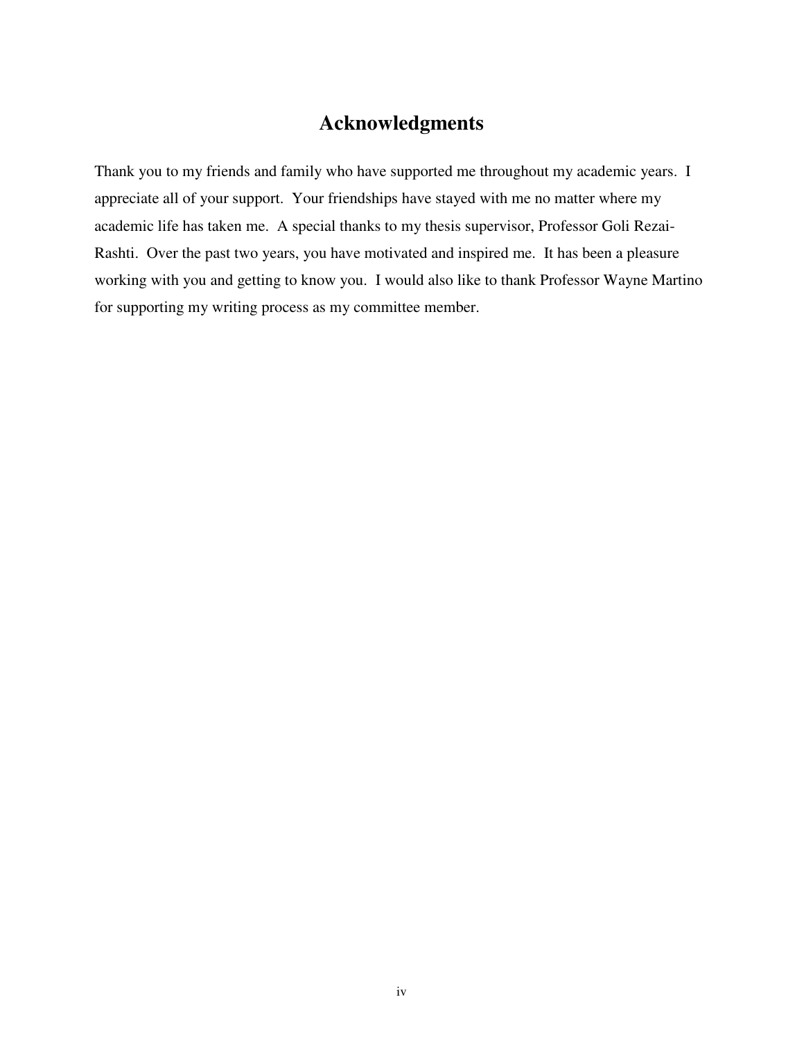# Acknowledgments

Thank you to my friends and family who have supported me throughout my academic years. I appreciate all of your support. Your friendships have stayed with me no matter where my academic life has taken me. A special thanks to my thesis supervisor, Professor Goli Rezai-Rashti. Over the past two years, you have motivated and inspired me. It has been a pleasure working with you and getting to know you. I would also like to thank Professor Wayne Martino for supporting my writing process as my committee member.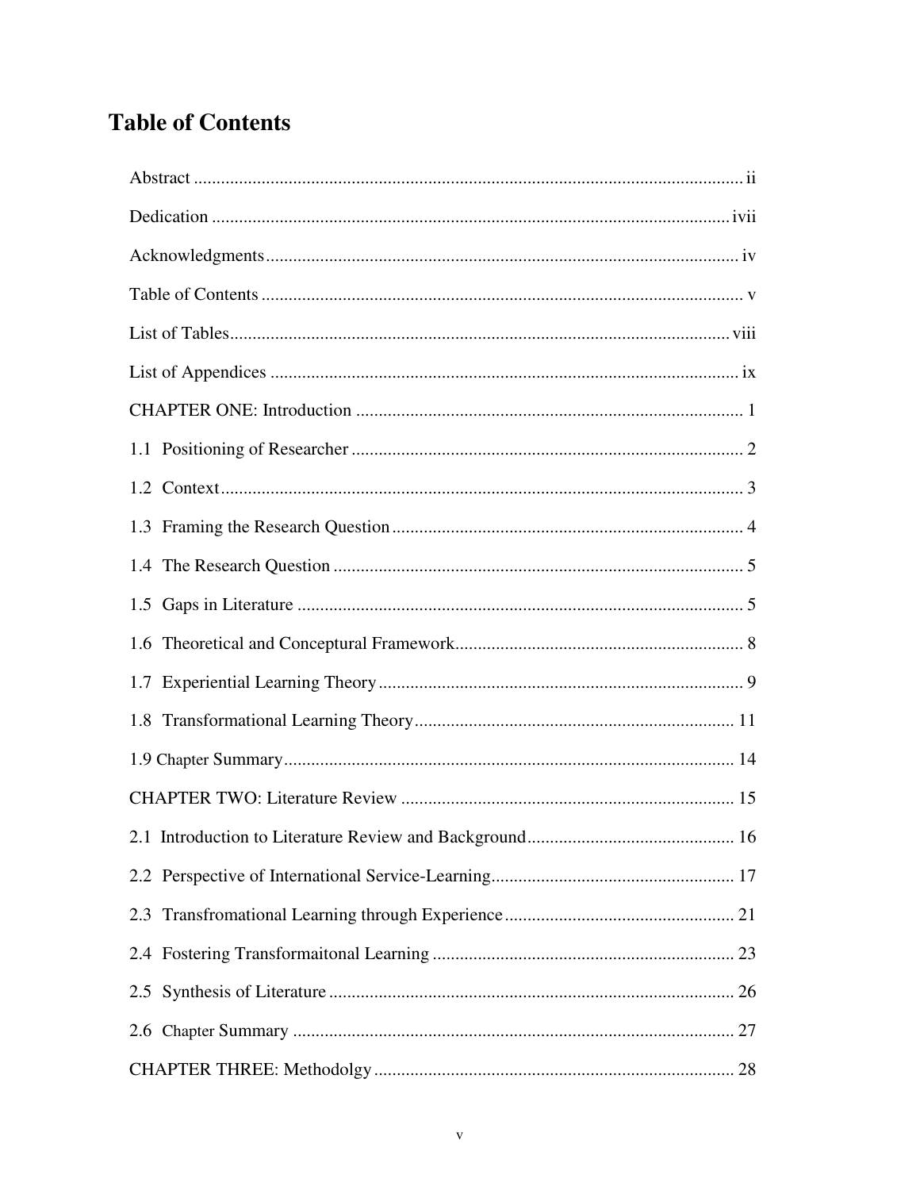# Table of Contents

Abstract ........................................................................................................................ ii

Dedication ....................................................................................................................ivii

Acknowledgments......................................................................................................... iv

Table of Contents .......................................................................................................... v

List of Tables.............................................................................................................. viii

List of Appendices ........................................................................................................ ix

CHAPTER ONE: Introduction ...................................................................................... 1

1.1 Positioning of Researcher ....................................................................................... 2

1.2 Context.................................................................................................................... 3

1.3 Framing the Research Question .............................................................................. 4

1.4 The Research Question ........................................................................................... 5

1.5 Gaps in Literature ................................................................................................... 5

1.6 Theoretical and Conceptual Framework................................................................ 8

1.7 Experiential Learning Theory ................................................................................. 9

1.8 Transformational Learning Theory....................................................................... 11

1.9 Chapter Summary.................................................................................................... 14

CHAPTER TWO: Literature Review ........................................................................... 15

2.1 Introduction to Literature Review and Background.............................................. 16

2.2 Perspective of International Service-Learning...................................................... 17

2.3 Transfromational Learning through Experience ................................................... 21

2.4 Fostering Transformaitonal Learning ................................................................... 23

2.5 Synthesis of Literature .......................................................................................... 26

2.6 Chapter Summary .................................................................................................. 27

CHAPTER THREE: Methodolgy ................................................................................ 28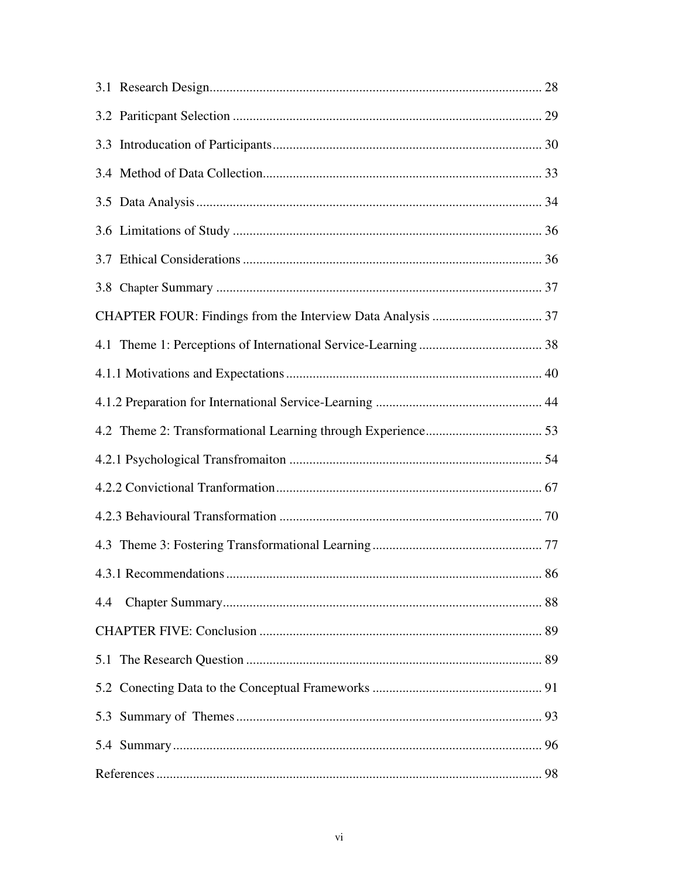3.1 Research Design.................................................................................................... 28

3.2 Pariticpant Selection ............................................................................................ 29

3.3 Introducation of Participants................................................................................ 30

3.4 Method of Data Collection................................................................................... 33

3.5 Data Analysis ....................................................................................................... 34

3.6 Limitations of Study ............................................................................................ 36

3.7 Ethical Considerations ......................................................................................... 36

3.8 Chapter Summary ................................................................................................ 37

CHAPTER FOUR: Findings from the Interview Data Analysis ................................. 37

4.1 Theme 1: Perceptions of International Service-Learning ..................................... 38

4.1.1 Motivations and Expectations ............................................................................ 40

4.1.2 Preparation for International Service-Learning .................................................. 44

4.2 Theme 2: Transformational Learning through Experience................................... 53

4.2.1 Psychological Transfromaiton ........................................................................... 54

4.2.2 Convictional Tranformation............................................................................... 67

4.2.3 Behavioural Transformation .............................................................................. 70

4.3 Theme 3: Fostering Transformational Learning.................................................. 77

4.3.1 Recommendations.............................................................................................. 86

4.4 Chapter Summary............................................................................................... 88

CHAPTER FIVE: Conclusion .................................................................................... 89

5.1 The Research Question ........................................................................................ 89

5.2 Conecting Data to the Conceptual Frameworks ................................................... 91

5.3 Summary of Themes ........................................................................................... 93

5.4 Summary ............................................................................................................. 96

References ................................................................................................................... 98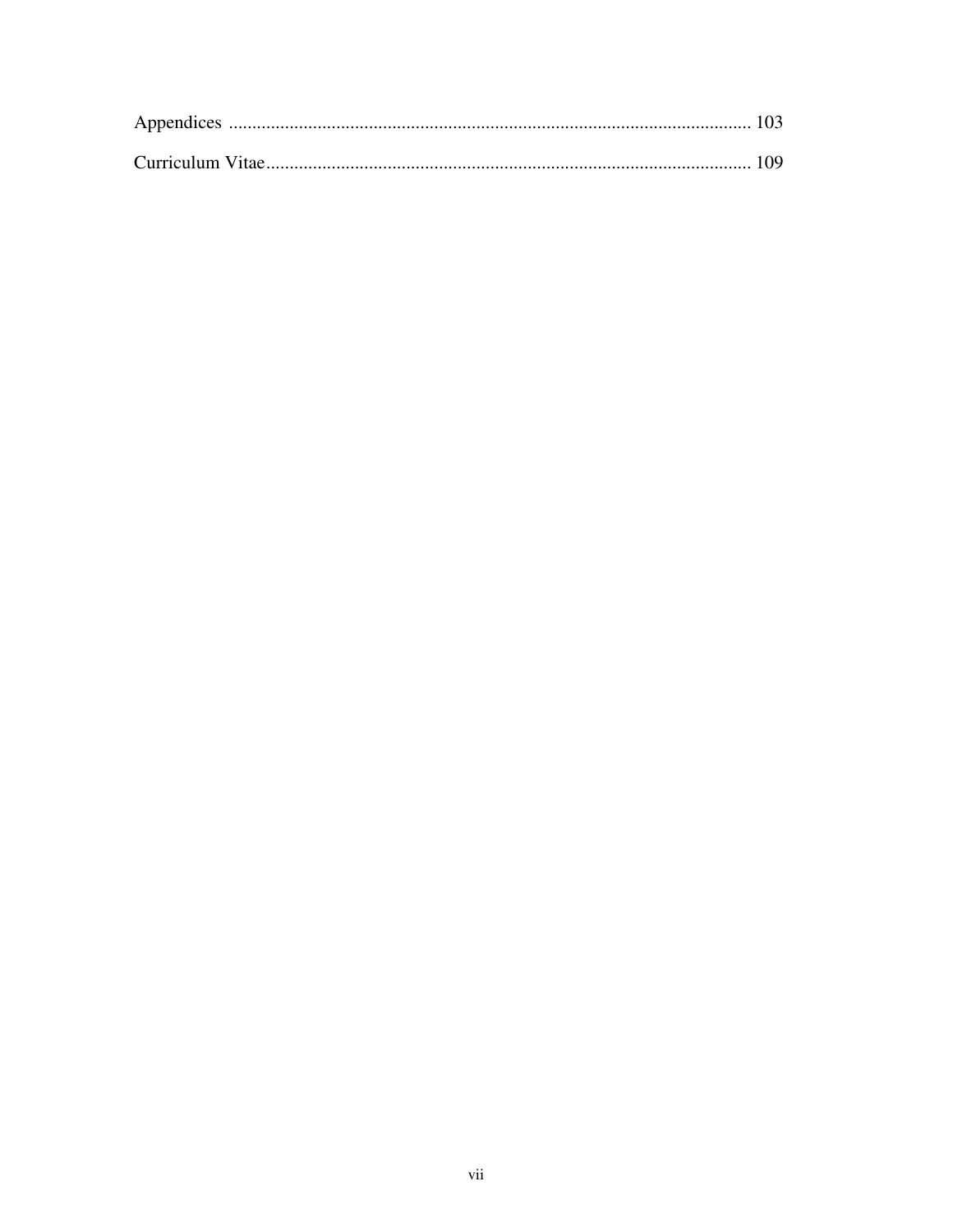Appendices ........................................................................................................... 103

Curriculum Vitae................................................................................................... 109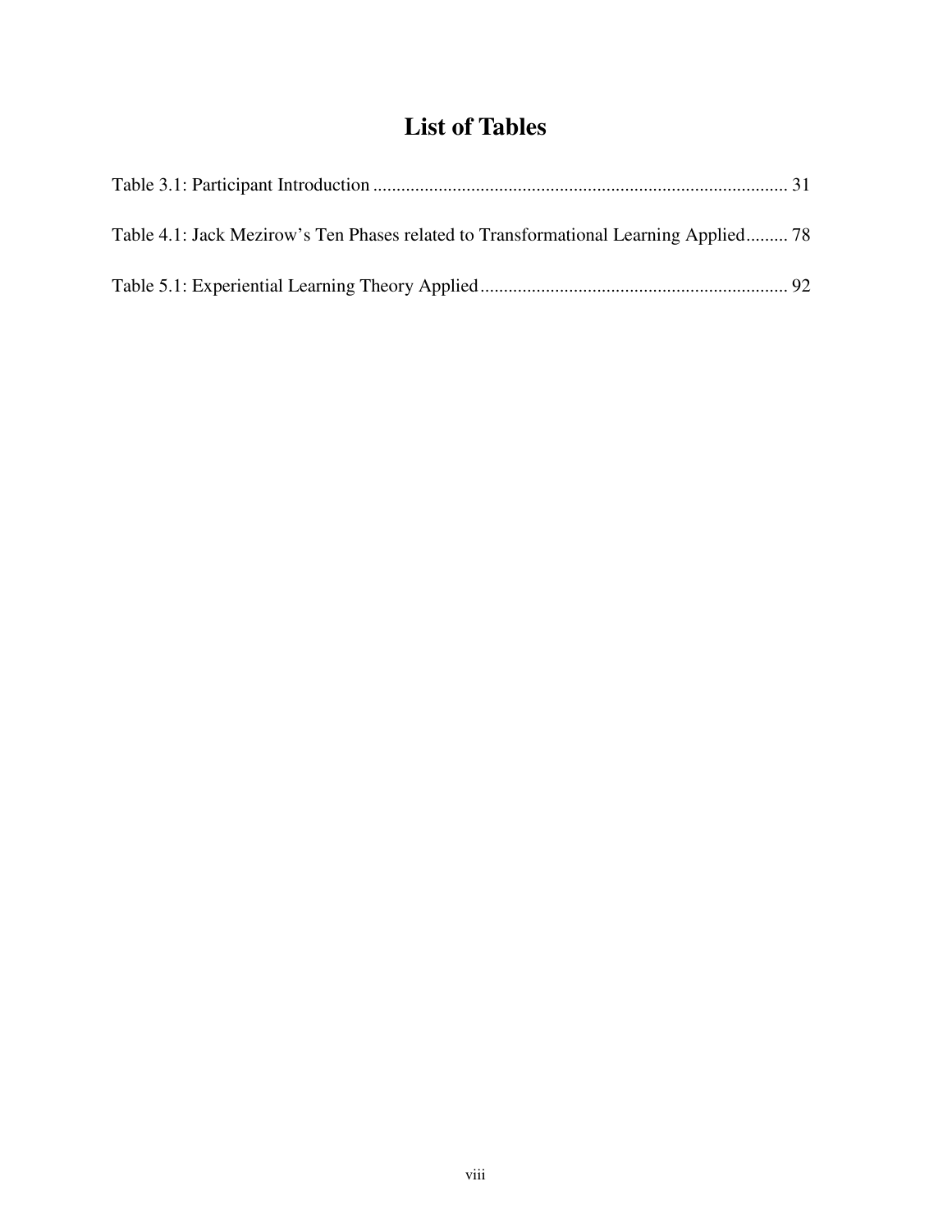# List of Tables

Table 3.1: Participant Introduction ........................................................................................ 31

Table 4.1: Jack Mezirow's Ten Phases related to Transformational Learning Applied......... 78

Table 5.1: Experiential Learning Theory Applied................................................................. 92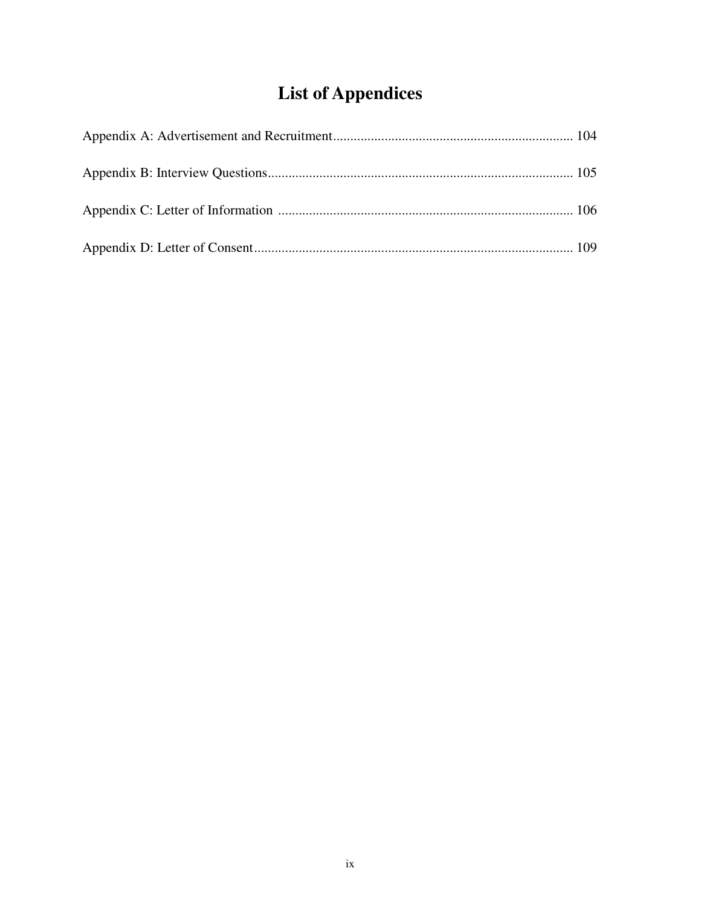# List of Appendices

Appendix A: Advertisement and Recruitment ..................................................................... 104

Appendix B: Interview Questions ......................................................................................... 105

Appendix C: Letter of Information ...................................................................................... 106

Appendix D: Letter of Consent ............................................................................................. 109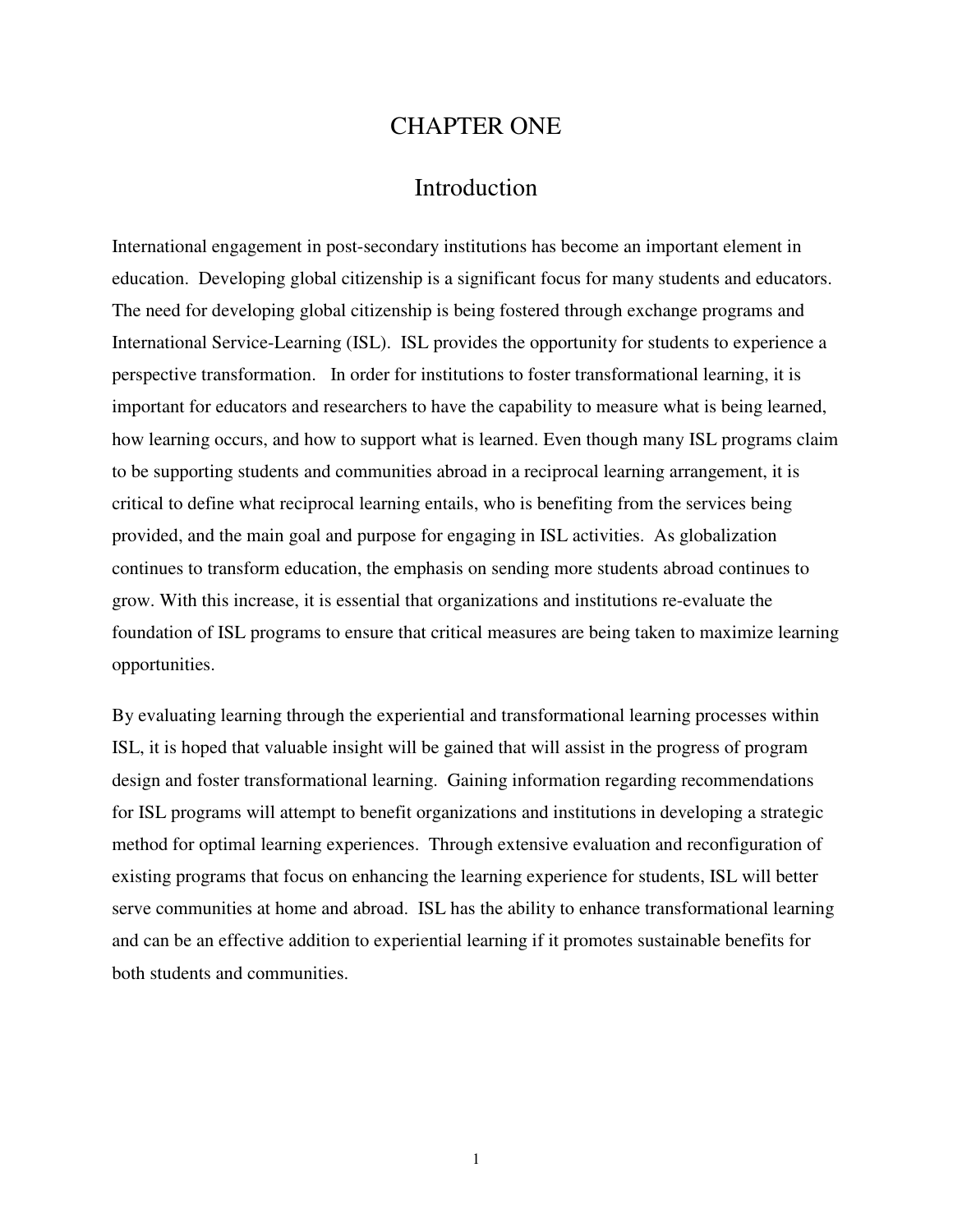# CHAPTER ONE

## Introduction

International engagement in post-secondary institutions has become an important element in education. Developing global citizenship is a significant focus for many students and educators. The need for developing global citizenship is being fostered through exchange programs and International Service-Learning (ISL). ISL provides the opportunity for students to experience a perspective transformation. In order for institutions to foster transformational learning, it is important for educators and researchers to have the capability to measure what is being learned, how learning occurs, and how to support what is learned. Even though many ISL programs claim to be supporting students and communities abroad in a reciprocal learning arrangement, it is critical to define what reciprocal learning entails, who is benefiting from the services being provided, and the main goal and purpose for engaging in ISL activities. As globalization continues to transform education, the emphasis on sending more students abroad continues to grow. With this increase, it is essential that organizations and institutions re-evaluate the foundation of ISL programs to ensure that critical measures are being taken to maximize learning opportunities.

By evaluating learning through the experiential and transformational learning processes within ISL, it is hoped that valuable insight will be gained that will assist in the progress of program design and foster transformational learning. Gaining information regarding recommendations for ISL programs will attempt to benefit organizations and institutions in developing a strategic method for optimal learning experiences. Through extensive evaluation and reconfiguration of existing programs that focus on enhancing the learning experience for students, ISL will better serve communities at home and abroad. ISL has the ability to enhance transformational learning and can be an effective addition to experiential learning if it promotes sustainable benefits for both students and communities.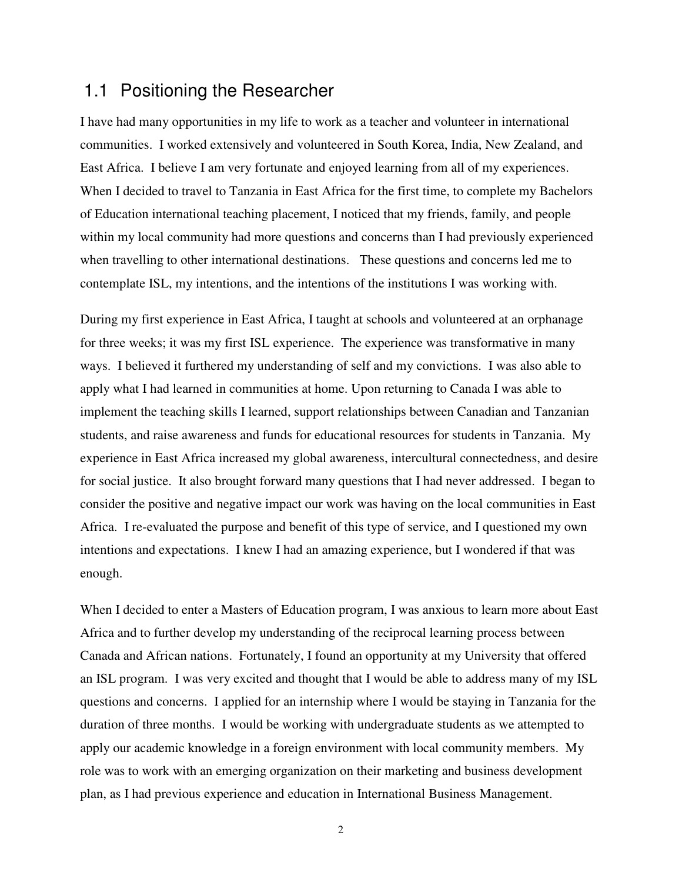## 1.1 Positioning the Researcher

I have had many opportunities in my life to work as a teacher and volunteer in international communities. I worked extensively and volunteered in South Korea, India, New Zealand, and East Africa. I believe I am very fortunate and enjoyed learning from all of my experiences. When I decided to travel to Tanzania in East Africa for the first time, to complete my Bachelors of Education international teaching placement, I noticed that my friends, family, and people within my local community had more questions and concerns than I had previously experienced when travelling to other international destinations. These questions and concerns led me to contemplate ISL, my intentions, and the intentions of the institutions I was working with.

During my first experience in East Africa, I taught at schools and volunteered at an orphanage for three weeks; it was my first ISL experience. The experience was transformative in many ways. I believed it furthered my understanding of self and my convictions. I was also able to apply what I had learned in communities at home. Upon returning to Canada I was able to implement the teaching skills I learned, support relationships between Canadian and Tanzanian students, and raise awareness and funds for educational resources for students in Tanzania. My experience in East Africa increased my global awareness, intercultural connectedness, and desire for social justice. It also brought forward many questions that I had never addressed. I began to consider the positive and negative impact our work was having on the local communities in East Africa. I re-evaluated the purpose and benefit of this type of service, and I questioned my own intentions and expectations. I knew I had an amazing experience, but I wondered if that was enough.

When I decided to enter a Masters of Education program, I was anxious to learn more about East Africa and to further develop my understanding of the reciprocal learning process between Canada and African nations. Fortunately, I found an opportunity at my University that offered an ISL program. I was very excited and thought that I would be able to address many of my ISL questions and concerns. I applied for an internship where I would be staying in Tanzania for the duration of three months. I would be working with undergraduate students as we attempted to apply our academic knowledge in a foreign environment with local community members. My role was to work with an emerging organization on their marketing and business development plan, as I had previous experience and education in International Business Management.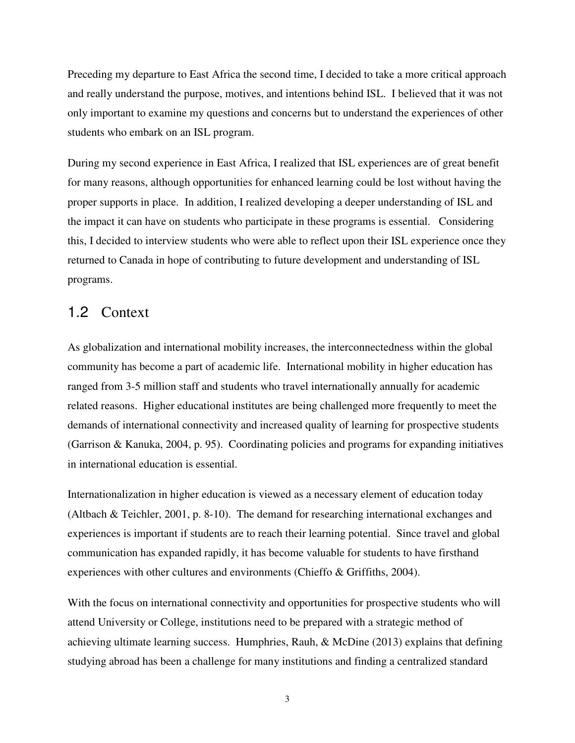Preceding my departure to East Africa the second time, I decided to take a more critical approach and really understand the purpose, motives, and intentions behind ISL. I believed that it was not only important to examine my questions and concerns but to understand the experiences of other students who embark on an ISL program.

During my second experience in East Africa, I realized that ISL experiences are of great benefit for many reasons, although opportunities for enhanced learning could be lost without having the proper supports in place. In addition, I realized developing a deeper understanding of ISL and the impact it can have on students who participate in these programs is essential. Considering this, I decided to interview students who were able to reflect upon their ISL experience once they returned to Canada in hope of contributing to future development and understanding of ISL programs.

## 1.2 Context

As globalization and international mobility increases, the interconnectedness within the global community has become a part of academic life. International mobility in higher education has ranged from 3-5 million staff and students who travel internationally annually for academic related reasons. Higher educational institutes are being challenged more frequently to meet the demands of international connectivity and increased quality of learning for prospective students (Garrison & Kanuka, 2004, p. 95). Coordinating policies and programs for expanding initiatives in international education is essential.

Internationalization in higher education is viewed as a necessary element of education today (Altbach & Teichler, 2001, p. 8-10). The demand for researching international exchanges and experiences is important if students are to reach their learning potential. Since travel and global communication has expanded rapidly, it has become valuable for students to have firsthand experiences with other cultures and environments (Chieffo & Griffiths, 2004).

With the focus on international connectivity and opportunities for prospective students who will attend University or College, institutions need to be prepared with a strategic method of achieving ultimate learning success. Humphries, Rauh, & McDine (2013) explains that defining studying abroad has been a challenge for many institutions and finding a centralized standard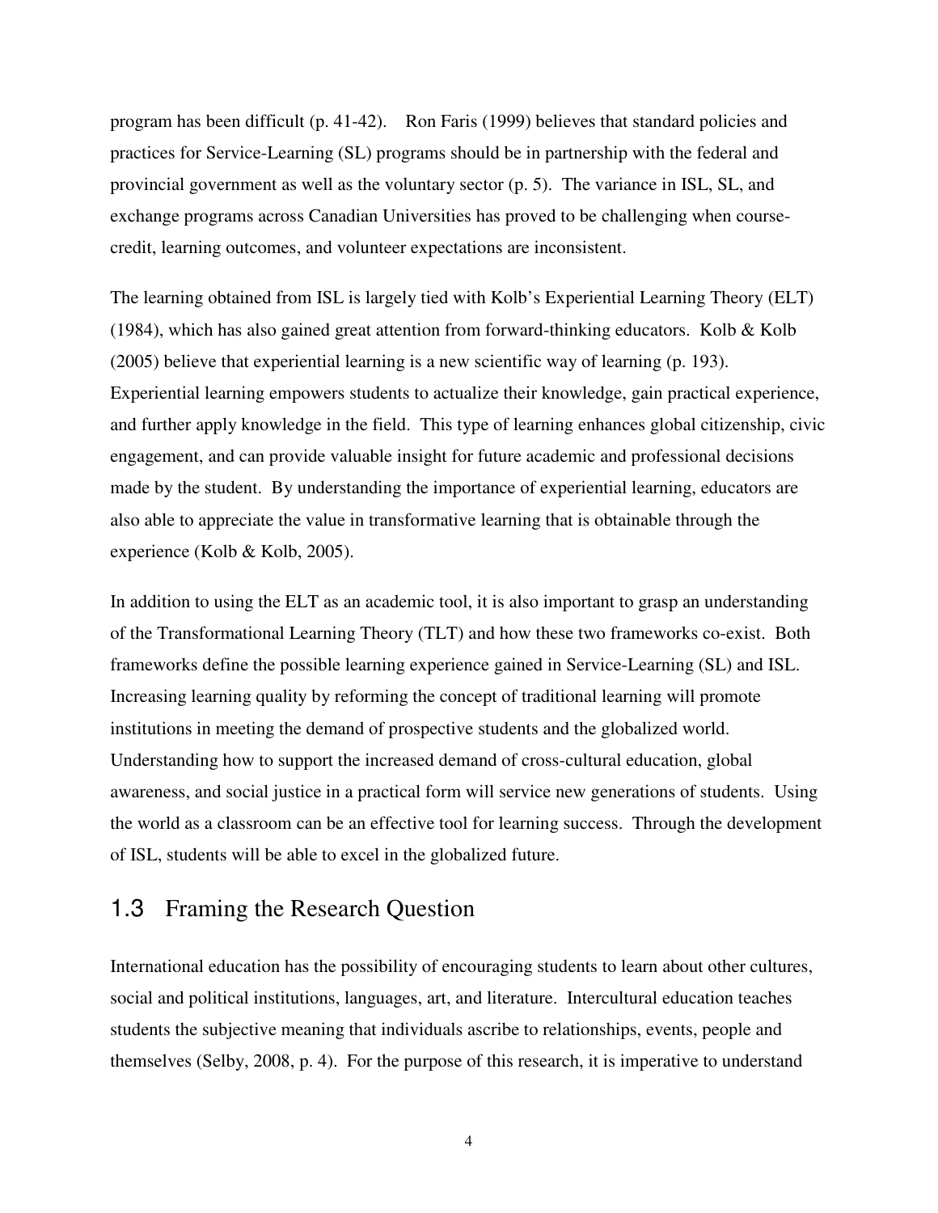program has been difficult (p. 41-42). Ron Faris (1999) believes that standard policies and practices for Service-Learning (SL) programs should be in partnership with the federal and provincial government as well as the voluntary sector (p. 5). The variance in ISL, SL, and exchange programs across Canadian Universities has proved to be challenging when course-credit, learning outcomes, and volunteer expectations are inconsistent.

The learning obtained from ISL is largely tied with Kolb's Experiential Learning Theory (ELT) (1984), which has also gained great attention from forward-thinking educators. Kolb & Kolb (2005) believe that experiential learning is a new scientific way of learning (p. 193). Experiential learning empowers students to actualize their knowledge, gain practical experience, and further apply knowledge in the field. This type of learning enhances global citizenship, civic engagement, and can provide valuable insight for future academic and professional decisions made by the student. By understanding the importance of experiential learning, educators are also able to appreciate the value in transformative learning that is obtainable through the experience (Kolb & Kolb, 2005).

In addition to using the ELT as an academic tool, it is also important to grasp an understanding of the Transformational Learning Theory (TLT) and how these two frameworks co-exist. Both frameworks define the possible learning experience gained in Service-Learning (SL) and ISL. Increasing learning quality by reforming the concept of traditional learning will promote institutions in meeting the demand of prospective students and the globalized world. Understanding how to support the increased demand of cross-cultural education, global awareness, and social justice in a practical form will service new generations of students. Using the world as a classroom can be an effective tool for learning success. Through the development of ISL, students will be able to excel in the globalized future.

## 1.3 Framing the Research Question

International education has the possibility of encouraging students to learn about other cultures, social and political institutions, languages, art, and literature. Intercultural education teaches students the subjective meaning that individuals ascribe to relationships, events, people and themselves (Selby, 2008, p. 4). For the purpose of this research, it is imperative to understand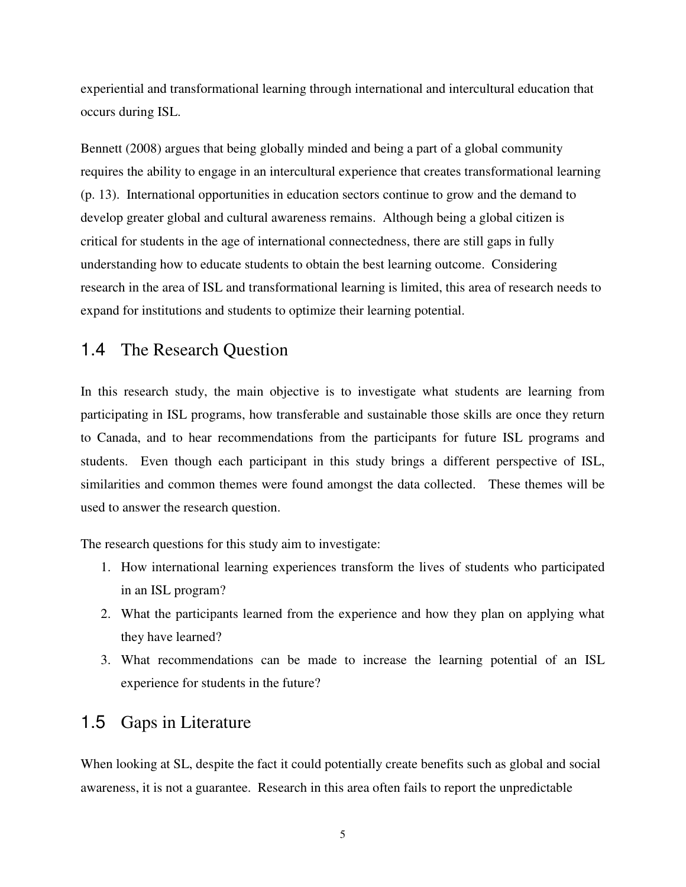experiential and transformational learning through international and intercultural education that occurs during ISL.

Bennett (2008) argues that being globally minded and being a part of a global community requires the ability to engage in an intercultural experience that creates transformational learning (p. 13). International opportunities in education sectors continue to grow and the demand to develop greater global and cultural awareness remains. Although being a global citizen is critical for students in the age of international connectedness, there are still gaps in fully understanding how to educate students to obtain the best learning outcome. Considering research in the area of ISL and transformational learning is limited, this area of research needs to expand for institutions and students to optimize their learning potential.

## 1.4 The Research Question

In this research study, the main objective is to investigate what students are learning from participating in ISL programs, how transferable and sustainable those skills are once they return to Canada, and to hear recommendations from the participants for future ISL programs and students. Even though each participant in this study brings a different perspective of ISL, similarities and common themes were found amongst the data collected. These themes will be used to answer the research question.

The research questions for this study aim to investigate:

1. How international learning experiences transform the lives of students who participated in an ISL program?
2. What the participants learned from the experience and how they plan on applying what they have learned?
3. What recommendations can be made to increase the learning potential of an ISL experience for students in the future?

## 1.5 Gaps in Literature

When looking at SL, despite the fact it could potentially create benefits such as global and social awareness, it is not a guarantee. Research in this area often fails to report the unpredictable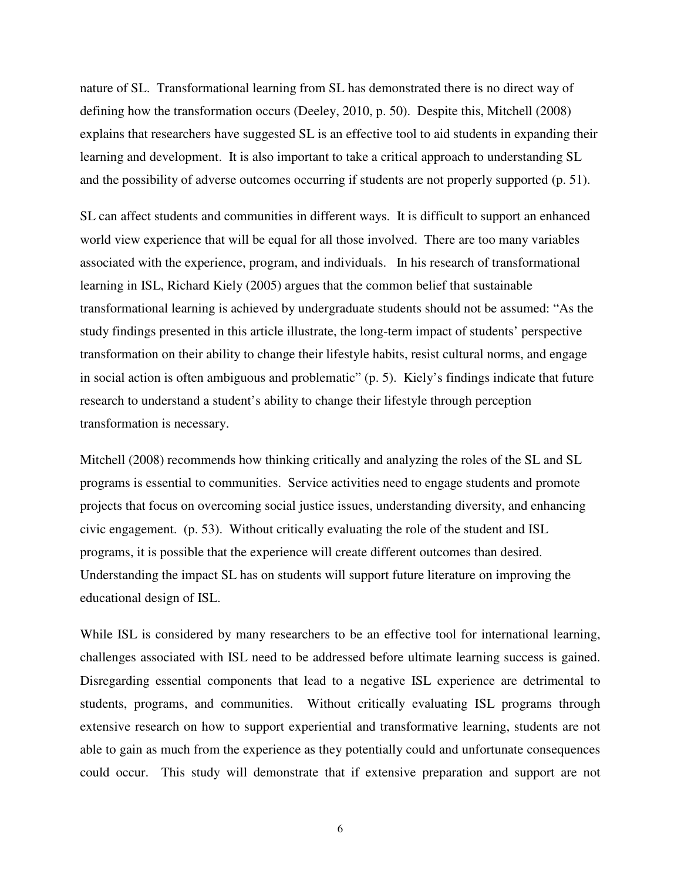nature of SL. Transformational learning from SL has demonstrated there is no direct way of defining how the transformation occurs (Deeley, 2010, p. 50). Despite this, Mitchell (2008) explains that researchers have suggested SL is an effective tool to aid students in expanding their learning and development. It is also important to take a critical approach to understanding SL and the possibility of adverse outcomes occurring if students are not properly supported (p. 51).

SL can affect students and communities in different ways. It is difficult to support an enhanced world view experience that will be equal for all those involved. There are too many variables associated with the experience, program, and individuals. In his research of transformational learning in ISL, Richard Kiely (2005) argues that the common belief that sustainable transformational learning is achieved by undergraduate students should not be assumed: "As the study findings presented in this article illustrate, the long-term impact of students' perspective transformation on their ability to change their lifestyle habits, resist cultural norms, and engage in social action is often ambiguous and problematic" (p. 5). Kiely's findings indicate that future research to understand a student's ability to change their lifestyle through perception transformation is necessary.

Mitchell (2008) recommends how thinking critically and analyzing the roles of the SL and SL programs is essential to communities. Service activities need to engage students and promote projects that focus on overcoming social justice issues, understanding diversity, and enhancing civic engagement. (p. 53). Without critically evaluating the role of the student and ISL programs, it is possible that the experience will create different outcomes than desired. Understanding the impact SL has on students will support future literature on improving the educational design of ISL.

While ISL is considered by many researchers to be an effective tool for international learning, challenges associated with ISL need to be addressed before ultimate learning success is gained. Disregarding essential components that lead to a negative ISL experience are detrimental to students, programs, and communities. Without critically evaluating ISL programs through extensive research on how to support experiential and transformative learning, students are not able to gain as much from the experience as they potentially could and unfortunate consequences could occur. This study will demonstrate that if extensive preparation and support are not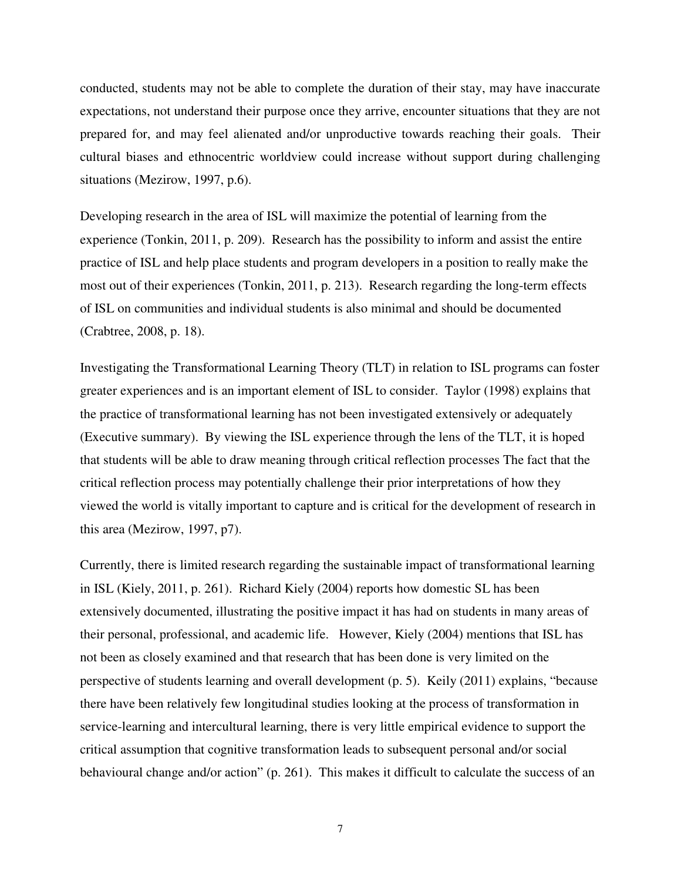conducted, students may not be able to complete the duration of their stay, may have inaccurate expectations, not understand their purpose once they arrive, encounter situations that they are not prepared for, and may feel alienated and/or unproductive towards reaching their goals. Their cultural biases and ethnocentric worldview could increase without support during challenging situations (Mezirow, 1997, p.6).

Developing research in the area of ISL will maximize the potential of learning from the experience (Tonkin, 2011, p. 209). Research has the possibility to inform and assist the entire practice of ISL and help place students and program developers in a position to really make the most out of their experiences (Tonkin, 2011, p. 213). Research regarding the long-term effects of ISL on communities and individual students is also minimal and should be documented (Crabtree, 2008, p. 18).

Investigating the Transformational Learning Theory (TLT) in relation to ISL programs can foster greater experiences and is an important element of ISL to consider. Taylor (1998) explains that the practice of transformational learning has not been investigated extensively or adequately (Executive summary). By viewing the ISL experience through the lens of the TLT, it is hoped that students will be able to draw meaning through critical reflection processes The fact that the critical reflection process may potentially challenge their prior interpretations of how they viewed the world is vitally important to capture and is critical for the development of research in this area (Mezirow, 1997, p7).

Currently, there is limited research regarding the sustainable impact of transformational learning in ISL (Kiely, 2011, p. 261). Richard Kiely (2004) reports how domestic SL has been extensively documented, illustrating the positive impact it has had on students in many areas of their personal, professional, and academic life. However, Kiely (2004) mentions that ISL has not been as closely examined and that research that has been done is very limited on the perspective of students learning and overall development (p. 5). Keily (2011) explains, "because there have been relatively few longitudinal studies looking at the process of transformation in service-learning and intercultural learning, there is very little empirical evidence to support the critical assumption that cognitive transformation leads to subsequent personal and/or social behavioural change and/or action" (p. 261). This makes it difficult to calculate the success of an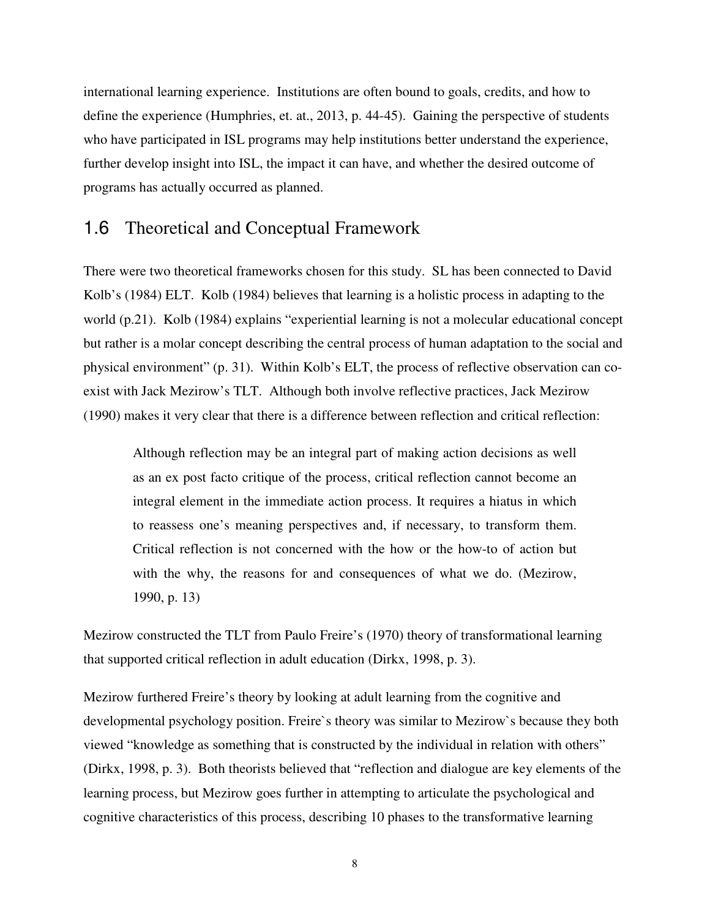international learning experience. Institutions are often bound to goals, credits, and how to define the experience (Humphries, et. at., 2013, p. 44-45). Gaining the perspective of students who have participated in ISL programs may help institutions better understand the experience, further develop insight into ISL, the impact it can have, and whether the desired outcome of programs has actually occurred as planned.

## 1.6 Theoretical and Conceptual Framework

There were two theoretical frameworks chosen for this study. SL has been connected to David Kolb's (1984) ELT. Kolb (1984) believes that learning is a holistic process in adapting to the world (p.21). Kolb (1984) explains "experiential learning is not a molecular educational concept but rather is a molar concept describing the central process of human adaptation to the social and physical environment" (p. 31). Within Kolb's ELT, the process of reflective observation can co-exist with Jack Mezirow's TLT. Although both involve reflective practices, Jack Mezirow (1990) makes it very clear that there is a difference between reflection and critical reflection:

> Although reflection may be an integral part of making action decisions as well as an ex post facto critique of the process, critical reflection cannot become an integral element in the immediate action process. It requires a hiatus in which to reassess one's meaning perspectives and, if necessary, to transform them. Critical reflection is not concerned with the how or the how-to of action but with the why, the reasons for and consequences of what we do. (Mezirow, 1990, p. 13)

Mezirow constructed the TLT from Paulo Freire's (1970) theory of transformational learning that supported critical reflection in adult education (Dirkx, 1998, p. 3).

Mezirow furthered Freire's theory by looking at adult learning from the cognitive and developmental psychology position. Freire`s theory was similar to Mezirow`s because they both viewed "knowledge as something that is constructed by the individual in relation with others" (Dirkx, 1998, p. 3). Both theorists believed that "reflection and dialogue are key elements of the learning process, but Mezirow goes further in attempting to articulate the psychological and cognitive characteristics of this process, describing 10 phases to the transformative learning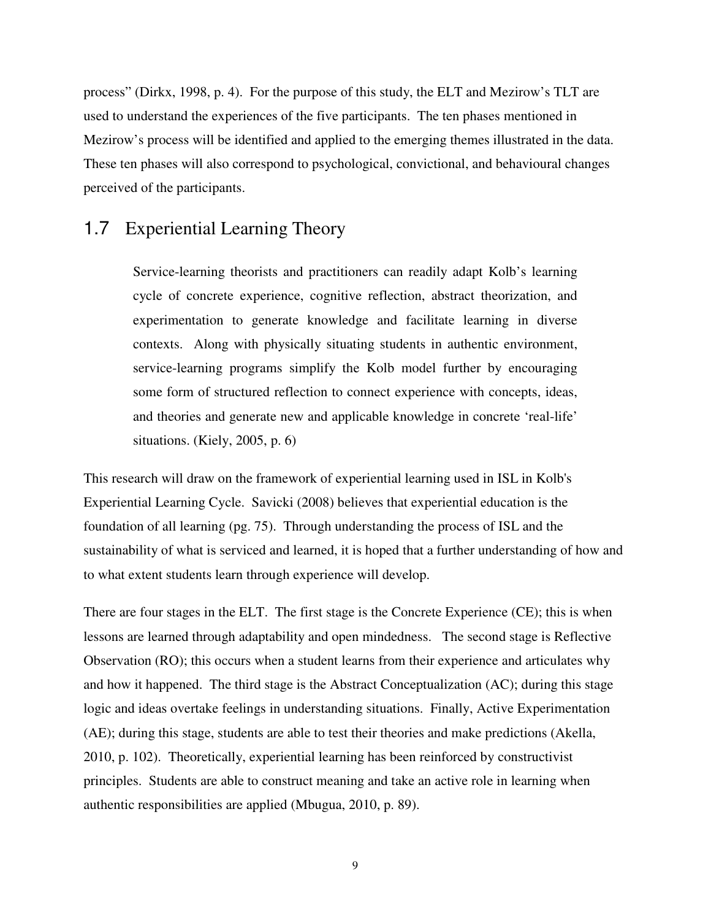process" (Dirkx, 1998, p. 4). For the purpose of this study, the ELT and Mezirow's TLT are used to understand the experiences of the five participants. The ten phases mentioned in Mezirow's process will be identified and applied to the emerging themes illustrated in the data. These ten phases will also correspond to psychological, convictional, and behavioural changes perceived of the participants.

## 1.7 Experiential Learning Theory

> Service-learning theorists and practitioners can readily adapt Kolb's learning cycle of concrete experience, cognitive reflection, abstract theorization, and experimentation to generate knowledge and facilitate learning in diverse contexts. Along with physically situating students in authentic environment, service-learning programs simplify the Kolb model further by encouraging some form of structured reflection to connect experience with concepts, ideas, and theories and generate new and applicable knowledge in concrete 'real-life' situations. (Kiely, 2005, p. 6)

This research will draw on the framework of experiential learning used in ISL in Kolb's Experiential Learning Cycle. Savicki (2008) believes that experiential education is the foundation of all learning (pg. 75). Through understanding the process of ISL and the sustainability of what is serviced and learned, it is hoped that a further understanding of how and to what extent students learn through experience will develop.

There are four stages in the ELT. The first stage is the Concrete Experience (CE); this is when lessons are learned through adaptability and open mindedness. The second stage is Reflective Observation (RO); this occurs when a student learns from their experience and articulates why and how it happened. The third stage is the Abstract Conceptualization (AC); during this stage logic and ideas overtake feelings in understanding situations. Finally, Active Experimentation (AE); during this stage, students are able to test their theories and make predictions (Akella, 2010, p. 102). Theoretically, experiential learning has been reinforced by constructivist principles. Students are able to construct meaning and take an active role in learning when authentic responsibilities are applied (Mbugua, 2010, p. 89).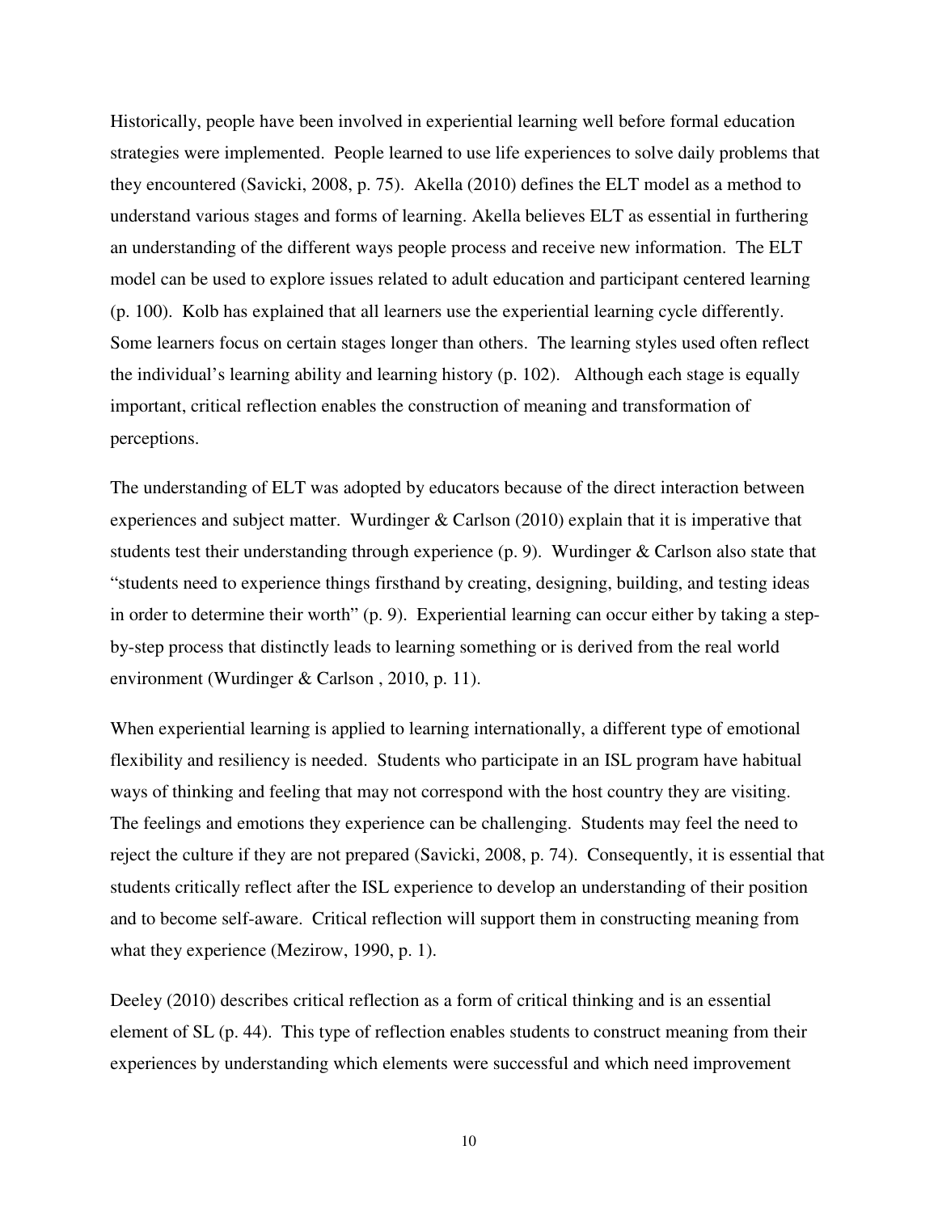Historically, people have been involved in experiential learning well before formal education strategies were implemented. People learned to use life experiences to solve daily problems that they encountered (Savicki, 2008, p. 75). Akella (2010) defines the ELT model as a method to understand various stages and forms of learning. Akella believes ELT as essential in furthering an understanding of the different ways people process and receive new information. The ELT model can be used to explore issues related to adult education and participant centered learning (p. 100). Kolb has explained that all learners use the experiential learning cycle differently. Some learners focus on certain stages longer than others. The learning styles used often reflect the individual's learning ability and learning history (p. 102). Although each stage is equally important, critical reflection enables the construction of meaning and transformation of perceptions.

The understanding of ELT was adopted by educators because of the direct interaction between experiences and subject matter. Wurdinger & Carlson (2010) explain that it is imperative that students test their understanding through experience (p. 9). Wurdinger & Carlson also state that "students need to experience things firsthand by creating, designing, building, and testing ideas in order to determine their worth" (p. 9). Experiential learning can occur either by taking a step-by-step process that distinctly leads to learning something or is derived from the real world environment (Wurdinger & Carlson , 2010, p. 11).

When experiential learning is applied to learning internationally, a different type of emotional flexibility and resiliency is needed. Students who participate in an ISL program have habitual ways of thinking and feeling that may not correspond with the host country they are visiting. The feelings and emotions they experience can be challenging. Students may feel the need to reject the culture if they are not prepared (Savicki, 2008, p. 74). Consequently, it is essential that students critically reflect after the ISL experience to develop an understanding of their position and to become self-aware. Critical reflection will support them in constructing meaning from what they experience (Mezirow, 1990, p. 1).

Deeley (2010) describes critical reflection as a form of critical thinking and is an essential element of SL (p. 44). This type of reflection enables students to construct meaning from their experiences by understanding which elements were successful and which need improvement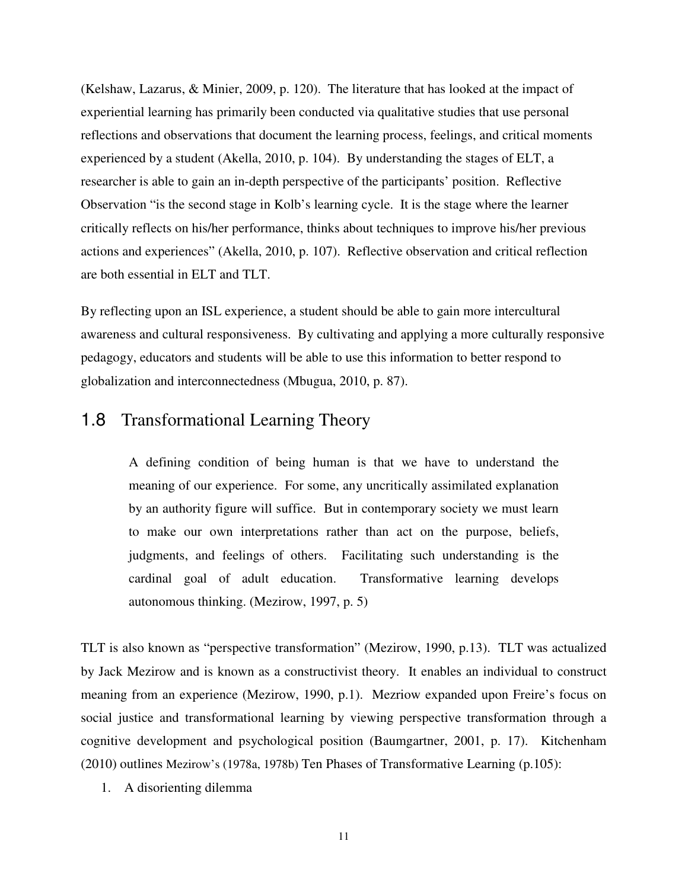(Kelshaw, Lazarus, & Minier, 2009, p. 120). The literature that has looked at the impact of experiential learning has primarily been conducted via qualitative studies that use personal reflections and observations that document the learning process, feelings, and critical moments experienced by a student (Akella, 2010, p. 104). By understanding the stages of ELT, a researcher is able to gain an in-depth perspective of the participants' position. Reflective Observation "is the second stage in Kolb's learning cycle. It is the stage where the learner critically reflects on his/her performance, thinks about techniques to improve his/her previous actions and experiences" (Akella, 2010, p. 107). Reflective observation and critical reflection are both essential in ELT and TLT.

By reflecting upon an ISL experience, a student should be able to gain more intercultural awareness and cultural responsiveness. By cultivating and applying a more culturally responsive pedagogy, educators and students will be able to use this information to better respond to globalization and interconnectedness (Mbugua, 2010, p. 87).

## 1.8 Transformational Learning Theory

> A defining condition of being human is that we have to understand the meaning of our experience. For some, any uncritically assimilated explanation by an authority figure will suffice. But in contemporary society we must learn to make our own interpretations rather than act on the purpose, beliefs, judgments, and feelings of others. Facilitating such understanding is the cardinal goal of adult education. Transformative learning develops autonomous thinking. (Mezirow, 1997, p. 5)

TLT is also known as "perspective transformation" (Mezirow, 1990, p.13). TLT was actualized by Jack Mezirow and is known as a constructivist theory. It enables an individual to construct meaning from an experience (Mezirow, 1990, p.1). Mezriow expanded upon Freire's focus on social justice and transformational learning by viewing perspective transformation through a cognitive development and psychological position (Baumgartner, 2001, p. 17). Kitchenham (2010) outlines Mezirow's (1978a, 1978b) Ten Phases of Transformative Learning (p.105):

1. A disorienting dilemma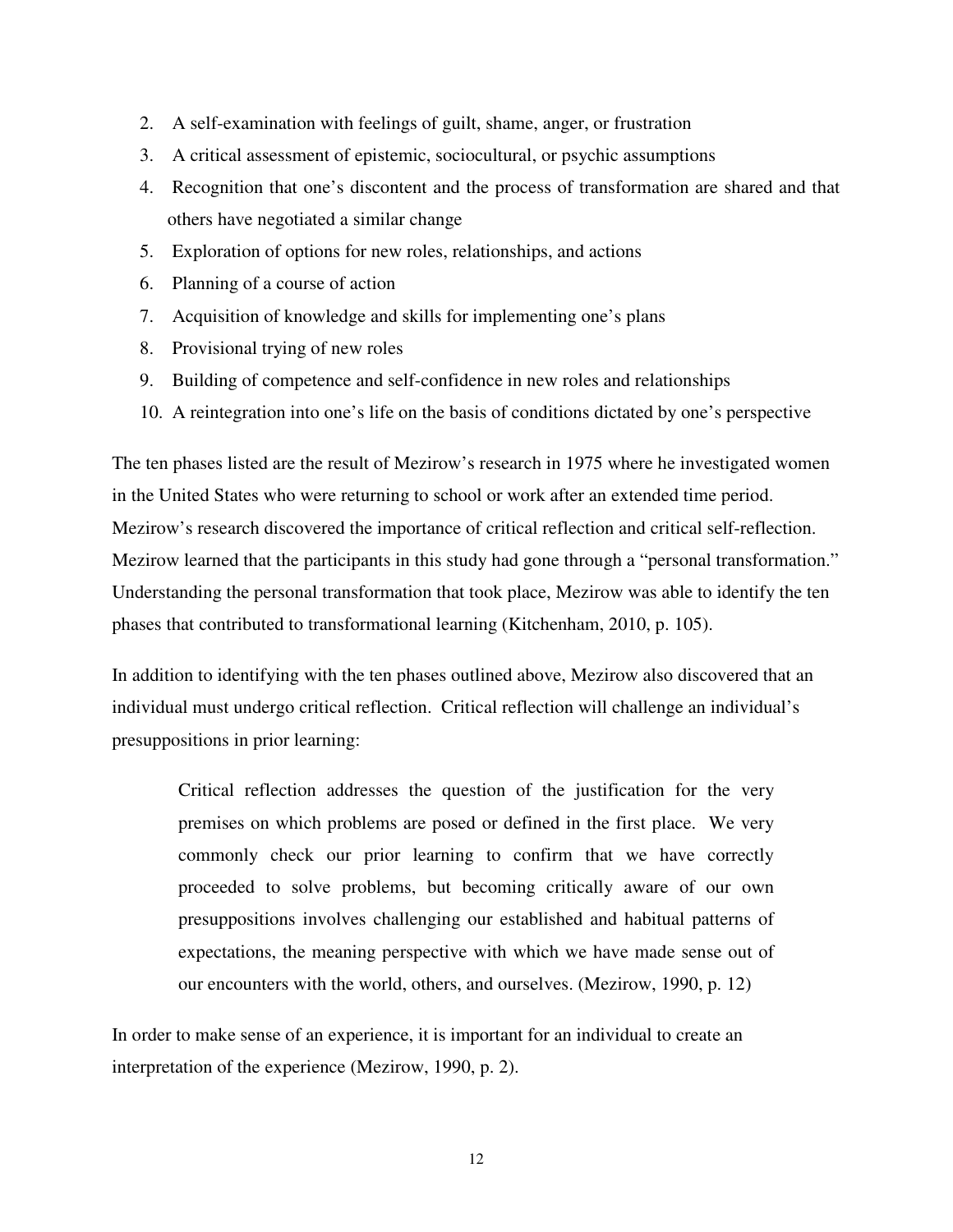2. A self-examination with feelings of guilt, shame, anger, or frustration
3. A critical assessment of epistemic, sociocultural, or psychic assumptions
4. Recognition that one's discontent and the process of transformation are shared and that others have negotiated a similar change
5. Exploration of options for new roles, relationships, and actions
6. Planning of a course of action
7. Acquisition of knowledge and skills for implementing one's plans
8. Provisional trying of new roles
9. Building of competence and self-confidence in new roles and relationships
10. A reintegration into one's life on the basis of conditions dictated by one's perspective

The ten phases listed are the result of Mezirow's research in 1975 where he investigated women in the United States who were returning to school or work after an extended time period. Mezirow's research discovered the importance of critical reflection and critical self-reflection. Mezirow learned that the participants in this study had gone through a "personal transformation." Understanding the personal transformation that took place, Mezirow was able to identify the ten phases that contributed to transformational learning (Kitchenham, 2010, p. 105).

In addition to identifying with the ten phases outlined above, Mezirow also discovered that an individual must undergo critical reflection. Critical reflection will challenge an individual's presuppositions in prior learning:

> Critical reflection addresses the question of the justification for the very premises on which problems are posed or defined in the first place. We very commonly check our prior learning to confirm that we have correctly proceeded to solve problems, but becoming critically aware of our own presuppositions involves challenging our established and habitual patterns of expectations, the meaning perspective with which we have made sense out of our encounters with the world, others, and ourselves. (Mezirow, 1990, p. 12)

In order to make sense of an experience, it is important for an individual to create an interpretation of the experience (Mezirow, 1990, p. 2).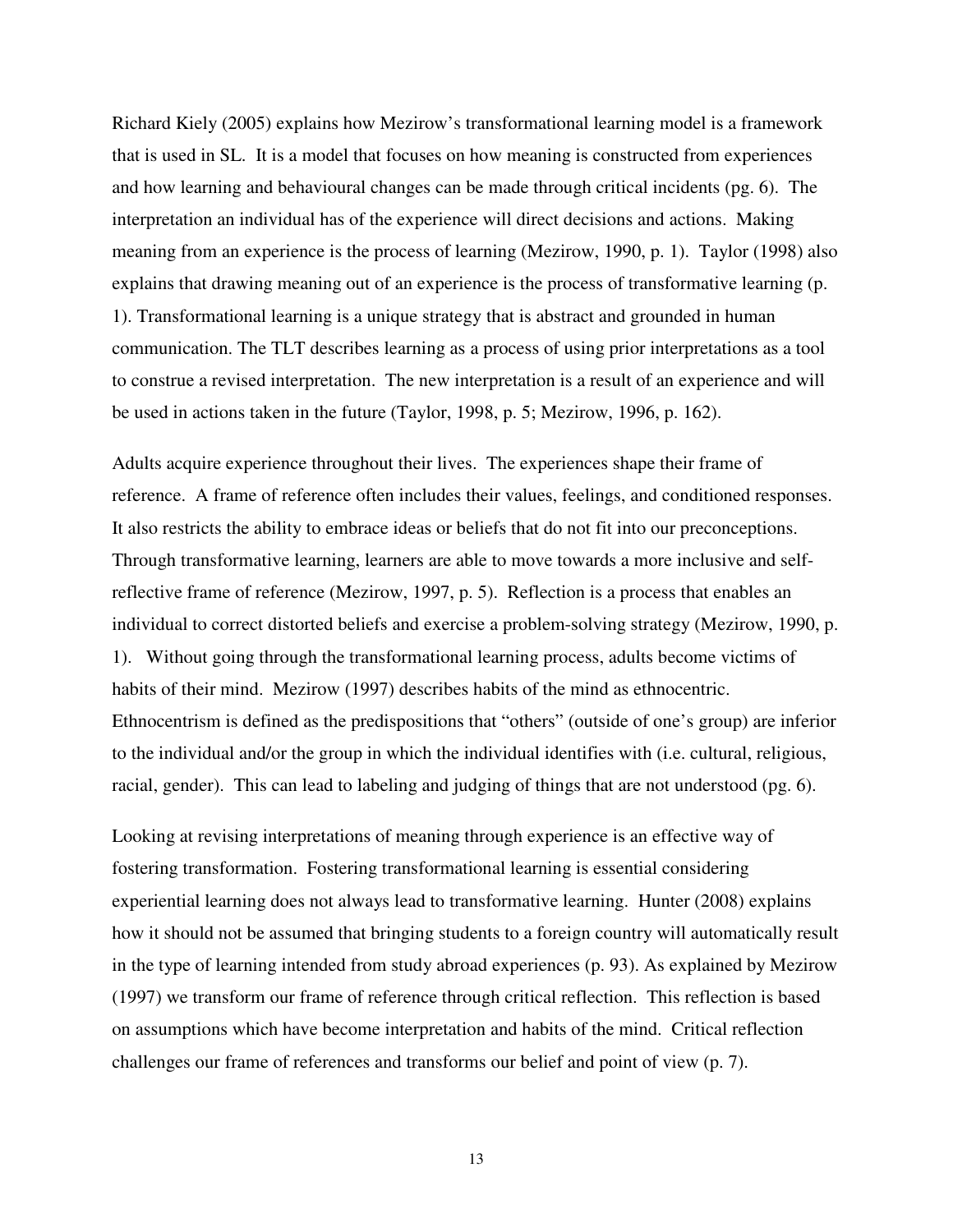Richard Kiely (2005) explains how Mezirow's transformational learning model is a framework that is used in SL. It is a model that focuses on how meaning is constructed from experiences and how learning and behavioural changes can be made through critical incidents (pg. 6). The interpretation an individual has of the experience will direct decisions and actions. Making meaning from an experience is the process of learning (Mezirow, 1990, p. 1). Taylor (1998) also explains that drawing meaning out of an experience is the process of transformative learning (p. 1). Transformational learning is a unique strategy that is abstract and grounded in human communication. The TLT describes learning as a process of using prior interpretations as a tool to construe a revised interpretation. The new interpretation is a result of an experience and will be used in actions taken in the future (Taylor, 1998, p. 5; Mezirow, 1996, p. 162).

Adults acquire experience throughout their lives. The experiences shape their frame of reference. A frame of reference often includes their values, feelings, and conditioned responses. It also restricts the ability to embrace ideas or beliefs that do not fit into our preconceptions. Through transformative learning, learners are able to move towards a more inclusive and self-reflective frame of reference (Mezirow, 1997, p. 5). Reflection is a process that enables an individual to correct distorted beliefs and exercise a problem-solving strategy (Mezirow, 1990, p. 1). Without going through the transformational learning process, adults become victims of habits of their mind. Mezirow (1997) describes habits of the mind as ethnocentric. Ethnocentrism is defined as the predispositions that "others" (outside of one's group) are inferior to the individual and/or the group in which the individual identifies with (i.e. cultural, religious, racial, gender). This can lead to labeling and judging of things that are not understood (pg. 6).

Looking at revising interpretations of meaning through experience is an effective way of fostering transformation. Fostering transformational learning is essential considering experiential learning does not always lead to transformative learning. Hunter (2008) explains how it should not be assumed that bringing students to a foreign country will automatically result in the type of learning intended from study abroad experiences (p. 93). As explained by Mezirow (1997) we transform our frame of reference through critical reflection. This reflection is based on assumptions which have become interpretation and habits of the mind. Critical reflection challenges our frame of references and transforms our belief and point of view (p. 7).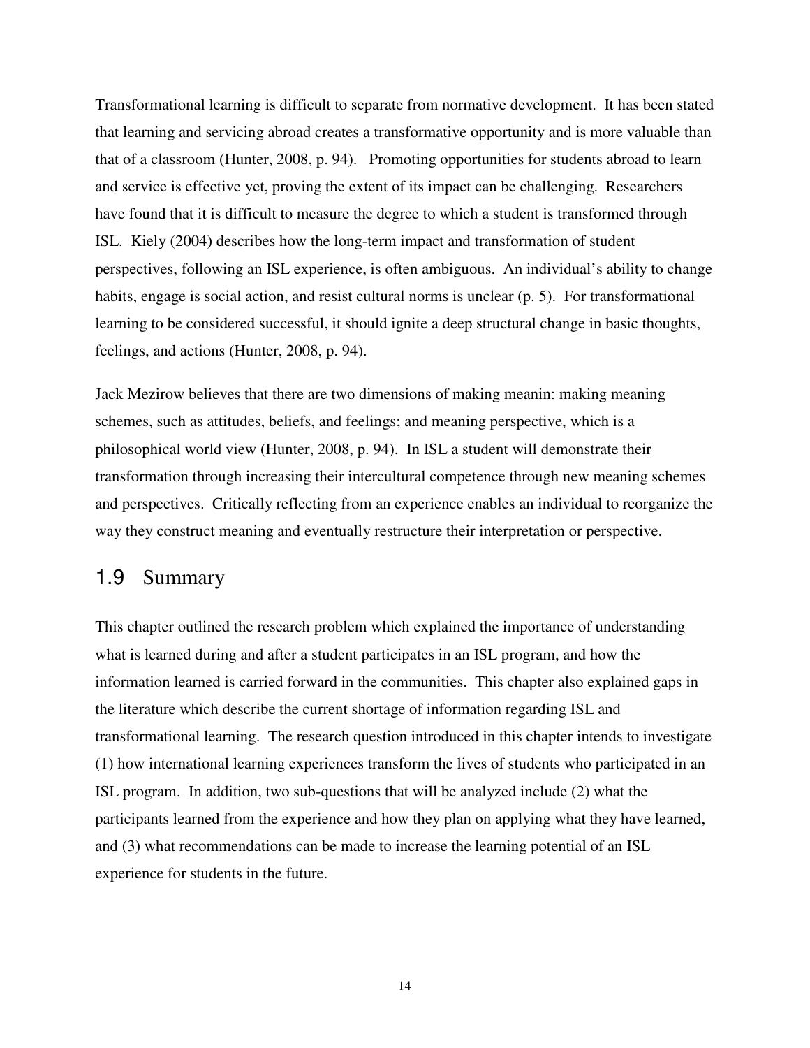Transformational learning is difficult to separate from normative development. It has been stated that learning and servicing abroad creates a transformative opportunity and is more valuable than that of a classroom (Hunter, 2008, p. 94). Promoting opportunities for students abroad to learn and service is effective yet, proving the extent of its impact can be challenging. Researchers have found that it is difficult to measure the degree to which a student is transformed through ISL. Kiely (2004) describes how the long-term impact and transformation of student perspectives, following an ISL experience, is often ambiguous. An individual's ability to change habits, engage is social action, and resist cultural norms is unclear (p. 5). For transformational learning to be considered successful, it should ignite a deep structural change in basic thoughts, feelings, and actions (Hunter, 2008, p. 94).

Jack Mezirow believes that there are two dimensions of making meanin: making meaning schemes, such as attitudes, beliefs, and feelings; and meaning perspective, which is a philosophical world view (Hunter, 2008, p. 94). In ISL a student will demonstrate their transformation through increasing their intercultural competence through new meaning schemes and perspectives. Critically reflecting from an experience enables an individual to reorganize the way they construct meaning and eventually restructure their interpretation or perspective.

## 1.9 Summary

This chapter outlined the research problem which explained the importance of understanding what is learned during and after a student participates in an ISL program, and how the information learned is carried forward in the communities. This chapter also explained gaps in the literature which describe the current shortage of information regarding ISL and transformational learning. The research question introduced in this chapter intends to investigate (1) how international learning experiences transform the lives of students who participated in an ISL program. In addition, two sub-questions that will be analyzed include (2) what the participants learned from the experience and how they plan on applying what they have learned, and (3) what recommendations can be made to increase the learning potential of an ISL experience for students in the future.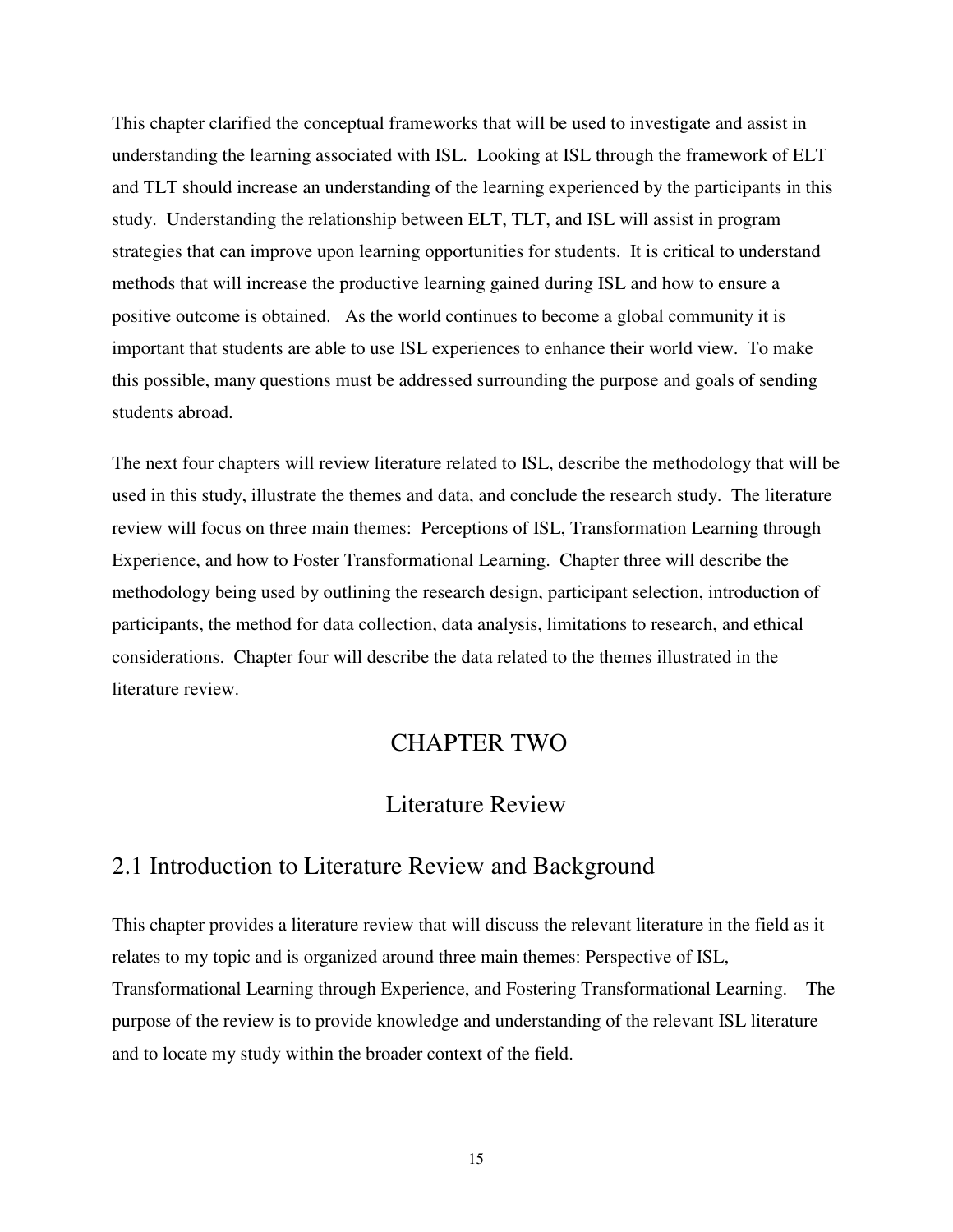This chapter clarified the conceptual frameworks that will be used to investigate and assist in understanding the learning associated with ISL. Looking at ISL through the framework of ELT and TLT should increase an understanding of the learning experienced by the participants in this study. Understanding the relationship between ELT, TLT, and ISL will assist in program strategies that can improve upon learning opportunities for students. It is critical to understand methods that will increase the productive learning gained during ISL and how to ensure a positive outcome is obtained. As the world continues to become a global community it is important that students are able to use ISL experiences to enhance their world view. To make this possible, many questions must be addressed surrounding the purpose and goals of sending students abroad.

The next four chapters will review literature related to ISL, describe the methodology that will be used in this study, illustrate the themes and data, and conclude the research study. The literature review will focus on three main themes: Perceptions of ISL, Transformation Learning through Experience, and how to Foster Transformational Learning. Chapter three will describe the methodology being used by outlining the research design, participant selection, introduction of participants, the method for data collection, data analysis, limitations to research, and ethical considerations. Chapter four will describe the data related to the themes illustrated in the literature review.

# CHAPTER TWO

# Literature Review

## 2.1 Introduction to Literature Review and Background

This chapter provides a literature review that will discuss the relevant literature in the field as it relates to my topic and is organized around three main themes: Perspective of ISL, Transformational Learning through Experience, and Fostering Transformational Learning. The purpose of the review is to provide knowledge and understanding of the relevant ISL literature and to locate my study within the broader context of the field.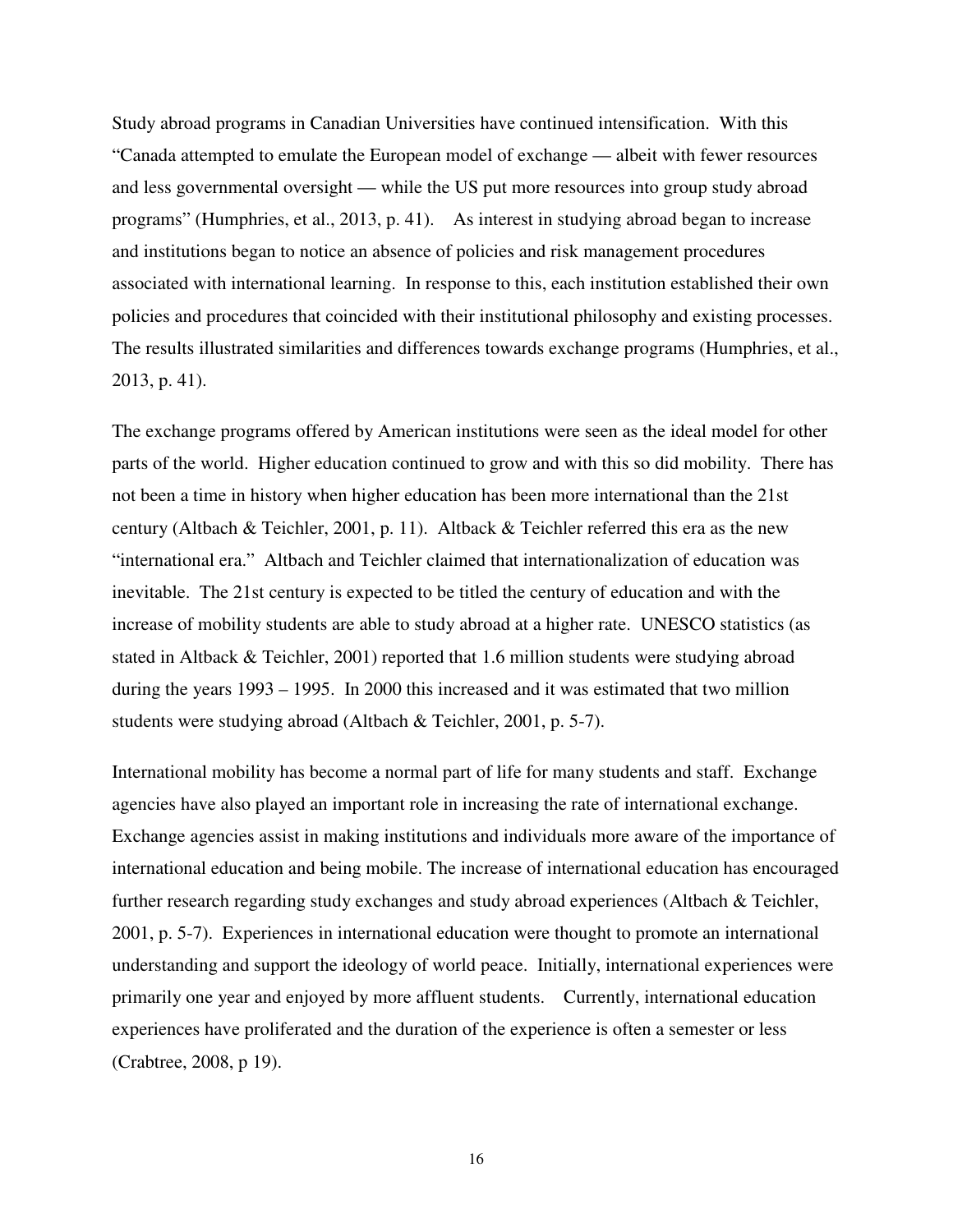Study abroad programs in Canadian Universities have continued intensification. With this "Canada attempted to emulate the European model of exchange — albeit with fewer resources and less governmental oversight — while the US put more resources into group study abroad programs" (Humphries, et al., 2013, p. 41). As interest in studying abroad began to increase and institutions began to notice an absence of policies and risk management procedures associated with international learning. In response to this, each institution established their own policies and procedures that coincided with their institutional philosophy and existing processes. The results illustrated similarities and differences towards exchange programs (Humphries, et al., 2013, p. 41).

The exchange programs offered by American institutions were seen as the ideal model for other parts of the world. Higher education continued to grow and with this so did mobility. There has not been a time in history when higher education has been more international than the 21st century (Altbach & Teichler, 2001, p. 11). Altback & Teichler referred this era as the new "international era." Altbach and Teichler claimed that internationalization of education was inevitable. The 21st century is expected to be titled the century of education and with the increase of mobility students are able to study abroad at a higher rate. UNESCO statistics (as stated in Altback & Teichler, 2001) reported that 1.6 million students were studying abroad during the years 1993 – 1995. In 2000 this increased and it was estimated that two million students were studying abroad (Altbach & Teichler, 2001, p. 5-7).

International mobility has become a normal part of life for many students and staff. Exchange agencies have also played an important role in increasing the rate of international exchange. Exchange agencies assist in making institutions and individuals more aware of the importance of international education and being mobile. The increase of international education has encouraged further research regarding study exchanges and study abroad experiences (Altbach & Teichler, 2001, p. 5-7). Experiences in international education were thought to promote an international understanding and support the ideology of world peace. Initially, international experiences were primarily one year and enjoyed by more affluent students. Currently, international education experiences have proliferated and the duration of the experience is often a semester or less (Crabtree, 2008, p 19).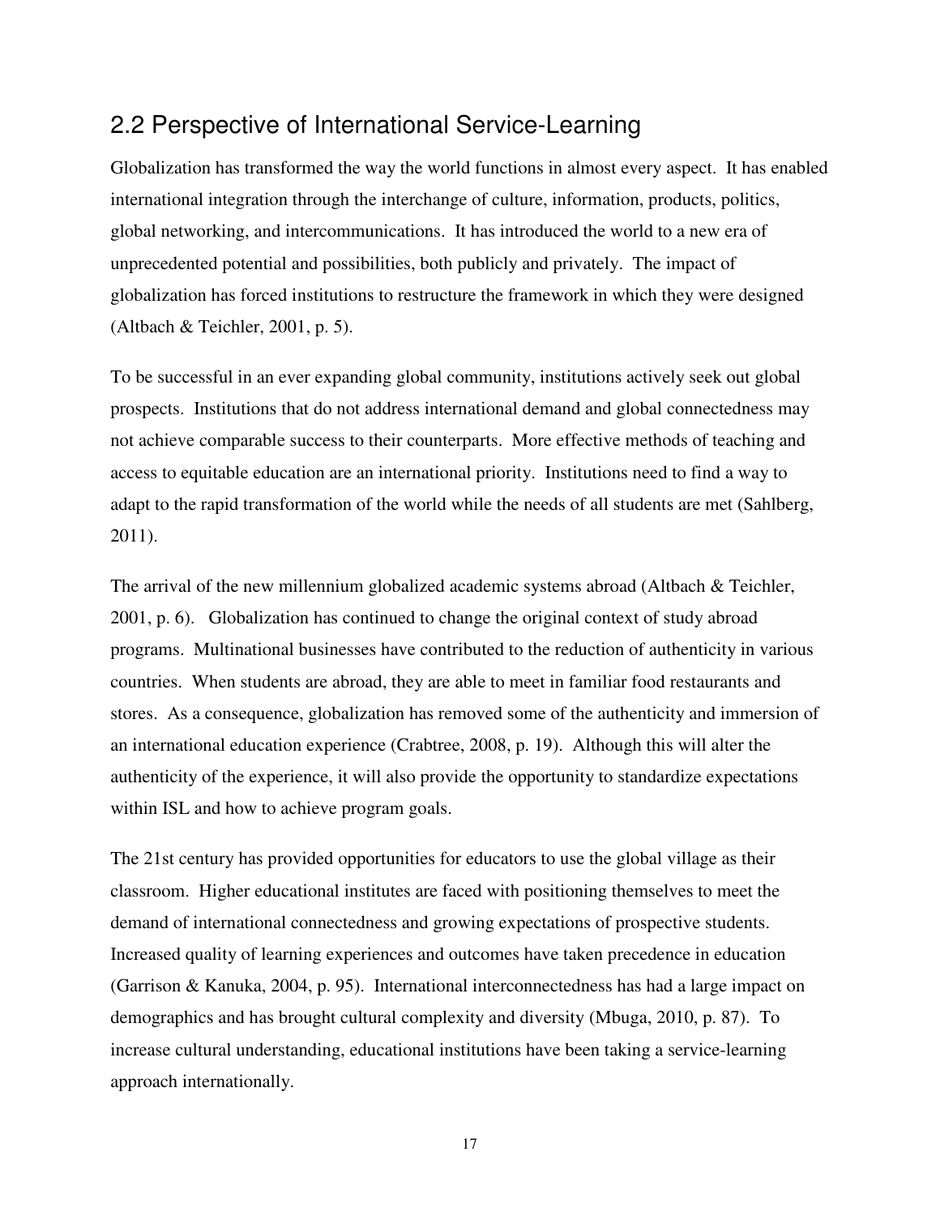## 2.2 Perspective of International Service-Learning

Globalization has transformed the way the world functions in almost every aspect. It has enabled international integration through the interchange of culture, information, products, politics, global networking, and intercommunications. It has introduced the world to a new era of unprecedented potential and possibilities, both publicly and privately. The impact of globalization has forced institutions to restructure the framework in which they were designed (Altbach & Teichler, 2001, p. 5).

To be successful in an ever expanding global community, institutions actively seek out global prospects. Institutions that do not address international demand and global connectedness may not achieve comparable success to their counterparts. More effective methods of teaching and access to equitable education are an international priority. Institutions need to find a way to adapt to the rapid transformation of the world while the needs of all students are met (Sahlberg, 2011).

The arrival of the new millennium globalized academic systems abroad (Altbach & Teichler, 2001, p. 6). Globalization has continued to change the original context of study abroad programs. Multinational businesses have contributed to the reduction of authenticity in various countries. When students are abroad, they are able to meet in familiar food restaurants and stores. As a consequence, globalization has removed some of the authenticity and immersion of an international education experience (Crabtree, 2008, p. 19). Although this will alter the authenticity of the experience, it will also provide the opportunity to standardize expectations within ISL and how to achieve program goals.

The 21st century has provided opportunities for educators to use the global village as their classroom. Higher educational institutes are faced with positioning themselves to meet the demand of international connectedness and growing expectations of prospective students. Increased quality of learning experiences and outcomes have taken precedence in education (Garrison & Kanuka, 2004, p. 95). International interconnectedness has had a large impact on demographics and has brought cultural complexity and diversity (Mbuga, 2010, p. 87). To increase cultural understanding, educational institutions have been taking a service-learning approach internationally.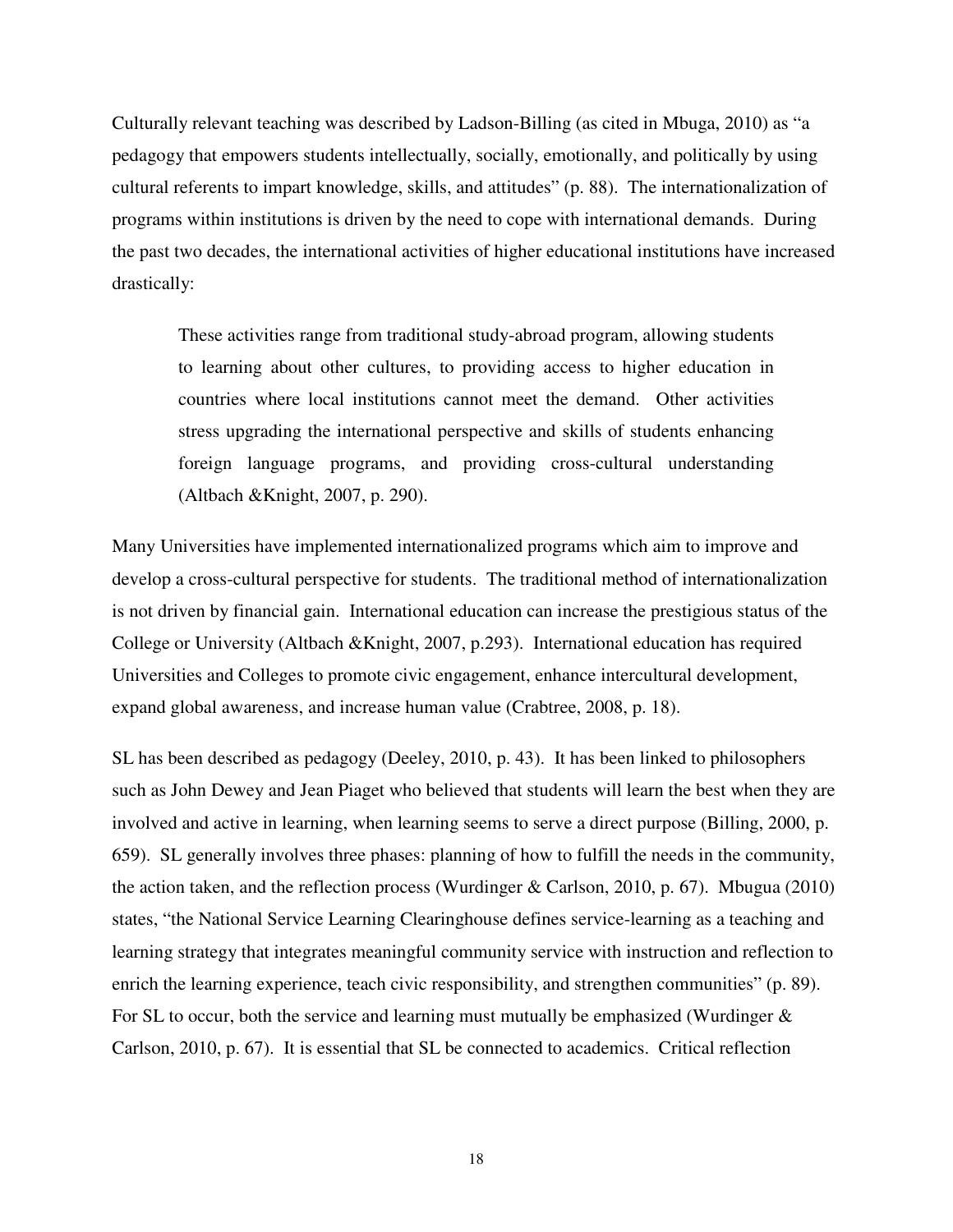Culturally relevant teaching was described by Ladson-Billing (as cited in Mbuga, 2010) as "a pedagogy that empowers students intellectually, socially, emotionally, and politically by using cultural referents to impart knowledge, skills, and attitudes" (p. 88). The internationalization of programs within institutions is driven by the need to cope with international demands. During the past two decades, the international activities of higher educational institutions have increased drastically:

> These activities range from traditional study-abroad program, allowing students to learning about other cultures, to providing access to higher education in countries where local institutions cannot meet the demand. Other activities stress upgrading the international perspective and skills of students enhancing foreign language programs, and providing cross-cultural understanding (Altbach &Knight, 2007, p. 290).

Many Universities have implemented internationalized programs which aim to improve and develop a cross-cultural perspective for students. The traditional method of internationalization is not driven by financial gain. International education can increase the prestigious status of the College or University (Altbach &Knight, 2007, p.293). International education has required Universities and Colleges to promote civic engagement, enhance intercultural development, expand global awareness, and increase human value (Crabtree, 2008, p. 18).

SL has been described as pedagogy (Deeley, 2010, p. 43). It has been linked to philosophers such as John Dewey and Jean Piaget who believed that students will learn the best when they are involved and active in learning, when learning seems to serve a direct purpose (Billing, 2000, p. 659). SL generally involves three phases: planning of how to fulfill the needs in the community, the action taken, and the reflection process (Wurdinger & Carlson, 2010, p. 67). Mbugua (2010) states, "the National Service Learning Clearinghouse defines service-learning as a teaching and learning strategy that integrates meaningful community service with instruction and reflection to enrich the learning experience, teach civic responsibility, and strengthen communities" (p. 89). For SL to occur, both the service and learning must mutually be emphasized (Wurdinger & Carlson, 2010, p. 67). It is essential that SL be connected to academics. Critical reflection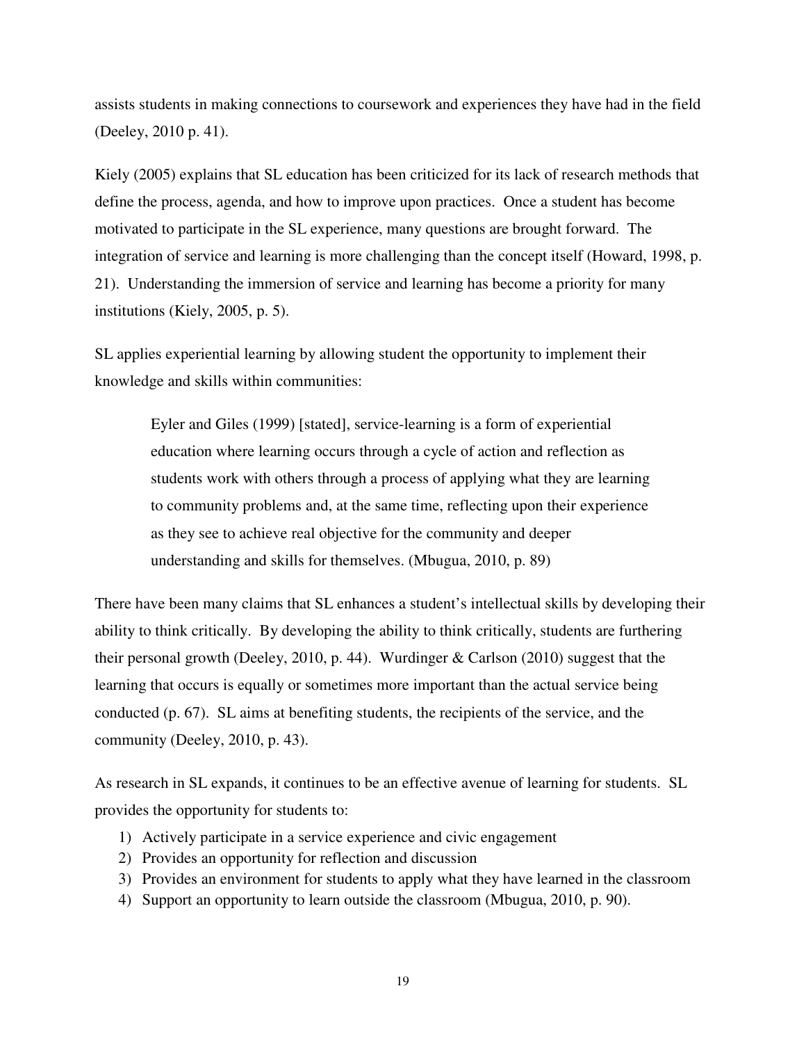assists students in making connections to coursework and experiences they have had in the field (Deeley, 2010 p. 41).

Kiely (2005) explains that SL education has been criticized for its lack of research methods that define the process, agenda, and how to improve upon practices. Once a student has become motivated to participate in the SL experience, many questions are brought forward. The integration of service and learning is more challenging than the concept itself (Howard, 1998, p. 21). Understanding the immersion of service and learning has become a priority for many institutions (Kiely, 2005, p. 5).

SL applies experiential learning by allowing student the opportunity to implement their knowledge and skills within communities:

> Eyler and Giles (1999) [stated], service-learning is a form of experiential education where learning occurs through a cycle of action and reflection as students work with others through a process of applying what they are learning to community problems and, at the same time, reflecting upon their experience as they see to achieve real objective for the community and deeper understanding and skills for themselves. (Mbugua, 2010, p. 89)

There have been many claims that SL enhances a student's intellectual skills by developing their ability to think critically. By developing the ability to think critically, students are furthering their personal growth (Deeley, 2010, p. 44). Wurdinger & Carlson (2010) suggest that the learning that occurs is equally or sometimes more important than the actual service being conducted (p. 67). SL aims at benefiting students, the recipients of the service, and the community (Deeley, 2010, p. 43).

As research in SL expands, it continues to be an effective avenue of learning for students. SL provides the opportunity for students to:

1) Actively participate in a service experience and civic engagement
2) Provides an opportunity for reflection and discussion
3) Provides an environment for students to apply what they have learned in the classroom
4) Support an opportunity to learn outside the classroom (Mbugua, 2010, p. 90).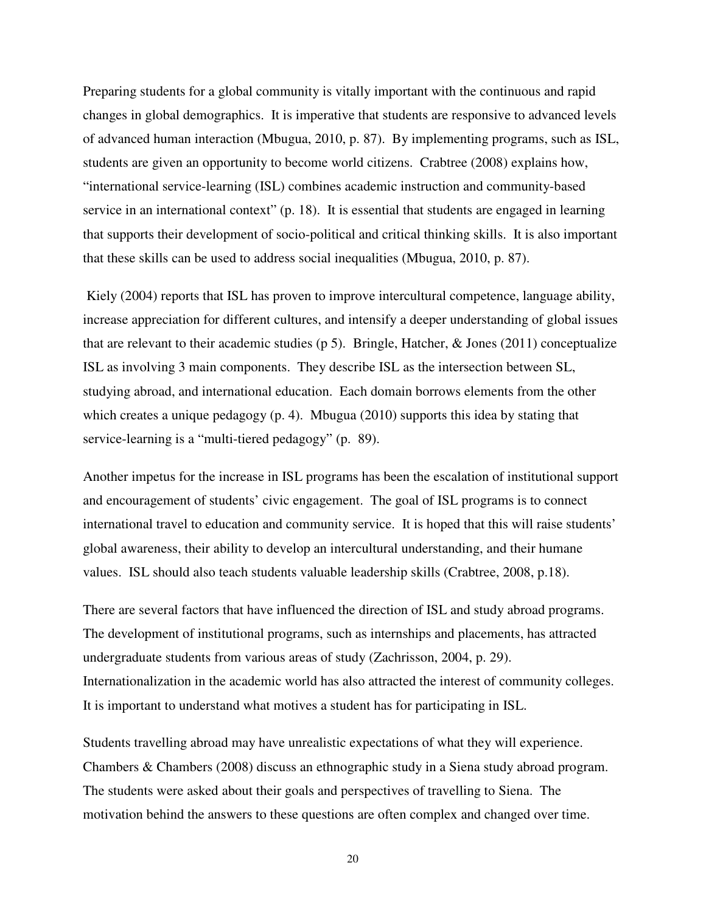Preparing students for a global community is vitally important with the continuous and rapid changes in global demographics. It is imperative that students are responsive to advanced levels of advanced human interaction (Mbugua, 2010, p. 87). By implementing programs, such as ISL, students are given an opportunity to become world citizens. Crabtree (2008) explains how, "international service-learning (ISL) combines academic instruction and community-based service in an international context" (p. 18). It is essential that students are engaged in learning that supports their development of socio-political and critical thinking skills. It is also important that these skills can be used to address social inequalities (Mbugua, 2010, p. 87).

Kiely (2004) reports that ISL has proven to improve intercultural competence, language ability, increase appreciation for different cultures, and intensify a deeper understanding of global issues that are relevant to their academic studies (p 5). Bringle, Hatcher, & Jones (2011) conceptualize ISL as involving 3 main components. They describe ISL as the intersection between SL, studying abroad, and international education. Each domain borrows elements from the other which creates a unique pedagogy (p. 4). Mbugua (2010) supports this idea by stating that service-learning is a "multi-tiered pedagogy" (p. 89).

Another impetus for the increase in ISL programs has been the escalation of institutional support and encouragement of students' civic engagement. The goal of ISL programs is to connect international travel to education and community service. It is hoped that this will raise students' global awareness, their ability to develop an intercultural understanding, and their humane values. ISL should also teach students valuable leadership skills (Crabtree, 2008, p.18).

There are several factors that have influenced the direction of ISL and study abroad programs. The development of institutional programs, such as internships and placements, has attracted undergraduate students from various areas of study (Zachrisson, 2004, p. 29). Internationalization in the academic world has also attracted the interest of community colleges. It is important to understand what motives a student has for participating in ISL.

Students travelling abroad may have unrealistic expectations of what they will experience. Chambers & Chambers (2008) discuss an ethnographic study in a Siena study abroad program. The students were asked about their goals and perspectives of travelling to Siena. The motivation behind the answers to these questions are often complex and changed over time.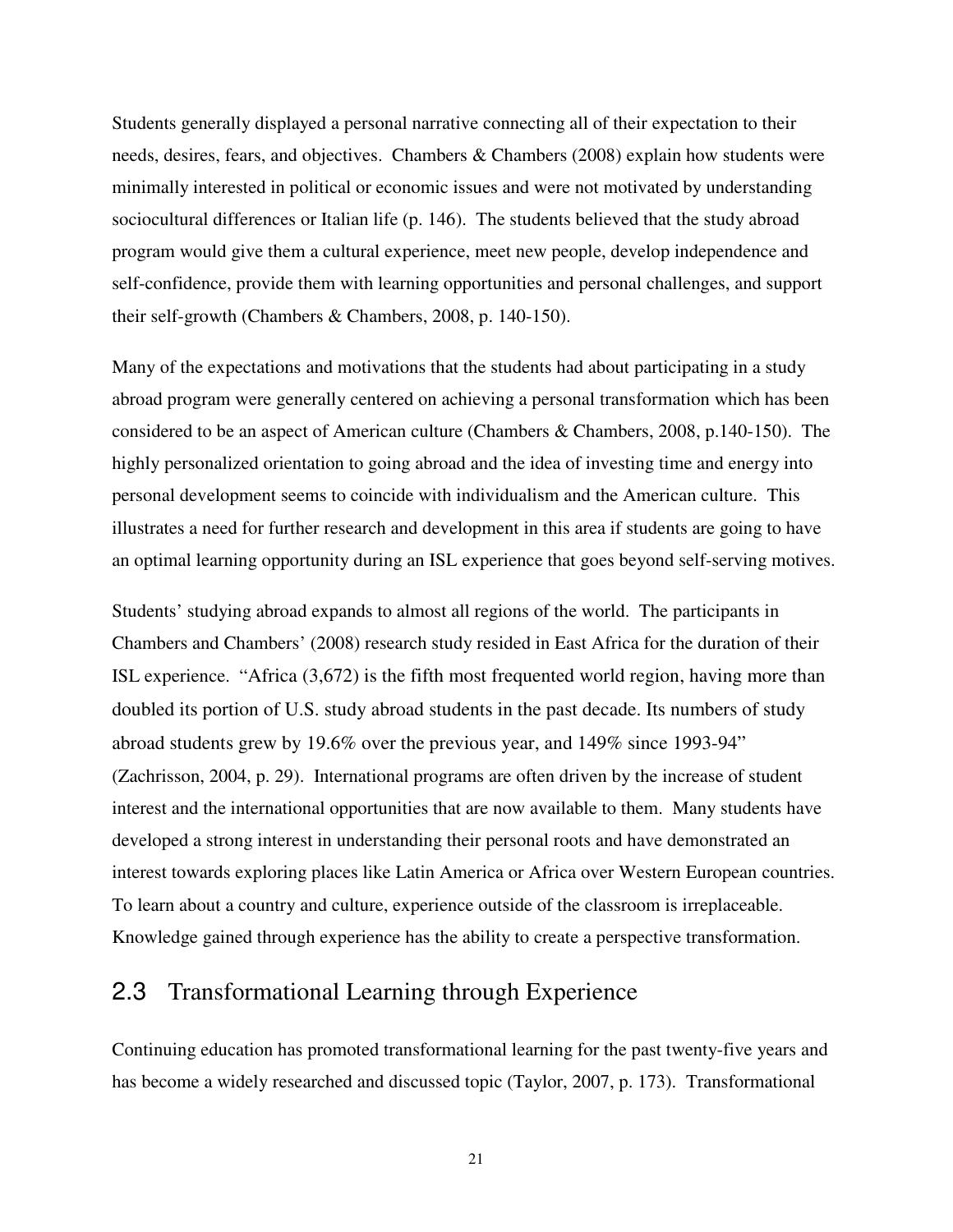Students generally displayed a personal narrative connecting all of their expectation to their needs, desires, fears, and objectives. Chambers & Chambers (2008) explain how students were minimally interested in political or economic issues and were not motivated by understanding sociocultural differences or Italian life (p. 146). The students believed that the study abroad program would give them a cultural experience, meet new people, develop independence and self-confidence, provide them with learning opportunities and personal challenges, and support their self-growth (Chambers & Chambers, 2008, p. 140-150).

Many of the expectations and motivations that the students had about participating in a study abroad program were generally centered on achieving a personal transformation which has been considered to be an aspect of American culture (Chambers & Chambers, 2008, p.140-150). The highly personalized orientation to going abroad and the idea of investing time and energy into personal development seems to coincide with individualism and the American culture. This illustrates a need for further research and development in this area if students are going to have an optimal learning opportunity during an ISL experience that goes beyond self-serving motives.

Students' studying abroad expands to almost all regions of the world. The participants in Chambers and Chambers' (2008) research study resided in East Africa for the duration of their ISL experience. "Africa (3,672) is the fifth most frequented world region, having more than doubled its portion of U.S. study abroad students in the past decade. Its numbers of study abroad students grew by 19.6% over the previous year, and 149% since 1993-94" (Zachrisson, 2004, p. 29). International programs are often driven by the increase of student interest and the international opportunities that are now available to them. Many students have developed a strong interest in understanding their personal roots and have demonstrated an interest towards exploring places like Latin America or Africa over Western European countries. To learn about a country and culture, experience outside of the classroom is irreplaceable. Knowledge gained through experience has the ability to create a perspective transformation.

## 2.3 Transformational Learning through Experience

Continuing education has promoted transformational learning for the past twenty-five years and has become a widely researched and discussed topic (Taylor, 2007, p. 173). Transformational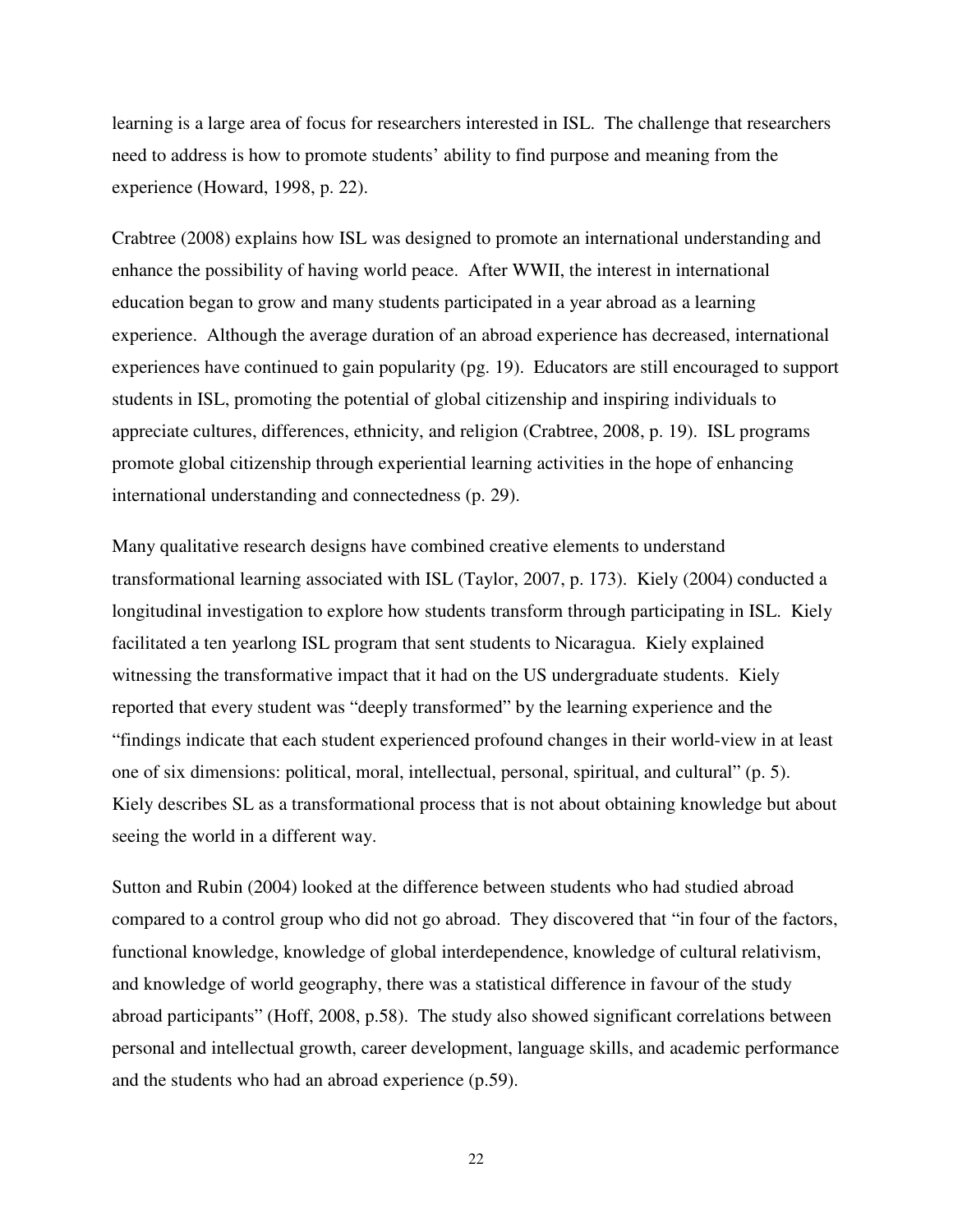learning is a large area of focus for researchers interested in ISL. The challenge that researchers need to address is how to promote students' ability to find purpose and meaning from the experience (Howard, 1998, p. 22).

Crabtree (2008) explains how ISL was designed to promote an international understanding and enhance the possibility of having world peace. After WWII, the interest in international education began to grow and many students participated in a year abroad as a learning experience. Although the average duration of an abroad experience has decreased, international experiences have continued to gain popularity (pg. 19). Educators are still encouraged to support students in ISL, promoting the potential of global citizenship and inspiring individuals to appreciate cultures, differences, ethnicity, and religion (Crabtree, 2008, p. 19). ISL programs promote global citizenship through experiential learning activities in the hope of enhancing international understanding and connectedness (p. 29).

Many qualitative research designs have combined creative elements to understand transformational learning associated with ISL (Taylor, 2007, p. 173). Kiely (2004) conducted a longitudinal investigation to explore how students transform through participating in ISL. Kiely facilitated a ten yearlong ISL program that sent students to Nicaragua. Kiely explained witnessing the transformative impact that it had on the US undergraduate students. Kiely reported that every student was "deeply transformed" by the learning experience and the "findings indicate that each student experienced profound changes in their world-view in at least one of six dimensions: political, moral, intellectual, personal, spiritual, and cultural" (p. 5). Kiely describes SL as a transformational process that is not about obtaining knowledge but about seeing the world in a different way.

Sutton and Rubin (2004) looked at the difference between students who had studied abroad compared to a control group who did not go abroad. They discovered that "in four of the factors, functional knowledge, knowledge of global interdependence, knowledge of cultural relativism, and knowledge of world geography, there was a statistical difference in favour of the study abroad participants" (Hoff, 2008, p.58). The study also showed significant correlations between personal and intellectual growth, career development, language skills, and academic performance and the students who had an abroad experience (p.59).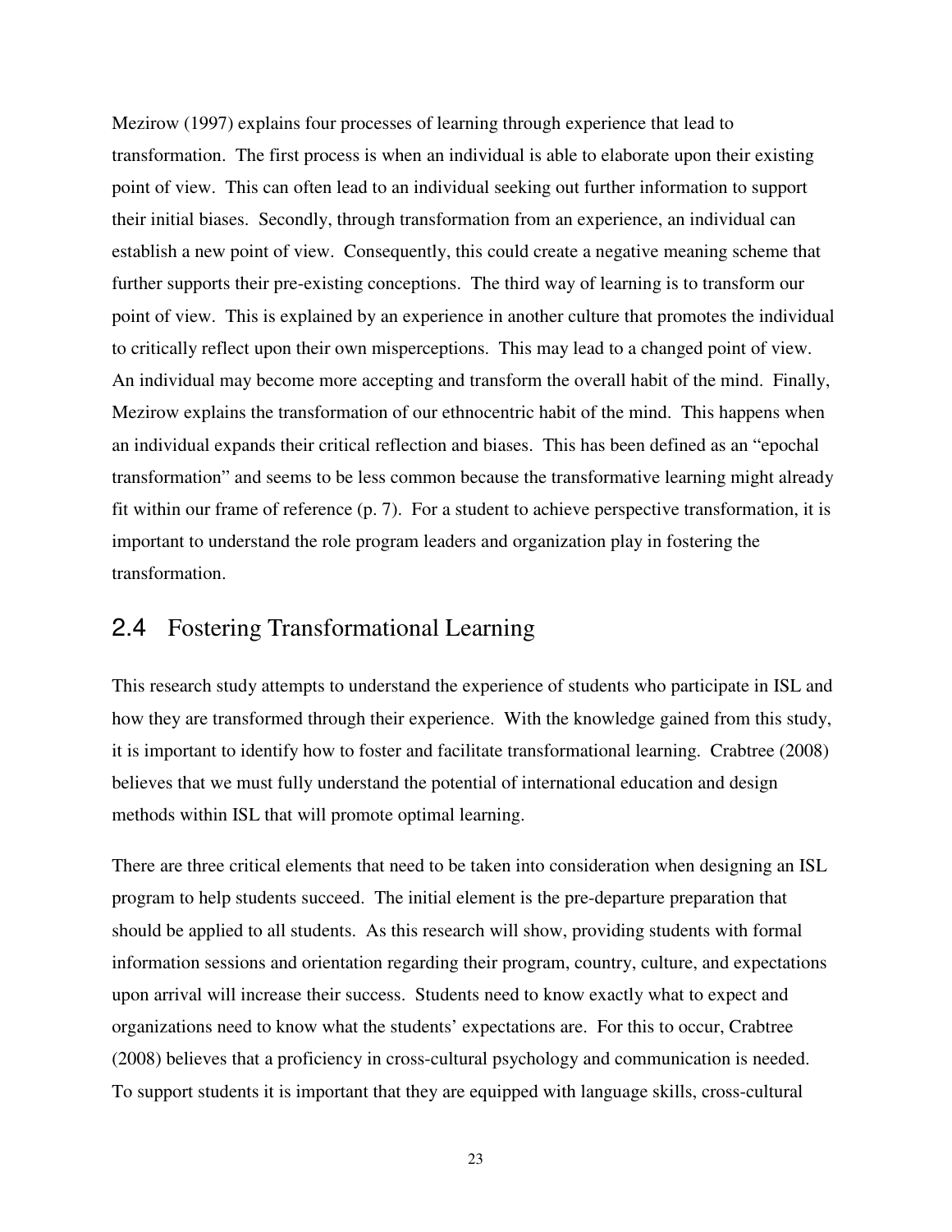Mezirow (1997) explains four processes of learning through experience that lead to transformation. The first process is when an individual is able to elaborate upon their existing point of view. This can often lead to an individual seeking out further information to support their initial biases. Secondly, through transformation from an experience, an individual can establish a new point of view. Consequently, this could create a negative meaning scheme that further supports their pre-existing conceptions. The third way of learning is to transform our point of view. This is explained by an experience in another culture that promotes the individual to critically reflect upon their own misperceptions. This may lead to a changed point of view. An individual may become more accepting and transform the overall habit of the mind. Finally, Mezirow explains the transformation of our ethnocentric habit of the mind. This happens when an individual expands their critical reflection and biases. This has been defined as an "epochal transformation" and seems to be less common because the transformative learning might already fit within our frame of reference (p. 7). For a student to achieve perspective transformation, it is important to understand the role program leaders and organization play in fostering the transformation.

## 2.4 Fostering Transformational Learning

This research study attempts to understand the experience of students who participate in ISL and how they are transformed through their experience. With the knowledge gained from this study, it is important to identify how to foster and facilitate transformational learning. Crabtree (2008) believes that we must fully understand the potential of international education and design methods within ISL that will promote optimal learning.

There are three critical elements that need to be taken into consideration when designing an ISL program to help students succeed. The initial element is the pre-departure preparation that should be applied to all students. As this research will show, providing students with formal information sessions and orientation regarding their program, country, culture, and expectations upon arrival will increase their success. Students need to know exactly what to expect and organizations need to know what the students' expectations are. For this to occur, Crabtree (2008) believes that a proficiency in cross-cultural psychology and communication is needed. To support students it is important that they are equipped with language skills, cross-cultural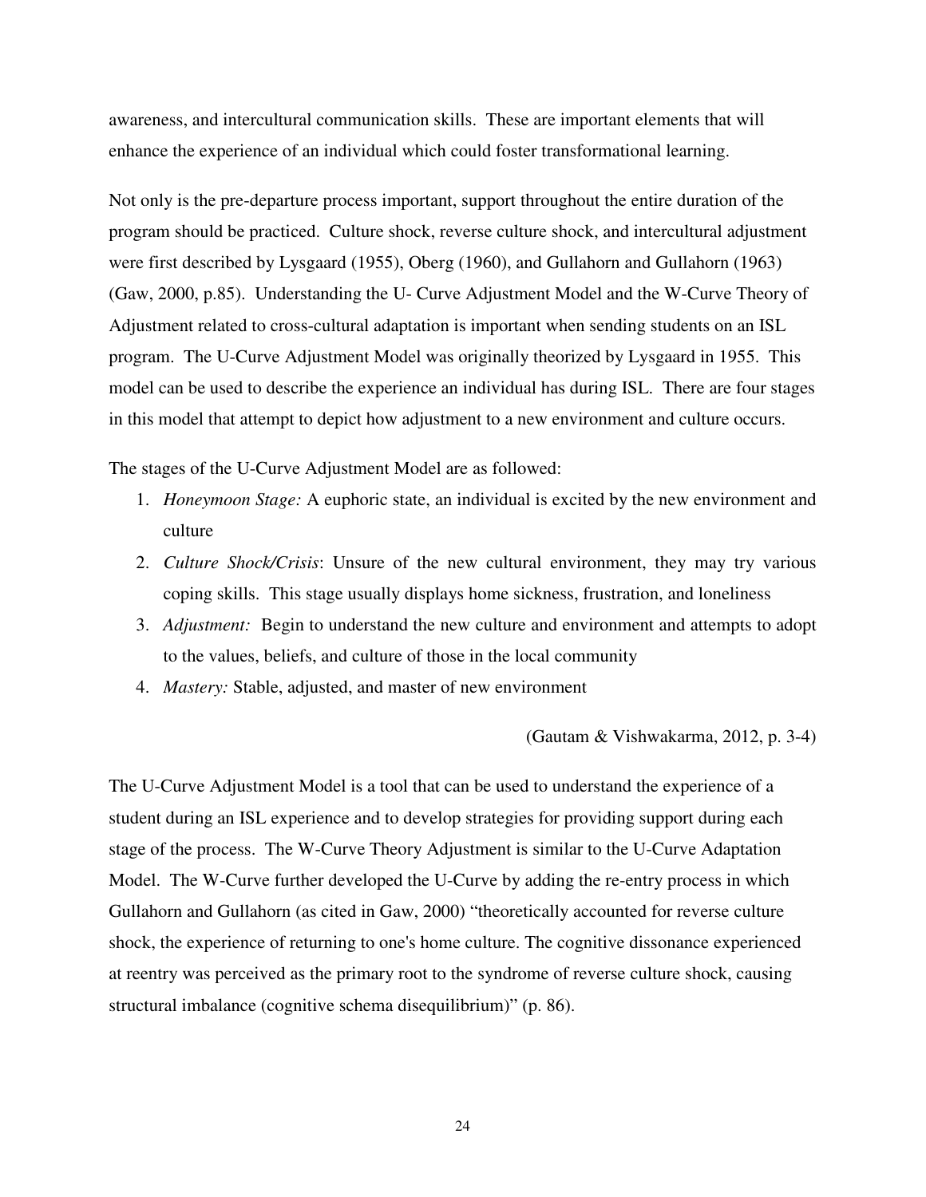awareness, and intercultural communication skills. These are important elements that will enhance the experience of an individual which could foster transformational learning.

Not only is the pre-departure process important, support throughout the entire duration of the program should be practiced. Culture shock, reverse culture shock, and intercultural adjustment were first described by Lysgaard (1955), Oberg (1960), and Gullahorn and Gullahorn (1963) (Gaw, 2000, p.85). Understanding the U- Curve Adjustment Model and the W-Curve Theory of Adjustment related to cross-cultural adaptation is important when sending students on an ISL program. The U-Curve Adjustment Model was originally theorized by Lysgaard in 1955. This model can be used to describe the experience an individual has during ISL. There are four stages in this model that attempt to depict how adjustment to a new environment and culture occurs.

The stages of the U-Curve Adjustment Model are as followed:

1. *Honeymoon Stage:* A euphoric state, an individual is excited by the new environment and culture
2. *Culture Shock/Crisis*: Unsure of the new cultural environment, they may try various coping skills. This stage usually displays home sickness, frustration, and loneliness
3. *Adjustment:* Begin to understand the new culture and environment and attempts to adopt to the values, beliefs, and culture of those in the local community
4. *Mastery:* Stable, adjusted, and master of new environment

(Gautam & Vishwakarma, 2012, p. 3-4)

The U-Curve Adjustment Model is a tool that can be used to understand the experience of a student during an ISL experience and to develop strategies for providing support during each stage of the process. The W-Curve Theory Adjustment is similar to the U-Curve Adaptation Model. The W-Curve further developed the U-Curve by adding the re-entry process in which Gullahorn and Gullahorn (as cited in Gaw, 2000) "theoretically accounted for reverse culture shock, the experience of returning to one's home culture. The cognitive dissonance experienced at reentry was perceived as the primary root to the syndrome of reverse culture shock, causing structural imbalance (cognitive schema disequilibrium)" (p. 86).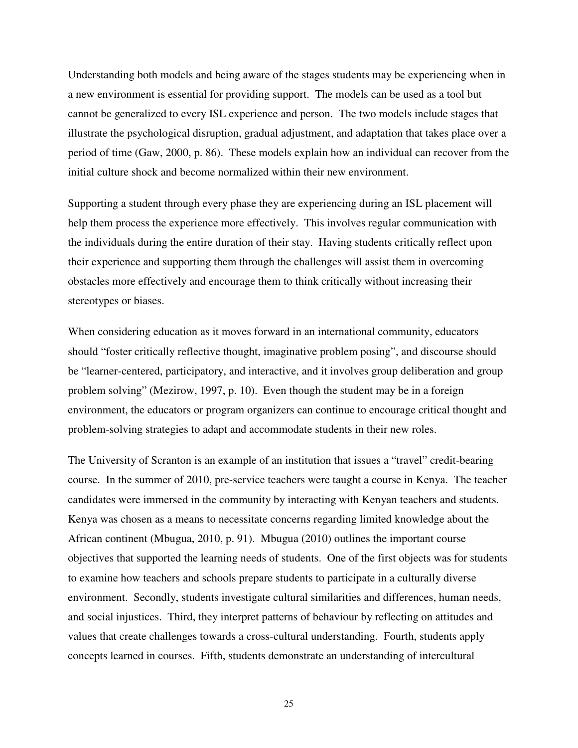Understanding both models and being aware of the stages students may be experiencing when in a new environment is essential for providing support. The models can be used as a tool but cannot be generalized to every ISL experience and person. The two models include stages that illustrate the psychological disruption, gradual adjustment, and adaptation that takes place over a period of time (Gaw, 2000, p. 86). These models explain how an individual can recover from the initial culture shock and become normalized within their new environment.

Supporting a student through every phase they are experiencing during an ISL placement will help them process the experience more effectively. This involves regular communication with the individuals during the entire duration of their stay. Having students critically reflect upon their experience and supporting them through the challenges will assist them in overcoming obstacles more effectively and encourage them to think critically without increasing their stereotypes or biases.

When considering education as it moves forward in an international community, educators should "foster critically reflective thought, imaginative problem posing", and discourse should be "learner-centered, participatory, and interactive, and it involves group deliberation and group problem solving" (Mezirow, 1997, p. 10). Even though the student may be in a foreign environment, the educators or program organizers can continue to encourage critical thought and problem-solving strategies to adapt and accommodate students in their new roles.

The University of Scranton is an example of an institution that issues a "travel" credit-bearing course. In the summer of 2010, pre-service teachers were taught a course in Kenya. The teacher candidates were immersed in the community by interacting with Kenyan teachers and students. Kenya was chosen as a means to necessitate concerns regarding limited knowledge about the African continent (Mbugua, 2010, p. 91). Mbugua (2010) outlines the important course objectives that supported the learning needs of students. One of the first objects was for students to examine how teachers and schools prepare students to participate in a culturally diverse environment. Secondly, students investigate cultural similarities and differences, human needs, and social injustices. Third, they interpret patterns of behaviour by reflecting on attitudes and values that create challenges towards a cross-cultural understanding. Fourth, students apply concepts learned in courses. Fifth, students demonstrate an understanding of intercultural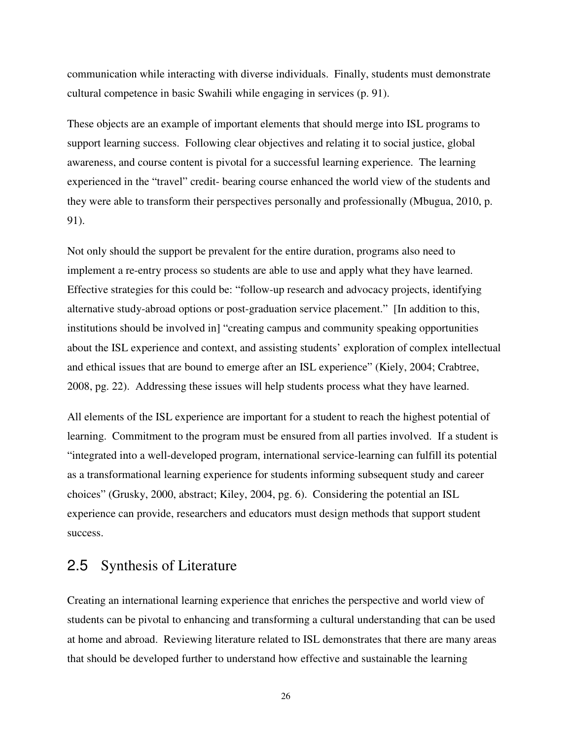communication while interacting with diverse individuals. Finally, students must demonstrate cultural competence in basic Swahili while engaging in services (p. 91).

These objects are an example of important elements that should merge into ISL programs to support learning success. Following clear objectives and relating it to social justice, global awareness, and course content is pivotal for a successful learning experience. The learning experienced in the "travel" credit- bearing course enhanced the world view of the students and they were able to transform their perspectives personally and professionally (Mbugua, 2010, p. 91).

Not only should the support be prevalent for the entire duration, programs also need to implement a re-entry process so students are able to use and apply what they have learned. Effective strategies for this could be: "follow-up research and advocacy projects, identifying alternative study-abroad options or post-graduation service placement." [In addition to this, institutions should be involved in] "creating campus and community speaking opportunities about the ISL experience and context, and assisting students' exploration of complex intellectual and ethical issues that are bound to emerge after an ISL experience" (Kiely, 2004; Crabtree, 2008, pg. 22). Addressing these issues will help students process what they have learned.

All elements of the ISL experience are important for a student to reach the highest potential of learning. Commitment to the program must be ensured from all parties involved. If a student is "integrated into a well-developed program, international service-learning can fulfill its potential as a transformational learning experience for students informing subsequent study and career choices" (Grusky, 2000, abstract; Kiley, 2004, pg. 6). Considering the potential an ISL experience can provide, researchers and educators must design methods that support student success.

## 2.5 Synthesis of Literature

Creating an international learning experience that enriches the perspective and world view of students can be pivotal to enhancing and transforming a cultural understanding that can be used at home and abroad. Reviewing literature related to ISL demonstrates that there are many areas that should be developed further to understand how effective and sustainable the learning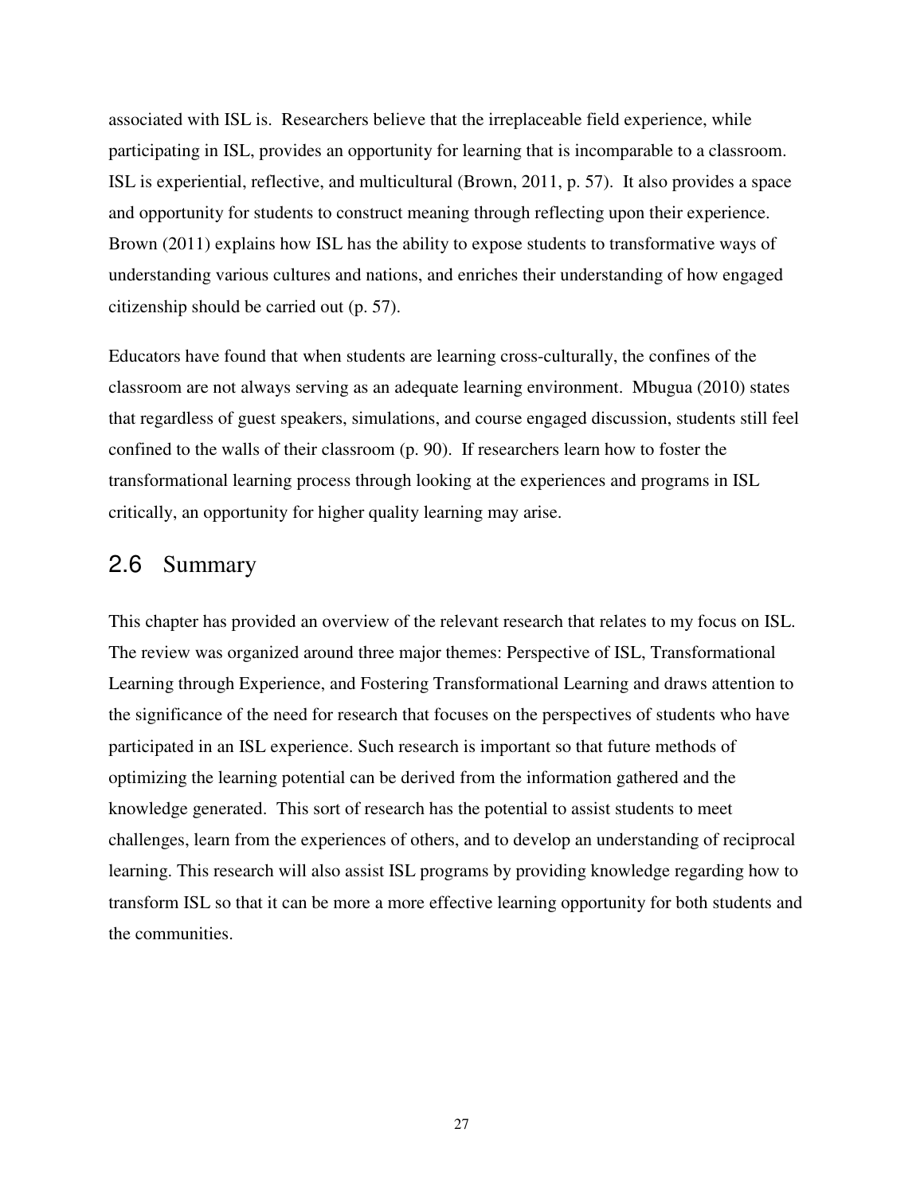associated with ISL is. Researchers believe that the irreplaceable field experience, while participating in ISL, provides an opportunity for learning that is incomparable to a classroom. ISL is experiential, reflective, and multicultural (Brown, 2011, p. 57). It also provides a space and opportunity for students to construct meaning through reflecting upon their experience. Brown (2011) explains how ISL has the ability to expose students to transformative ways of understanding various cultures and nations, and enriches their understanding of how engaged citizenship should be carried out (p. 57).

Educators have found that when students are learning cross-culturally, the confines of the classroom are not always serving as an adequate learning environment. Mbugua (2010) states that regardless of guest speakers, simulations, and course engaged discussion, students still feel confined to the walls of their classroom (p. 90). If researchers learn how to foster the transformational learning process through looking at the experiences and programs in ISL critically, an opportunity for higher quality learning may arise.

## 2.6 Summary

This chapter has provided an overview of the relevant research that relates to my focus on ISL. The review was organized around three major themes: Perspective of ISL, Transformational Learning through Experience, and Fostering Transformational Learning and draws attention to the significance of the need for research that focuses on the perspectives of students who have participated in an ISL experience. Such research is important so that future methods of optimizing the learning potential can be derived from the information gathered and the knowledge generated. This sort of research has the potential to assist students to meet challenges, learn from the experiences of others, and to develop an understanding of reciprocal learning. This research will also assist ISL programs by providing knowledge regarding how to transform ISL so that it can be more a more effective learning opportunity for both students and the communities.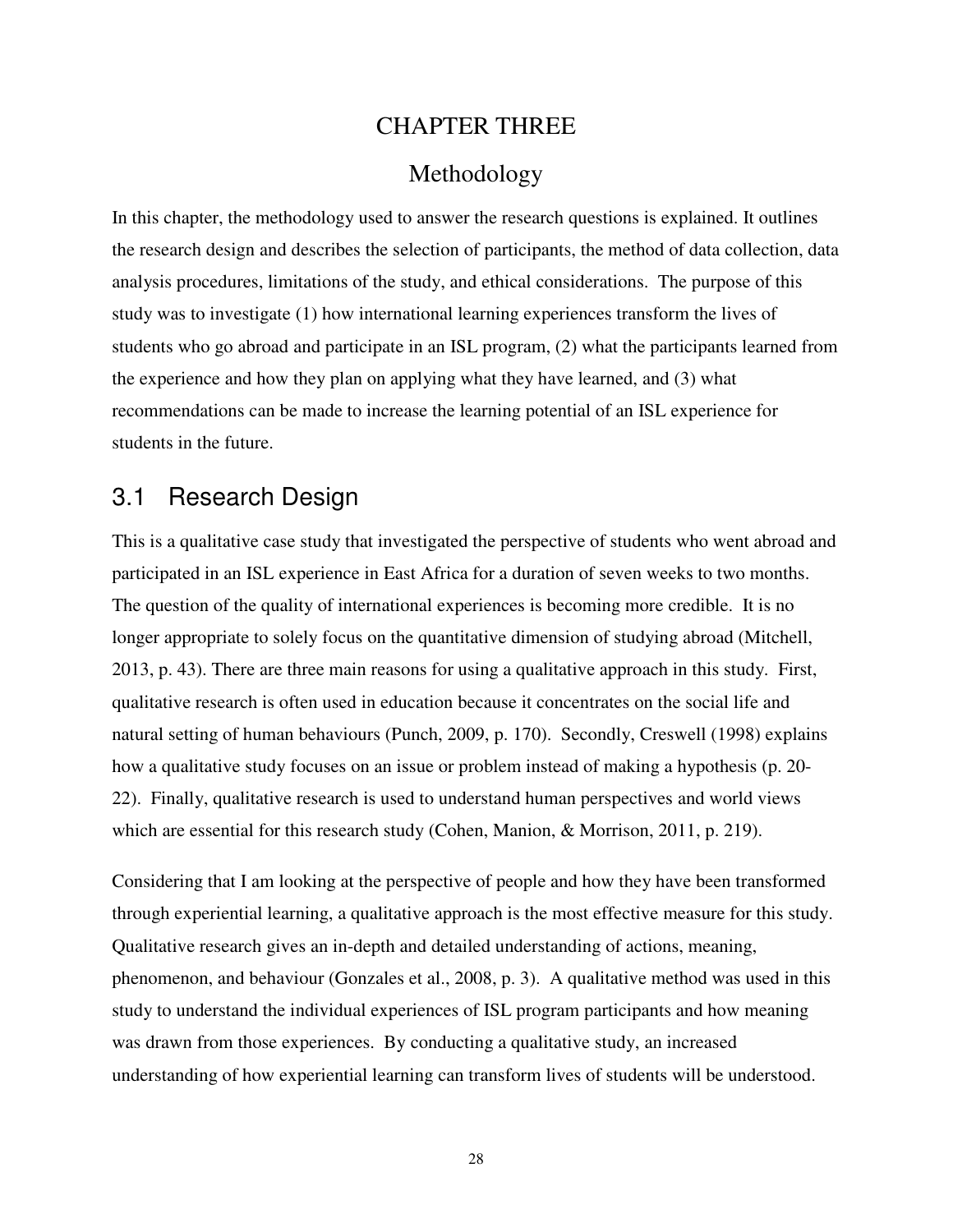# CHAPTER THREE

# Methodology

In this chapter, the methodology used to answer the research questions is explained. It outlines the research design and describes the selection of participants, the method of data collection, data analysis procedures, limitations of the study, and ethical considerations. The purpose of this study was to investigate (1) how international learning experiences transform the lives of students who go abroad and participate in an ISL program, (2) what the participants learned from the experience and how they plan on applying what they have learned, and (3) what recommendations can be made to increase the learning potential of an ISL experience for students in the future.

## 3.1 Research Design

This is a qualitative case study that investigated the perspective of students who went abroad and participated in an ISL experience in East Africa for a duration of seven weeks to two months. The question of the quality of international experiences is becoming more credible. It is no longer appropriate to solely focus on the quantitative dimension of studying abroad (Mitchell, 2013, p. 43). There are three main reasons for using a qualitative approach in this study. First, qualitative research is often used in education because it concentrates on the social life and natural setting of human behaviours (Punch, 2009, p. 170). Secondly, Creswell (1998) explains how a qualitative study focuses on an issue or problem instead of making a hypothesis (p. 20-22). Finally, qualitative research is used to understand human perspectives and world views which are essential for this research study (Cohen, Manion, & Morrison, 2011, p. 219).

Considering that I am looking at the perspective of people and how they have been transformed through experiential learning, a qualitative approach is the most effective measure for this study. Qualitative research gives an in-depth and detailed understanding of actions, meaning, phenomenon, and behaviour (Gonzales et al., 2008, p. 3). A qualitative method was used in this study to understand the individual experiences of ISL program participants and how meaning was drawn from those experiences. By conducting a qualitative study, an increased understanding of how experiential learning can transform lives of students will be understood.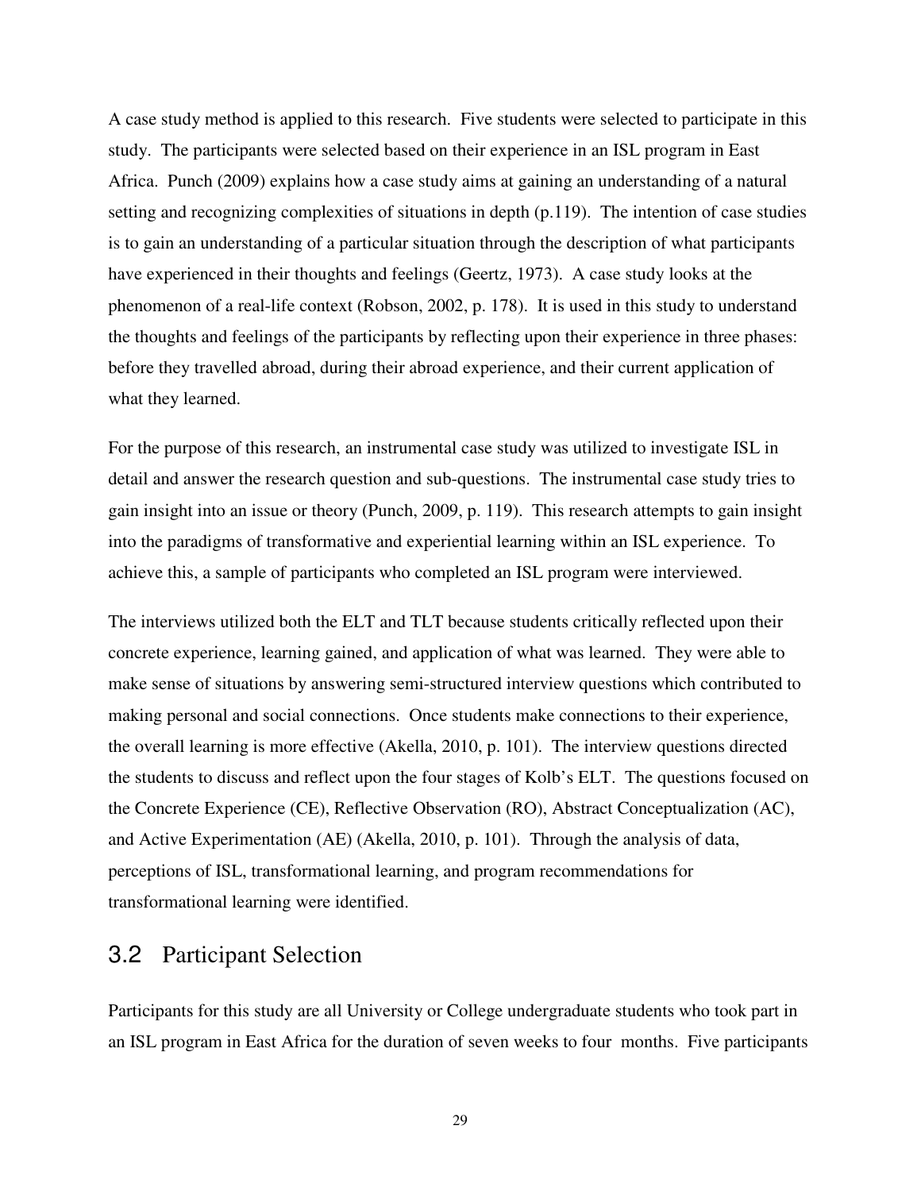A case study method is applied to this research. Five students were selected to participate in this study. The participants were selected based on their experience in an ISL program in East Africa. Punch (2009) explains how a case study aims at gaining an understanding of a natural setting and recognizing complexities of situations in depth (p.119). The intention of case studies is to gain an understanding of a particular situation through the description of what participants have experienced in their thoughts and feelings (Geertz, 1973). A case study looks at the phenomenon of a real-life context (Robson, 2002, p. 178). It is used in this study to understand the thoughts and feelings of the participants by reflecting upon their experience in three phases: before they travelled abroad, during their abroad experience, and their current application of what they learned.

For the purpose of this research, an instrumental case study was utilized to investigate ISL in detail and answer the research question and sub-questions. The instrumental case study tries to gain insight into an issue or theory (Punch, 2009, p. 119). This research attempts to gain insight into the paradigms of transformative and experiential learning within an ISL experience. To achieve this, a sample of participants who completed an ISL program were interviewed.

The interviews utilized both the ELT and TLT because students critically reflected upon their concrete experience, learning gained, and application of what was learned. They were able to make sense of situations by answering semi-structured interview questions which contributed to making personal and social connections. Once students make connections to their experience, the overall learning is more effective (Akella, 2010, p. 101). The interview questions directed the students to discuss and reflect upon the four stages of Kolb's ELT. The questions focused on the Concrete Experience (CE), Reflective Observation (RO), Abstract Conceptualization (AC), and Active Experimentation (AE) (Akella, 2010, p. 101). Through the analysis of data, perceptions of ISL, transformational learning, and program recommendations for transformational learning were identified.

## 3.2 Participant Selection

Participants for this study are all University or College undergraduate students who took part in an ISL program in East Africa for the duration of seven weeks to four months. Five participants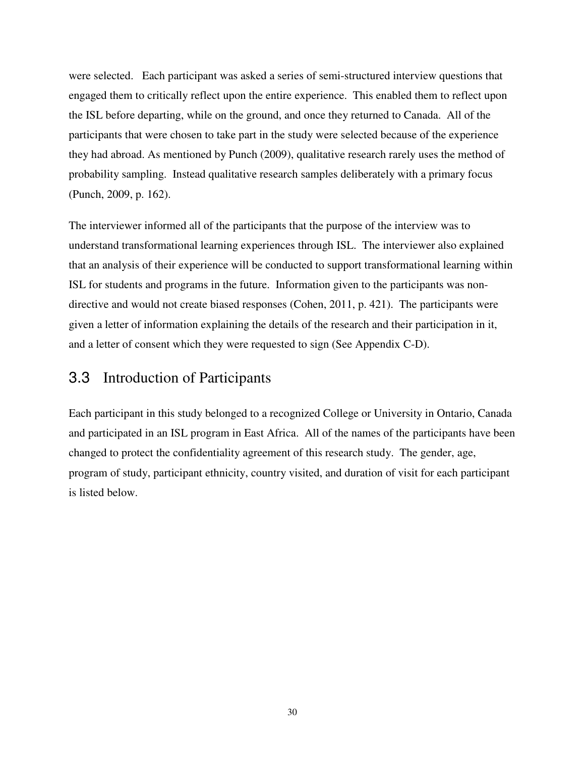were selected. Each participant was asked a series of semi-structured interview questions that engaged them to critically reflect upon the entire experience. This enabled them to reflect upon the ISL before departing, while on the ground, and once they returned to Canada. All of the participants that were chosen to take part in the study were selected because of the experience they had abroad. As mentioned by Punch (2009), qualitative research rarely uses the method of probability sampling. Instead qualitative research samples deliberately with a primary focus (Punch, 2009, p. 162).

The interviewer informed all of the participants that the purpose of the interview was to understand transformational learning experiences through ISL. The interviewer also explained that an analysis of their experience will be conducted to support transformational learning within ISL for students and programs in the future. Information given to the participants was non-directive and would not create biased responses (Cohen, 2011, p. 421). The participants were given a letter of information explaining the details of the research and their participation in it, and a letter of consent which they were requested to sign (See Appendix C-D).

## 3.3 Introduction of Participants

Each participant in this study belonged to a recognized College or University in Ontario, Canada and participated in an ISL program in East Africa. All of the names of the participants have been changed to protect the confidentiality agreement of this research study. The gender, age, program of study, participant ethnicity, country visited, and duration of visit for each participant is listed below.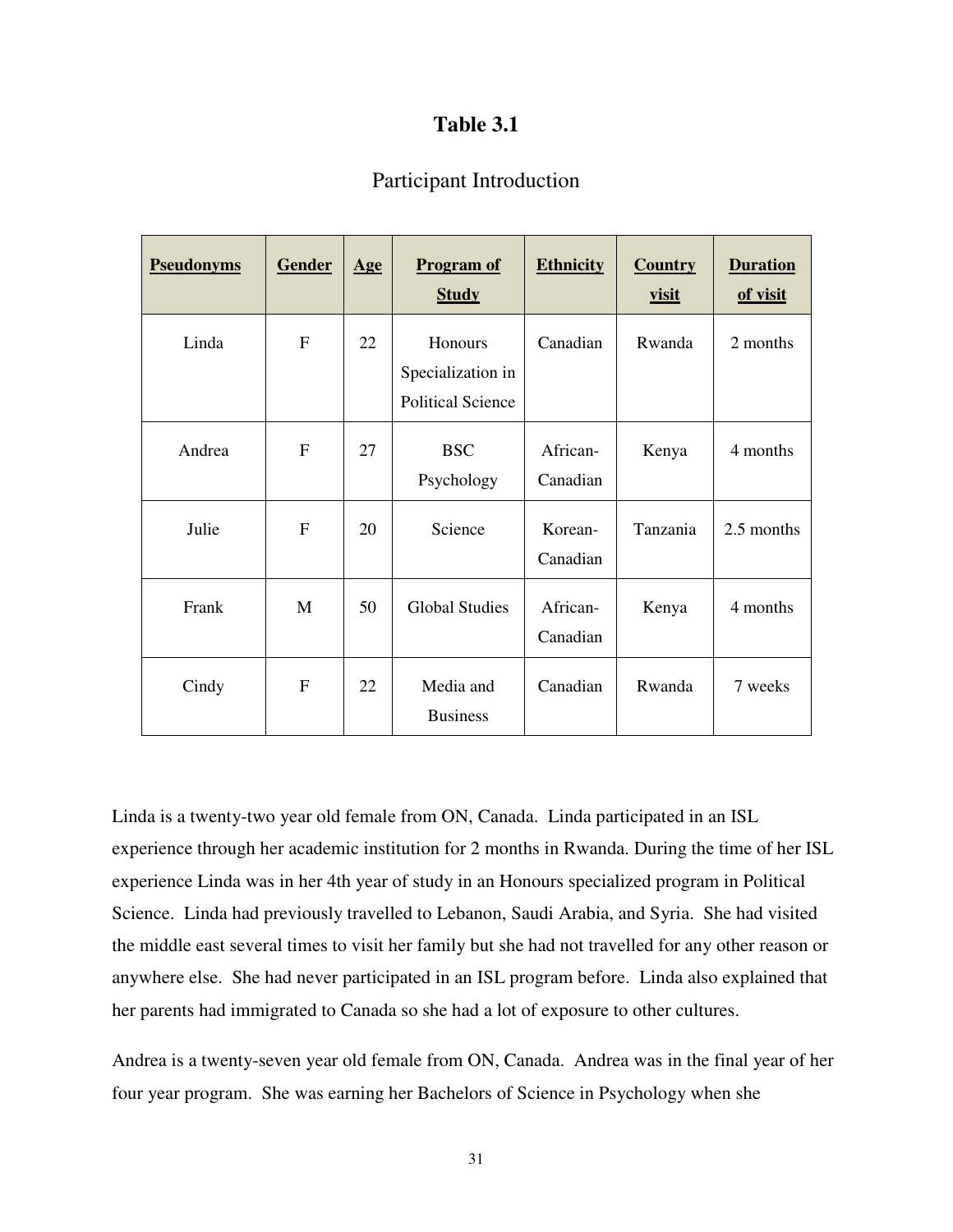## Table 3.1

Participant Introduction

| Pseudonyms | Gender | Age | Program of Study | Ethnicity | Country visit | Duration of visit |
|---|---|---|---|---|---|---|
| Linda | F | 22 | Honours Specialization in Political Science | Canadian | Rwanda | 2 months |
| Andrea | F | 27 | BSC Psychology | African-Canadian | Kenya | 4 months |
| Julie | F | 20 | Science | Korean-Canadian | Tanzania | 2.5 months |
| Frank | M | 50 | Global Studies | African-Canadian | Kenya | 4 months |
| Cindy | F | 22 | Media and Business | Canadian | Rwanda | 7 weeks |

Linda is a twenty-two year old female from ON, Canada. Linda participated in an ISL experience through her academic institution for 2 months in Rwanda. During the time of her ISL experience Linda was in her 4th year of study in an Honours specialized program in Political Science. Linda had previously travelled to Lebanon, Saudi Arabia, and Syria. She had visited the middle east several times to visit her family but she had not travelled for any other reason or anywhere else. She had never participated in an ISL program before. Linda also explained that her parents had immigrated to Canada so she had a lot of exposure to other cultures.

Andrea is a twenty-seven year old female from ON, Canada. Andrea was in the final year of her four year program. She was earning her Bachelors of Science in Psychology when she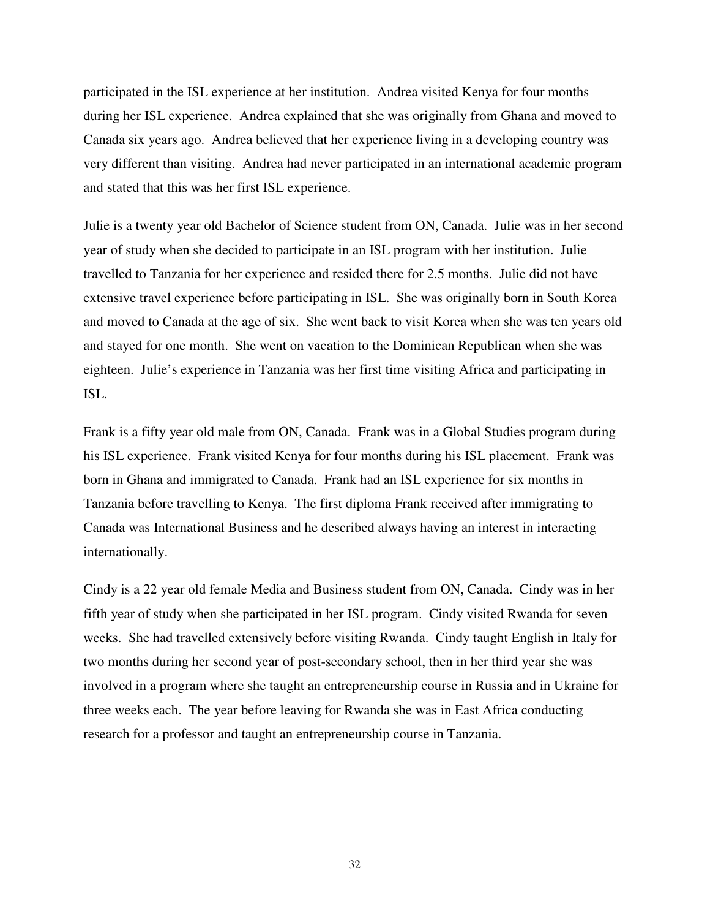participated in the ISL experience at her institution. Andrea visited Kenya for four months during her ISL experience. Andrea explained that she was originally from Ghana and moved to Canada six years ago. Andrea believed that her experience living in a developing country was very different than visiting. Andrea had never participated in an international academic program and stated that this was her first ISL experience.

Julie is a twenty year old Bachelor of Science student from ON, Canada. Julie was in her second year of study when she decided to participate in an ISL program with her institution. Julie travelled to Tanzania for her experience and resided there for 2.5 months. Julie did not have extensive travel experience before participating in ISL. She was originally born in South Korea and moved to Canada at the age of six. She went back to visit Korea when she was ten years old and stayed for one month. She went on vacation to the Dominican Republican when she was eighteen. Julie's experience in Tanzania was her first time visiting Africa and participating in ISL.

Frank is a fifty year old male from ON, Canada. Frank was in a Global Studies program during his ISL experience. Frank visited Kenya for four months during his ISL placement. Frank was born in Ghana and immigrated to Canada. Frank had an ISL experience for six months in Tanzania before travelling to Kenya. The first diploma Frank received after immigrating to Canada was International Business and he described always having an interest in interacting internationally.

Cindy is a 22 year old female Media and Business student from ON, Canada. Cindy was in her fifth year of study when she participated in her ISL program. Cindy visited Rwanda for seven weeks. She had travelled extensively before visiting Rwanda. Cindy taught English in Italy for two months during her second year of post-secondary school, then in her third year she was involved in a program where she taught an entrepreneurship course in Russia and in Ukraine for three weeks each. The year before leaving for Rwanda she was in East Africa conducting research for a professor and taught an entrepreneurship course in Tanzania.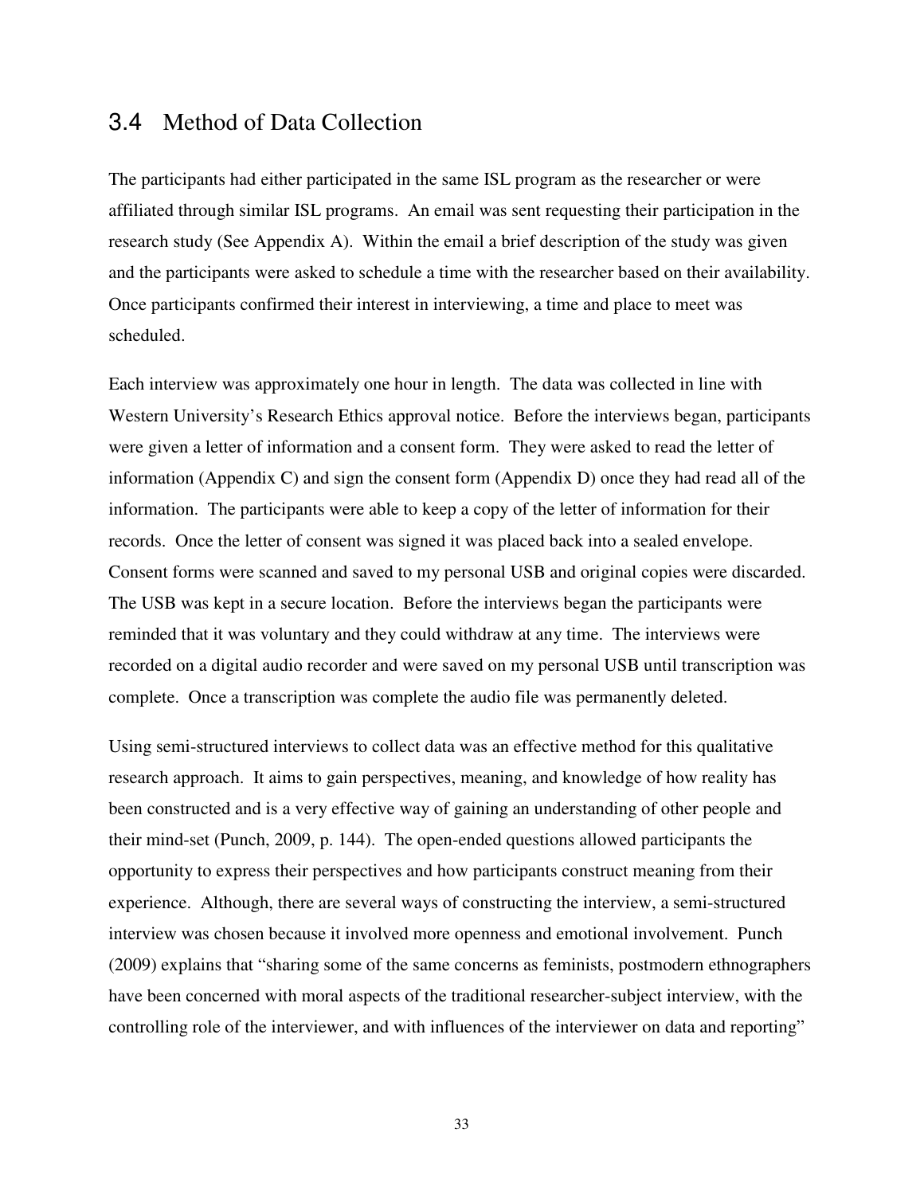## 3.4 Method of Data Collection

The participants had either participated in the same ISL program as the researcher or were affiliated through similar ISL programs. An email was sent requesting their participation in the research study (See Appendix A). Within the email a brief description of the study was given and the participants were asked to schedule a time with the researcher based on their availability. Once participants confirmed their interest in interviewing, a time and place to meet was scheduled.

Each interview was approximately one hour in length. The data was collected in line with Western University's Research Ethics approval notice. Before the interviews began, participants were given a letter of information and a consent form. They were asked to read the letter of information (Appendix C) and sign the consent form (Appendix D) once they had read all of the information. The participants were able to keep a copy of the letter of information for their records. Once the letter of consent was signed it was placed back into a sealed envelope. Consent forms were scanned and saved to my personal USB and original copies were discarded. The USB was kept in a secure location. Before the interviews began the participants were reminded that it was voluntary and they could withdraw at any time. The interviews were recorded on a digital audio recorder and were saved on my personal USB until transcription was complete. Once a transcription was complete the audio file was permanently deleted.

Using semi-structured interviews to collect data was an effective method for this qualitative research approach. It aims to gain perspectives, meaning, and knowledge of how reality has been constructed and is a very effective way of gaining an understanding of other people and their mind-set (Punch, 2009, p. 144). The open-ended questions allowed participants the opportunity to express their perspectives and how participants construct meaning from their experience. Although, there are several ways of constructing the interview, a semi-structured interview was chosen because it involved more openness and emotional involvement. Punch (2009) explains that "sharing some of the same concerns as feminists, postmodern ethnographers have been concerned with moral aspects of the traditional researcher-subject interview, with the controlling role of the interviewer, and with influences of the interviewer on data and reporting"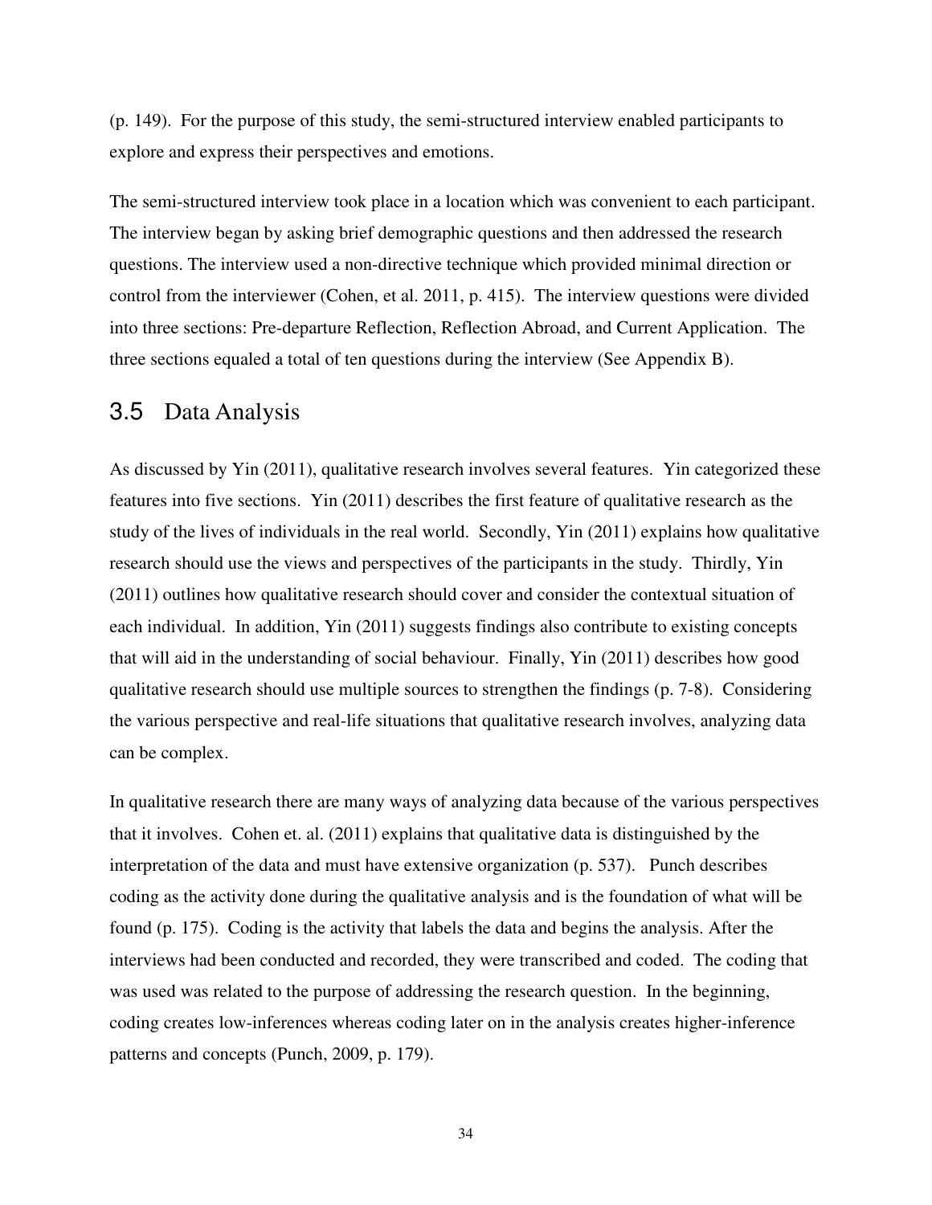(p. 149). For the purpose of this study, the semi-structured interview enabled participants to explore and express their perspectives and emotions.

The semi-structured interview took place in a location which was convenient to each participant. The interview began by asking brief demographic questions and then addressed the research questions. The interview used a non-directive technique which provided minimal direction or control from the interviewer (Cohen, et al. 2011, p. 415). The interview questions were divided into three sections: Pre-departure Reflection, Reflection Abroad, and Current Application. The three sections equaled a total of ten questions during the interview (See Appendix B).

## 3.5 Data Analysis

As discussed by Yin (2011), qualitative research involves several features. Yin categorized these features into five sections. Yin (2011) describes the first feature of qualitative research as the study of the lives of individuals in the real world. Secondly, Yin (2011) explains how qualitative research should use the views and perspectives of the participants in the study. Thirdly, Yin (2011) outlines how qualitative research should cover and consider the contextual situation of each individual. In addition, Yin (2011) suggests findings also contribute to existing concepts that will aid in the understanding of social behaviour. Finally, Yin (2011) describes how good qualitative research should use multiple sources to strengthen the findings (p. 7-8). Considering the various perspective and real-life situations that qualitative research involves, analyzing data can be complex.

In qualitative research there are many ways of analyzing data because of the various perspectives that it involves. Cohen et. al. (2011) explains that qualitative data is distinguished by the interpretation of the data and must have extensive organization (p. 537). Punch describes coding as the activity done during the qualitative analysis and is the foundation of what will be found (p. 175). Coding is the activity that labels the data and begins the analysis. After the interviews had been conducted and recorded, they were transcribed and coded. The coding that was used was related to the purpose of addressing the research question. In the beginning, coding creates low-inferences whereas coding later on in the analysis creates higher-inference patterns and concepts (Punch, 2009, p. 179).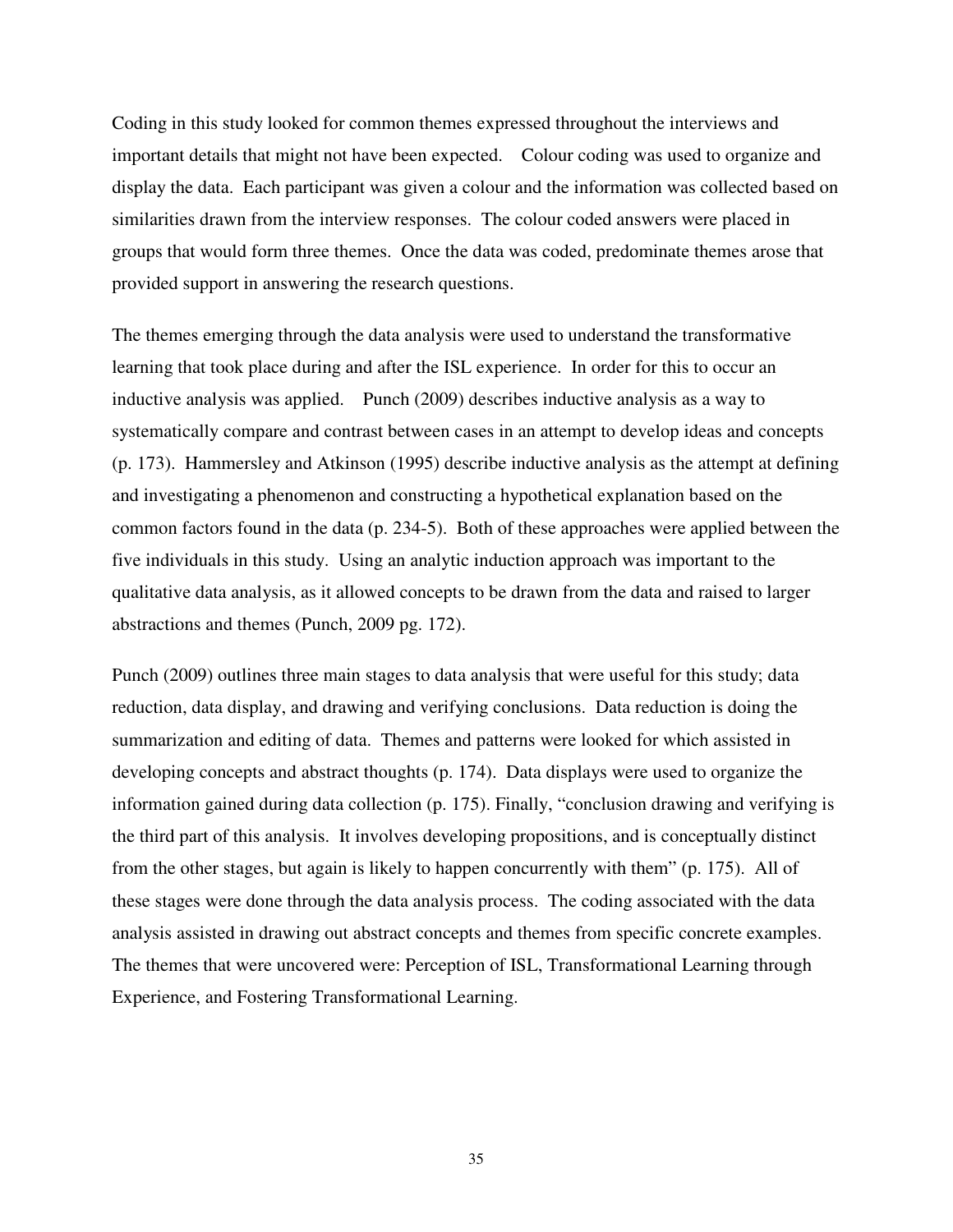Coding in this study looked for common themes expressed throughout the interviews and important details that might not have been expected. Colour coding was used to organize and display the data. Each participant was given a colour and the information was collected based on similarities drawn from the interview responses. The colour coded answers were placed in groups that would form three themes. Once the data was coded, predominate themes arose that provided support in answering the research questions.

The themes emerging through the data analysis were used to understand the transformative learning that took place during and after the ISL experience. In order for this to occur an inductive analysis was applied. Punch (2009) describes inductive analysis as a way to systematically compare and contrast between cases in an attempt to develop ideas and concepts (p. 173). Hammersley and Atkinson (1995) describe inductive analysis as the attempt at defining and investigating a phenomenon and constructing a hypothetical explanation based on the common factors found in the data (p. 234-5). Both of these approaches were applied between the five individuals in this study. Using an analytic induction approach was important to the qualitative data analysis, as it allowed concepts to be drawn from the data and raised to larger abstractions and themes (Punch, 2009 pg. 172).

Punch (2009) outlines three main stages to data analysis that were useful for this study; data reduction, data display, and drawing and verifying conclusions. Data reduction is doing the summarization and editing of data. Themes and patterns were looked for which assisted in developing concepts and abstract thoughts (p. 174). Data displays were used to organize the information gained during data collection (p. 175). Finally, "conclusion drawing and verifying is the third part of this analysis. It involves developing propositions, and is conceptually distinct from the other stages, but again is likely to happen concurrently with them" (p. 175). All of these stages were done through the data analysis process. The coding associated with the data analysis assisted in drawing out abstract concepts and themes from specific concrete examples. The themes that were uncovered were: Perception of ISL, Transformational Learning through Experience, and Fostering Transformational Learning.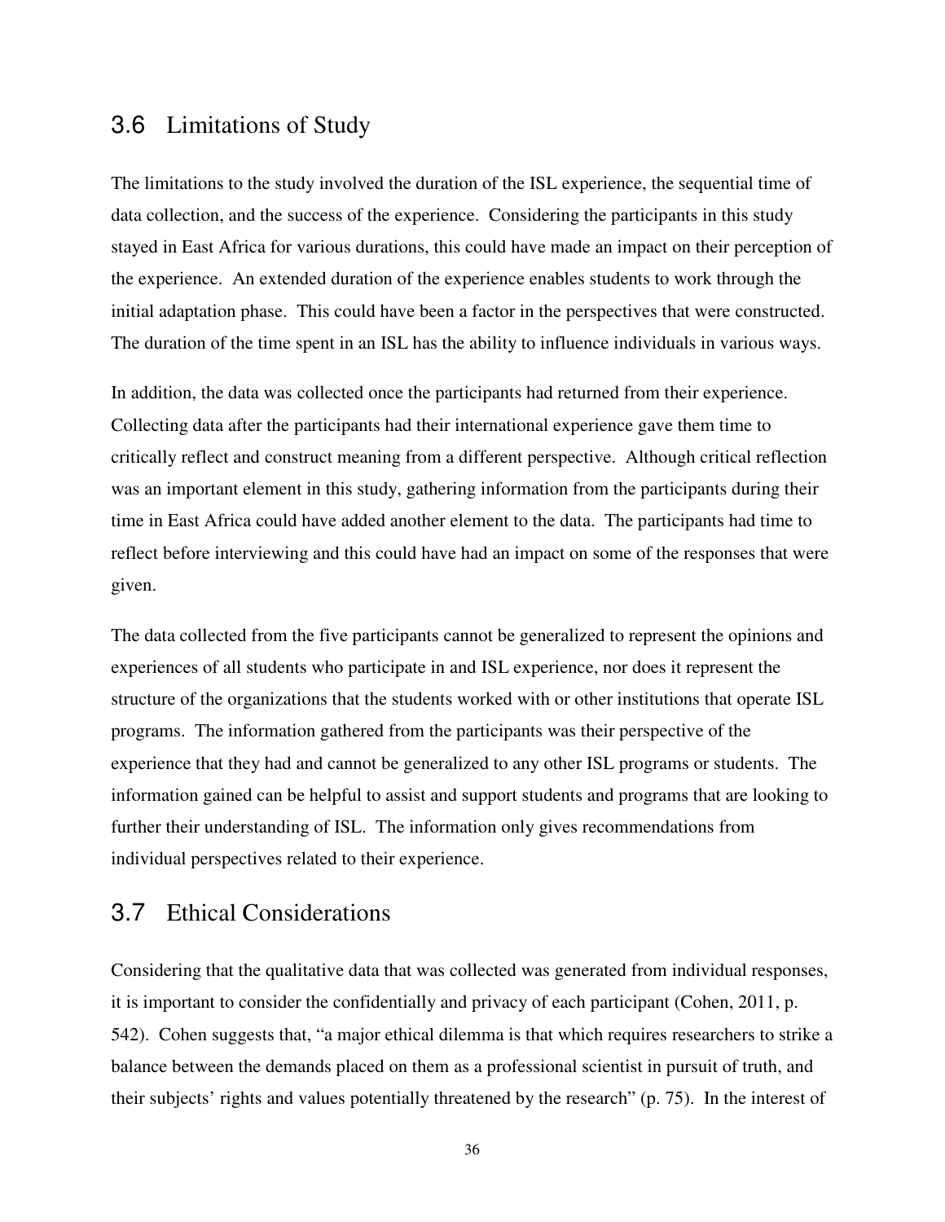## 3.6 Limitations of Study

The limitations to the study involved the duration of the ISL experience, the sequential time of data collection, and the success of the experience. Considering the participants in this study stayed in East Africa for various durations, this could have made an impact on their perception of the experience. An extended duration of the experience enables students to work through the initial adaptation phase. This could have been a factor in the perspectives that were constructed. The duration of the time spent in an ISL has the ability to influence individuals in various ways.

In addition, the data was collected once the participants had returned from their experience. Collecting data after the participants had their international experience gave them time to critically reflect and construct meaning from a different perspective. Although critical reflection was an important element in this study, gathering information from the participants during their time in East Africa could have added another element to the data. The participants had time to reflect before interviewing and this could have had an impact on some of the responses that were given.

The data collected from the five participants cannot be generalized to represent the opinions and experiences of all students who participate in and ISL experience, nor does it represent the structure of the organizations that the students worked with or other institutions that operate ISL programs. The information gathered from the participants was their perspective of the experience that they had and cannot be generalized to any other ISL programs or students. The information gained can be helpful to assist and support students and programs that are looking to further their understanding of ISL. The information only gives recommendations from individual perspectives related to their experience.

## 3.7 Ethical Considerations

Considering that the qualitative data that was collected was generated from individual responses, it is important to consider the confidentially and privacy of each participant (Cohen, 2011, p. 542). Cohen suggests that, "a major ethical dilemma is that which requires researchers to strike a balance between the demands placed on them as a professional scientist in pursuit of truth, and their subjects' rights and values potentially threatened by the research" (p. 75). In the interest of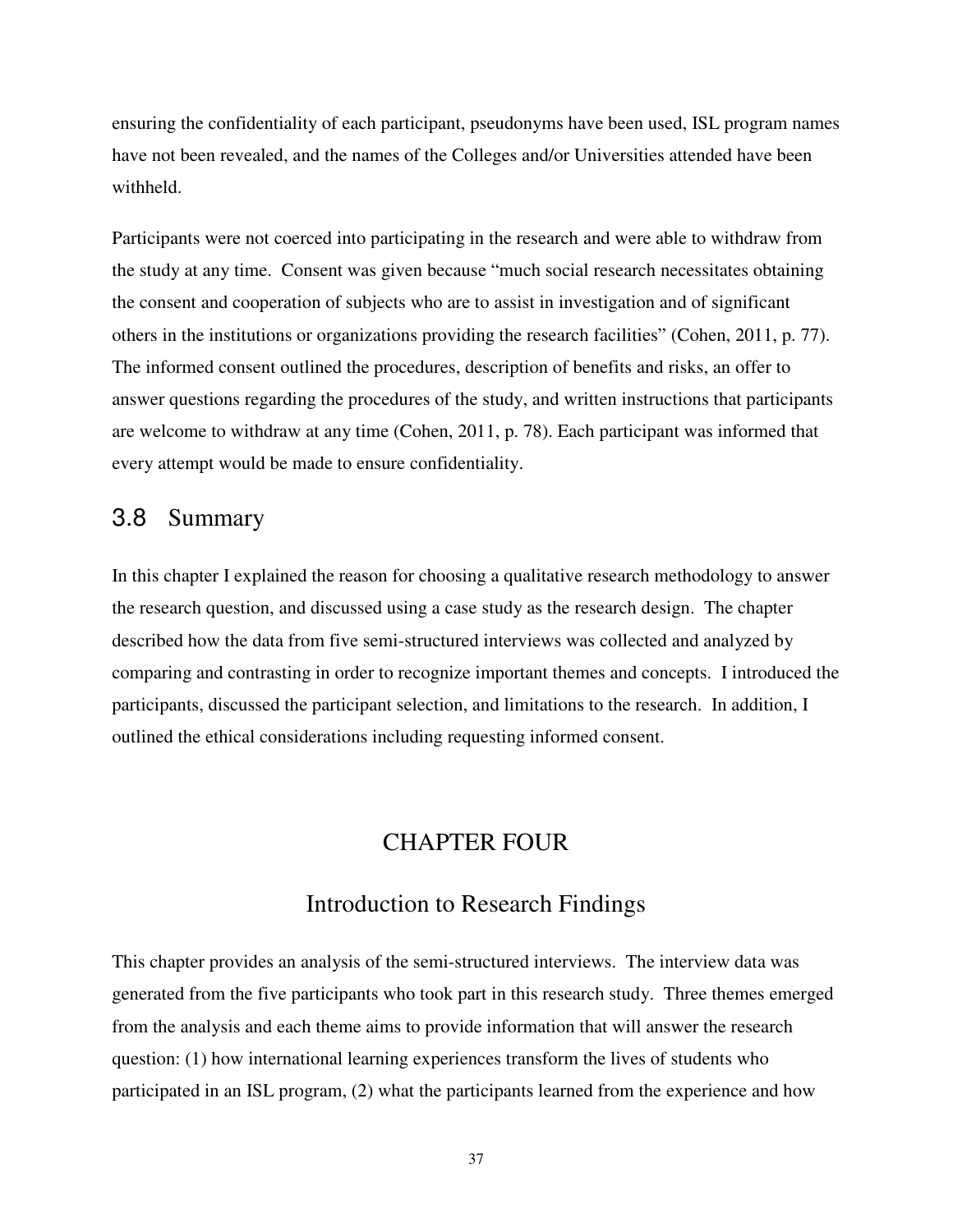ensuring the confidentiality of each participant, pseudonyms have been used, ISL program names have not been revealed, and the names of the Colleges and/or Universities attended have been withheld.

Participants were not coerced into participating in the research and were able to withdraw from the study at any time. Consent was given because "much social research necessitates obtaining the consent and cooperation of subjects who are to assist in investigation and of significant others in the institutions or organizations providing the research facilities" (Cohen, 2011, p. 77). The informed consent outlined the procedures, description of benefits and risks, an offer to answer questions regarding the procedures of the study, and written instructions that participants are welcome to withdraw at any time (Cohen, 2011, p. 78). Each participant was informed that every attempt would be made to ensure confidentiality.

## 3.8 Summary

In this chapter I explained the reason for choosing a qualitative research methodology to answer the research question, and discussed using a case study as the research design. The chapter described how the data from five semi-structured interviews was collected and analyzed by comparing and contrasting in order to recognize important themes and concepts. I introduced the participants, discussed the participant selection, and limitations to the research. In addition, I outlined the ethical considerations including requesting informed consent.

# CHAPTER FOUR

## Introduction to Research Findings

This chapter provides an analysis of the semi-structured interviews. The interview data was generated from the five participants who took part in this research study. Three themes emerged from the analysis and each theme aims to provide information that will answer the research question: (1) how international learning experiences transform the lives of students who participated in an ISL program, (2) what the participants learned from the experience and how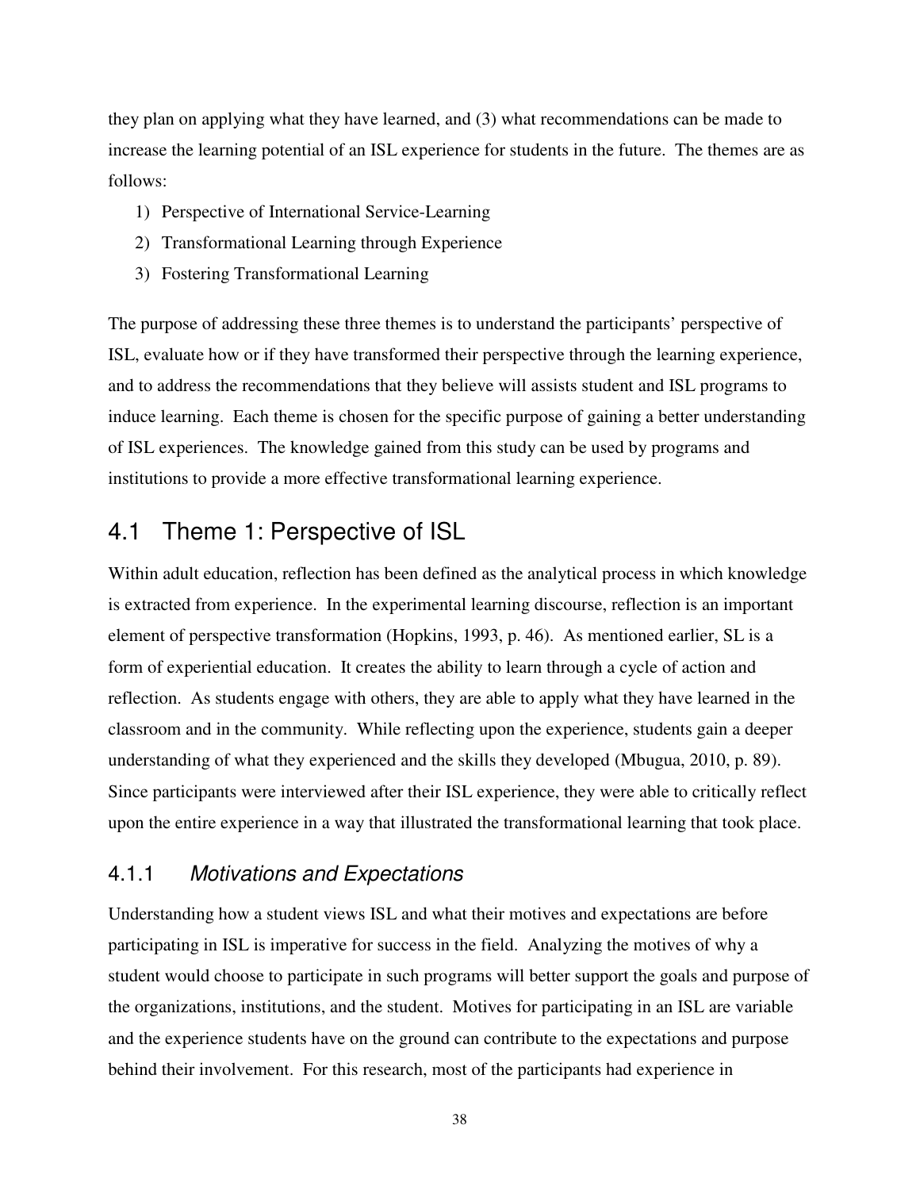they plan on applying what they have learned, and (3) what recommendations can be made to increase the learning potential of an ISL experience for students in the future. The themes are as follows:

1) Perspective of International Service-Learning
2) Transformational Learning through Experience
3) Fostering Transformational Learning

The purpose of addressing these three themes is to understand the participants' perspective of ISL, evaluate how or if they have transformed their perspective through the learning experience, and to address the recommendations that they believe will assists student and ISL programs to induce learning. Each theme is chosen for the specific purpose of gaining a better understanding of ISL experiences. The knowledge gained from this study can be used by programs and institutions to provide a more effective transformational learning experience.

## 4.1 Theme 1: Perspective of ISL

Within adult education, reflection has been defined as the analytical process in which knowledge is extracted from experience. In the experimental learning discourse, reflection is an important element of perspective transformation (Hopkins, 1993, p. 46). As mentioned earlier, SL is a form of experiential education. It creates the ability to learn through a cycle of action and reflection. As students engage with others, they are able to apply what they have learned in the classroom and in the community. While reflecting upon the experience, students gain a deeper understanding of what they experienced and the skills they developed (Mbugua, 2010, p. 89). Since participants were interviewed after their ISL experience, they were able to critically reflect upon the entire experience in a way that illustrated the transformational learning that took place.

### 4.1.1 *Motivations and Expectations*

Understanding how a student views ISL and what their motives and expectations are before participating in ISL is imperative for success in the field. Analyzing the motives of why a student would choose to participate in such programs will better support the goals and purpose of the organizations, institutions, and the student. Motives for participating in an ISL are variable and the experience students have on the ground can contribute to the expectations and purpose behind their involvement. For this research, most of the participants had experience in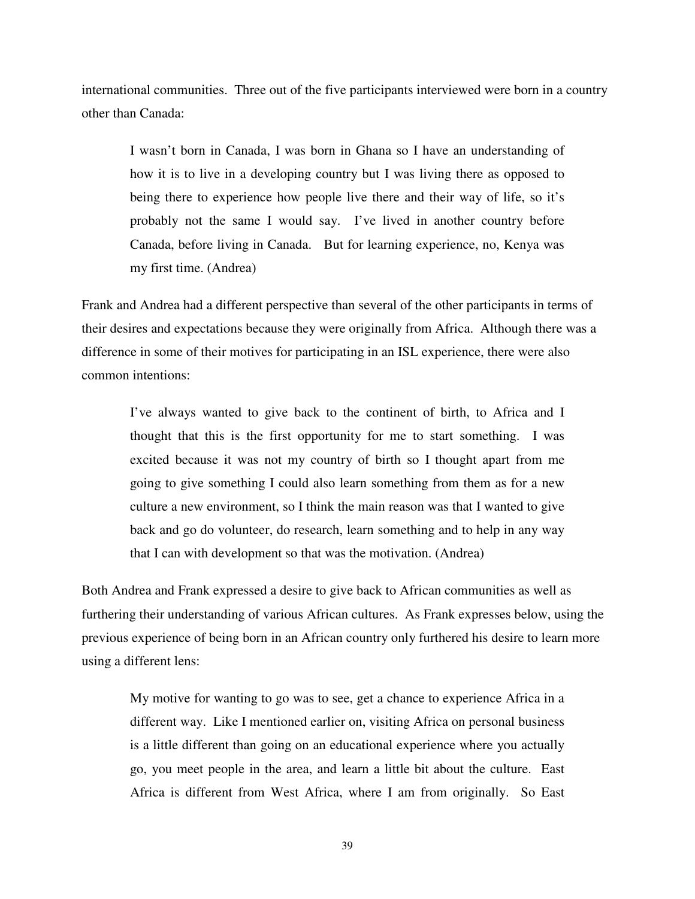international communities. Three out of the five participants interviewed were born in a country other than Canada:

> I wasn't born in Canada, I was born in Ghana so I have an understanding of how it is to live in a developing country but I was living there as opposed to being there to experience how people live there and their way of life, so it's probably not the same I would say. I've lived in another country before Canada, before living in Canada. But for learning experience, no, Kenya was my first time. (Andrea)

Frank and Andrea had a different perspective than several of the other participants in terms of their desires and expectations because they were originally from Africa. Although there was a difference in some of their motives for participating in an ISL experience, there were also common intentions:

> I've always wanted to give back to the continent of birth, to Africa and I thought that this is the first opportunity for me to start something. I was excited because it was not my country of birth so I thought apart from me going to give something I could also learn something from them as for a new culture a new environment, so I think the main reason was that I wanted to give back and go do volunteer, do research, learn something and to help in any way that I can with development so that was the motivation. (Andrea)

Both Andrea and Frank expressed a desire to give back to African communities as well as furthering their understanding of various African cultures. As Frank expresses below, using the previous experience of being born in an African country only furthered his desire to learn more using a different lens:

> My motive for wanting to go was to see, get a chance to experience Africa in a different way. Like I mentioned earlier on, visiting Africa on personal business is a little different than going on an educational experience where you actually go, you meet people in the area, and learn a little bit about the culture. East Africa is different from West Africa, where I am from originally. So East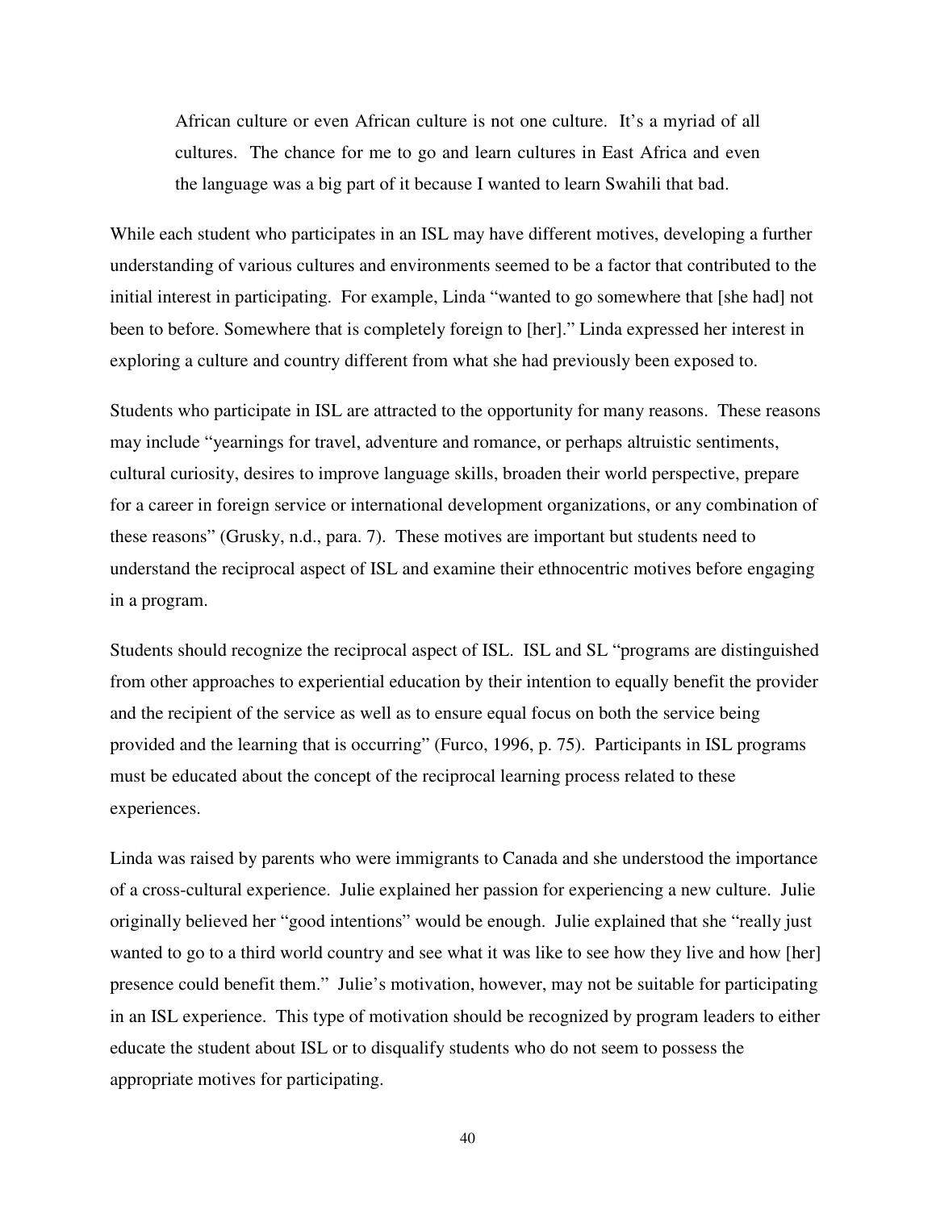> African culture or even African culture is not one culture. It's a myriad of all cultures. The chance for me to go and learn cultures in East Africa and even the language was a big part of it because I wanted to learn Swahili that bad.

While each student who participates in an ISL may have different motives, developing a further understanding of various cultures and environments seemed to be a factor that contributed to the initial interest in participating. For example, Linda "wanted to go somewhere that [she had] not been to before. Somewhere that is completely foreign to [her]." Linda expressed her interest in exploring a culture and country different from what she had previously been exposed to.

Students who participate in ISL are attracted to the opportunity for many reasons. These reasons may include "yearnings for travel, adventure and romance, or perhaps altruistic sentiments, cultural curiosity, desires to improve language skills, broaden their world perspective, prepare for a career in foreign service or international development organizations, or any combination of these reasons" (Grusky, n.d., para. 7). These motives are important but students need to understand the reciprocal aspect of ISL and examine their ethnocentric motives before engaging in a program.

Students should recognize the reciprocal aspect of ISL. ISL and SL "programs are distinguished from other approaches to experiential education by their intention to equally benefit the provider and the recipient of the service as well as to ensure equal focus on both the service being provided and the learning that is occurring" (Furco, 1996, p. 75). Participants in ISL programs must be educated about the concept of the reciprocal learning process related to these experiences.

Linda was raised by parents who were immigrants to Canada and she understood the importance of a cross-cultural experience. Julie explained her passion for experiencing a new culture. Julie originally believed her "good intentions" would be enough. Julie explained that she "really just wanted to go to a third world country and see what it was like to see how they live and how [her] presence could benefit them." Julie's motivation, however, may not be suitable for participating in an ISL experience. This type of motivation should be recognized by program leaders to either educate the student about ISL or to disqualify students who do not seem to possess the appropriate motives for participating.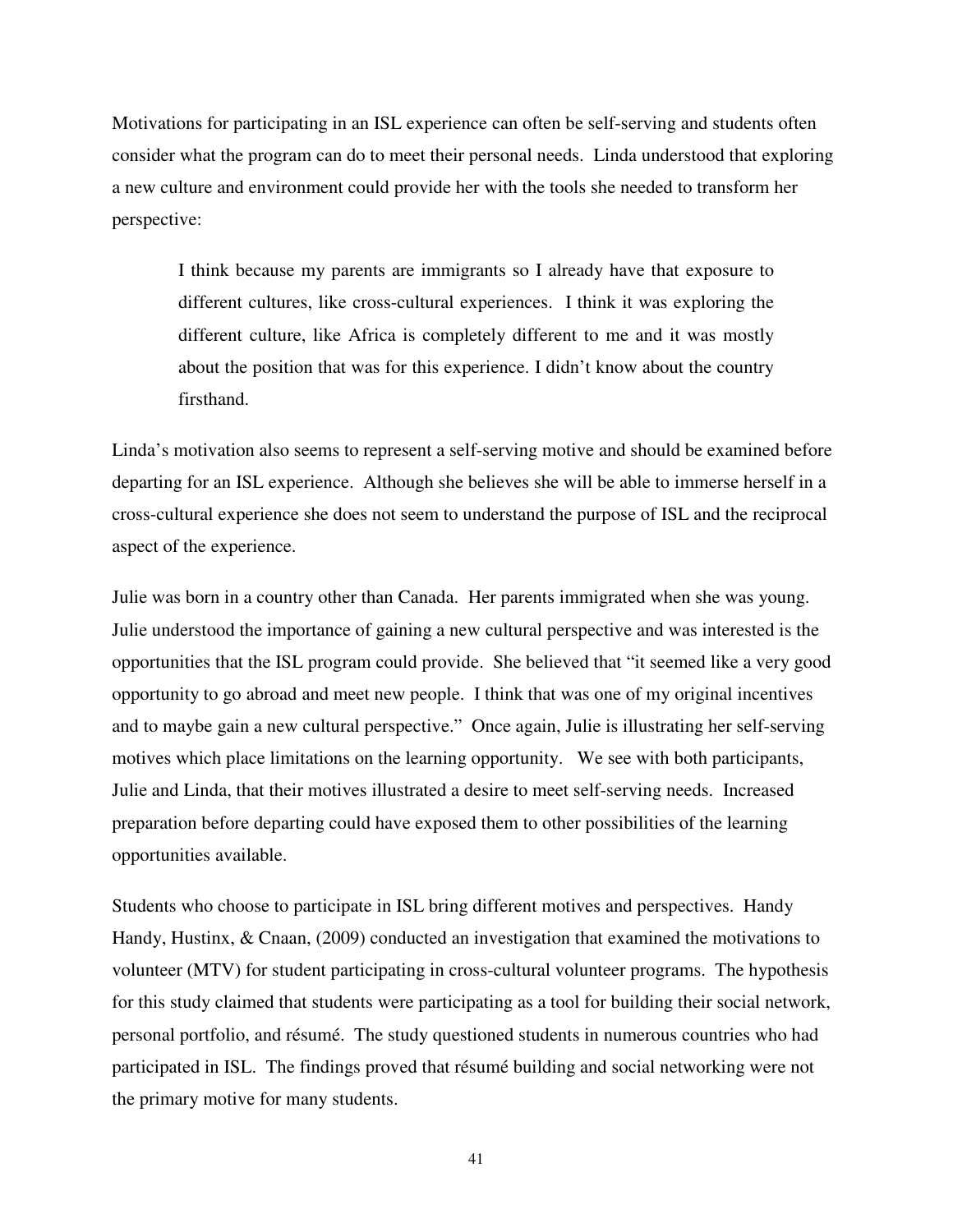Motivations for participating in an ISL experience can often be self-serving and students often consider what the program can do to meet their personal needs. Linda understood that exploring a new culture and environment could provide her with the tools she needed to transform her perspective:

> I think because my parents are immigrants so I already have that exposure to different cultures, like cross-cultural experiences. I think it was exploring the different culture, like Africa is completely different to me and it was mostly about the position that was for this experience. I didn't know about the country firsthand.

Linda's motivation also seems to represent a self-serving motive and should be examined before departing for an ISL experience. Although she believes she will be able to immerse herself in a cross-cultural experience she does not seem to understand the purpose of ISL and the reciprocal aspect of the experience.

Julie was born in a country other than Canada. Her parents immigrated when she was young. Julie understood the importance of gaining a new cultural perspective and was interested is the opportunities that the ISL program could provide. She believed that "it seemed like a very good opportunity to go abroad and meet new people. I think that was one of my original incentives and to maybe gain a new cultural perspective." Once again, Julie is illustrating her self-serving motives which place limitations on the learning opportunity. We see with both participants, Julie and Linda, that their motives illustrated a desire to meet self-serving needs. Increased preparation before departing could have exposed them to other possibilities of the learning opportunities available.

Students who choose to participate in ISL bring different motives and perspectives. Handy Handy, Hustinx, & Cnaan, (2009) conducted an investigation that examined the motivations to volunteer (MTV) for student participating in cross-cultural volunteer programs. The hypothesis for this study claimed that students were participating as a tool for building their social network, personal portfolio, and résumé. The study questioned students in numerous countries who had participated in ISL. The findings proved that résumé building and social networking were not the primary motive for many students.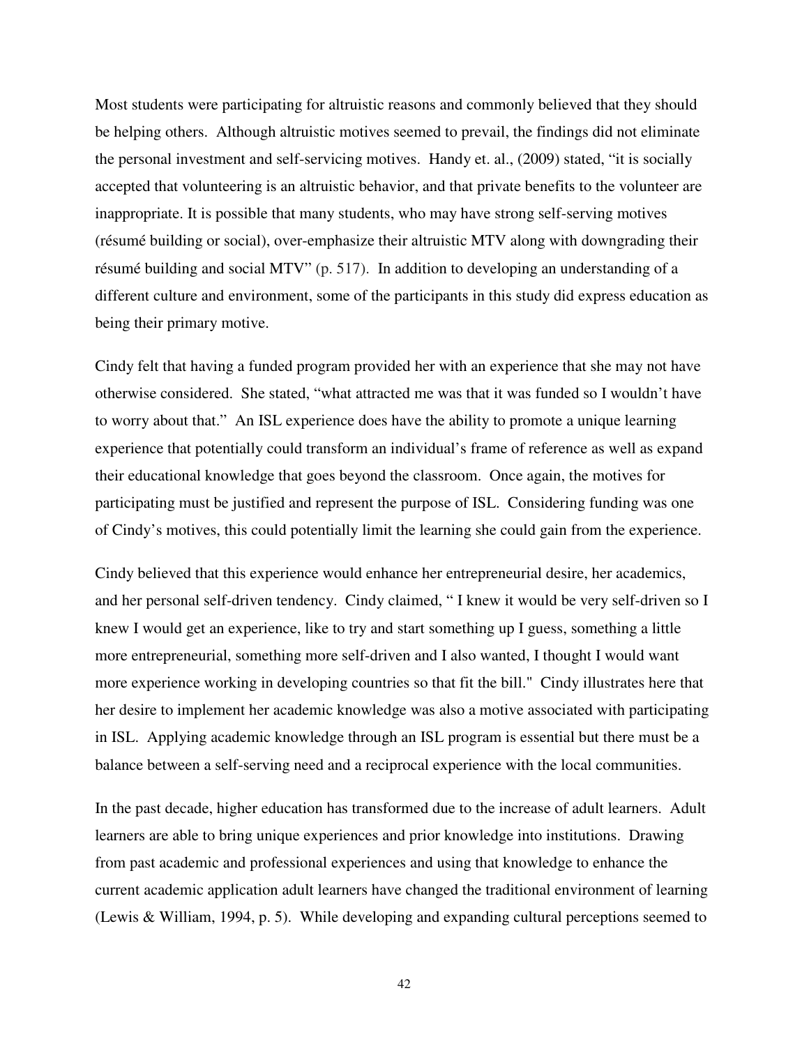Most students were participating for altruistic reasons and commonly believed that they should be helping others. Although altruistic motives seemed to prevail, the findings did not eliminate the personal investment and self-servicing motives. Handy et. al., (2009) stated, "it is socially accepted that volunteering is an altruistic behavior, and that private benefits to the volunteer are inappropriate. It is possible that many students, who may have strong self-serving motives (résumé building or social), over-emphasize their altruistic MTV along with downgrading their résumé building and social MTV" (p. 517). In addition to developing an understanding of a different culture and environment, some of the participants in this study did express education as being their primary motive.

Cindy felt that having a funded program provided her with an experience that she may not have otherwise considered. She stated, "what attracted me was that it was funded so I wouldn't have to worry about that." An ISL experience does have the ability to promote a unique learning experience that potentially could transform an individual's frame of reference as well as expand their educational knowledge that goes beyond the classroom. Once again, the motives for participating must be justified and represent the purpose of ISL. Considering funding was one of Cindy's motives, this could potentially limit the learning she could gain from the experience.

Cindy believed that this experience would enhance her entrepreneurial desire, her academics, and her personal self-driven tendency. Cindy claimed, " I knew it would be very self-driven so I knew I would get an experience, like to try and start something up I guess, something a little more entrepreneurial, something more self-driven and I also wanted, I thought I would want more experience working in developing countries so that fit the bill." Cindy illustrates here that her desire to implement her academic knowledge was also a motive associated with participating in ISL. Applying academic knowledge through an ISL program is essential but there must be a balance between a self-serving need and a reciprocal experience with the local communities.

In the past decade, higher education has transformed due to the increase of adult learners. Adult learners are able to bring unique experiences and prior knowledge into institutions. Drawing from past academic and professional experiences and using that knowledge to enhance the current academic application adult learners have changed the traditional environment of learning (Lewis & William, 1994, p. 5). While developing and expanding cultural perceptions seemed to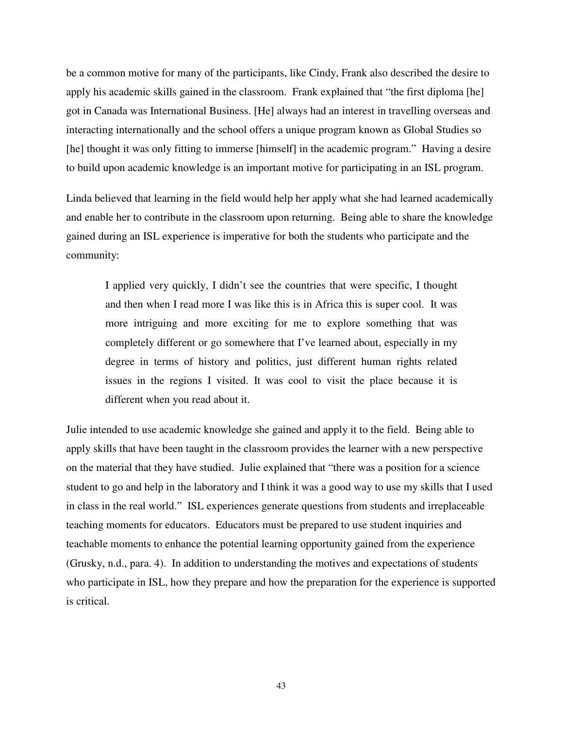be a common motive for many of the participants, like Cindy, Frank also described the desire to apply his academic skills gained in the classroom. Frank explained that "the first diploma [he] got in Canada was International Business. [He] always had an interest in travelling overseas and interacting internationally and the school offers a unique program known as Global Studies so [he] thought it was only fitting to immerse [himself] in the academic program." Having a desire to build upon academic knowledge is an important motive for participating in an ISL program.

Linda believed that learning in the field would help her apply what she had learned academically and enable her to contribute in the classroom upon returning. Being able to share the knowledge gained during an ISL experience is imperative for both the students who participate and the community:

> I applied very quickly, I didn't see the countries that were specific, I thought and then when I read more I was like this is in Africa this is super cool. It was more intriguing and more exciting for me to explore something that was completely different or go somewhere that I've learned about, especially in my degree in terms of history and politics, just different human rights related issues in the regions I visited. It was cool to visit the place because it is different when you read about it.

Julie intended to use academic knowledge she gained and apply it to the field. Being able to apply skills that have been taught in the classroom provides the learner with a new perspective on the material that they have studied. Julie explained that "there was a position for a science student to go and help in the laboratory and I think it was a good way to use my skills that I used in class in the real world." ISL experiences generate questions from students and irreplaceable teaching moments for educators. Educators must be prepared to use student inquiries and teachable moments to enhance the potential learning opportunity gained from the experience (Grusky, n.d., para. 4). In addition to understanding the motives and expectations of students who participate in ISL, how they prepare and how the preparation for the experience is supported is critical.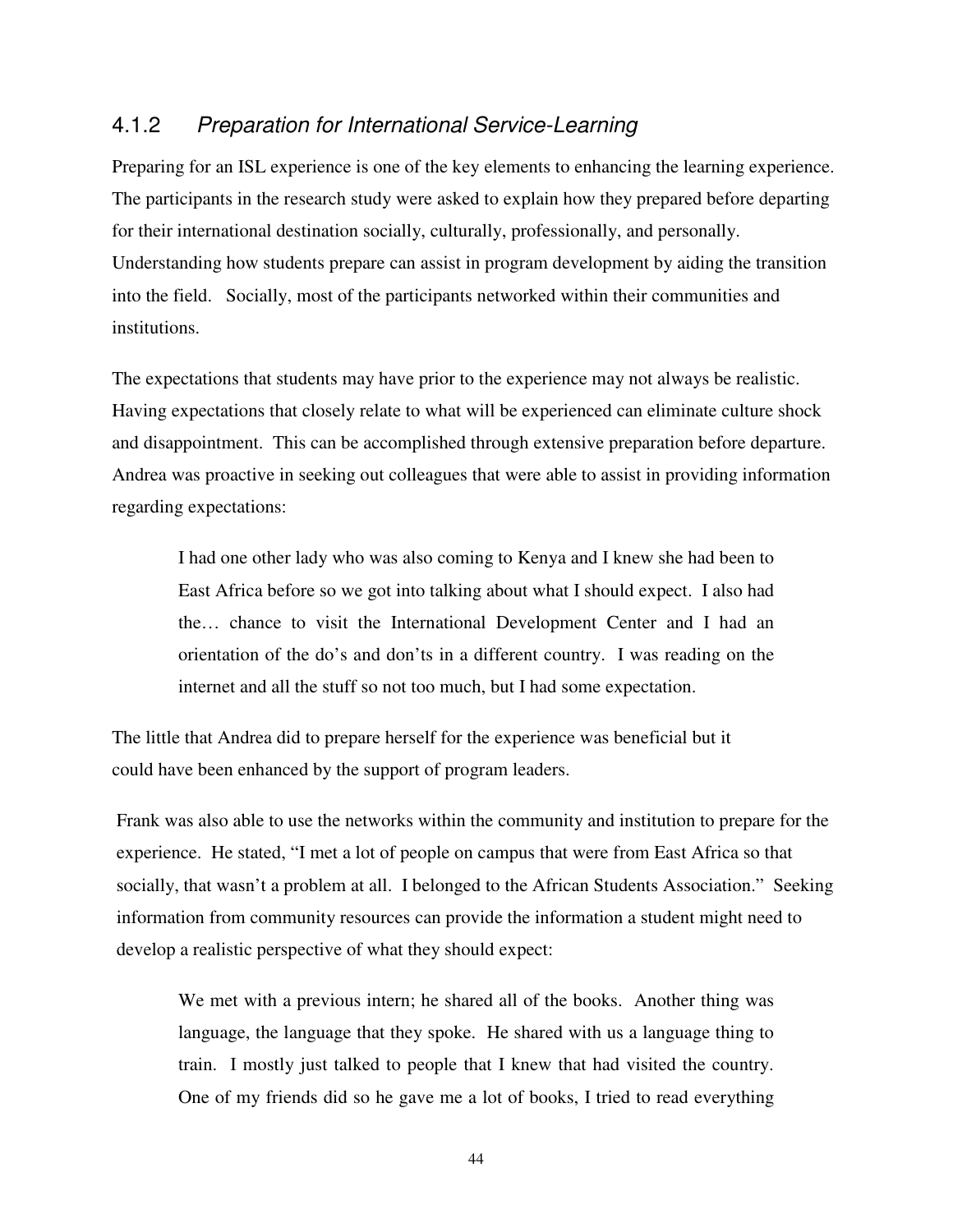### 4.1.2 *Preparation for International Service-Learning*

Preparing for an ISL experience is one of the key elements to enhancing the learning experience. The participants in the research study were asked to explain how they prepared before departing for their international destination socially, culturally, professionally, and personally. Understanding how students prepare can assist in program development by aiding the transition into the field. Socially, most of the participants networked within their communities and institutions.

The expectations that students may have prior to the experience may not always be realistic. Having expectations that closely relate to what will be experienced can eliminate culture shock and disappointment. This can be accomplished through extensive preparation before departure. Andrea was proactive in seeking out colleagues that were able to assist in providing information regarding expectations:

> I had one other lady who was also coming to Kenya and I knew she had been to East Africa before so we got into talking about what I should expect. I also had the… chance to visit the International Development Center and I had an orientation of the do's and don'ts in a different country. I was reading on the internet and all the stuff so not too much, but I had some expectation.

The little that Andrea did to prepare herself for the experience was beneficial but it could have been enhanced by the support of program leaders.

Frank was also able to use the networks within the community and institution to prepare for the experience. He stated, "I met a lot of people on campus that were from East Africa so that socially, that wasn't a problem at all. I belonged to the African Students Association." Seeking information from community resources can provide the information a student might need to develop a realistic perspective of what they should expect:

> We met with a previous intern; he shared all of the books. Another thing was language, the language that they spoke. He shared with us a language thing to train. I mostly just talked to people that I knew that had visited the country. One of my friends did so he gave me a lot of books, I tried to read everything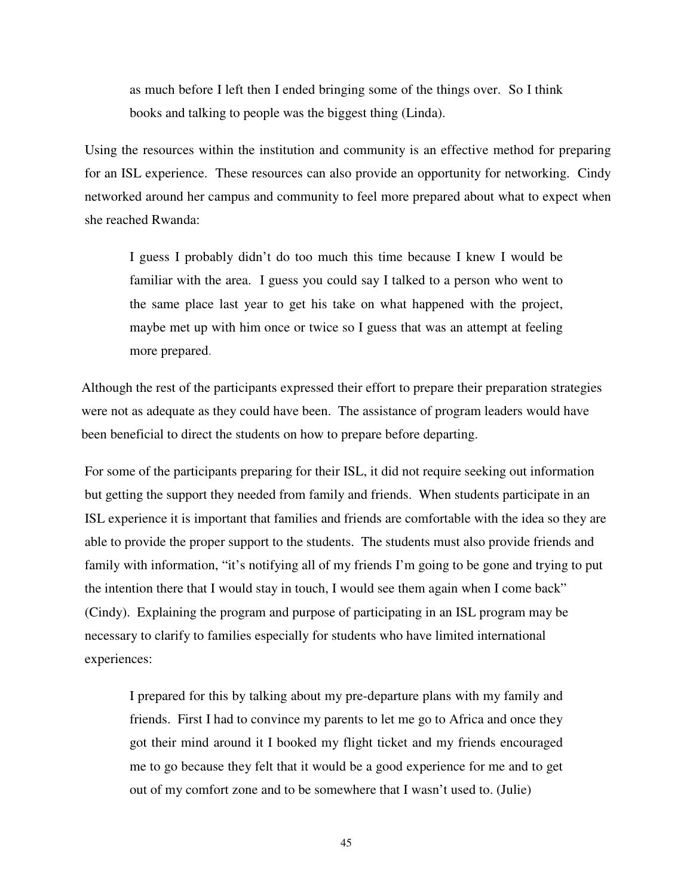> as much before I left then I ended bringing some of the things over. So I think books and talking to people was the biggest thing (Linda).

Using the resources within the institution and community is an effective method for preparing for an ISL experience. These resources can also provide an opportunity for networking. Cindy networked around her campus and community to feel more prepared about what to expect when she reached Rwanda:

> I guess I probably didn't do too much this time because I knew I would be familiar with the area. I guess you could say I talked to a person who went to the same place last year to get his take on what happened with the project, maybe met up with him once or twice so I guess that was an attempt at feeling more prepared.

Although the rest of the participants expressed their effort to prepare their preparation strategies were not as adequate as they could have been. The assistance of program leaders would have been beneficial to direct the students on how to prepare before departing.

For some of the participants preparing for their ISL, it did not require seeking out information but getting the support they needed from family and friends. When students participate in an ISL experience it is important that families and friends are comfortable with the idea so they are able to provide the proper support to the students. The students must also provide friends and family with information, "it's notifying all of my friends I'm going to be gone and trying to put the intention there that I would stay in touch, I would see them again when I come back" (Cindy). Explaining the program and purpose of participating in an ISL program may be necessary to clarify to families especially for students who have limited international experiences:

> I prepared for this by talking about my pre-departure plans with my family and friends. First I had to convince my parents to let me go to Africa and once they got their mind around it I booked my flight ticket and my friends encouraged me to go because they felt that it would be a good experience for me and to get out of my comfort zone and to be somewhere that I wasn't used to. (Julie)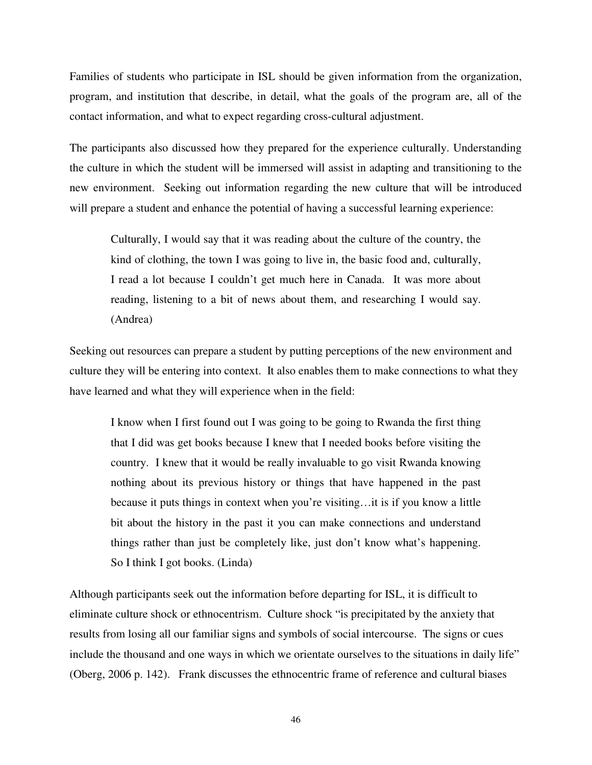Families of students who participate in ISL should be given information from the organization, program, and institution that describe, in detail, what the goals of the program are, all of the contact information, and what to expect regarding cross-cultural adjustment.

The participants also discussed how they prepared for the experience culturally. Understanding the culture in which the student will be immersed will assist in adapting and transitioning to the new environment. Seeking out information regarding the new culture that will be introduced will prepare a student and enhance the potential of having a successful learning experience:

> Culturally, I would say that it was reading about the culture of the country, the kind of clothing, the town I was going to live in, the basic food and, culturally, I read a lot because I couldn't get much here in Canada. It was more about reading, listening to a bit of news about them, and researching I would say. (Andrea)

Seeking out resources can prepare a student by putting perceptions of the new environment and culture they will be entering into context. It also enables them to make connections to what they have learned and what they will experience when in the field:

> I know when I first found out I was going to be going to Rwanda the first thing that I did was get books because I knew that I needed books before visiting the country. I knew that it would be really invaluable to go visit Rwanda knowing nothing about its previous history or things that have happened in the past because it puts things in context when you're visiting…it is if you know a little bit about the history in the past it you can make connections and understand things rather than just be completely like, just don't know what's happening. So I think I got books. (Linda)

Although participants seek out the information before departing for ISL, it is difficult to eliminate culture shock or ethnocentrism. Culture shock "is precipitated by the anxiety that results from losing all our familiar signs and symbols of social intercourse. The signs or cues include the thousand and one ways in which we orientate ourselves to the situations in daily life" (Oberg, 2006 p. 142). Frank discusses the ethnocentric frame of reference and cultural biases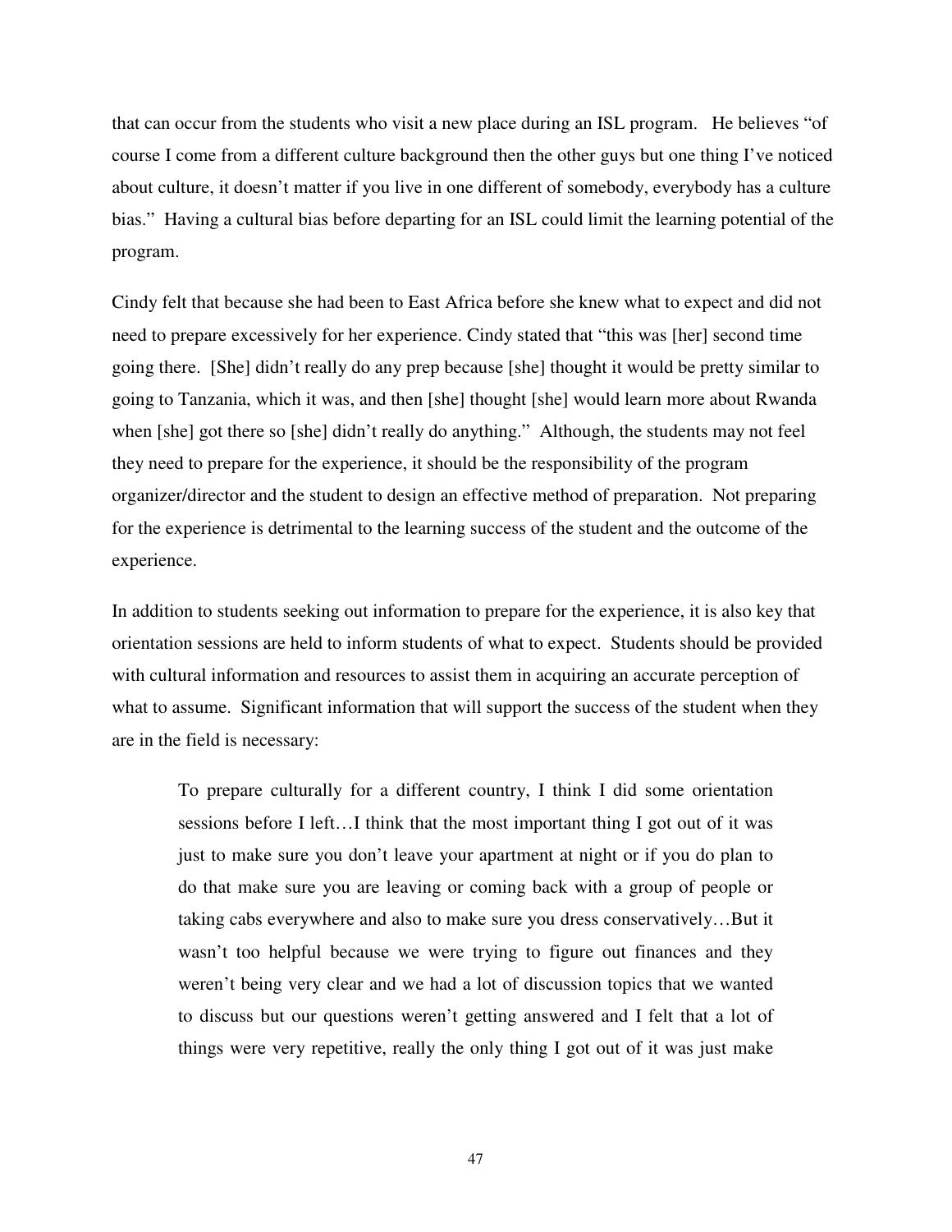that can occur from the students who visit a new place during an ISL program. He believes "of course I come from a different culture background then the other guys but one thing I've noticed about culture, it doesn't matter if you live in one different of somebody, everybody has a culture bias." Having a cultural bias before departing for an ISL could limit the learning potential of the program.

Cindy felt that because she had been to East Africa before she knew what to expect and did not need to prepare excessively for her experience. Cindy stated that "this was [her] second time going there. [She] didn't really do any prep because [she] thought it would be pretty similar to going to Tanzania, which it was, and then [she] thought [she] would learn more about Rwanda when [she] got there so [she] didn't really do anything." Although, the students may not feel they need to prepare for the experience, it should be the responsibility of the program organizer/director and the student to design an effective method of preparation. Not preparing for the experience is detrimental to the learning success of the student and the outcome of the experience.

In addition to students seeking out information to prepare for the experience, it is also key that orientation sessions are held to inform students of what to expect. Students should be provided with cultural information and resources to assist them in acquiring an accurate perception of what to assume. Significant information that will support the success of the student when they are in the field is necessary:

> To prepare culturally for a different country, I think I did some orientation sessions before I left…I think that the most important thing I got out of it was just to make sure you don't leave your apartment at night or if you do plan to do that make sure you are leaving or coming back with a group of people or taking cabs everywhere and also to make sure you dress conservatively…But it wasn't too helpful because we were trying to figure out finances and they weren't being very clear and we had a lot of discussion topics that we wanted to discuss but our questions weren't getting answered and I felt that a lot of things were very repetitive, really the only thing I got out of it was just make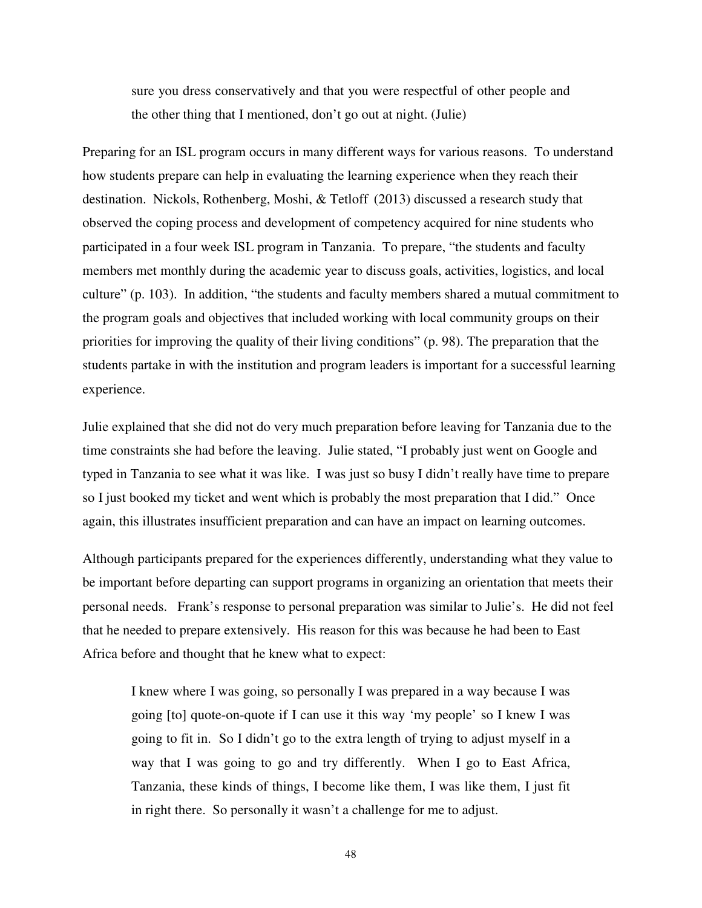> sure you dress conservatively and that you were respectful of other people and the other thing that I mentioned, don't go out at night. (Julie)

Preparing for an ISL program occurs in many different ways for various reasons. To understand how students prepare can help in evaluating the learning experience when they reach their destination. Nickols, Rothenberg, Moshi, & Tetloff (2013) discussed a research study that observed the coping process and development of competency acquired for nine students who participated in a four week ISL program in Tanzania. To prepare, "the students and faculty members met monthly during the academic year to discuss goals, activities, logistics, and local culture" (p. 103). In addition, "the students and faculty members shared a mutual commitment to the program goals and objectives that included working with local community groups on their priorities for improving the quality of their living conditions" (p. 98). The preparation that the students partake in with the institution and program leaders is important for a successful learning experience.

Julie explained that she did not do very much preparation before leaving for Tanzania due to the time constraints she had before the leaving. Julie stated, "I probably just went on Google and typed in Tanzania to see what it was like. I was just so busy I didn't really have time to prepare so I just booked my ticket and went which is probably the most preparation that I did." Once again, this illustrates insufficient preparation and can have an impact on learning outcomes.

Although participants prepared for the experiences differently, understanding what they value to be important before departing can support programs in organizing an orientation that meets their personal needs. Frank's response to personal preparation was similar to Julie's. He did not feel that he needed to prepare extensively. His reason for this was because he had been to East Africa before and thought that he knew what to expect:

> I knew where I was going, so personally I was prepared in a way because I was going [to] quote-on-quote if I can use it this way 'my people' so I knew I was going to fit in. So I didn't go to the extra length of trying to adjust myself in a way that I was going to go and try differently. When I go to East Africa, Tanzania, these kinds of things, I become like them, I was like them, I just fit in right there. So personally it wasn't a challenge for me to adjust.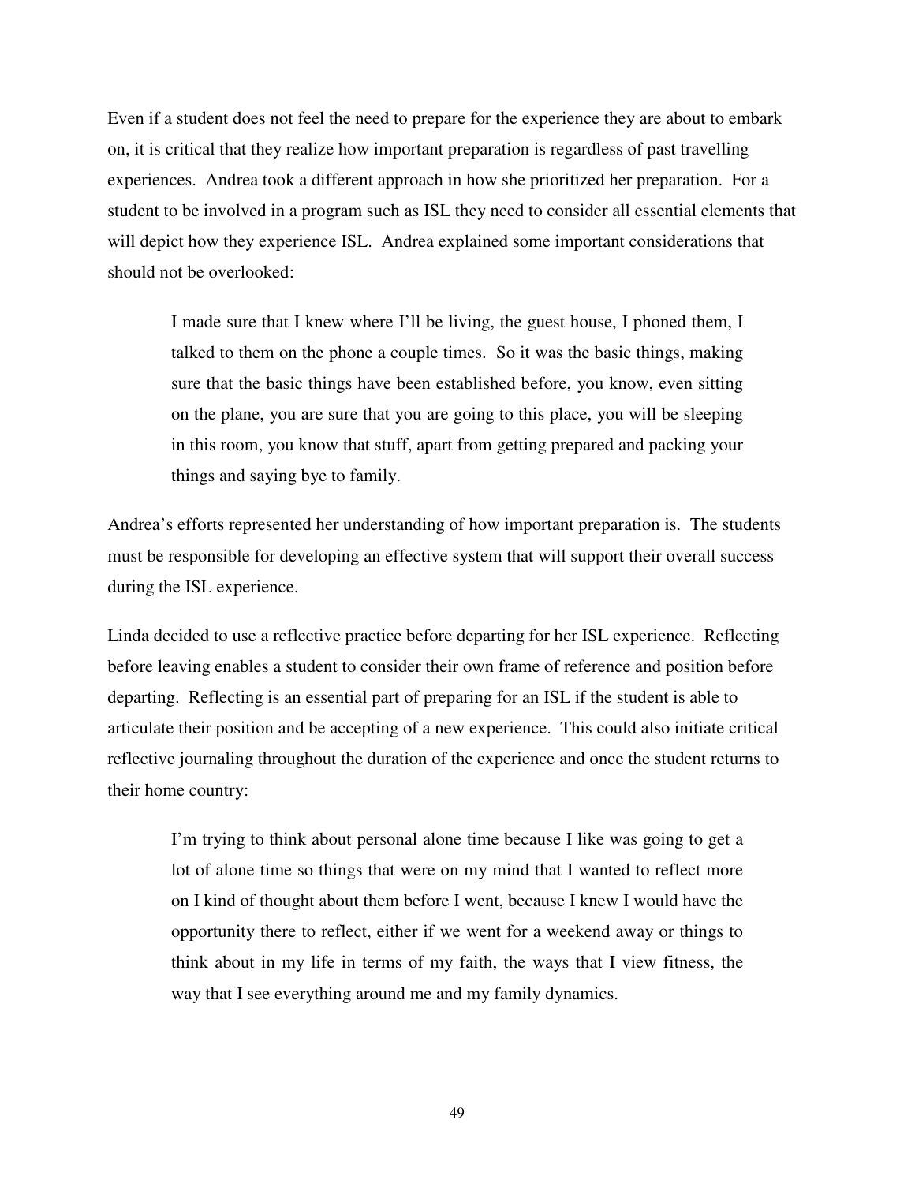Even if a student does not feel the need to prepare for the experience they are about to embark on, it is critical that they realize how important preparation is regardless of past travelling experiences. Andrea took a different approach in how she prioritized her preparation. For a student to be involved in a program such as ISL they need to consider all essential elements that will depict how they experience ISL. Andrea explained some important considerations that should not be overlooked:

> I made sure that I knew where I'll be living, the guest house, I phoned them, I talked to them on the phone a couple times. So it was the basic things, making sure that the basic things have been established before, you know, even sitting on the plane, you are sure that you are going to this place, you will be sleeping in this room, you know that stuff, apart from getting prepared and packing your things and saying bye to family.

Andrea's efforts represented her understanding of how important preparation is. The students must be responsible for developing an effective system that will support their overall success during the ISL experience.

Linda decided to use a reflective practice before departing for her ISL experience. Reflecting before leaving enables a student to consider their own frame of reference and position before departing. Reflecting is an essential part of preparing for an ISL if the student is able to articulate their position and be accepting of a new experience. This could also initiate critical reflective journaling throughout the duration of the experience and once the student returns to their home country:

> I'm trying to think about personal alone time because I like was going to get a lot of alone time so things that were on my mind that I wanted to reflect more on I kind of thought about them before I went, because I knew I would have the opportunity there to reflect, either if we went for a weekend away or things to think about in my life in terms of my faith, the ways that I view fitness, the way that I see everything around me and my family dynamics.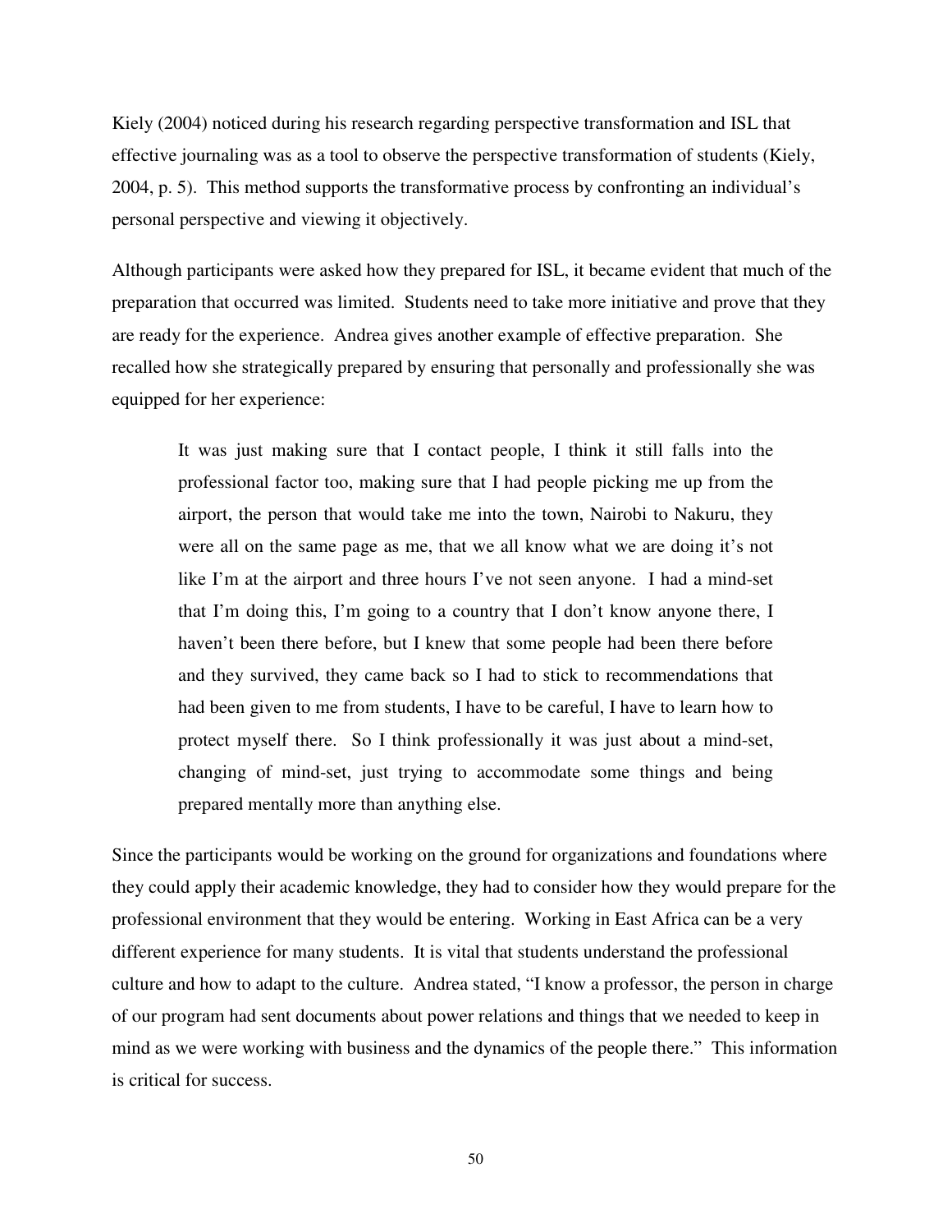Kiely (2004) noticed during his research regarding perspective transformation and ISL that effective journaling was as a tool to observe the perspective transformation of students (Kiely, 2004, p. 5). This method supports the transformative process by confronting an individual's personal perspective and viewing it objectively.

Although participants were asked how they prepared for ISL, it became evident that much of the preparation that occurred was limited. Students need to take more initiative and prove that they are ready for the experience. Andrea gives another example of effective preparation. She recalled how she strategically prepared by ensuring that personally and professionally she was equipped for her experience:

> It was just making sure that I contact people, I think it still falls into the professional factor too, making sure that I had people picking me up from the airport, the person that would take me into the town, Nairobi to Nakuru, they were all on the same page as me, that we all know what we are doing it's not like I'm at the airport and three hours I've not seen anyone. I had a mind-set that I'm doing this, I'm going to a country that I don't know anyone there, I haven't been there before, but I knew that some people had been there before and they survived, they came back so I had to stick to recommendations that had been given to me from students, I have to be careful, I have to learn how to protect myself there. So I think professionally it was just about a mind-set, changing of mind-set, just trying to accommodate some things and being prepared mentally more than anything else.

Since the participants would be working on the ground for organizations and foundations where they could apply their academic knowledge, they had to consider how they would prepare for the professional environment that they would be entering. Working in East Africa can be a very different experience for many students. It is vital that students understand the professional culture and how to adapt to the culture. Andrea stated, "I know a professor, the person in charge of our program had sent documents about power relations and things that we needed to keep in mind as we were working with business and the dynamics of the people there." This information is critical for success.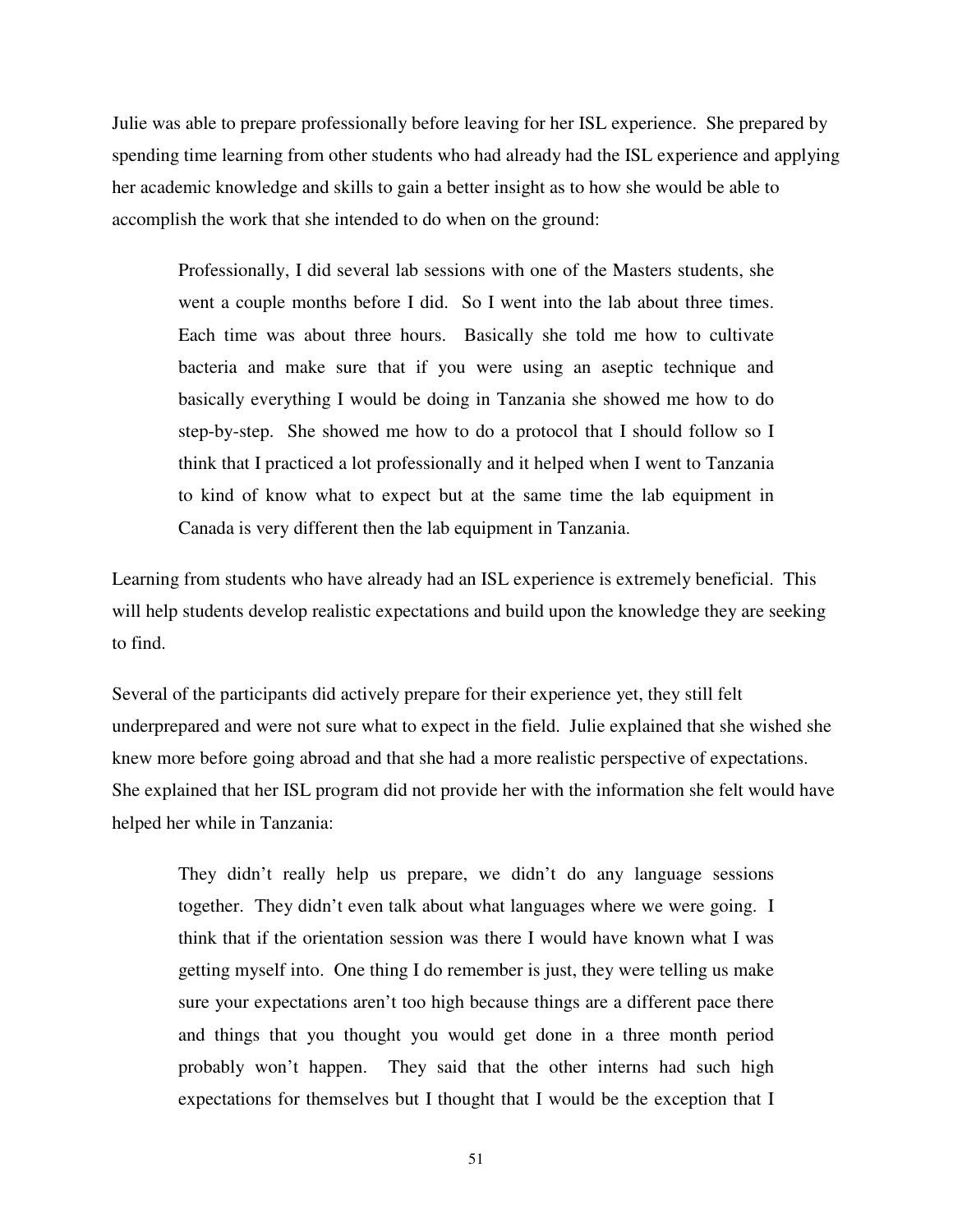Julie was able to prepare professionally before leaving for her ISL experience. She prepared by spending time learning from other students who had already had the ISL experience and applying her academic knowledge and skills to gain a better insight as to how she would be able to accomplish the work that she intended to do when on the ground:

> Professionally, I did several lab sessions with one of the Masters students, she went a couple months before I did. So I went into the lab about three times. Each time was about three hours. Basically she told me how to cultivate bacteria and make sure that if you were using an aseptic technique and basically everything I would be doing in Tanzania she showed me how to do step-by-step. She showed me how to do a protocol that I should follow so I think that I practiced a lot professionally and it helped when I went to Tanzania to kind of know what to expect but at the same time the lab equipment in Canada is very different then the lab equipment in Tanzania.

Learning from students who have already had an ISL experience is extremely beneficial. This will help students develop realistic expectations and build upon the knowledge they are seeking to find.

Several of the participants did actively prepare for their experience yet, they still felt underprepared and were not sure what to expect in the field. Julie explained that she wished she knew more before going abroad and that she had a more realistic perspective of expectations. She explained that her ISL program did not provide her with the information she felt would have helped her while in Tanzania:

> They didn't really help us prepare, we didn't do any language sessions together. They didn't even talk about what languages where we were going. I think that if the orientation session was there I would have known what I was getting myself into. One thing I do remember is just, they were telling us make sure your expectations aren't too high because things are a different pace there and things that you thought you would get done in a three month period probably won't happen. They said that the other interns had such high expectations for themselves but I thought that I would be the exception that I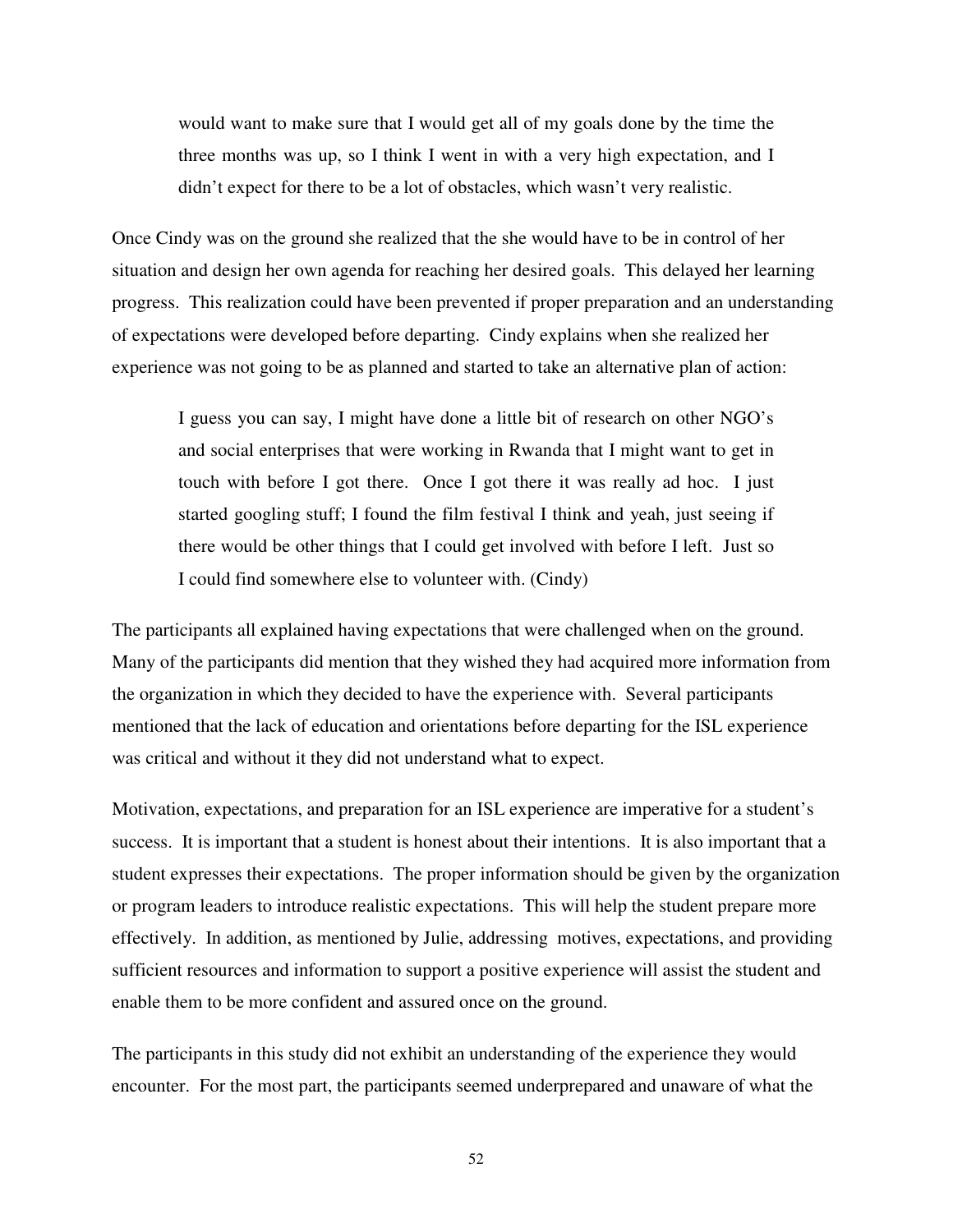> would want to make sure that I would get all of my goals done by the time the three months was up, so I think I went in with a very high expectation, and I didn't expect for there to be a lot of obstacles, which wasn't very realistic.

Once Cindy was on the ground she realized that the she would have to be in control of her situation and design her own agenda for reaching her desired goals. This delayed her learning progress. This realization could have been prevented if proper preparation and an understanding of expectations were developed before departing. Cindy explains when she realized her experience was not going to be as planned and started to take an alternative plan of action:

> I guess you can say, I might have done a little bit of research on other NGO's and social enterprises that were working in Rwanda that I might want to get in touch with before I got there. Once I got there it was really ad hoc. I just started googling stuff; I found the film festival I think and yeah, just seeing if there would be other things that I could get involved with before I left. Just so I could find somewhere else to volunteer with. (Cindy)

The participants all explained having expectations that were challenged when on the ground. Many of the participants did mention that they wished they had acquired more information from the organization in which they decided to have the experience with. Several participants mentioned that the lack of education and orientations before departing for the ISL experience was critical and without it they did not understand what to expect.

Motivation, expectations, and preparation for an ISL experience are imperative for a student's success. It is important that a student is honest about their intentions. It is also important that a student expresses their expectations. The proper information should be given by the organization or program leaders to introduce realistic expectations. This will help the student prepare more effectively. In addition, as mentioned by Julie, addressing motives, expectations, and providing sufficient resources and information to support a positive experience will assist the student and enable them to be more confident and assured once on the ground.

The participants in this study did not exhibit an understanding of the experience they would encounter. For the most part, the participants seemed underprepared and unaware of what the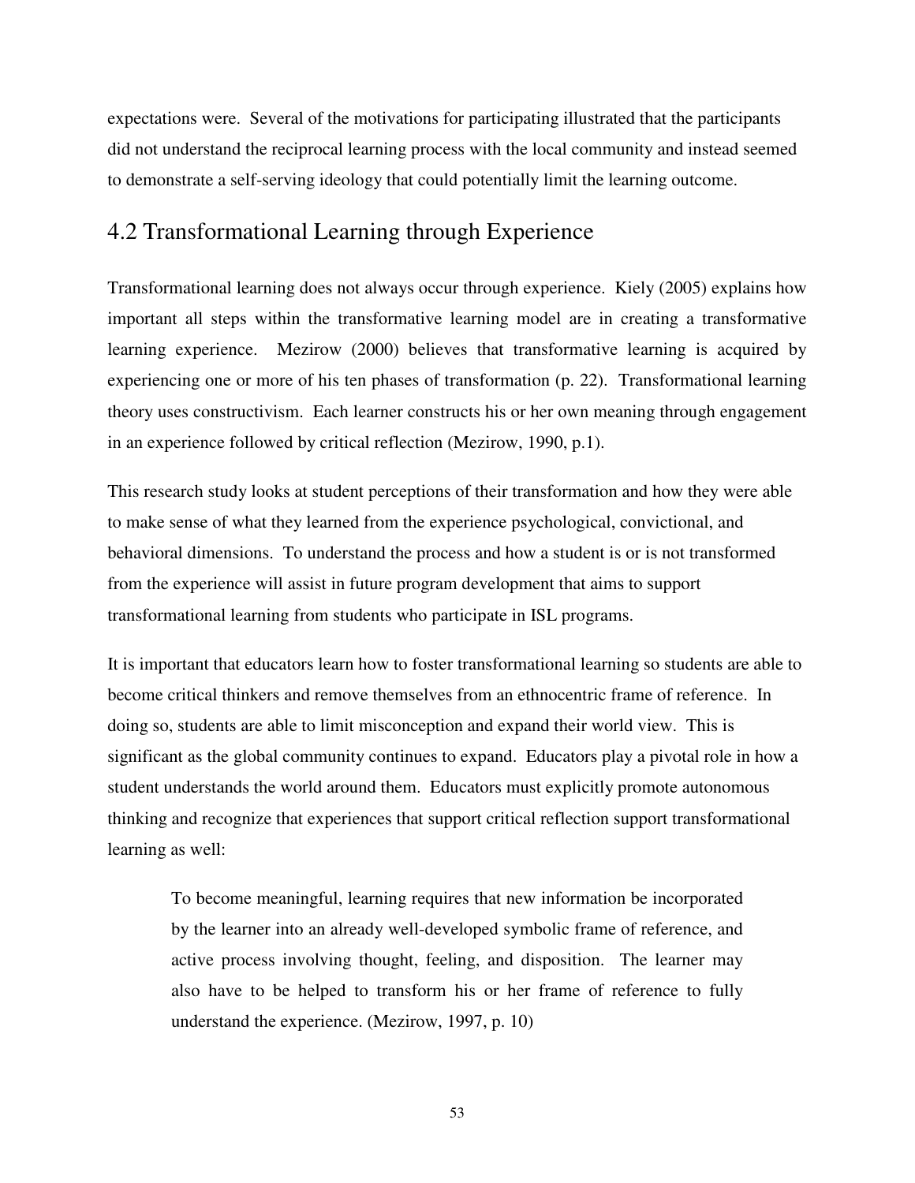expectations were. Several of the motivations for participating illustrated that the participants did not understand the reciprocal learning process with the local community and instead seemed to demonstrate a self-serving ideology that could potentially limit the learning outcome.

## 4.2 Transformational Learning through Experience

Transformational learning does not always occur through experience. Kiely (2005) explains how important all steps within the transformative learning model are in creating a transformative learning experience. Mezirow (2000) believes that transformative learning is acquired by experiencing one or more of his ten phases of transformation (p. 22). Transformational learning theory uses constructivism. Each learner constructs his or her own meaning through engagement in an experience followed by critical reflection (Mezirow, 1990, p.1).

This research study looks at student perceptions of their transformation and how they were able to make sense of what they learned from the experience psychological, convictional, and behavioral dimensions. To understand the process and how a student is or is not transformed from the experience will assist in future program development that aims to support transformational learning from students who participate in ISL programs.

It is important that educators learn how to foster transformational learning so students are able to become critical thinkers and remove themselves from an ethnocentric frame of reference. In doing so, students are able to limit misconception and expand their world view. This is significant as the global community continues to expand. Educators play a pivotal role in how a student understands the world around them. Educators must explicitly promote autonomous thinking and recognize that experiences that support critical reflection support transformational learning as well:

> To become meaningful, learning requires that new information be incorporated by the learner into an already well-developed symbolic frame of reference, and active process involving thought, feeling, and disposition. The learner may also have to be helped to transform his or her frame of reference to fully understand the experience. (Mezirow, 1997, p. 10)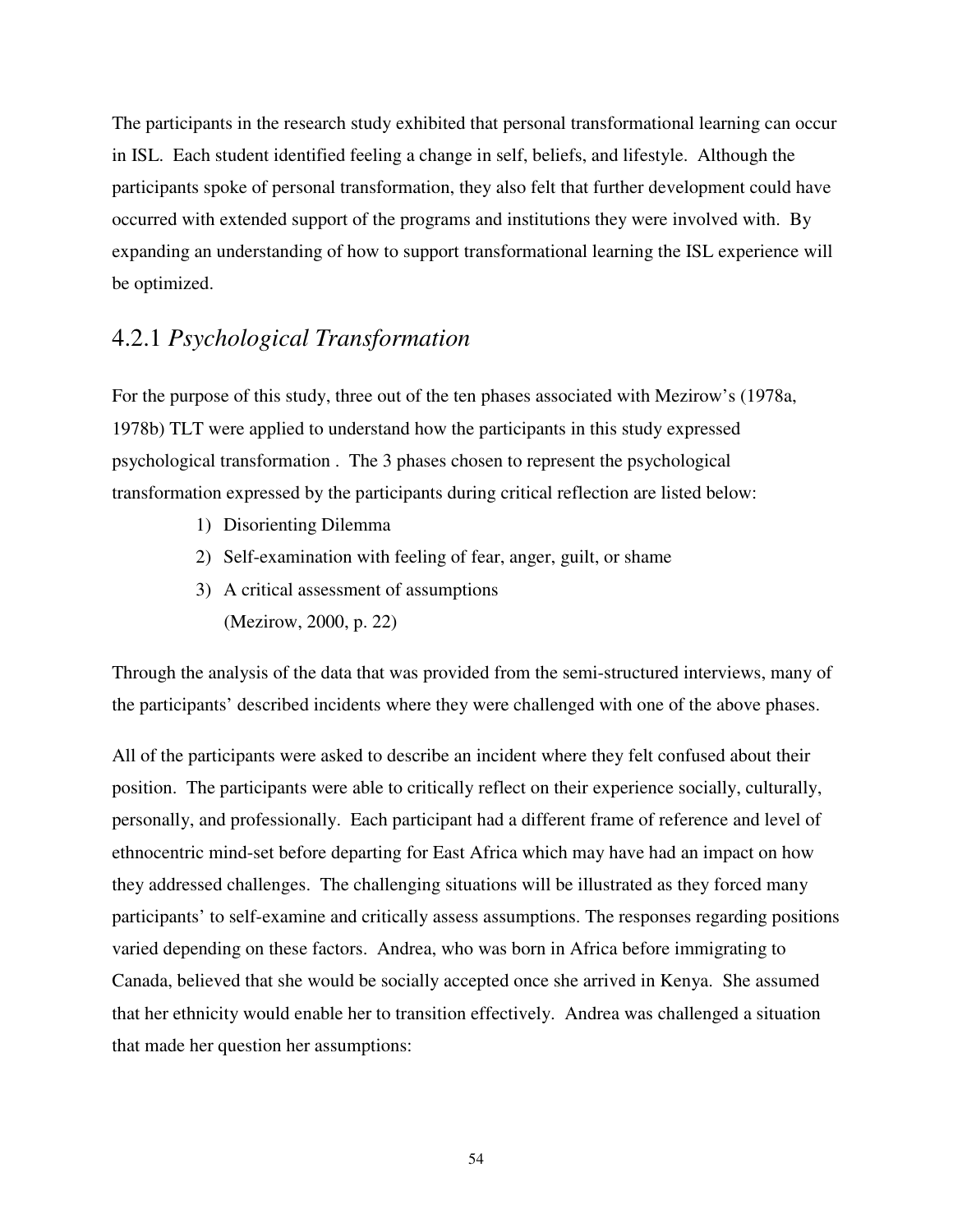The participants in the research study exhibited that personal transformational learning can occur in ISL. Each student identified feeling a change in self, beliefs, and lifestyle. Although the participants spoke of personal transformation, they also felt that further development could have occurred with extended support of the programs and institutions they were involved with. By expanding an understanding of how to support transformational learning the ISL experience will be optimized.

### 4.2.1 *Psychological Transformation*

For the purpose of this study, three out of the ten phases associated with Mezirow's (1978a, 1978b) TLT were applied to understand how the participants in this study expressed psychological transformation . The 3 phases chosen to represent the psychological transformation expressed by the participants during critical reflection are listed below:

1) Disorienting Dilemma
2) Self-examination with feeling of fear, anger, guilt, or shame
3) A critical assessment of assumptions
   (Mezirow, 2000, p. 22)

Through the analysis of the data that was provided from the semi-structured interviews, many of the participants' described incidents where they were challenged with one of the above phases.

All of the participants were asked to describe an incident where they felt confused about their position. The participants were able to critically reflect on their experience socially, culturally, personally, and professionally. Each participant had a different frame of reference and level of ethnocentric mind-set before departing for East Africa which may have had an impact on how they addressed challenges. The challenging situations will be illustrated as they forced many participants' to self-examine and critically assess assumptions. The responses regarding positions varied depending on these factors. Andrea, who was born in Africa before immigrating to Canada, believed that she would be socially accepted once she arrived in Kenya. She assumed that her ethnicity would enable her to transition effectively. Andrea was challenged a situation that made her question her assumptions: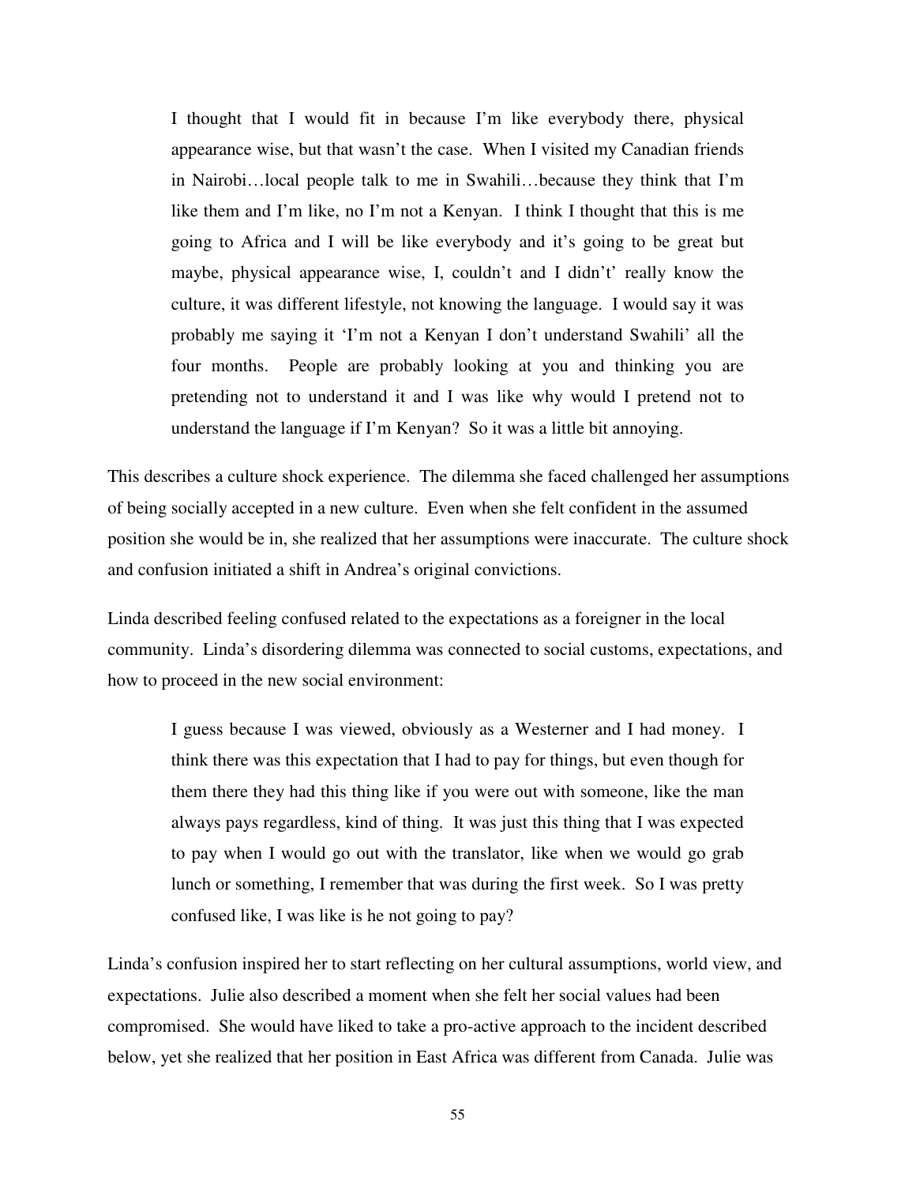> I thought that I would fit in because I'm like everybody there, physical appearance wise, but that wasn't the case. When I visited my Canadian friends in Nairobi…local people talk to me in Swahili…because they think that I'm like them and I'm like, no I'm not a Kenyan. I think I thought that this is me going to Africa and I will be like everybody and it's going to be great but maybe, physical appearance wise, I, couldn't and I didn't' really know the culture, it was different lifestyle, not knowing the language. I would say it was probably me saying it 'I'm not a Kenyan I don't understand Swahili' all the four months. People are probably looking at you and thinking you are pretending not to understand it and I was like why would I pretend not to understand the language if I'm Kenyan? So it was a little bit annoying.

This describes a culture shock experience. The dilemma she faced challenged her assumptions of being socially accepted in a new culture. Even when she felt confident in the assumed position she would be in, she realized that her assumptions were inaccurate. The culture shock and confusion initiated a shift in Andrea's original convictions.

Linda described feeling confused related to the expectations as a foreigner in the local community. Linda's disordering dilemma was connected to social customs, expectations, and how to proceed in the new social environment:

> I guess because I was viewed, obviously as a Westerner and I had money. I think there was this expectation that I had to pay for things, but even though for them there they had this thing like if you were out with someone, like the man always pays regardless, kind of thing. It was just this thing that I was expected to pay when I would go out with the translator, like when we would go grab lunch or something, I remember that was during the first week. So I was pretty confused like, I was like is he not going to pay?

Linda's confusion inspired her to start reflecting on her cultural assumptions, world view, and expectations. Julie also described a moment when she felt her social values had been compromised. She would have liked to take a pro-active approach to the incident described below, yet she realized that her position in East Africa was different from Canada. Julie was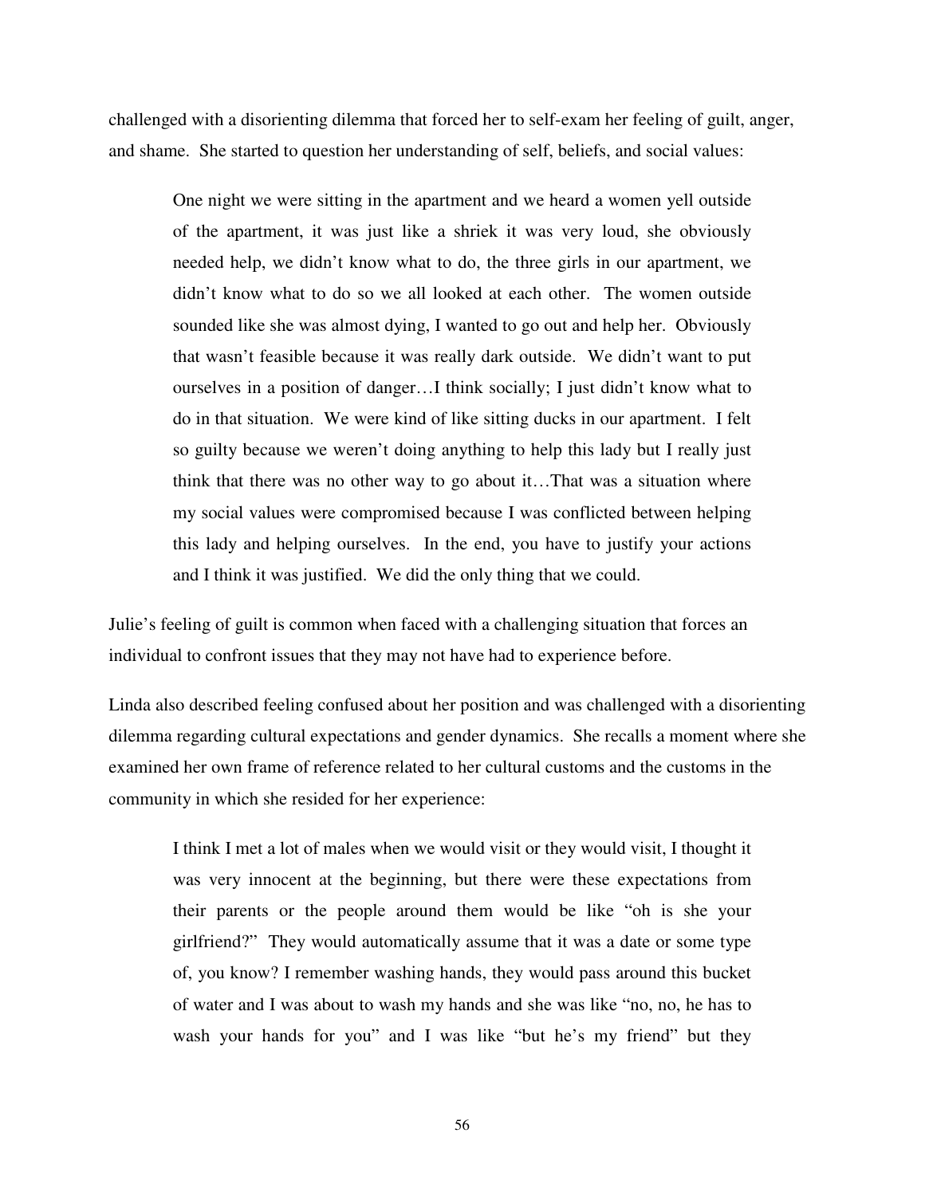challenged with a disorienting dilemma that forced her to self-exam her feeling of guilt, anger, and shame. She started to question her understanding of self, beliefs, and social values:

> One night we were sitting in the apartment and we heard a women yell outside of the apartment, it was just like a shriek it was very loud, she obviously needed help, we didn't know what to do, the three girls in our apartment, we didn't know what to do so we all looked at each other. The women outside sounded like she was almost dying, I wanted to go out and help her. Obviously that wasn't feasible because it was really dark outside. We didn't want to put ourselves in a position of danger…I think socially; I just didn't know what to do in that situation. We were kind of like sitting ducks in our apartment. I felt so guilty because we weren't doing anything to help this lady but I really just think that there was no other way to go about it…That was a situation where my social values were compromised because I was conflicted between helping this lady and helping ourselves. In the end, you have to justify your actions and I think it was justified. We did the only thing that we could.

Julie's feeling of guilt is common when faced with a challenging situation that forces an individual to confront issues that they may not have had to experience before.

Linda also described feeling confused about her position and was challenged with a disorienting dilemma regarding cultural expectations and gender dynamics. She recalls a moment where she examined her own frame of reference related to her cultural customs and the customs in the community in which she resided for her experience:

> I think I met a lot of males when we would visit or they would visit, I thought it was very innocent at the beginning, but there were these expectations from their parents or the people around them would be like "oh is she your girlfriend?" They would automatically assume that it was a date or some type of, you know? I remember washing hands, they would pass around this bucket of water and I was about to wash my hands and she was like "no, no, he has to wash your hands for you" and I was like "but he's my friend" but they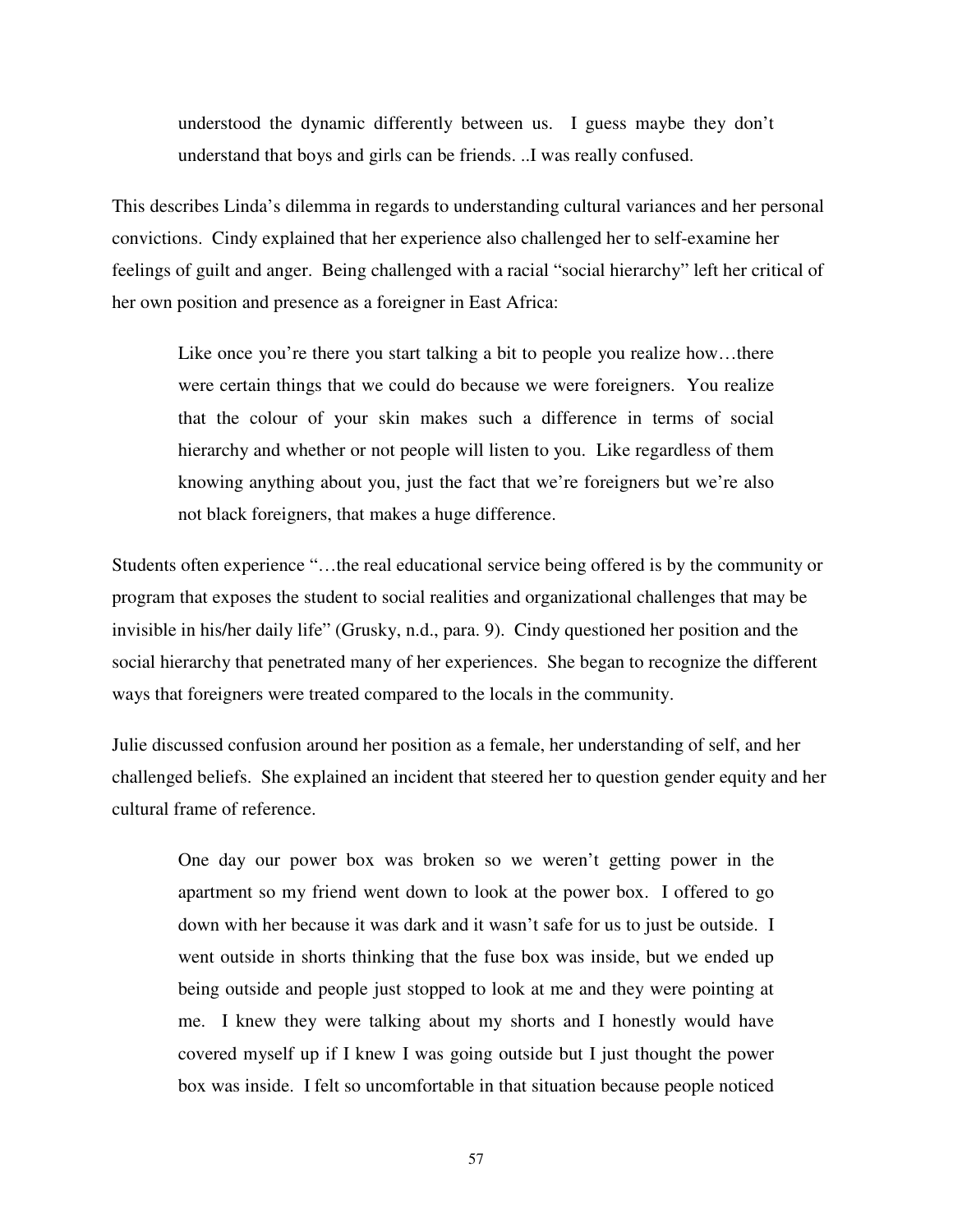> understood the dynamic differently between us. I guess maybe they don't understand that boys and girls can be friends. ..I was really confused.

This describes Linda's dilemma in regards to understanding cultural variances and her personal convictions. Cindy explained that her experience also challenged her to self-examine her feelings of guilt and anger. Being challenged with a racial "social hierarchy" left her critical of her own position and presence as a foreigner in East Africa:

> Like once you're there you start talking a bit to people you realize how…there were certain things that we could do because we were foreigners. You realize that the colour of your skin makes such a difference in terms of social hierarchy and whether or not people will listen to you. Like regardless of them knowing anything about you, just the fact that we're foreigners but we're also not black foreigners, that makes a huge difference.

Students often experience "…the real educational service being offered is by the community or program that exposes the student to social realities and organizational challenges that may be invisible in his/her daily life" (Grusky, n.d., para. 9). Cindy questioned her position and the social hierarchy that penetrated many of her experiences. She began to recognize the different ways that foreigners were treated compared to the locals in the community.

Julie discussed confusion around her position as a female, her understanding of self, and her challenged beliefs. She explained an incident that steered her to question gender equity and her cultural frame of reference.

> One day our power box was broken so we weren't getting power in the apartment so my friend went down to look at the power box. I offered to go down with her because it was dark and it wasn't safe for us to just be outside. I went outside in shorts thinking that the fuse box was inside, but we ended up being outside and people just stopped to look at me and they were pointing at me. I knew they were talking about my shorts and I honestly would have covered myself up if I knew I was going outside but I just thought the power box was inside. I felt so uncomfortable in that situation because people noticed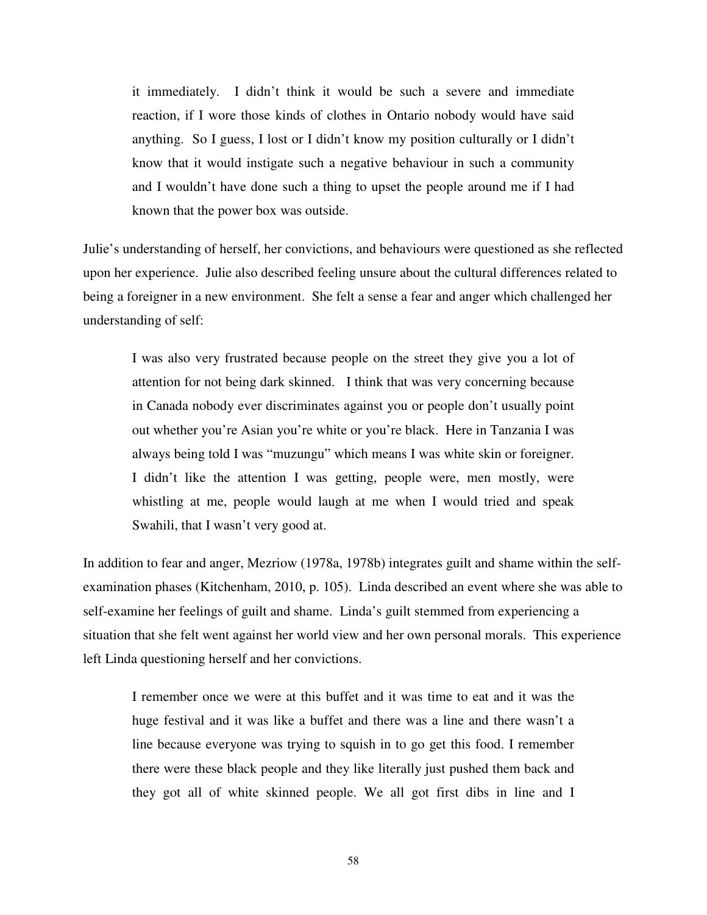> it immediately.  I didn't think it would be such a severe and immediate reaction, if I wore those kinds of clothes in Ontario nobody would have said anything.  So I guess, I lost or I didn't know my position culturally or I didn't know that it would instigate such a negative behaviour in such a community and I wouldn't have done such a thing to upset the people around me if I had known that the power box was outside.

Julie's understanding of herself, her convictions, and behaviours were questioned as she reflected upon her experience.  Julie also described feeling unsure about the cultural differences related to being a foreigner in a new environment.  She felt a sense a fear and anger which challenged her understanding of self:

> I was also very frustrated because people on the street they give you a lot of attention for not being dark skinned.  I think that was very concerning because in Canada nobody ever discriminates against you or people don't usually point out whether you're Asian you're white or you're black.  Here in Tanzania I was always being told I was "muzungu" which means I was white skin or foreigner.  I didn't like the attention I was getting, people were, men mostly, were whistling at me, people would laugh at me when I would tried and speak Swahili, that I wasn't very good at.

In addition to fear and anger, Mezriow (1978a, 1978b) integrates guilt and shame within the self-examination phases (Kitchenham, 2010, p. 105).  Linda described an event where she was able to self-examine her feelings of guilt and shame.  Linda's guilt stemmed from experiencing a situation that she felt went against her world view and her own personal morals.  This experience left Linda questioning herself and her convictions.

> I remember once we were at this buffet and it was time to eat and it was the huge festival and it was like a buffet and there was a line and there wasn't a line because everyone was trying to squish in to go get this food. I remember there were these black people and they like literally just pushed them back and they got all of white skinned people. We all got first dibs in line and I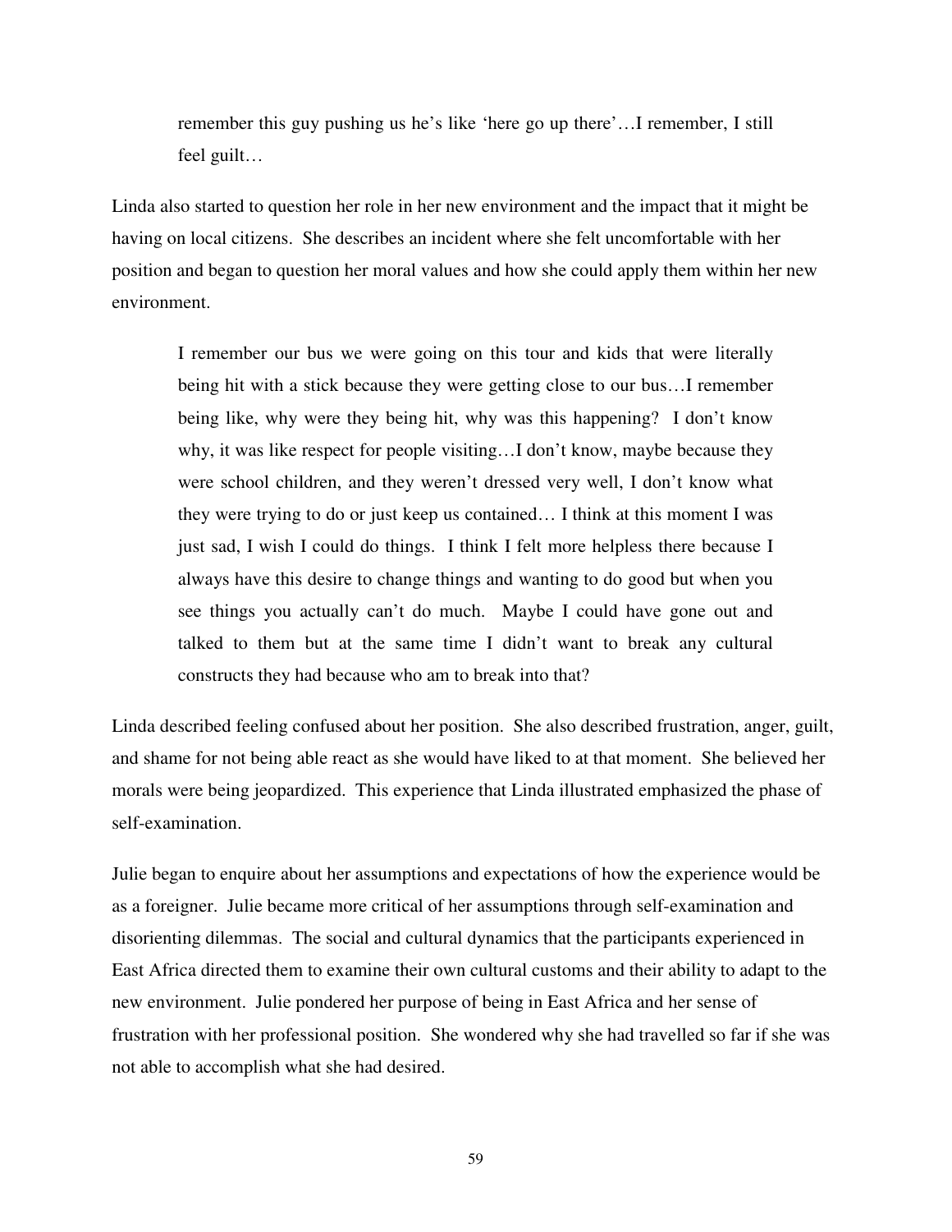> remember this guy pushing us he's like 'here go up there'…I remember, I still feel guilt…

Linda also started to question her role in her new environment and the impact that it might be having on local citizens. She describes an incident where she felt uncomfortable with her position and began to question her moral values and how she could apply them within her new environment.

> I remember our bus we were going on this tour and kids that were literally being hit with a stick because they were getting close to our bus…I remember being like, why were they being hit, why was this happening? I don't know why, it was like respect for people visiting…I don't know, maybe because they were school children, and they weren't dressed very well, I don't know what they were trying to do or just keep us contained… I think at this moment I was just sad, I wish I could do things. I think I felt more helpless there because I always have this desire to change things and wanting to do good but when you see things you actually can't do much. Maybe I could have gone out and talked to them but at the same time I didn't want to break any cultural constructs they had because who am to break into that?

Linda described feeling confused about her position. She also described frustration, anger, guilt, and shame for not being able react as she would have liked to at that moment. She believed her morals were being jeopardized. This experience that Linda illustrated emphasized the phase of self-examination.

Julie began to enquire about her assumptions and expectations of how the experience would be as a foreigner. Julie became more critical of her assumptions through self-examination and disorienting dilemmas. The social and cultural dynamics that the participants experienced in East Africa directed them to examine their own cultural customs and their ability to adapt to the new environment. Julie pondered her purpose of being in East Africa and her sense of frustration with her professional position. She wondered why she had travelled so far if she was not able to accomplish what she had desired.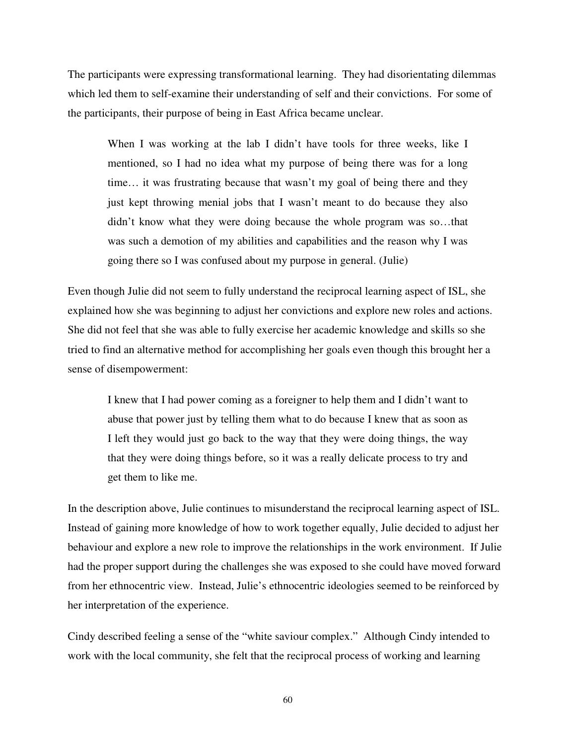The participants were expressing transformational learning. They had disorientating dilemmas which led them to self-examine their understanding of self and their convictions. For some of the participants, their purpose of being in East Africa became unclear.

> When I was working at the lab I didn't have tools for three weeks, like I mentioned, so I had no idea what my purpose of being there was for a long time… it was frustrating because that wasn't my goal of being there and they just kept throwing menial jobs that I wasn't meant to do because they also didn't know what they were doing because the whole program was so…that was such a demotion of my abilities and capabilities and the reason why I was going there so I was confused about my purpose in general. (Julie)

Even though Julie did not seem to fully understand the reciprocal learning aspect of ISL, she explained how she was beginning to adjust her convictions and explore new roles and actions. She did not feel that she was able to fully exercise her academic knowledge and skills so she tried to find an alternative method for accomplishing her goals even though this brought her a sense of disempowerment:

> I knew that I had power coming as a foreigner to help them and I didn't want to abuse that power just by telling them what to do because I knew that as soon as I left they would just go back to the way that they were doing things, the way that they were doing things before, so it was a really delicate process to try and get them to like me.

In the description above, Julie continues to misunderstand the reciprocal learning aspect of ISL. Instead of gaining more knowledge of how to work together equally, Julie decided to adjust her behaviour and explore a new role to improve the relationships in the work environment. If Julie had the proper support during the challenges she was exposed to she could have moved forward from her ethnocentric view. Instead, Julie's ethnocentric ideologies seemed to be reinforced by her interpretation of the experience.

Cindy described feeling a sense of the "white saviour complex." Although Cindy intended to work with the local community, she felt that the reciprocal process of working and learning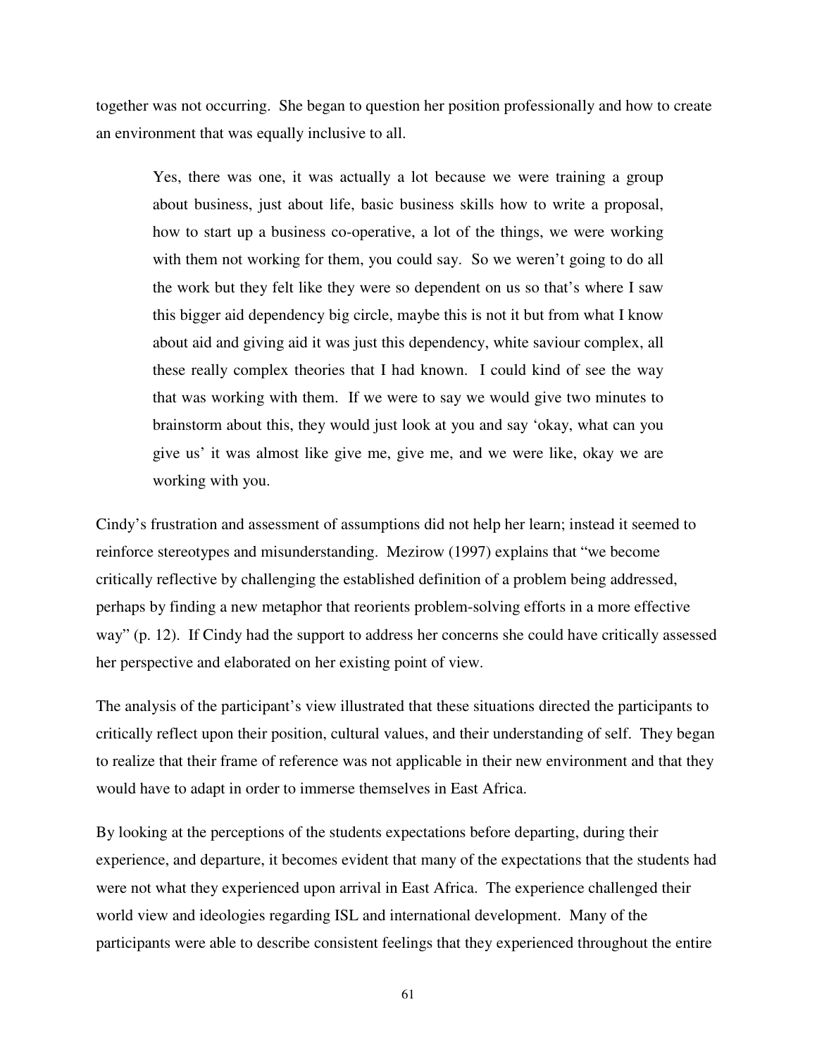together was not occurring. She began to question her position professionally and how to create an environment that was equally inclusive to all.

> Yes, there was one, it was actually a lot because we were training a group about business, just about life, basic business skills how to write a proposal, how to start up a business co-operative, a lot of the things, we were working with them not working for them, you could say. So we weren't going to do all the work but they felt like they were so dependent on us so that's where I saw this bigger aid dependency big circle, maybe this is not it but from what I know about aid and giving aid it was just this dependency, white saviour complex, all these really complex theories that I had known. I could kind of see the way that was working with them. If we were to say we would give two minutes to brainstorm about this, they would just look at you and say 'okay, what can you give us' it was almost like give me, give me, and we were like, okay we are working with you.

Cindy's frustration and assessment of assumptions did not help her learn; instead it seemed to reinforce stereotypes and misunderstanding. Mezirow (1997) explains that "we become critically reflective by challenging the established definition of a problem being addressed, perhaps by finding a new metaphor that reorients problem-solving efforts in a more effective way" (p. 12). If Cindy had the support to address her concerns she could have critically assessed her perspective and elaborated on her existing point of view.

The analysis of the participant's view illustrated that these situations directed the participants to critically reflect upon their position, cultural values, and their understanding of self. They began to realize that their frame of reference was not applicable in their new environment and that they would have to adapt in order to immerse themselves in East Africa.

By looking at the perceptions of the students expectations before departing, during their experience, and departure, it becomes evident that many of the expectations that the students had were not what they experienced upon arrival in East Africa. The experience challenged their world view and ideologies regarding ISL and international development. Many of the participants were able to describe consistent feelings that they experienced throughout the entire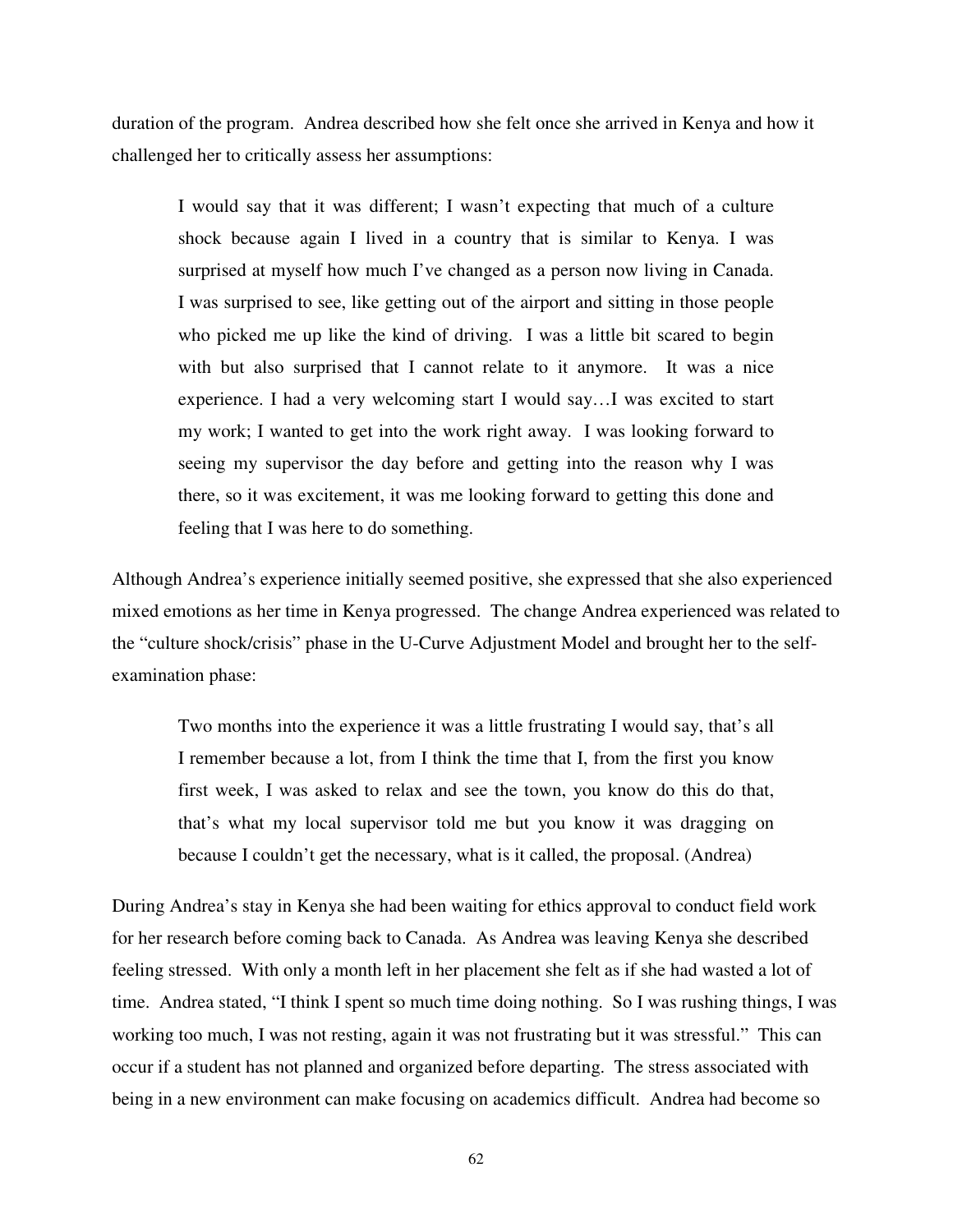duration of the program. Andrea described how she felt once she arrived in Kenya and how it challenged her to critically assess her assumptions:

> I would say that it was different; I wasn't expecting that much of a culture shock because again I lived in a country that is similar to Kenya. I was surprised at myself how much I've changed as a person now living in Canada. I was surprised to see, like getting out of the airport and sitting in those people who picked me up like the kind of driving. I was a little bit scared to begin with but also surprised that I cannot relate to it anymore. It was a nice experience. I had a very welcoming start I would say…I was excited to start my work; I wanted to get into the work right away. I was looking forward to seeing my supervisor the day before and getting into the reason why I was there, so it was excitement, it was me looking forward to getting this done and feeling that I was here to do something.

Although Andrea's experience initially seemed positive, she expressed that she also experienced mixed emotions as her time in Kenya progressed. The change Andrea experienced was related to the "culture shock/crisis" phase in the U-Curve Adjustment Model and brought her to the self-examination phase:

> Two months into the experience it was a little frustrating I would say, that's all I remember because a lot, from I think the time that I, from the first you know first week, I was asked to relax and see the town, you know do this do that, that's what my local supervisor told me but you know it was dragging on because I couldn't get the necessary, what is it called, the proposal. (Andrea)

During Andrea's stay in Kenya she had been waiting for ethics approval to conduct field work for her research before coming back to Canada. As Andrea was leaving Kenya she described feeling stressed. With only a month left in her placement she felt as if she had wasted a lot of time. Andrea stated, "I think I spent so much time doing nothing. So I was rushing things, I was working too much, I was not resting, again it was not frustrating but it was stressful." This can occur if a student has not planned and organized before departing. The stress associated with being in a new environment can make focusing on academics difficult. Andrea had become so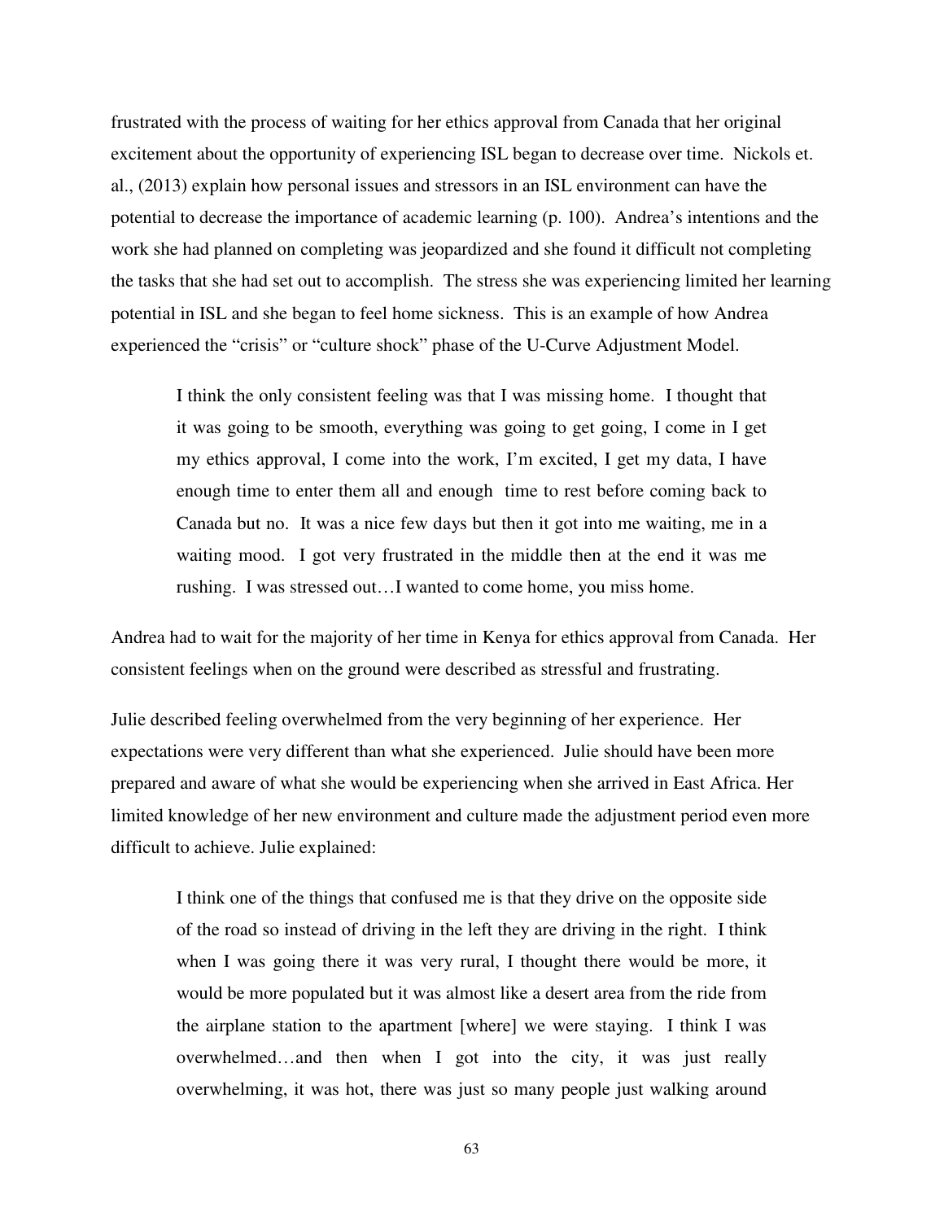frustrated with the process of waiting for her ethics approval from Canada that her original excitement about the opportunity of experiencing ISL began to decrease over time. Nickols et. al., (2013) explain how personal issues and stressors in an ISL environment can have the potential to decrease the importance of academic learning (p. 100). Andrea's intentions and the work she had planned on completing was jeopardized and she found it difficult not completing the tasks that she had set out to accomplish. The stress she was experiencing limited her learning potential in ISL and she began to feel home sickness. This is an example of how Andrea experienced the "crisis" or "culture shock" phase of the U-Curve Adjustment Model.

> I think the only consistent feeling was that I was missing home. I thought that it was going to be smooth, everything was going to get going, I come in I get my ethics approval, I come into the work, I'm excited, I get my data, I have enough time to enter them all and enough time to rest before coming back to Canada but no. It was a nice few days but then it got into me waiting, me in a waiting mood. I got very frustrated in the middle then at the end it was me rushing. I was stressed out…I wanted to come home, you miss home.

Andrea had to wait for the majority of her time in Kenya for ethics approval from Canada. Her consistent feelings when on the ground were described as stressful and frustrating.

Julie described feeling overwhelmed from the very beginning of her experience. Her expectations were very different than what she experienced. Julie should have been more prepared and aware of what she would be experiencing when she arrived in East Africa. Her limited knowledge of her new environment and culture made the adjustment period even more difficult to achieve. Julie explained:

> I think one of the things that confused me is that they drive on the opposite side of the road so instead of driving in the left they are driving in the right. I think when I was going there it was very rural, I thought there would be more, it would be more populated but it was almost like a desert area from the ride from the airplane station to the apartment [where] we were staying. I think I was overwhelmed…and then when I got into the city, it was just really overwhelming, it was hot, there was just so many people just walking around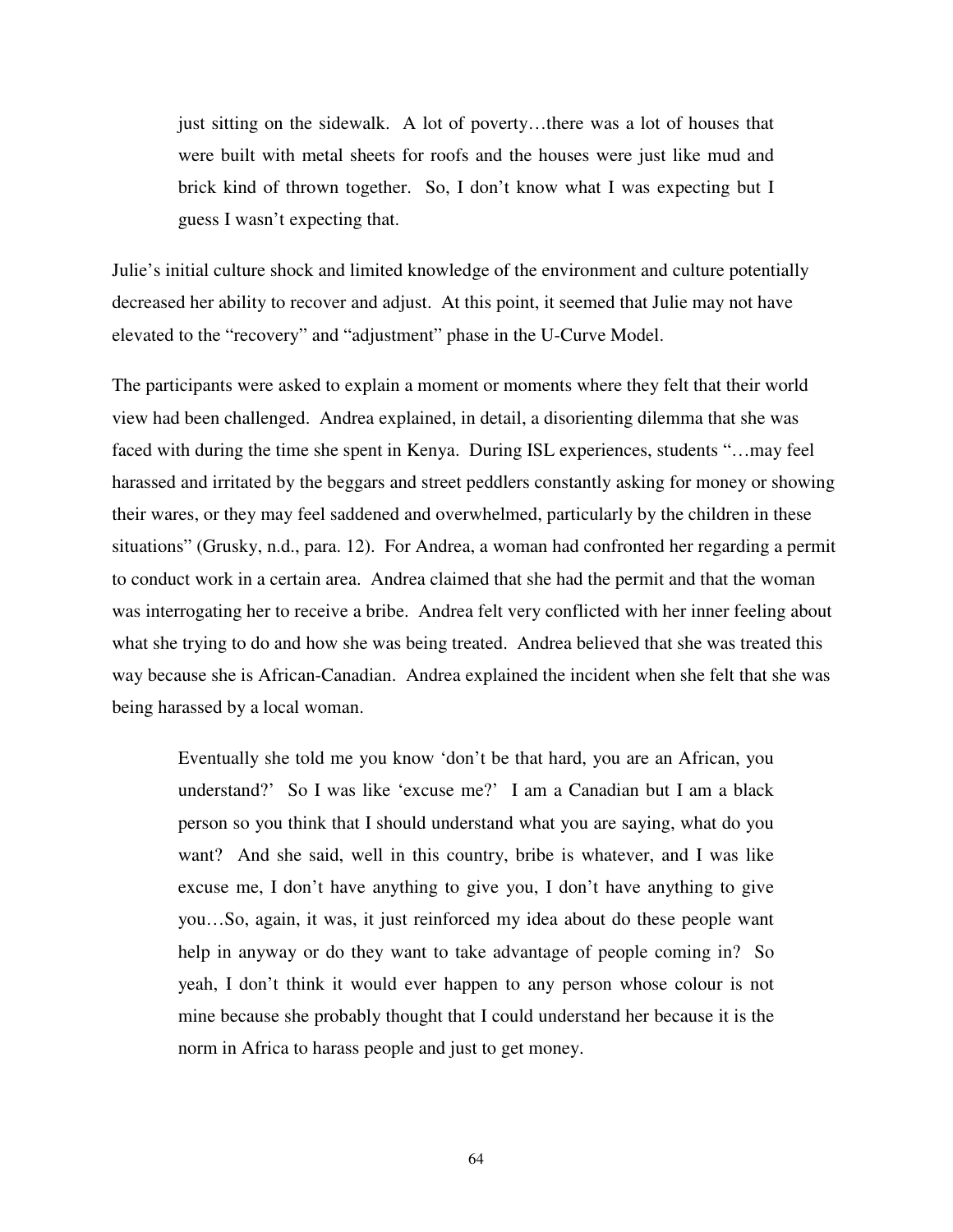> just sitting on the sidewalk. A lot of poverty…there was a lot of houses that were built with metal sheets for roofs and the houses were just like mud and brick kind of thrown together. So, I don't know what I was expecting but I guess I wasn't expecting that.

Julie's initial culture shock and limited knowledge of the environment and culture potentially decreased her ability to recover and adjust. At this point, it seemed that Julie may not have elevated to the "recovery" and "adjustment" phase in the U-Curve Model.

The participants were asked to explain a moment or moments where they felt that their world view had been challenged. Andrea explained, in detail, a disorienting dilemma that she was faced with during the time she spent in Kenya. During ISL experiences, students "…may feel harassed and irritated by the beggars and street peddlers constantly asking for money or showing their wares, or they may feel saddened and overwhelmed, particularly by the children in these situations" (Grusky, n.d., para. 12). For Andrea, a woman had confronted her regarding a permit to conduct work in a certain area. Andrea claimed that she had the permit and that the woman was interrogating her to receive a bribe. Andrea felt very conflicted with her inner feeling about what she trying to do and how she was being treated. Andrea believed that she was treated this way because she is African-Canadian. Andrea explained the incident when she felt that she was being harassed by a local woman.

> Eventually she told me you know 'don't be that hard, you are an African, you understand?' So I was like 'excuse me?' I am a Canadian but I am a black person so you think that I should understand what you are saying, what do you want? And she said, well in this country, bribe is whatever, and I was like excuse me, I don't have anything to give you, I don't have anything to give you…So, again, it was, it just reinforced my idea about do these people want help in anyway or do they want to take advantage of people coming in? So yeah, I don't think it would ever happen to any person whose colour is not mine because she probably thought that I could understand her because it is the norm in Africa to harass people and just to get money.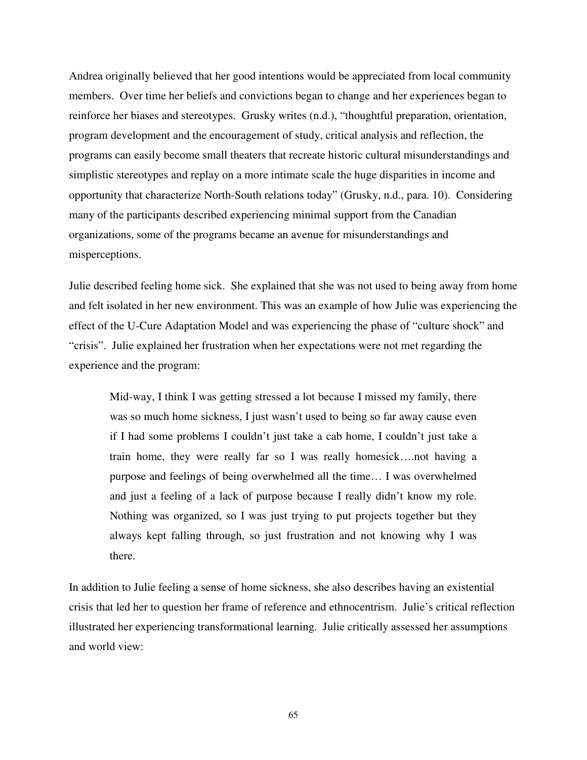Andrea originally believed that her good intentions would be appreciated from local community members. Over time her beliefs and convictions began to change and her experiences began to reinforce her biases and stereotypes. Grusky writes (n.d.), "thoughtful preparation, orientation, program development and the encouragement of study, critical analysis and reflection, the programs can easily become small theaters that recreate historic cultural misunderstandings and simplistic stereotypes and replay on a more intimate scale the huge disparities in income and opportunity that characterize North-South relations today" (Grusky, n.d., para. 10). Considering many of the participants described experiencing minimal support from the Canadian organizations, some of the programs became an avenue for misunderstandings and misperceptions.

Julie described feeling home sick. She explained that she was not used to being away from home and felt isolated in her new environment. This was an example of how Julie was experiencing the effect of the U-Cure Adaptation Model and was experiencing the phase of "culture shock" and "crisis". Julie explained her frustration when her expectations were not met regarding the experience and the program:

> Mid-way, I think I was getting stressed a lot because I missed my family, there was so much home sickness, I just wasn't used to being so far away cause even if I had some problems I couldn't just take a cab home, I couldn't just take a train home, they were really far so I was really homesick….not having a purpose and feelings of being overwhelmed all the time… I was overwhelmed and just a feeling of a lack of purpose because I really didn't know my role. Nothing was organized, so I was just trying to put projects together but they always kept falling through, so just frustration and not knowing why I was there.

In addition to Julie feeling a sense of home sickness, she also describes having an existential crisis that led her to question her frame of reference and ethnocentrism. Julie's critical reflection illustrated her experiencing transformational learning. Julie critically assessed her assumptions and world view: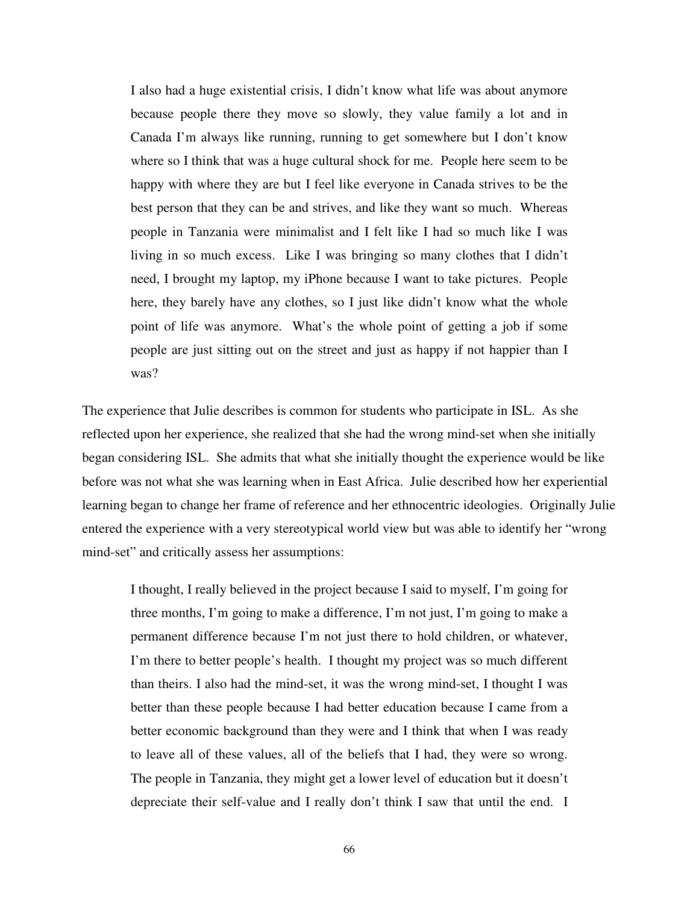> I also had a huge existential crisis, I didn't know what life was about anymore because people there they move so slowly, they value family a lot and in Canada I'm always like running, running to get somewhere but I don't know where so I think that was a huge cultural shock for me. People here seem to be happy with where they are but I feel like everyone in Canada strives to be the best person that they can be and strives, and like they want so much. Whereas people in Tanzania were minimalist and I felt like I had so much like I was living in so much excess. Like I was bringing so many clothes that I didn't need, I brought my laptop, my iPhone because I want to take pictures. People here, they barely have any clothes, so I just like didn't know what the whole point of life was anymore. What's the whole point of getting a job if some people are just sitting out on the street and just as happy if not happier than I was?

The experience that Julie describes is common for students who participate in ISL. As she reflected upon her experience, she realized that she had the wrong mind-set when she initially began considering ISL. She admits that what she initially thought the experience would be like before was not what she was learning when in East Africa. Julie described how her experiential learning began to change her frame of reference and her ethnocentric ideologies. Originally Julie entered the experience with a very stereotypical world view but was able to identify her "wrong mind-set" and critically assess her assumptions:

> I thought, I really believed in the project because I said to myself, I'm going for three months, I'm going to make a difference, I'm not just, I'm going to make a permanent difference because I'm not just there to hold children, or whatever, I'm there to better people's health. I thought my project was so much different than theirs. I also had the mind-set, it was the wrong mind-set, I thought I was better than these people because I had better education because I came from a better economic background than they were and I think that when I was ready to leave all of these values, all of the beliefs that I had, they were so wrong. The people in Tanzania, they might get a lower level of education but it doesn't depreciate their self-value and I really don't think I saw that until the end. I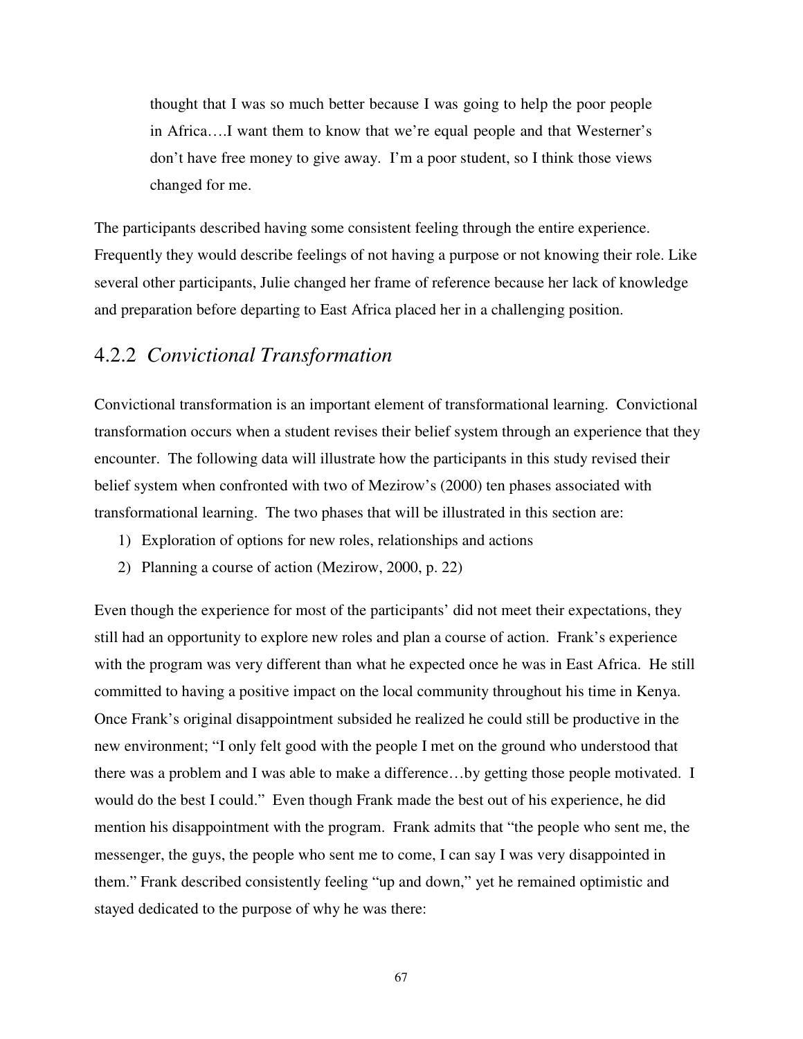> thought that I was so much better because I was going to help the poor people in Africa….I want them to know that we're equal people and that Westerner's don't have free money to give away. I'm a poor student, so I think those views changed for me.

The participants described having some consistent feeling through the entire experience. Frequently they would describe feelings of not having a purpose or not knowing their role. Like several other participants, Julie changed her frame of reference because her lack of knowledge and preparation before departing to East Africa placed her in a challenging position.

### 4.2.2 *Convictional Transformation*

Convictional transformation is an important element of transformational learning. Convictional transformation occurs when a student revises their belief system through an experience that they encounter. The following data will illustrate how the participants in this study revised their belief system when confronted with two of Mezirow's (2000) ten phases associated with transformational learning. The two phases that will be illustrated in this section are:

1) Exploration of options for new roles, relationships and actions
2) Planning a course of action (Mezirow, 2000, p. 22)

Even though the experience for most of the participants' did not meet their expectations, they still had an opportunity to explore new roles and plan a course of action. Frank's experience with the program was very different than what he expected once he was in East Africa. He still committed to having a positive impact on the local community throughout his time in Kenya. Once Frank's original disappointment subsided he realized he could still be productive in the new environment; "I only felt good with the people I met on the ground who understood that there was a problem and I was able to make a difference…by getting those people motivated. I would do the best I could." Even though Frank made the best out of his experience, he did mention his disappointment with the program. Frank admits that "the people who sent me, the messenger, the guys, the people who sent me to come, I can say I was very disappointed in them." Frank described consistently feeling "up and down," yet he remained optimistic and stayed dedicated to the purpose of why he was there: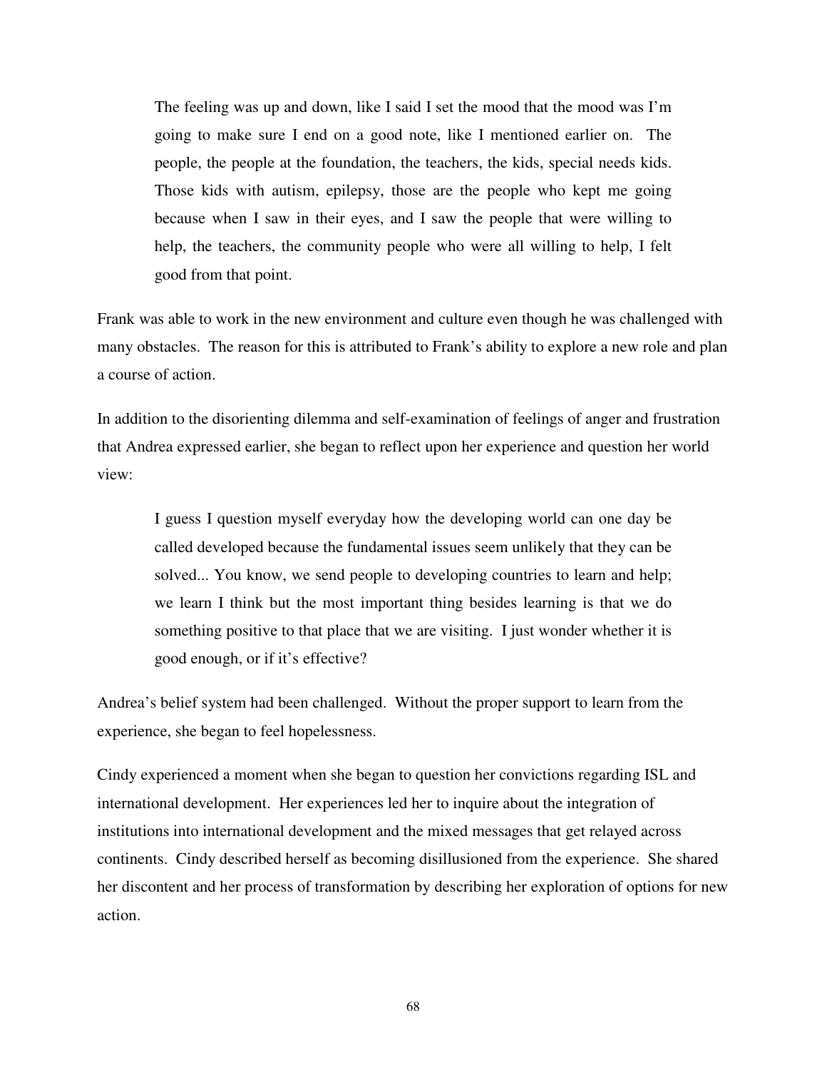> The feeling was up and down, like I said I set the mood that the mood was I'm going to make sure I end on a good note, like I mentioned earlier on. The people, the people at the foundation, the teachers, the kids, special needs kids. Those kids with autism, epilepsy, those are the people who kept me going because when I saw in their eyes, and I saw the people that were willing to help, the teachers, the community people who were all willing to help, I felt good from that point.

Frank was able to work in the new environment and culture even though he was challenged with many obstacles. The reason for this is attributed to Frank's ability to explore a new role and plan a course of action.

In addition to the disorienting dilemma and self-examination of feelings of anger and frustration that Andrea expressed earlier, she began to reflect upon her experience and question her world view:

> I guess I question myself everyday how the developing world can one day be called developed because the fundamental issues seem unlikely that they can be solved... You know, we send people to developing countries to learn and help; we learn I think but the most important thing besides learning is that we do something positive to that place that we are visiting. I just wonder whether it is good enough, or if it's effective?

Andrea's belief system had been challenged. Without the proper support to learn from the experience, she began to feel hopelessness.

Cindy experienced a moment when she began to question her convictions regarding ISL and international development. Her experiences led her to inquire about the integration of institutions into international development and the mixed messages that get relayed across continents. Cindy described herself as becoming disillusioned from the experience. She shared her discontent and her process of transformation by describing her exploration of options for new action.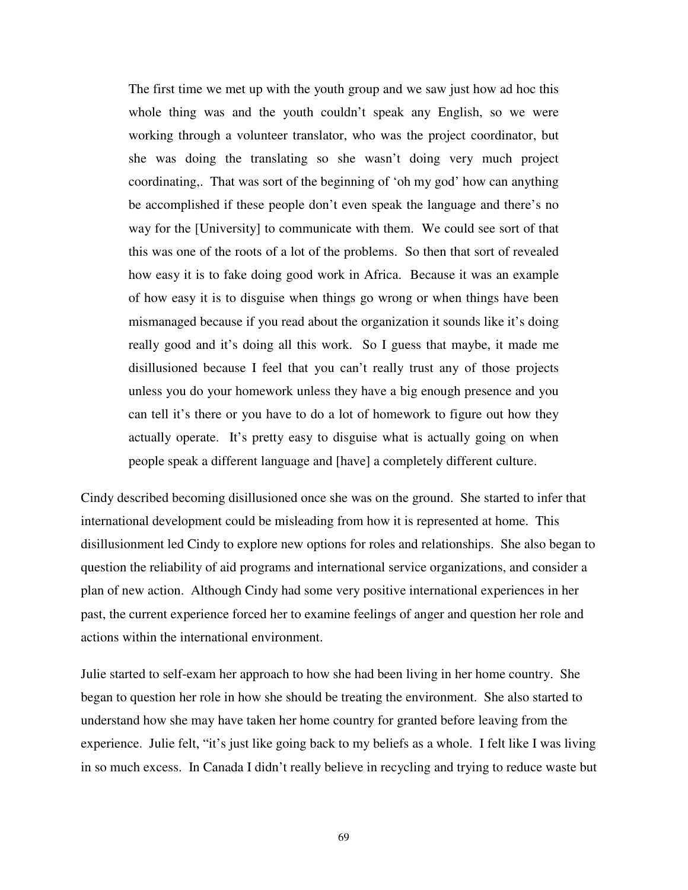> The first time we met up with the youth group and we saw just how ad hoc this whole thing was and the youth couldn't speak any English, so we were working through a volunteer translator, who was the project coordinator, but she was doing the translating so she wasn't doing very much project coordinating,. That was sort of the beginning of 'oh my god' how can anything be accomplished if these people don't even speak the language and there's no way for the [University] to communicate with them. We could see sort of that this was one of the roots of a lot of the problems. So then that sort of revealed how easy it is to fake doing good work in Africa. Because it was an example of how easy it is to disguise when things go wrong or when things have been mismanaged because if you read about the organization it sounds like it's doing really good and it's doing all this work. So I guess that maybe, it made me disillusioned because I feel that you can't really trust any of those projects unless you do your homework unless they have a big enough presence and you can tell it's there or you have to do a lot of homework to figure out how they actually operate. It's pretty easy to disguise what is actually going on when people speak a different language and [have] a completely different culture.

Cindy described becoming disillusioned once she was on the ground. She started to infer that international development could be misleading from how it is represented at home. This disillusionment led Cindy to explore new options for roles and relationships. She also began to question the reliability of aid programs and international service organizations, and consider a plan of new action. Although Cindy had some very positive international experiences in her past, the current experience forced her to examine feelings of anger and question her role and actions within the international environment.

Julie started to self-exam her approach to how she had been living in her home country. She began to question her role in how she should be treating the environment. She also started to understand how she may have taken her home country for granted before leaving from the experience. Julie felt, "it's just like going back to my beliefs as a whole. I felt like I was living in so much excess. In Canada I didn't really believe in recycling and trying to reduce waste but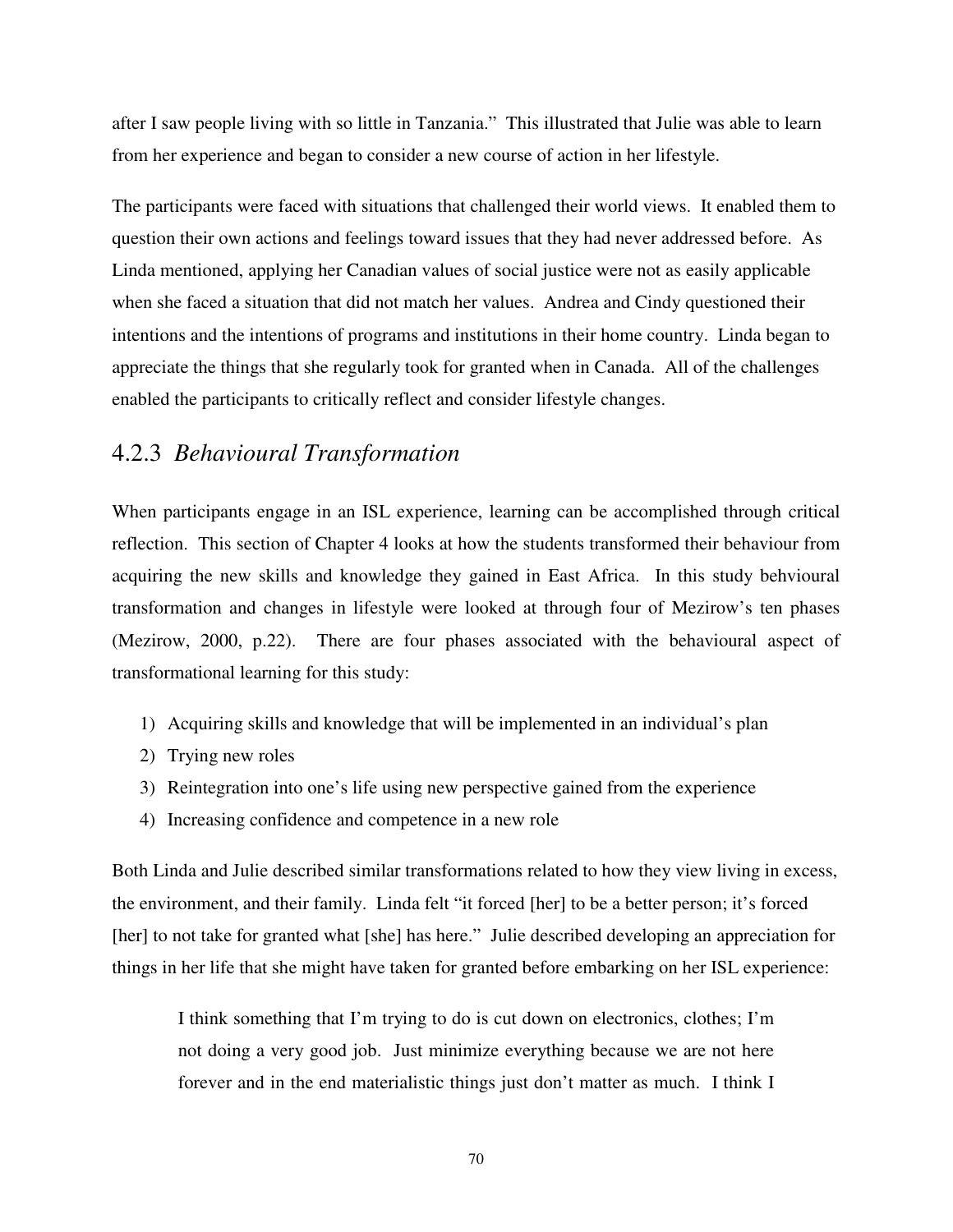after I saw people living with so little in Tanzania." This illustrated that Julie was able to learn from her experience and began to consider a new course of action in her lifestyle.

The participants were faced with situations that challenged their world views. It enabled them to question their own actions and feelings toward issues that they had never addressed before. As Linda mentioned, applying her Canadian values of social justice were not as easily applicable when she faced a situation that did not match her values. Andrea and Cindy questioned their intentions and the intentions of programs and institutions in their home country. Linda began to appreciate the things that she regularly took for granted when in Canada. All of the challenges enabled the participants to critically reflect and consider lifestyle changes.

### 4.2.3 *Behavioural Transformation*

When participants engage in an ISL experience, learning can be accomplished through critical reflection. This section of Chapter 4 looks at how the students transformed their behaviour from acquiring the new skills and knowledge they gained in East Africa. In this study behvioural transformation and changes in lifestyle were looked at through four of Mezirow's ten phases (Mezirow, 2000, p.22). There are four phases associated with the behavioural aspect of transformational learning for this study:

1) Acquiring skills and knowledge that will be implemented in an individual's plan
2) Trying new roles
3) Reintegration into one's life using new perspective gained from the experience
4) Increasing confidence and competence in a new role

Both Linda and Julie described similar transformations related to how they view living in excess, the environment, and their family. Linda felt "it forced [her] to be a better person; it's forced [her] to not take for granted what [she] has here." Julie described developing an appreciation for things in her life that she might have taken for granted before embarking on her ISL experience:

> I think something that I'm trying to do is cut down on electronics, clothes; I'm not doing a very good job. Just minimize everything because we are not here forever and in the end materialistic things just don't matter as much. I think I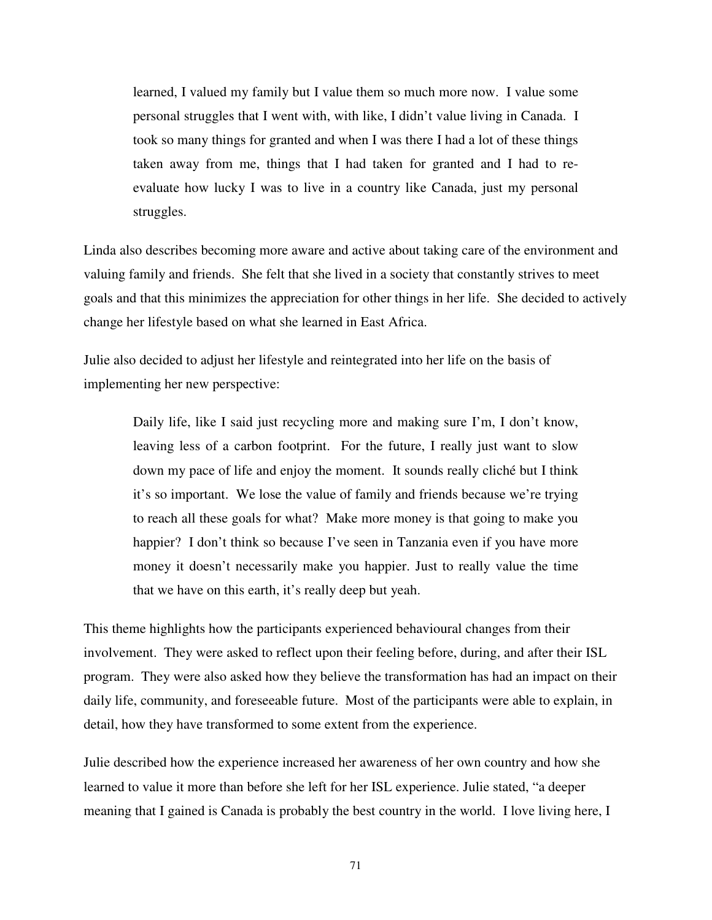> learned, I valued my family but I value them so much more now. I value some personal struggles that I went with, with like, I didn't value living in Canada. I took so many things for granted and when I was there I had a lot of these things taken away from me, things that I had taken for granted and I had to re-evaluate how lucky I was to live in a country like Canada, just my personal struggles.

Linda also describes becoming more aware and active about taking care of the environment and valuing family and friends. She felt that she lived in a society that constantly strives to meet goals and that this minimizes the appreciation for other things in her life. She decided to actively change her lifestyle based on what she learned in East Africa.

Julie also decided to adjust her lifestyle and reintegrated into her life on the basis of implementing her new perspective:

> Daily life, like I said just recycling more and making sure I'm, I don't know, leaving less of a carbon footprint. For the future, I really just want to slow down my pace of life and enjoy the moment. It sounds really cliché but I think it's so important. We lose the value of family and friends because we're trying to reach all these goals for what? Make more money is that going to make you happier? I don't think so because I've seen in Tanzania even if you have more money it doesn't necessarily make you happier. Just to really value the time that we have on this earth, it's really deep but yeah.

This theme highlights how the participants experienced behavioural changes from their involvement. They were asked to reflect upon their feeling before, during, and after their ISL program. They were also asked how they believe the transformation has had an impact on their daily life, community, and foreseeable future. Most of the participants were able to explain, in detail, how they have transformed to some extent from the experience.

Julie described how the experience increased her awareness of her own country and how she learned to value it more than before she left for her ISL experience. Julie stated, "a deeper meaning that I gained is Canada is probably the best country in the world. I love living here, I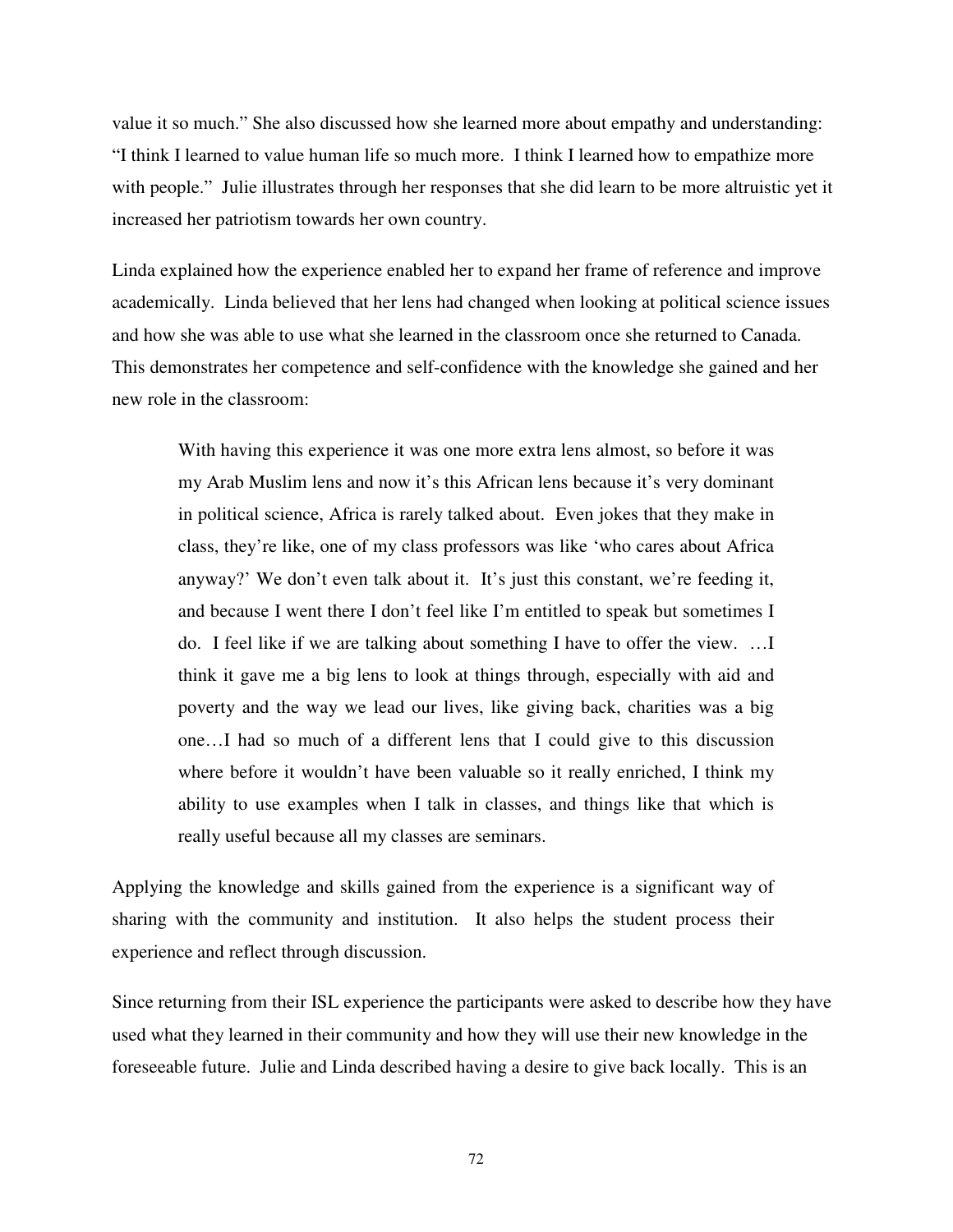value it so much." She also discussed how she learned more about empathy and understanding: "I think I learned to value human life so much more. I think I learned how to empathize more with people." Julie illustrates through her responses that she did learn to be more altruistic yet it increased her patriotism towards her own country.

Linda explained how the experience enabled her to expand her frame of reference and improve academically. Linda believed that her lens had changed when looking at political science issues and how she was able to use what she learned in the classroom once she returned to Canada. This demonstrates her competence and self-confidence with the knowledge she gained and her new role in the classroom:

> With having this experience it was one more extra lens almost, so before it was my Arab Muslim lens and now it's this African lens because it's very dominant in political science, Africa is rarely talked about. Even jokes that they make in class, they're like, one of my class professors was like 'who cares about Africa anyway?' We don't even talk about it. It's just this constant, we're feeding it, and because I went there I don't feel like I'm entitled to speak but sometimes I do. I feel like if we are talking about something I have to offer the view. …I think it gave me a big lens to look at things through, especially with aid and poverty and the way we lead our lives, like giving back, charities was a big one…I had so much of a different lens that I could give to this discussion where before it wouldn't have been valuable so it really enriched, I think my ability to use examples when I talk in classes, and things like that which is really useful because all my classes are seminars.

Applying the knowledge and skills gained from the experience is a significant way of sharing with the community and institution. It also helps the student process their experience and reflect through discussion.

Since returning from their ISL experience the participants were asked to describe how they have used what they learned in their community and how they will use their new knowledge in the foreseeable future. Julie and Linda described having a desire to give back locally. This is an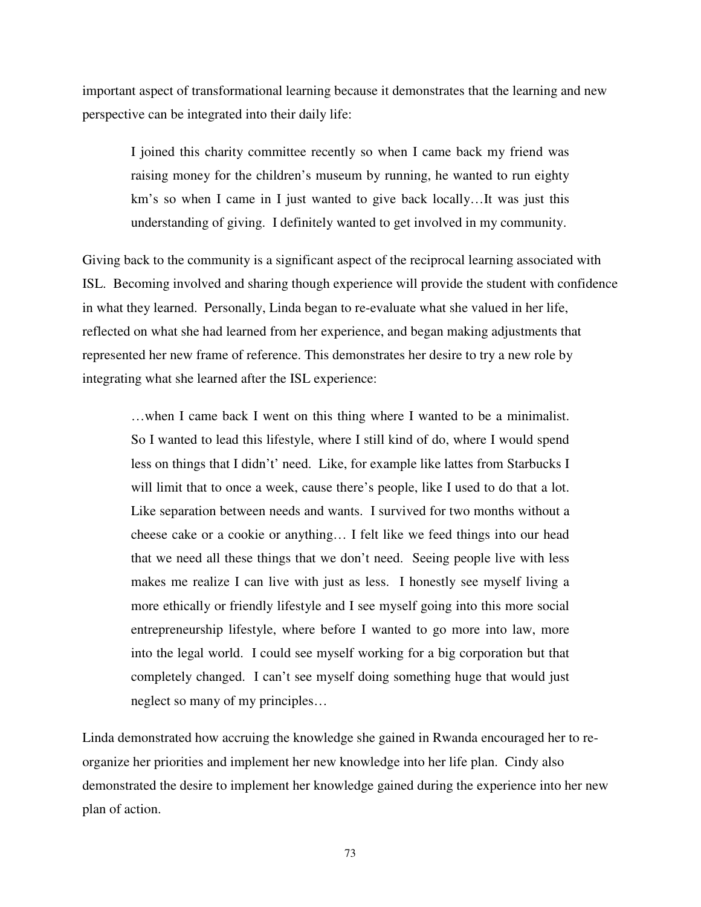important aspect of transformational learning because it demonstrates that the learning and new perspective can be integrated into their daily life:

> I joined this charity committee recently so when I came back my friend was raising money for the children's museum by running, he wanted to run eighty km's so when I came in I just wanted to give back locally…It was just this understanding of giving. I definitely wanted to get involved in my community.

Giving back to the community is a significant aspect of the reciprocal learning associated with ISL. Becoming involved and sharing though experience will provide the student with confidence in what they learned. Personally, Linda began to re-evaluate what she valued in her life, reflected on what she had learned from her experience, and began making adjustments that represented her new frame of reference. This demonstrates her desire to try a new role by integrating what she learned after the ISL experience:

> …when I came back I went on this thing where I wanted to be a minimalist. So I wanted to lead this lifestyle, where I still kind of do, where I would spend less on things that I didn't' need. Like, for example like lattes from Starbucks I will limit that to once a week, cause there's people, like I used to do that a lot. Like separation between needs and wants. I survived for two months without a cheese cake or a cookie or anything… I felt like we feed things into our head that we need all these things that we don't need. Seeing people live with less makes me realize I can live with just as less. I honestly see myself living a more ethically or friendly lifestyle and I see myself going into this more social entrepreneurship lifestyle, where before I wanted to go more into law, more into the legal world. I could see myself working for a big corporation but that completely changed. I can't see myself doing something huge that would just neglect so many of my principles…

Linda demonstrated how accruing the knowledge she gained in Rwanda encouraged her to re-organize her priorities and implement her new knowledge into her life plan. Cindy also demonstrated the desire to implement her knowledge gained during the experience into her new plan of action.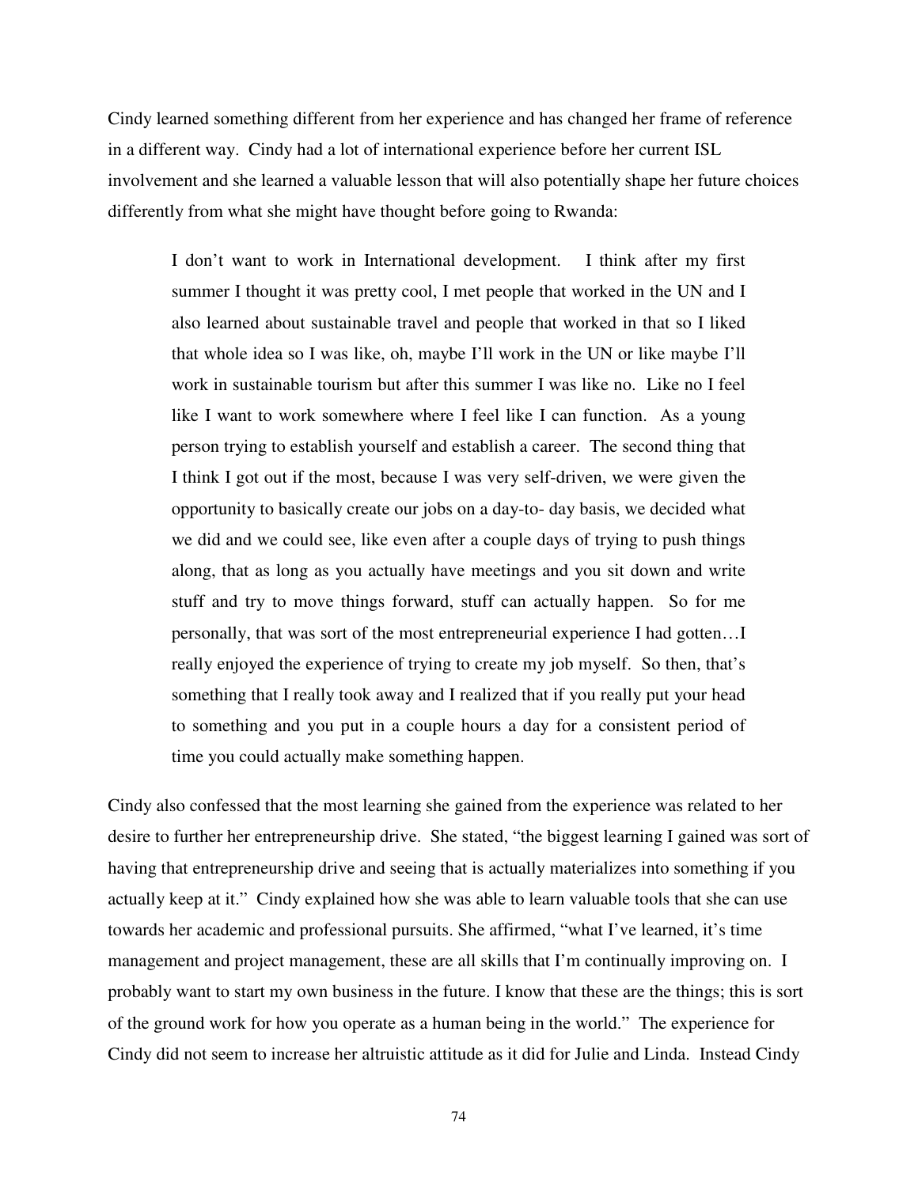Cindy learned something different from her experience and has changed her frame of reference in a different way. Cindy had a lot of international experience before her current ISL involvement and she learned a valuable lesson that will also potentially shape her future choices differently from what she might have thought before going to Rwanda:

> I don't want to work in International development. I think after my first summer I thought it was pretty cool, I met people that worked in the UN and I also learned about sustainable travel and people that worked in that so I liked that whole idea so I was like, oh, maybe I'll work in the UN or like maybe I'll work in sustainable tourism but after this summer I was like no. Like no I feel like I want to work somewhere where I feel like I can function. As a young person trying to establish yourself and establish a career. The second thing that I think I got out if the most, because I was very self-driven, we were given the opportunity to basically create our jobs on a day-to- day basis, we decided what we did and we could see, like even after a couple days of trying to push things along, that as long as you actually have meetings and you sit down and write stuff and try to move things forward, stuff can actually happen. So for me personally, that was sort of the most entrepreneurial experience I had gotten…I really enjoyed the experience of trying to create my job myself. So then, that's something that I really took away and I realized that if you really put your head to something and you put in a couple hours a day for a consistent period of time you could actually make something happen.

Cindy also confessed that the most learning she gained from the experience was related to her desire to further her entrepreneurship drive. She stated, "the biggest learning I gained was sort of having that entrepreneurship drive and seeing that is actually materializes into something if you actually keep at it." Cindy explained how she was able to learn valuable tools that she can use towards her academic and professional pursuits. She affirmed, "what I've learned, it's time management and project management, these are all skills that I'm continually improving on. I probably want to start my own business in the future. I know that these are the things; this is sort of the ground work for how you operate as a human being in the world." The experience for Cindy did not seem to increase her altruistic attitude as it did for Julie and Linda. Instead Cindy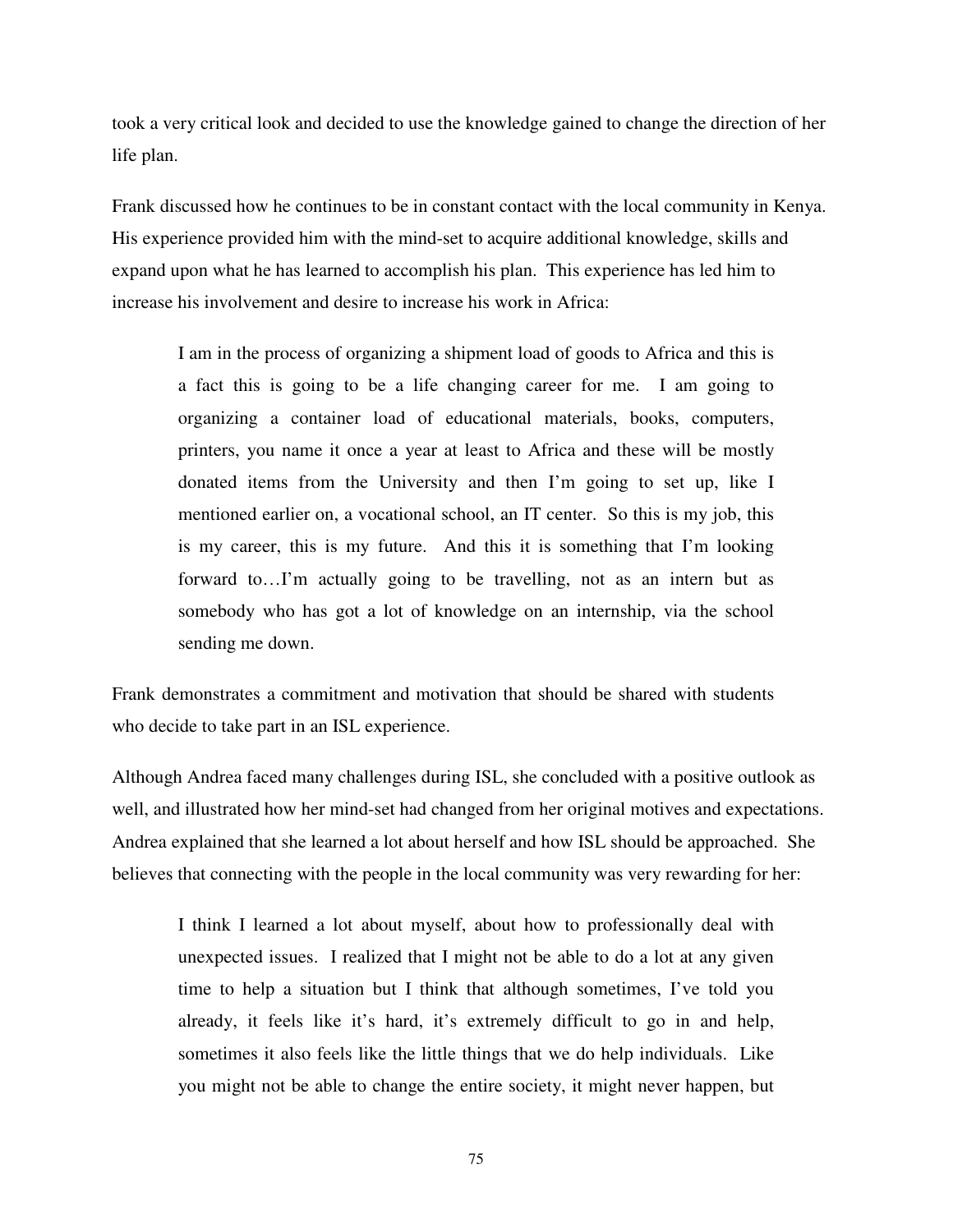took a very critical look and decided to use the knowledge gained to change the direction of her life plan.

Frank discussed how he continues to be in constant contact with the local community in Kenya. His experience provided him with the mind-set to acquire additional knowledge, skills and expand upon what he has learned to accomplish his plan. This experience has led him to increase his involvement and desire to increase his work in Africa:

> I am in the process of organizing a shipment load of goods to Africa and this is a fact this is going to be a life changing career for me. I am going to organizing a container load of educational materials, books, computers, printers, you name it once a year at least to Africa and these will be mostly donated items from the University and then I'm going to set up, like I mentioned earlier on, a vocational school, an IT center. So this is my job, this is my career, this is my future. And this it is something that I'm looking forward to…I'm actually going to be travelling, not as an intern but as somebody who has got a lot of knowledge on an internship, via the school sending me down.

Frank demonstrates a commitment and motivation that should be shared with students who decide to take part in an ISL experience.

Although Andrea faced many challenges during ISL, she concluded with a positive outlook as well, and illustrated how her mind-set had changed from her original motives and expectations. Andrea explained that she learned a lot about herself and how ISL should be approached. She believes that connecting with the people in the local community was very rewarding for her:

> I think I learned a lot about myself, about how to professionally deal with unexpected issues. I realized that I might not be able to do a lot at any given time to help a situation but I think that although sometimes, I've told you already, it feels like it's hard, it's extremely difficult to go in and help, sometimes it also feels like the little things that we do help individuals. Like you might not be able to change the entire society, it might never happen, but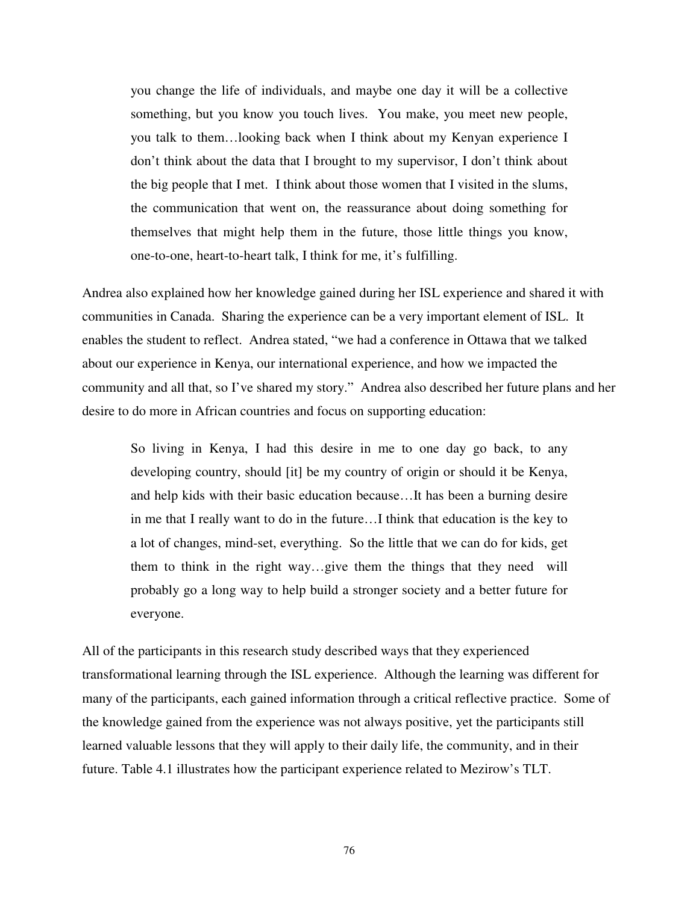> you change the life of individuals, and maybe one day it will be a collective something, but you know you touch lives. You make, you meet new people, you talk to them…looking back when I think about my Kenyan experience I don't think about the data that I brought to my supervisor, I don't think about the big people that I met. I think about those women that I visited in the slums, the communication that went on, the reassurance about doing something for themselves that might help them in the future, those little things you know, one-to-one, heart-to-heart talk, I think for me, it's fulfilling.

Andrea also explained how her knowledge gained during her ISL experience and shared it with communities in Canada. Sharing the experience can be a very important element of ISL. It enables the student to reflect. Andrea stated, "we had a conference in Ottawa that we talked about our experience in Kenya, our international experience, and how we impacted the community and all that, so I've shared my story." Andrea also described her future plans and her desire to do more in African countries and focus on supporting education:

> So living in Kenya, I had this desire in me to one day go back, to any developing country, should [it] be my country of origin or should it be Kenya, and help kids with their basic education because…It has been a burning desire in me that I really want to do in the future…I think that education is the key to a lot of changes, mind-set, everything. So the little that we can do for kids, get them to think in the right way…give them the things that they need will probably go a long way to help build a stronger society and a better future for everyone.

All of the participants in this research study described ways that they experienced transformational learning through the ISL experience. Although the learning was different for many of the participants, each gained information through a critical reflective practice. Some of the knowledge gained from the experience was not always positive, yet the participants still learned valuable lessons that they will apply to their daily life, the community, and in their future. Table 4.1 illustrates how the participant experience related to Mezirow's TLT.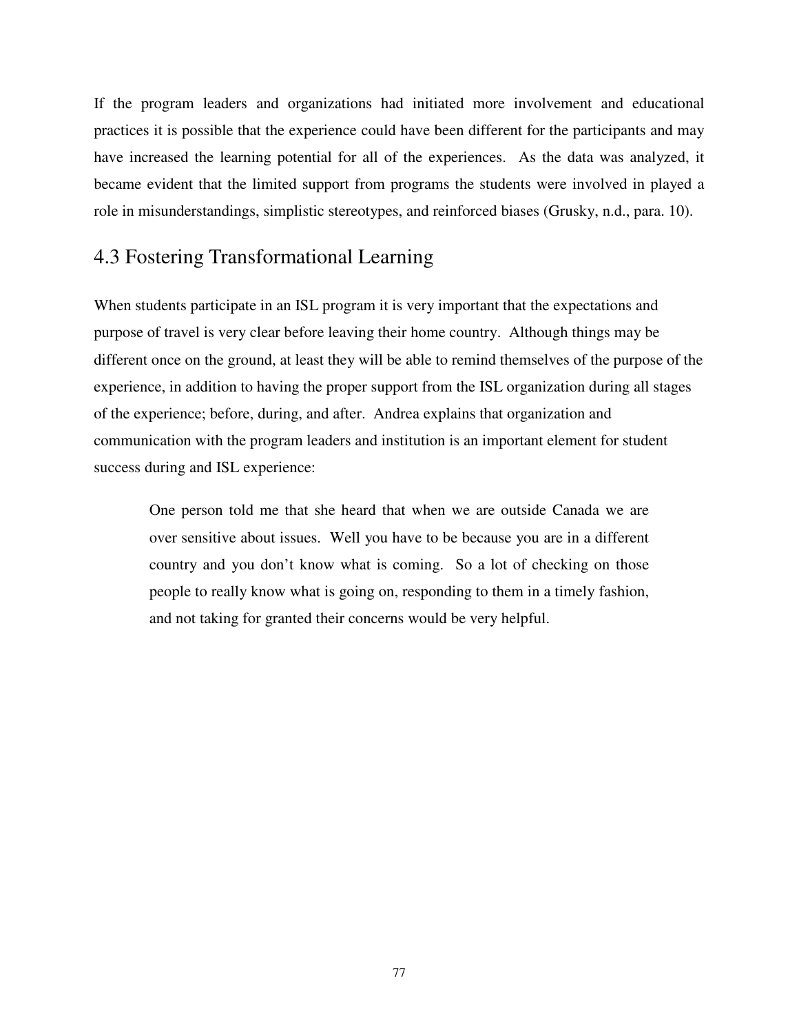If the program leaders and organizations had initiated more involvement and educational practices it is possible that the experience could have been different for the participants and may have increased the learning potential for all of the experiences. As the data was analyzed, it became evident that the limited support from programs the students were involved in played a role in misunderstandings, simplistic stereotypes, and reinforced biases (Grusky, n.d., para. 10).

## 4.3 Fostering Transformational Learning

When students participate in an ISL program it is very important that the expectations and purpose of travel is very clear before leaving their home country. Although things may be different once on the ground, at least they will be able to remind themselves of the purpose of the experience, in addition to having the proper support from the ISL organization during all stages of the experience; before, during, and after. Andrea explains that organization and communication with the program leaders and institution is an important element for student success during and ISL experience:

> One person told me that she heard that when we are outside Canada we are over sensitive about issues. Well you have to be because you are in a different country and you don't know what is coming. So a lot of checking on those people to really know what is going on, responding to them in a timely fashion, and not taking for granted their concerns would be very helpful.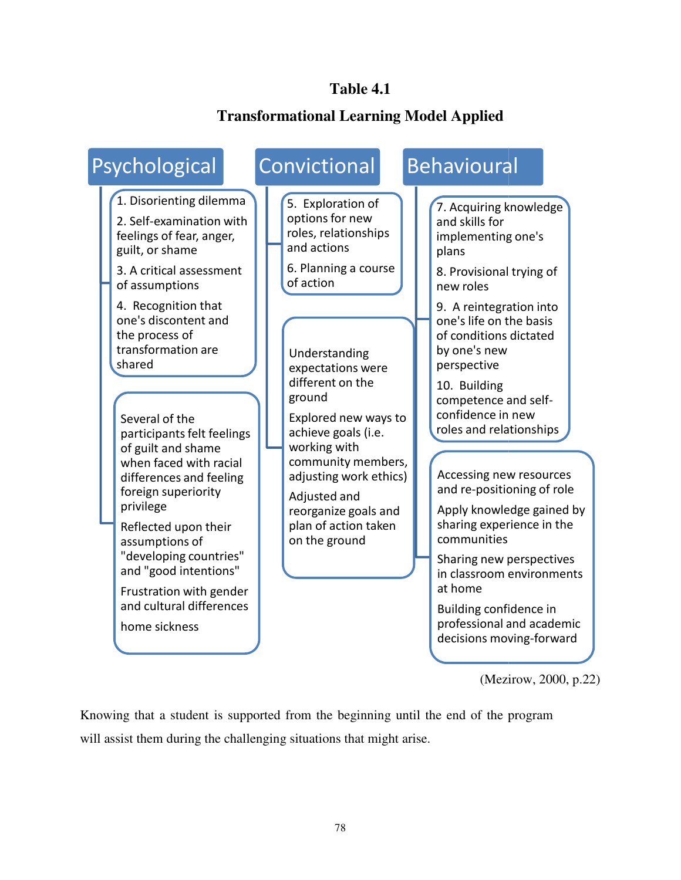**Table 4.1**

**Transformational Learning Model Applied**

| Psychological | Convictional | Behavioural |
| --- | --- | --- |
| 1. Disorienting dilemma<br>2. Self-examination with feelings of fear, anger, guilt, or shame<br>3. A critical assessment of assumptions<br>4. Recognition that one's discontent and the process of transformation are shared | 5. Exploration of options for new roles, relationships and actions<br>6. Planning a course of action | 7. Acquiring knowledge and skills for implementing one's plans<br>8. Provisional trying of new roles<br>9. A reintegration into one's life on the basis of conditions dictated by one's new perspective<br>10. Building competence and self-confidence in new roles and relationships |
| Several of the participants felt feelings of guilt and shame when faced with racial differences and feeling foreign superiority privilege<br>Reflected upon their assumptions of "developing countries" and "good intentions"<br>Frustration with gender and cultural differences<br>home sickness | Understanding expectations were different on the ground<br>Explored new ways to achieve goals (i.e. working with community members, adjusting work ethics)<br>Adjusted and reorganize goals and plan of action taken on the ground | Accessing new resources and re-positioning of role<br>Apply knowledge gained by sharing experience in the communities<br>Sharing new perspectives in classroom environments at home<br>Building confidence in professional and academic decisions moving-forward |

(Mezirow, 2000, p.22)

Knowing that a student is supported from the beginning until the end of the program will assist them during the challenging situations that might arise.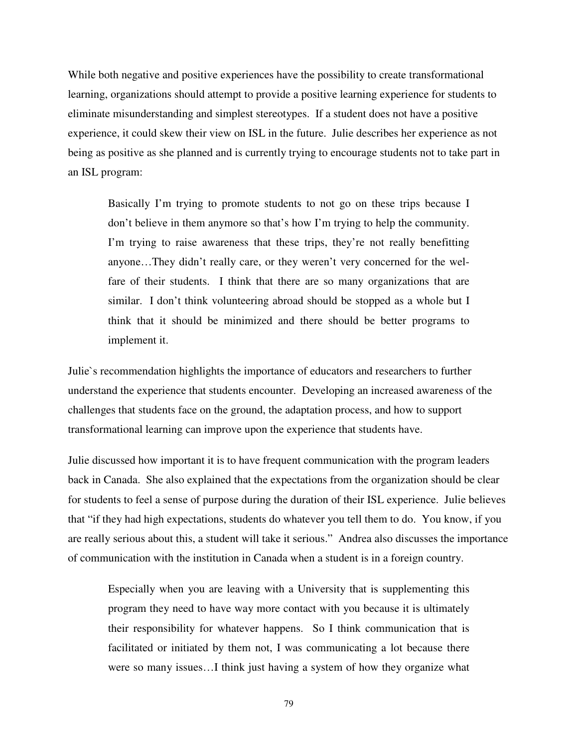While both negative and positive experiences have the possibility to create transformational learning, organizations should attempt to provide a positive learning experience for students to eliminate misunderstanding and simplest stereotypes. If a student does not have a positive experience, it could skew their view on ISL in the future. Julie describes her experience as not being as positive as she planned and is currently trying to encourage students not to take part in an ISL program:

> Basically I'm trying to promote students to not go on these trips because I don't believe in them anymore so that's how I'm trying to help the community. I'm trying to raise awareness that these trips, they're not really benefitting anyone…They didn't really care, or they weren't very concerned for the welfare of their students. I think that there are so many organizations that are similar. I don't think volunteering abroad should be stopped as a whole but I think that it should be minimized and there should be better programs to implement it.

Julie`s recommendation highlights the importance of educators and researchers to further understand the experience that students encounter. Developing an increased awareness of the challenges that students face on the ground, the adaptation process, and how to support transformational learning can improve upon the experience that students have.

Julie discussed how important it is to have frequent communication with the program leaders back in Canada. She also explained that the expectations from the organization should be clear for students to feel a sense of purpose during the duration of their ISL experience. Julie believes that "if they had high expectations, students do whatever you tell them to do. You know, if you are really serious about this, a student will take it serious." Andrea also discusses the importance of communication with the institution in Canada when a student is in a foreign country.

> Especially when you are leaving with a University that is supplementing this program they need to have way more contact with you because it is ultimately their responsibility for whatever happens. So I think communication that is facilitated or initiated by them not, I was communicating a lot because there were so many issues…I think just having a system of how they organize what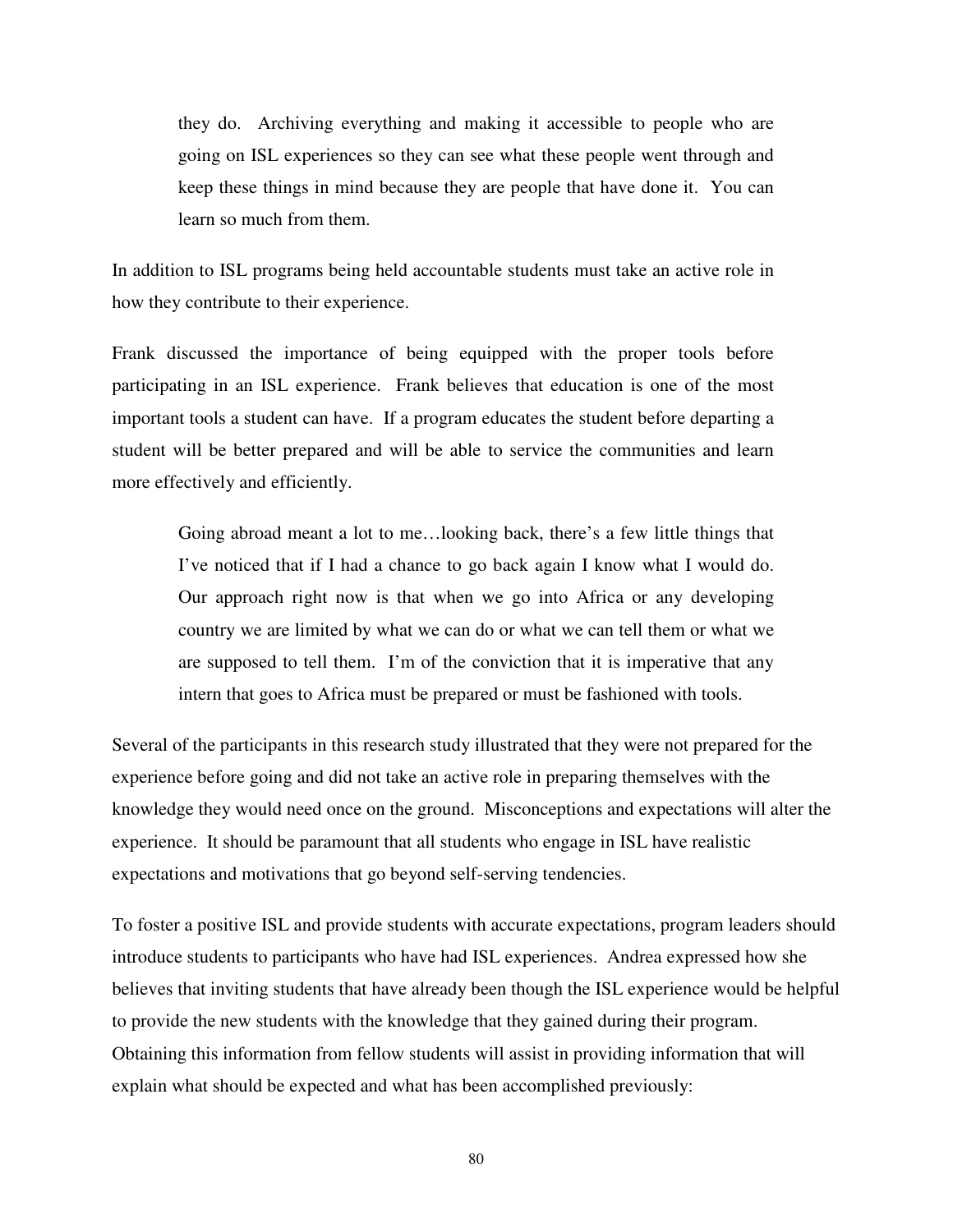> they do. Archiving everything and making it accessible to people who are going on ISL experiences so they can see what these people went through and keep these things in mind because they are people that have done it. You can learn so much from them.

In addition to ISL programs being held accountable students must take an active role in how they contribute to their experience.

Frank discussed the importance of being equipped with the proper tools before participating in an ISL experience. Frank believes that education is one of the most important tools a student can have. If a program educates the student before departing a student will be better prepared and will be able to service the communities and learn more effectively and efficiently.

> Going abroad meant a lot to me…looking back, there's a few little things that I've noticed that if I had a chance to go back again I know what I would do. Our approach right now is that when we go into Africa or any developing country we are limited by what we can do or what we can tell them or what we are supposed to tell them. I'm of the conviction that it is imperative that any intern that goes to Africa must be prepared or must be fashioned with tools.

Several of the participants in this research study illustrated that they were not prepared for the experience before going and did not take an active role in preparing themselves with the knowledge they would need once on the ground. Misconceptions and expectations will alter the experience. It should be paramount that all students who engage in ISL have realistic expectations and motivations that go beyond self-serving tendencies.

To foster a positive ISL and provide students with accurate expectations, program leaders should introduce students to participants who have had ISL experiences. Andrea expressed how she believes that inviting students that have already been though the ISL experience would be helpful to provide the new students with the knowledge that they gained during their program. Obtaining this information from fellow students will assist in providing information that will explain what should be expected and what has been accomplished previously: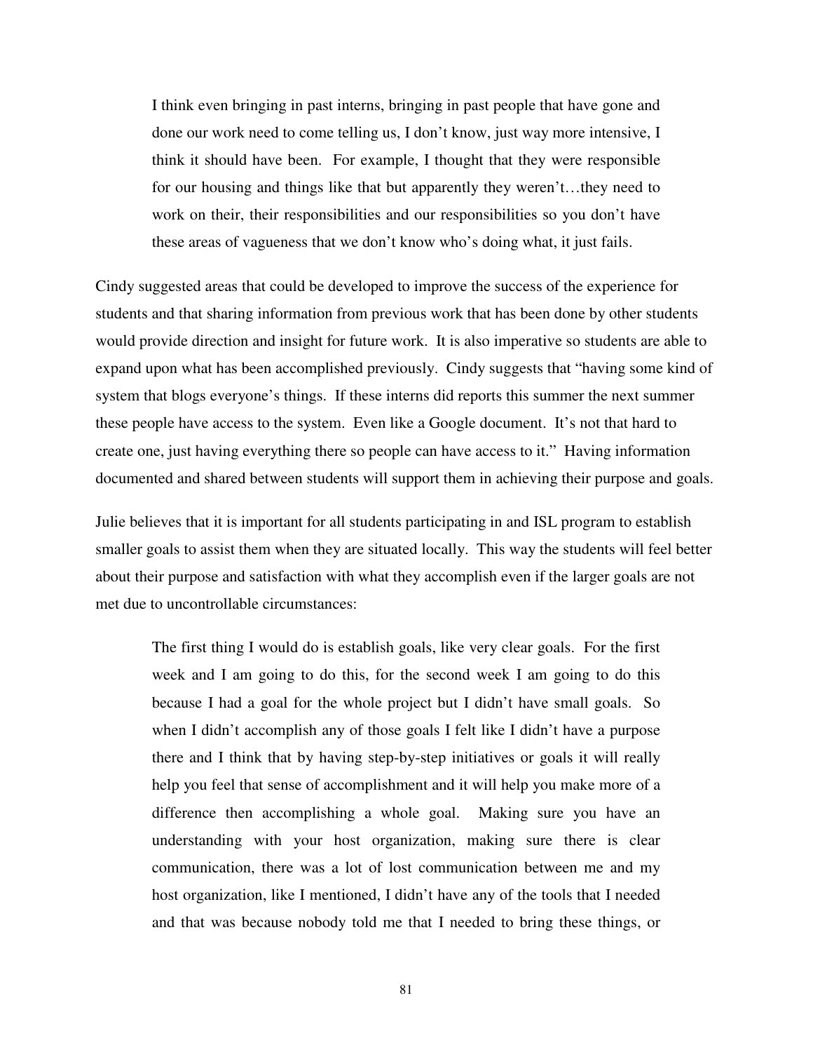> I think even bringing in past interns, bringing in past people that have gone and done our work need to come telling us, I don't know, just way more intensive, I think it should have been. For example, I thought that they were responsible for our housing and things like that but apparently they weren't…they need to work on their, their responsibilities and our responsibilities so you don't have these areas of vagueness that we don't know who's doing what, it just fails.

Cindy suggested areas that could be developed to improve the success of the experience for students and that sharing information from previous work that has been done by other students would provide direction and insight for future work. It is also imperative so students are able to expand upon what has been accomplished previously. Cindy suggests that "having some kind of system that blogs everyone's things. If these interns did reports this summer the next summer these people have access to the system. Even like a Google document. It's not that hard to create one, just having everything there so people can have access to it." Having information documented and shared between students will support them in achieving their purpose and goals.

Julie believes that it is important for all students participating in and ISL program to establish smaller goals to assist them when they are situated locally. This way the students will feel better about their purpose and satisfaction with what they accomplish even if the larger goals are not met due to uncontrollable circumstances:

> The first thing I would do is establish goals, like very clear goals. For the first week and I am going to do this, for the second week I am going to do this because I had a goal for the whole project but I didn't have small goals. So when I didn't accomplish any of those goals I felt like I didn't have a purpose there and I think that by having step-by-step initiatives or goals it will really help you feel that sense of accomplishment and it will help you make more of a difference then accomplishing a whole goal. Making sure you have an understanding with your host organization, making sure there is clear communication, there was a lot of lost communication between me and my host organization, like I mentioned, I didn't have any of the tools that I needed and that was because nobody told me that I needed to bring these things, or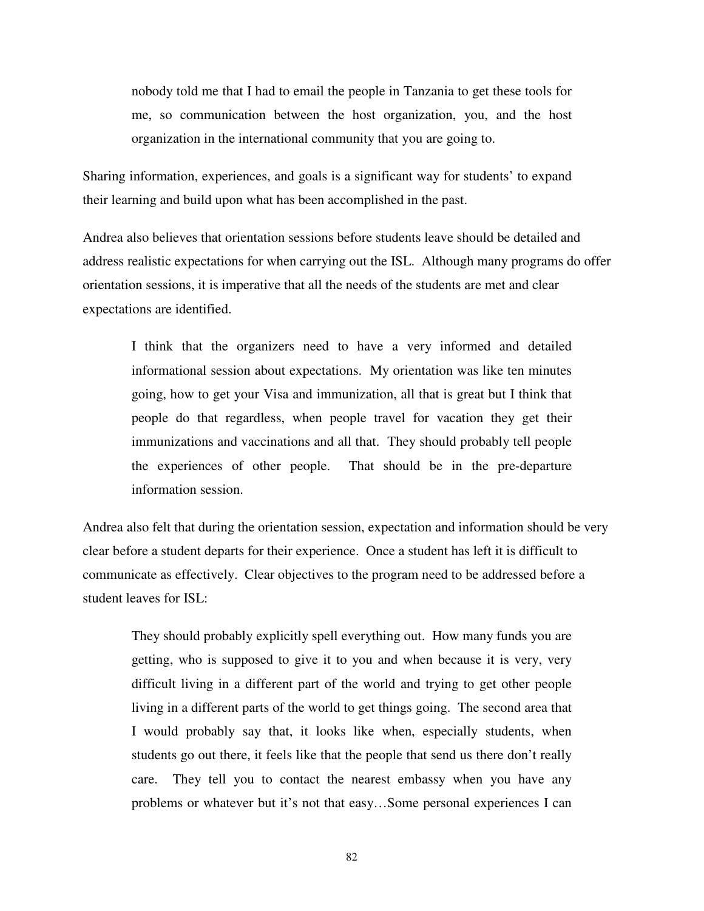> nobody told me that I had to email the people in Tanzania to get these tools for me, so communication between the host organization, you, and the host organization in the international community that you are going to.

Sharing information, experiences, and goals is a significant way for students' to expand their learning and build upon what has been accomplished in the past.

Andrea also believes that orientation sessions before students leave should be detailed and address realistic expectations for when carrying out the ISL. Although many programs do offer orientation sessions, it is imperative that all the needs of the students are met and clear expectations are identified.

> I think that the organizers need to have a very informed and detailed informational session about expectations. My orientation was like ten minutes going, how to get your Visa and immunization, all that is great but I think that people do that regardless, when people travel for vacation they get their immunizations and vaccinations and all that. They should probably tell people the experiences of other people. That should be in the pre-departure information session.

Andrea also felt that during the orientation session, expectation and information should be very clear before a student departs for their experience. Once a student has left it is difficult to communicate as effectively. Clear objectives to the program need to be addressed before a student leaves for ISL:

> They should probably explicitly spell everything out. How many funds you are getting, who is supposed to give it to you and when because it is very, very difficult living in a different part of the world and trying to get other people living in a different parts of the world to get things going. The second area that I would probably say that, it looks like when, especially students, when students go out there, it feels like that the people that send us there don't really care. They tell you to contact the nearest embassy when you have any problems or whatever but it's not that easy…Some personal experiences I can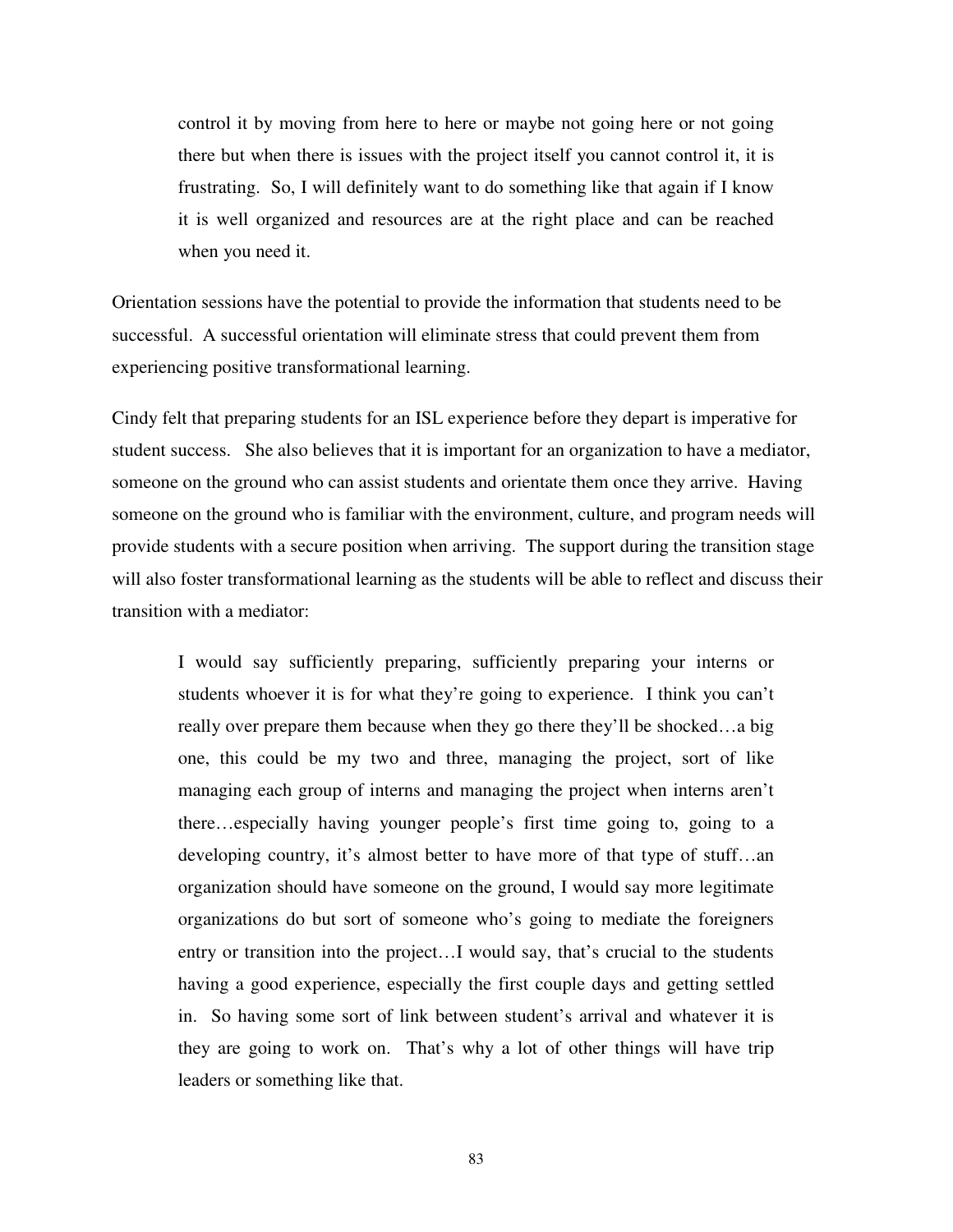> control it by moving from here to here or maybe not going here or not going there but when there is issues with the project itself you cannot control it, it is frustrating. So, I will definitely want to do something like that again if I know it is well organized and resources are at the right place and can be reached when you need it.

Orientation sessions have the potential to provide the information that students need to be successful. A successful orientation will eliminate stress that could prevent them from experiencing positive transformational learning.

Cindy felt that preparing students for an ISL experience before they depart is imperative for student success. She also believes that it is important for an organization to have a mediator, someone on the ground who can assist students and orientate them once they arrive. Having someone on the ground who is familiar with the environment, culture, and program needs will provide students with a secure position when arriving. The support during the transition stage will also foster transformational learning as the students will be able to reflect and discuss their transition with a mediator:

> I would say sufficiently preparing, sufficiently preparing your interns or students whoever it is for what they're going to experience. I think you can't really over prepare them because when they go there they'll be shocked…a big one, this could be my two and three, managing the project, sort of like managing each group of interns and managing the project when interns aren't there…especially having younger people's first time going to, going to a developing country, it's almost better to have more of that type of stuff…an organization should have someone on the ground, I would say more legitimate organizations do but sort of someone who's going to mediate the foreigners entry or transition into the project…I would say, that's crucial to the students having a good experience, especially the first couple days and getting settled in. So having some sort of link between student's arrival and whatever it is they are going to work on. That's why a lot of other things will have trip leaders or something like that.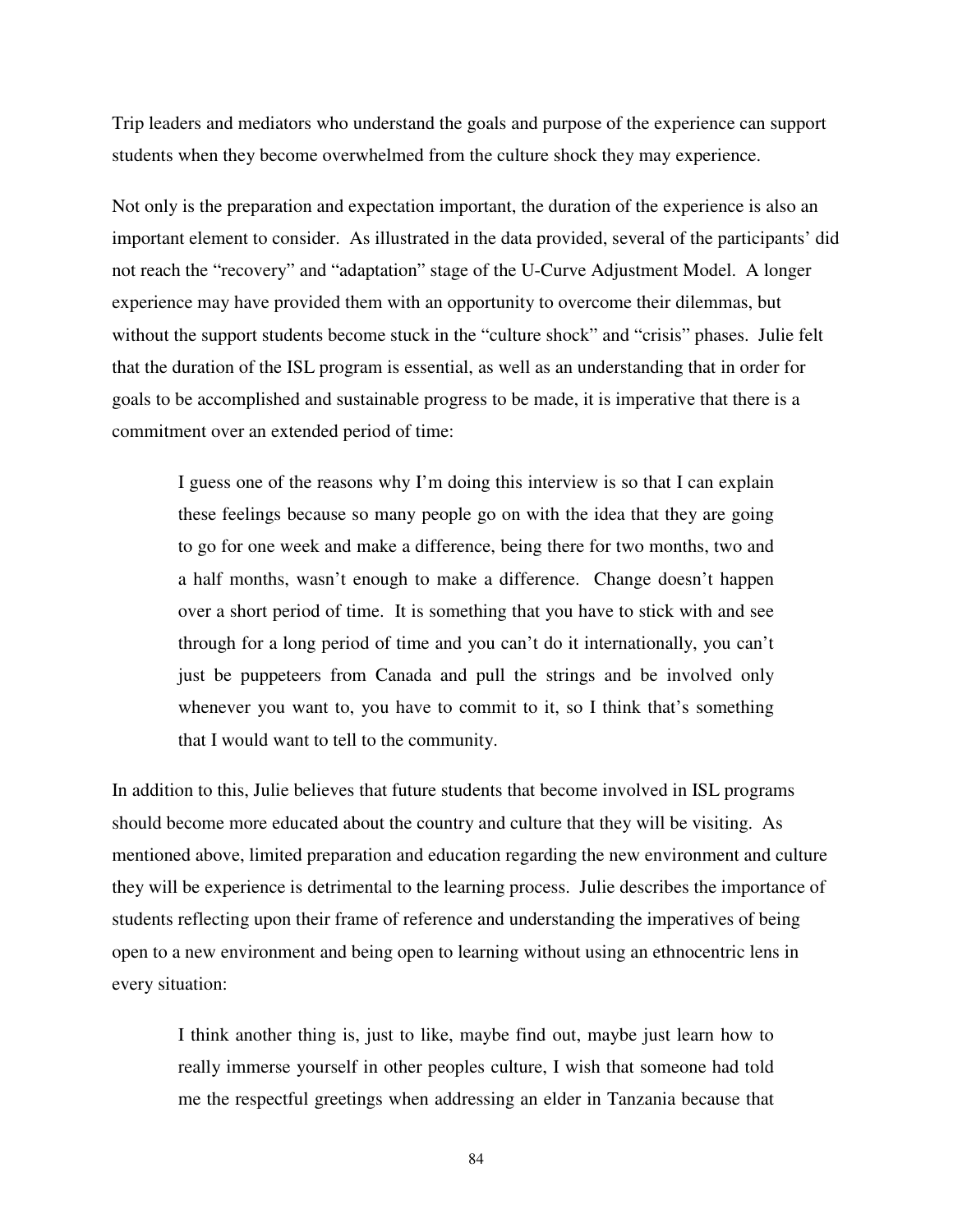Trip leaders and mediators who understand the goals and purpose of the experience can support students when they become overwhelmed from the culture shock they may experience.

Not only is the preparation and expectation important, the duration of the experience is also an important element to consider. As illustrated in the data provided, several of the participants' did not reach the "recovery" and "adaptation" stage of the U-Curve Adjustment Model. A longer experience may have provided them with an opportunity to overcome their dilemmas, but without the support students become stuck in the "culture shock" and "crisis" phases. Julie felt that the duration of the ISL program is essential, as well as an understanding that in order for goals to be accomplished and sustainable progress to be made, it is imperative that there is a commitment over an extended period of time:

> I guess one of the reasons why I'm doing this interview is so that I can explain these feelings because so many people go on with the idea that they are going to go for one week and make a difference, being there for two months, two and a half months, wasn't enough to make a difference. Change doesn't happen over a short period of time. It is something that you have to stick with and see through for a long period of time and you can't do it internationally, you can't just be puppeteers from Canada and pull the strings and be involved only whenever you want to, you have to commit to it, so I think that's something that I would want to tell to the community.

In addition to this, Julie believes that future students that become involved in ISL programs should become more educated about the country and culture that they will be visiting. As mentioned above, limited preparation and education regarding the new environment and culture they will be experience is detrimental to the learning process. Julie describes the importance of students reflecting upon their frame of reference and understanding the imperatives of being open to a new environment and being open to learning without using an ethnocentric lens in every situation:

> I think another thing is, just to like, maybe find out, maybe just learn how to really immerse yourself in other peoples culture, I wish that someone had told me the respectful greetings when addressing an elder in Tanzania because that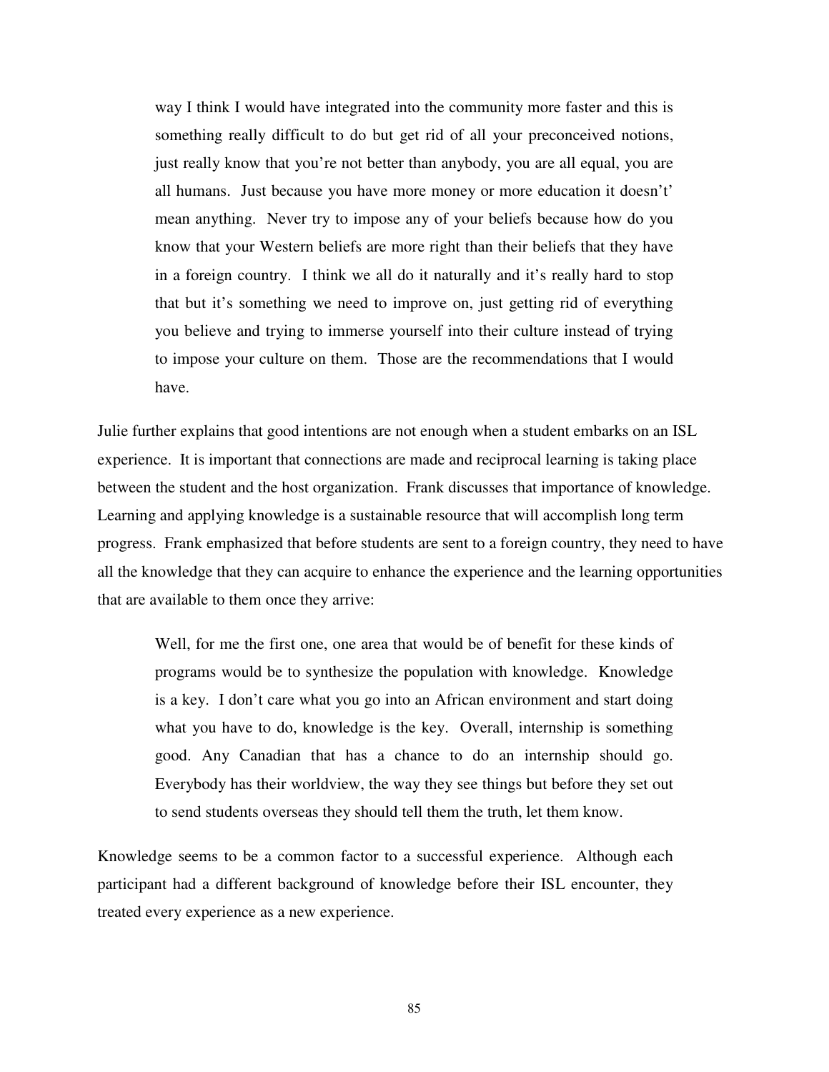> way I think I would have integrated into the community more faster and this is something really difficult to do but get rid of all your preconceived notions, just really know that you're not better than anybody, you are all equal, you are all humans. Just because you have more money or more education it doesn't' mean anything. Never try to impose any of your beliefs because how do you know that your Western beliefs are more right than their beliefs that they have in a foreign country. I think we all do it naturally and it's really hard to stop that but it's something we need to improve on, just getting rid of everything you believe and trying to immerse yourself into their culture instead of trying to impose your culture on them. Those are the recommendations that I would have.

Julie further explains that good intentions are not enough when a student embarks on an ISL experience. It is important that connections are made and reciprocal learning is taking place between the student and the host organization. Frank discusses that importance of knowledge. Learning and applying knowledge is a sustainable resource that will accomplish long term progress. Frank emphasized that before students are sent to a foreign country, they need to have all the knowledge that they can acquire to enhance the experience and the learning opportunities that are available to them once they arrive:

> Well, for me the first one, one area that would be of benefit for these kinds of programs would be to synthesize the population with knowledge. Knowledge is a key. I don't care what you go into an African environment and start doing what you have to do, knowledge is the key. Overall, internship is something good. Any Canadian that has a chance to do an internship should go. Everybody has their worldview, the way they see things but before they set out to send students overseas they should tell them the truth, let them know.

Knowledge seems to be a common factor to a successful experience. Although each participant had a different background of knowledge before their ISL encounter, they treated every experience as a new experience.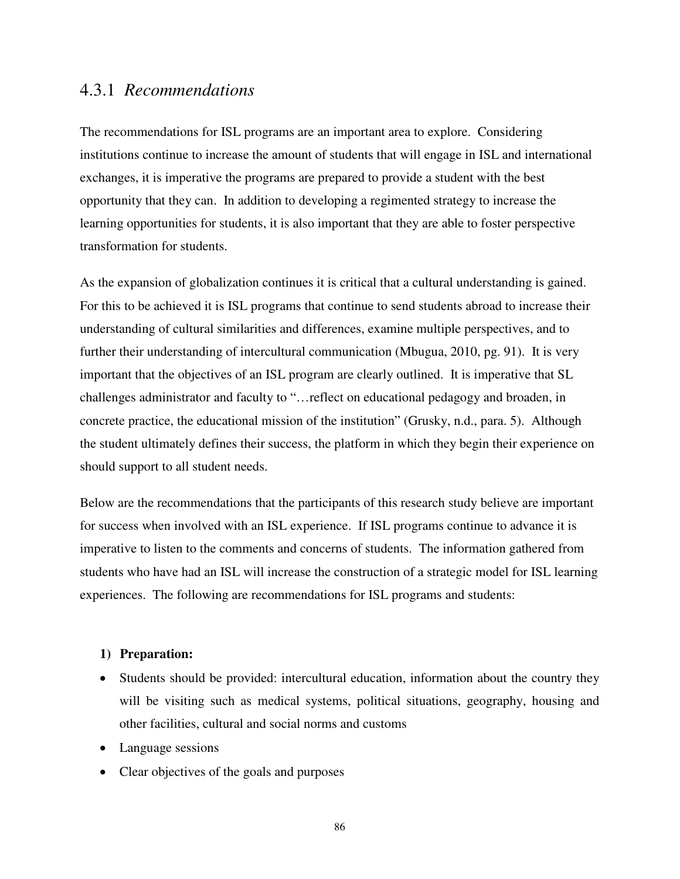### 4.3.1 *Recommendations*

The recommendations for ISL programs are an important area to explore. Considering institutions continue to increase the amount of students that will engage in ISL and international exchanges, it is imperative the programs are prepared to provide a student with the best opportunity that they can. In addition to developing a regimented strategy to increase the learning opportunities for students, it is also important that they are able to foster perspective transformation for students.

As the expansion of globalization continues it is critical that a cultural understanding is gained. For this to be achieved it is ISL programs that continue to send students abroad to increase their understanding of cultural similarities and differences, examine multiple perspectives, and to further their understanding of intercultural communication (Mbugua, 2010, pg. 91). It is very important that the objectives of an ISL program are clearly outlined. It is imperative that SL challenges administrator and faculty to "…reflect on educational pedagogy and broaden, in concrete practice, the educational mission of the institution" (Grusky, n.d., para. 5). Although the student ultimately defines their success, the platform in which they begin their experience on should support to all student needs.

Below are the recommendations that the participants of this research study believe are important for success when involved with an ISL experience. If ISL programs continue to advance it is imperative to listen to the comments and concerns of students. The information gathered from students who have had an ISL will increase the construction of a strategic model for ISL learning experiences. The following are recommendations for ISL programs and students:

1) **Preparation:**

- Students should be provided: intercultural education, information about the country they will be visiting such as medical systems, political situations, geography, housing and other facilities, cultural and social norms and customs
- Language sessions
- Clear objectives of the goals and purposes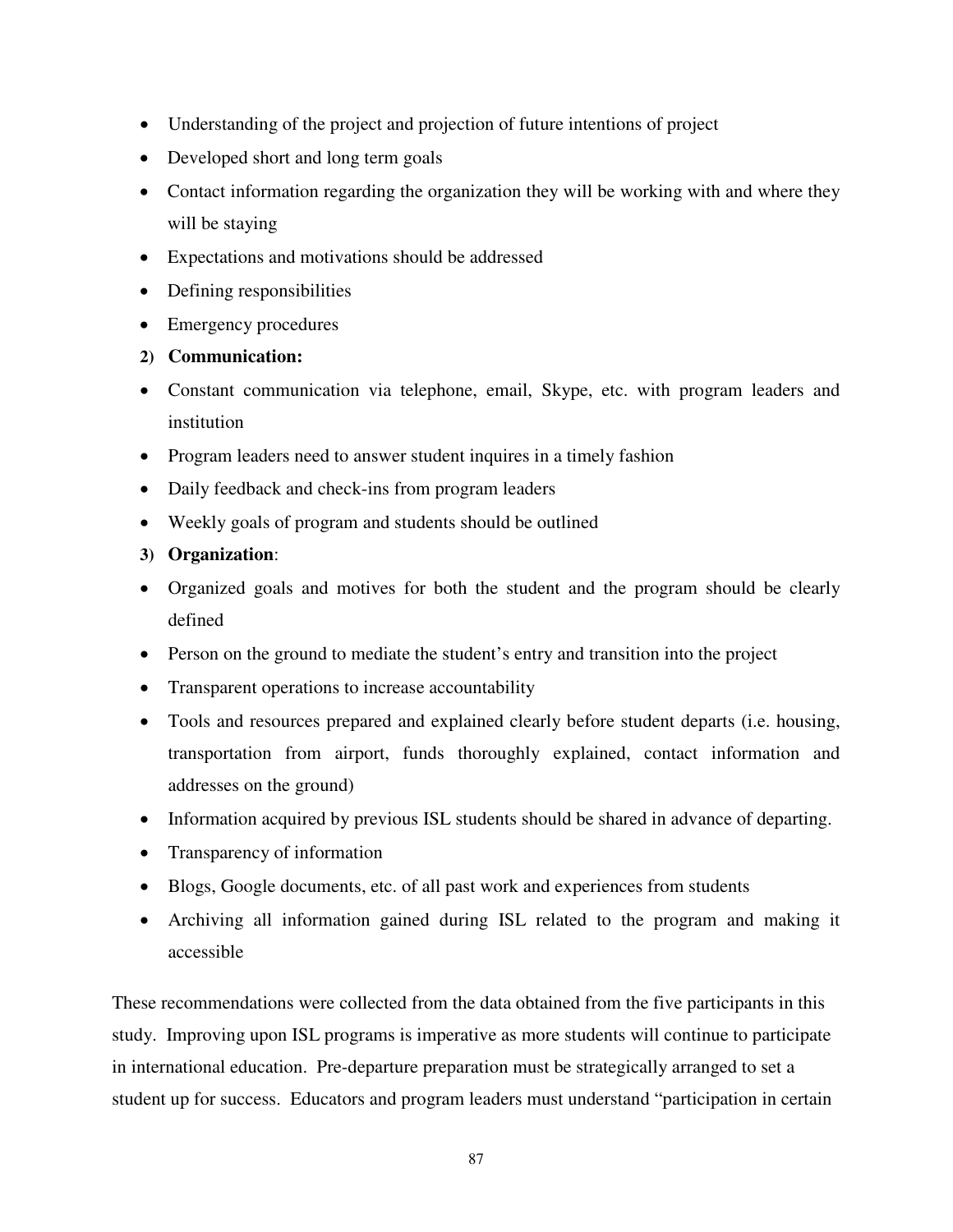- Understanding of the project and projection of future intentions of project
- Developed short and long term goals
- Contact information regarding the organization they will be working with and where they will be staying
- Expectations and motivations should be addressed
- Defining responsibilities
- Emergency procedures

**2) Communication:**

- Constant communication via telephone, email, Skype, etc. with program leaders and institution
- Program leaders need to answer student inquires in a timely fashion
- Daily feedback and check-ins from program leaders
- Weekly goals of program and students should be outlined

**3) Organization**:

- Organized goals and motives for both the student and the program should be clearly defined
- Person on the ground to mediate the student's entry and transition into the project
- Transparent operations to increase accountability
- Tools and resources prepared and explained clearly before student departs (i.e. housing, transportation from airport, funds thoroughly explained, contact information and addresses on the ground)
- Information acquired by previous ISL students should be shared in advance of departing.
- Transparency of information
- Blogs, Google documents, etc. of all past work and experiences from students
- Archiving all information gained during ISL related to the program and making it accessible

These recommendations were collected from the data obtained from the five participants in this study. Improving upon ISL programs is imperative as more students will continue to participate in international education. Pre-departure preparation must be strategically arranged to set a student up for success. Educators and program leaders must understand "participation in certain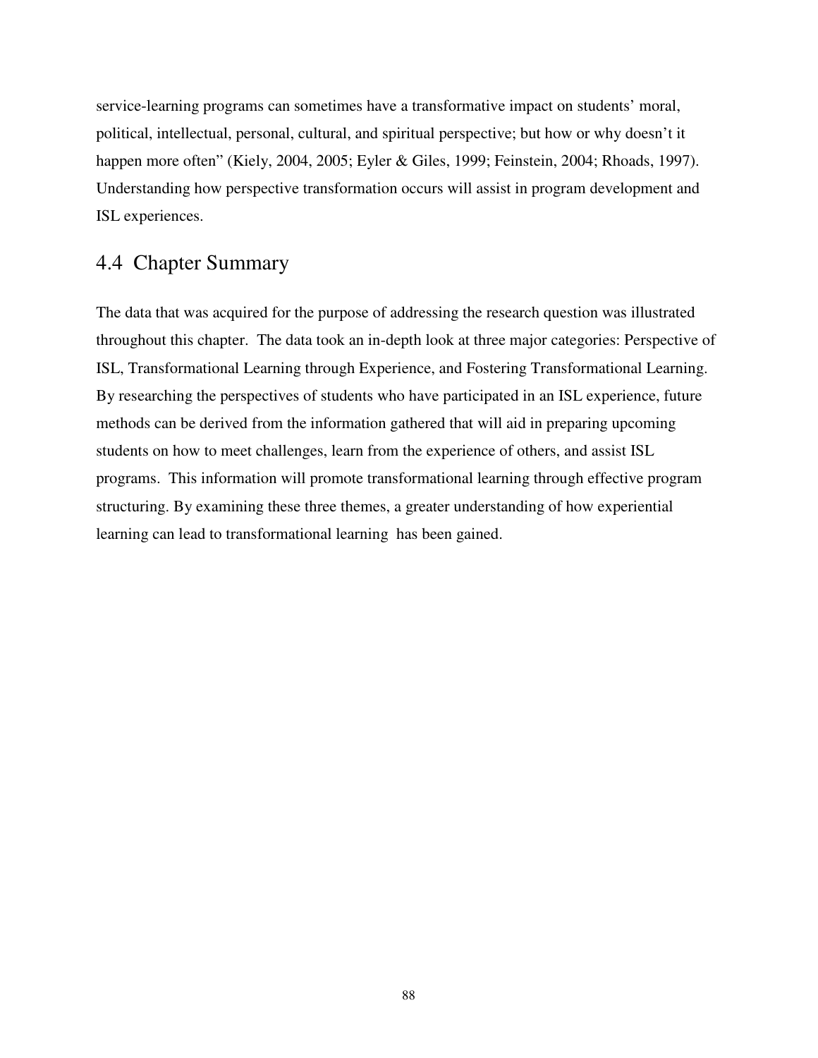service-learning programs can sometimes have a transformative impact on students' moral, political, intellectual, personal, cultural, and spiritual perspective; but how or why doesn't it happen more often" (Kiely, 2004, 2005; Eyler & Giles, 1999; Feinstein, 2004; Rhoads, 1997). Understanding how perspective transformation occurs will assist in program development and ISL experiences.

## 4.4 Chapter Summary

The data that was acquired for the purpose of addressing the research question was illustrated throughout this chapter. The data took an in-depth look at three major categories: Perspective of ISL, Transformational Learning through Experience, and Fostering Transformational Learning. By researching the perspectives of students who have participated in an ISL experience, future methods can be derived from the information gathered that will aid in preparing upcoming students on how to meet challenges, learn from the experience of others, and assist ISL programs. This information will promote transformational learning through effective program structuring. By examining these three themes, a greater understanding of how experiential learning can lead to transformational learning has been gained.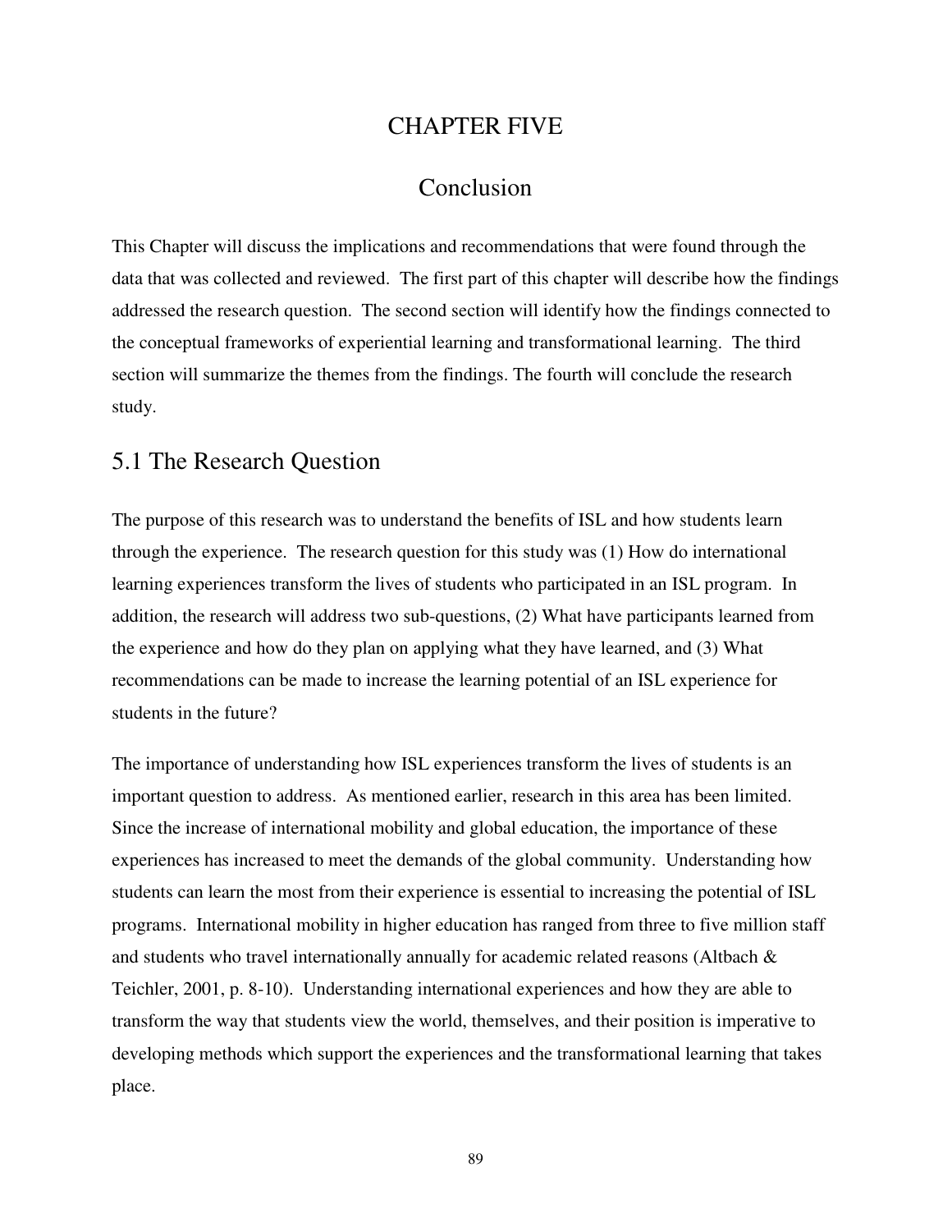# CHAPTER FIVE

## Conclusion

This Chapter will discuss the implications and recommendations that were found through the data that was collected and reviewed. The first part of this chapter will describe how the findings addressed the research question. The second section will identify how the findings connected to the conceptual frameworks of experiential learning and transformational learning. The third section will summarize the themes from the findings. The fourth will conclude the research study.

## 5.1 The Research Question

The purpose of this research was to understand the benefits of ISL and how students learn through the experience. The research question for this study was (1) How do international learning experiences transform the lives of students who participated in an ISL program. In addition, the research will address two sub-questions, (2) What have participants learned from the experience and how do they plan on applying what they have learned, and (3) What recommendations can be made to increase the learning potential of an ISL experience for students in the future?

The importance of understanding how ISL experiences transform the lives of students is an important question to address. As mentioned earlier, research in this area has been limited. Since the increase of international mobility and global education, the importance of these experiences has increased to meet the demands of the global community. Understanding how students can learn the most from their experience is essential to increasing the potential of ISL programs. International mobility in higher education has ranged from three to five million staff and students who travel internationally annually for academic related reasons (Altbach & Teichler, 2001, p. 8-10). Understanding international experiences and how they are able to transform the way that students view the world, themselves, and their position is imperative to developing methods which support the experiences and the transformational learning that takes place.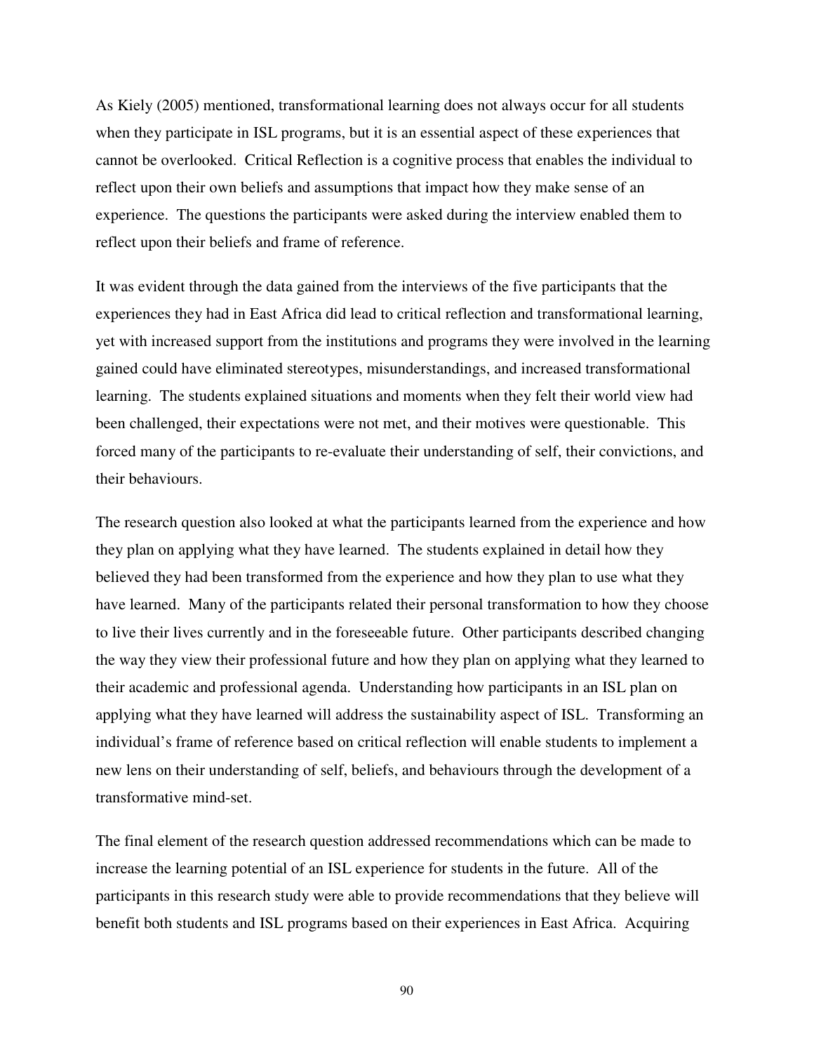As Kiely (2005) mentioned, transformational learning does not always occur for all students when they participate in ISL programs, but it is an essential aspect of these experiences that cannot be overlooked. Critical Reflection is a cognitive process that enables the individual to reflect upon their own beliefs and assumptions that impact how they make sense of an experience. The questions the participants were asked during the interview enabled them to reflect upon their beliefs and frame of reference.

It was evident through the data gained from the interviews of the five participants that the experiences they had in East Africa did lead to critical reflection and transformational learning, yet with increased support from the institutions and programs they were involved in the learning gained could have eliminated stereotypes, misunderstandings, and increased transformational learning. The students explained situations and moments when they felt their world view had been challenged, their expectations were not met, and their motives were questionable. This forced many of the participants to re-evaluate their understanding of self, their convictions, and their behaviours.

The research question also looked at what the participants learned from the experience and how they plan on applying what they have learned. The students explained in detail how they believed they had been transformed from the experience and how they plan to use what they have learned. Many of the participants related their personal transformation to how they choose to live their lives currently and in the foreseeable future. Other participants described changing the way they view their professional future and how they plan on applying what they learned to their academic and professional agenda. Understanding how participants in an ISL plan on applying what they have learned will address the sustainability aspect of ISL. Transforming an individual's frame of reference based on critical reflection will enable students to implement a new lens on their understanding of self, beliefs, and behaviours through the development of a transformative mind-set.

The final element of the research question addressed recommendations which can be made to increase the learning potential of an ISL experience for students in the future. All of the participants in this research study were able to provide recommendations that they believe will benefit both students and ISL programs based on their experiences in East Africa. Acquiring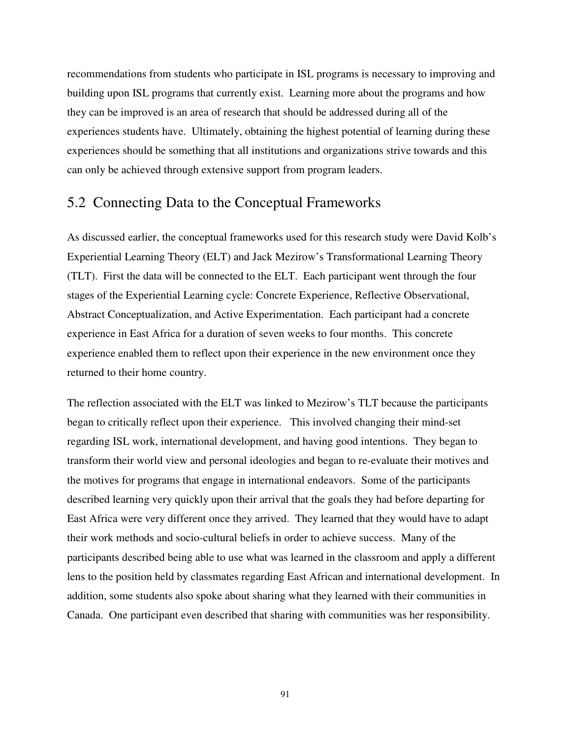recommendations from students who participate in ISL programs is necessary to improving and building upon ISL programs that currently exist. Learning more about the programs and how they can be improved is an area of research that should be addressed during all of the experiences students have. Ultimately, obtaining the highest potential of learning during these experiences should be something that all institutions and organizations strive towards and this can only be achieved through extensive support from program leaders.

## 5.2 Connecting Data to the Conceptual Frameworks

As discussed earlier, the conceptual frameworks used for this research study were David Kolb's Experiential Learning Theory (ELT) and Jack Mezirow's Transformational Learning Theory (TLT). First the data will be connected to the ELT. Each participant went through the four stages of the Experiential Learning cycle: Concrete Experience, Reflective Observational, Abstract Conceptualization, and Active Experimentation. Each participant had a concrete experience in East Africa for a duration of seven weeks to four months. This concrete experience enabled them to reflect upon their experience in the new environment once they returned to their home country.

The reflection associated with the ELT was linked to Mezirow's TLT because the participants began to critically reflect upon their experience. This involved changing their mind-set regarding ISL work, international development, and having good intentions. They began to transform their world view and personal ideologies and began to re-evaluate their motives and the motives for programs that engage in international endeavors. Some of the participants described learning very quickly upon their arrival that the goals they had before departing for East Africa were very different once they arrived. They learned that they would have to adapt their work methods and socio-cultural beliefs in order to achieve success. Many of the participants described being able to use what was learned in the classroom and apply a different lens to the position held by classmates regarding East African and international development. In addition, some students also spoke about sharing what they learned with their communities in Canada. One participant even described that sharing with communities was her responsibility.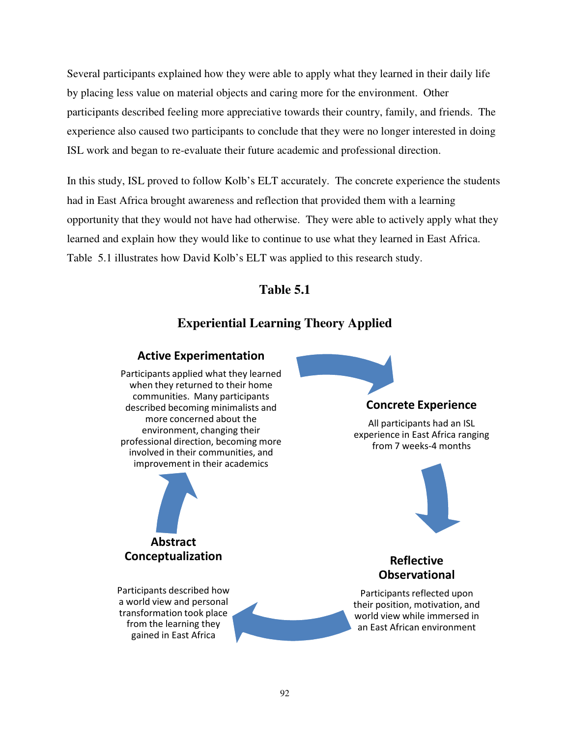Several participants explained how they were able to apply what they learned in their daily life by placing less value on material objects and caring more for the environment. Other participants described feeling more appreciative towards their country, family, and friends. The experience also caused two participants to conclude that they were no longer interested in doing ISL work and began to re-evaluate their future academic and professional direction.

In this study, ISL proved to follow Kolb's ELT accurately. The concrete experience the students had in East Africa brought awareness and reflection that provided them with a learning opportunity that they would not have had otherwise. They were able to actively apply what they learned and explain how they would like to continue to use what they learned in East Africa. Table 5.1 illustrates how David Kolb's ELT was applied to this research study.

**Table 5.1**

**Experiential Learning Theory Applied**

**Active Experimentation**

Participants applied what they learned when they returned to their home communities. Many participants described becoming minimalists and more concerned about the environment, changing their professional direction, becoming more involved in their communities, and improvement in their academics

**Concrete Experience**

All participants had an ISL experience in East Africa ranging from 7 weeks-4 months

**Reflective Observational**

Participants reflected upon their position, motivation, and world view while immersed in an East African environment

**Abstract Conceptualization**

Participants described how a world view and personal transformation took place from the learning they gained in East Africa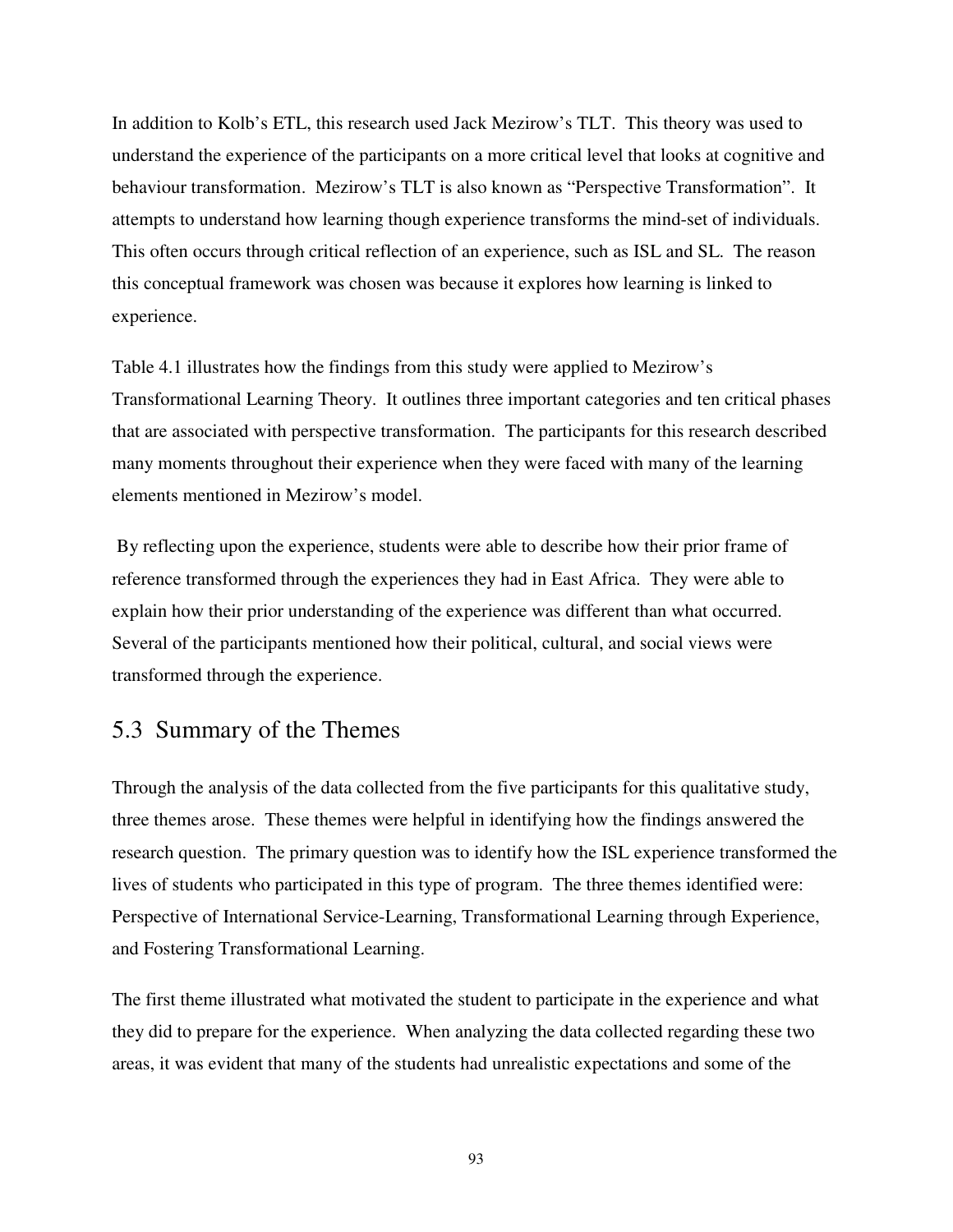In addition to Kolb's ETL, this research used Jack Mezirow's TLT. This theory was used to understand the experience of the participants on a more critical level that looks at cognitive and behaviour transformation. Mezirow's TLT is also known as "Perspective Transformation". It attempts to understand how learning though experience transforms the mind-set of individuals. This often occurs through critical reflection of an experience, such as ISL and SL. The reason this conceptual framework was chosen was because it explores how learning is linked to experience.

Table 4.1 illustrates how the findings from this study were applied to Mezirow's Transformational Learning Theory. It outlines three important categories and ten critical phases that are associated with perspective transformation. The participants for this research described many moments throughout their experience when they were faced with many of the learning elements mentioned in Mezirow's model.

By reflecting upon the experience, students were able to describe how their prior frame of reference transformed through the experiences they had in East Africa. They were able to explain how their prior understanding of the experience was different than what occurred. Several of the participants mentioned how their political, cultural, and social views were transformed through the experience.

## 5.3 Summary of the Themes

Through the analysis of the data collected from the five participants for this qualitative study, three themes arose. These themes were helpful in identifying how the findings answered the research question. The primary question was to identify how the ISL experience transformed the lives of students who participated in this type of program. The three themes identified were: Perspective of International Service-Learning, Transformational Learning through Experience, and Fostering Transformational Learning.

The first theme illustrated what motivated the student to participate in the experience and what they did to prepare for the experience. When analyzing the data collected regarding these two areas, it was evident that many of the students had unrealistic expectations and some of the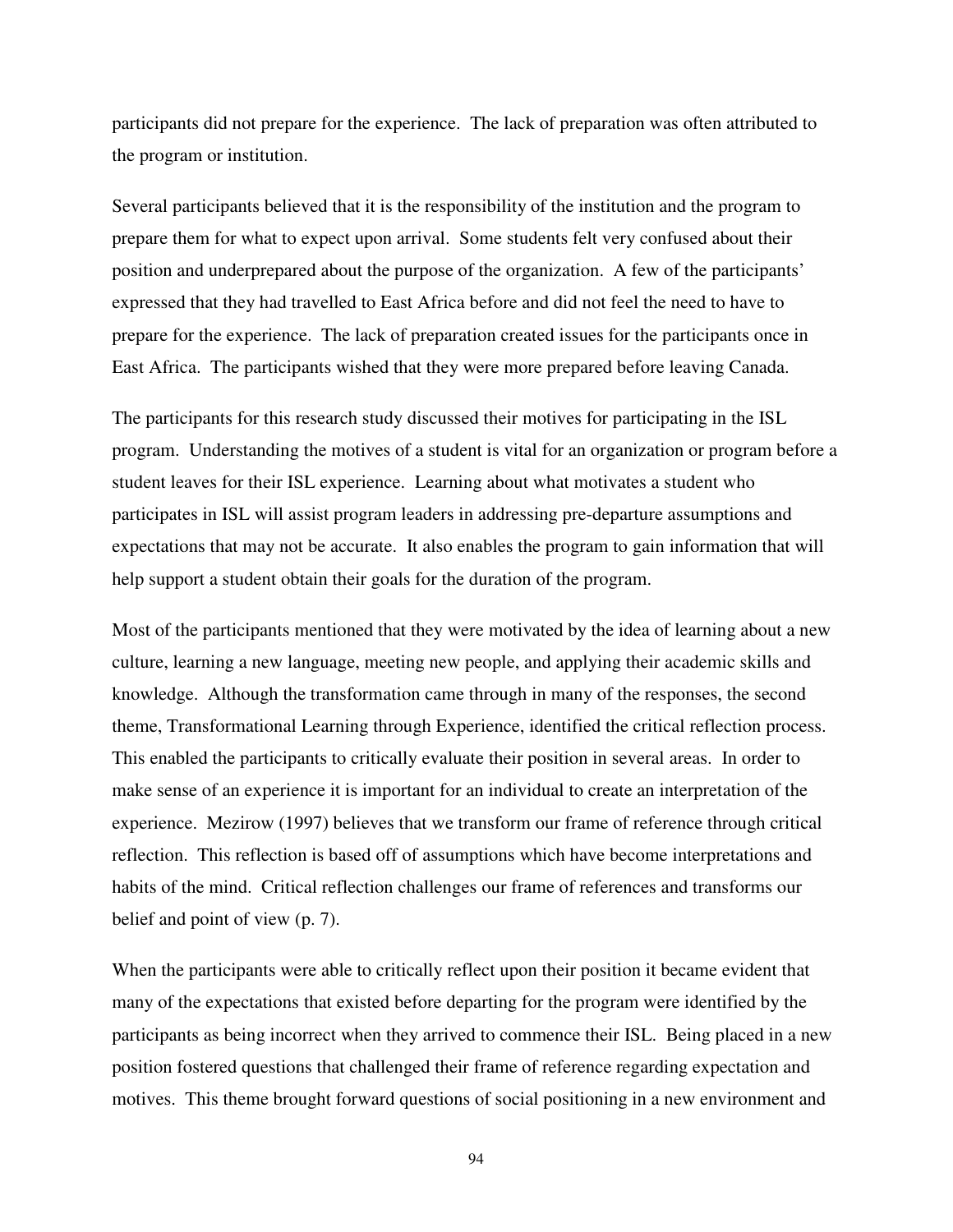participants did not prepare for the experience. The lack of preparation was often attributed to the program or institution.

Several participants believed that it is the responsibility of the institution and the program to prepare them for what to expect upon arrival. Some students felt very confused about their position and underprepared about the purpose of the organization. A few of the participants' expressed that they had travelled to East Africa before and did not feel the need to have to prepare for the experience. The lack of preparation created issues for the participants once in East Africa. The participants wished that they were more prepared before leaving Canada.

The participants for this research study discussed their motives for participating in the ISL program. Understanding the motives of a student is vital for an organization or program before a student leaves for their ISL experience. Learning about what motivates a student who participates in ISL will assist program leaders in addressing pre-departure assumptions and expectations that may not be accurate. It also enables the program to gain information that will help support a student obtain their goals for the duration of the program.

Most of the participants mentioned that they were motivated by the idea of learning about a new culture, learning a new language, meeting new people, and applying their academic skills and knowledge. Although the transformation came through in many of the responses, the second theme, Transformational Learning through Experience, identified the critical reflection process. This enabled the participants to critically evaluate their position in several areas. In order to make sense of an experience it is important for an individual to create an interpretation of the experience. Mezirow (1997) believes that we transform our frame of reference through critical reflection. This reflection is based off of assumptions which have become interpretations and habits of the mind. Critical reflection challenges our frame of references and transforms our belief and point of view (p. 7).

When the participants were able to critically reflect upon their position it became evident that many of the expectations that existed before departing for the program were identified by the participants as being incorrect when they arrived to commence their ISL. Being placed in a new position fostered questions that challenged their frame of reference regarding expectation and motives. This theme brought forward questions of social positioning in a new environment and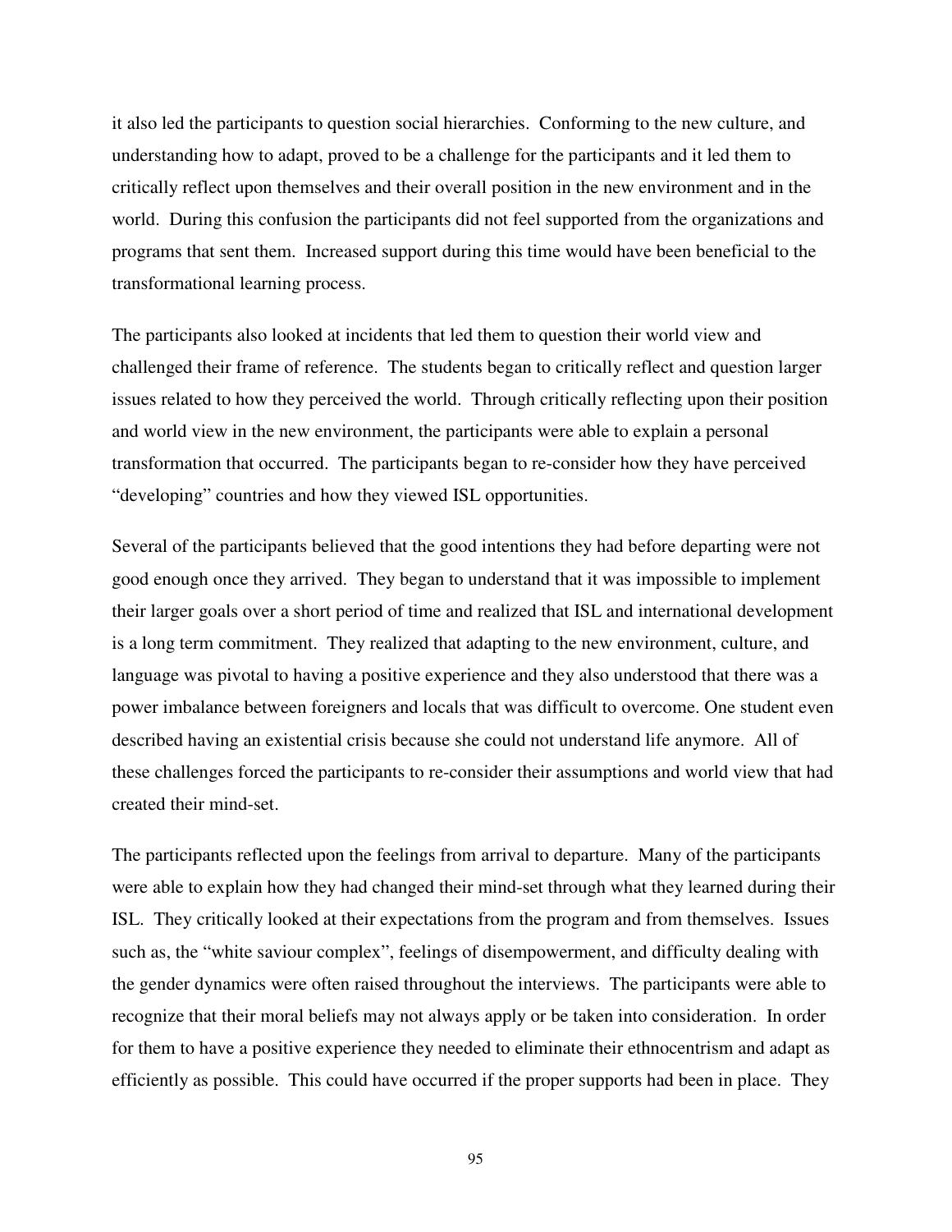it also led the participants to question social hierarchies. Conforming to the new culture, and understanding how to adapt, proved to be a challenge for the participants and it led them to critically reflect upon themselves and their overall position in the new environment and in the world. During this confusion the participants did not feel supported from the organizations and programs that sent them. Increased support during this time would have been beneficial to the transformational learning process.

The participants also looked at incidents that led them to question their world view and challenged their frame of reference. The students began to critically reflect and question larger issues related to how they perceived the world. Through critically reflecting upon their position and world view in the new environment, the participants were able to explain a personal transformation that occurred. The participants began to re-consider how they have perceived "developing" countries and how they viewed ISL opportunities.

Several of the participants believed that the good intentions they had before departing were not good enough once they arrived. They began to understand that it was impossible to implement their larger goals over a short period of time and realized that ISL and international development is a long term commitment. They realized that adapting to the new environment, culture, and language was pivotal to having a positive experience and they also understood that there was a power imbalance between foreigners and locals that was difficult to overcome. One student even described having an existential crisis because she could not understand life anymore. All of these challenges forced the participants to re-consider their assumptions and world view that had created their mind-set.

The participants reflected upon the feelings from arrival to departure. Many of the participants were able to explain how they had changed their mind-set through what they learned during their ISL. They critically looked at their expectations from the program and from themselves. Issues such as, the "white saviour complex", feelings of disempowerment, and difficulty dealing with the gender dynamics were often raised throughout the interviews. The participants were able to recognize that their moral beliefs may not always apply or be taken into consideration. In order for them to have a positive experience they needed to eliminate their ethnocentrism and adapt as efficiently as possible. This could have occurred if the proper supports had been in place. They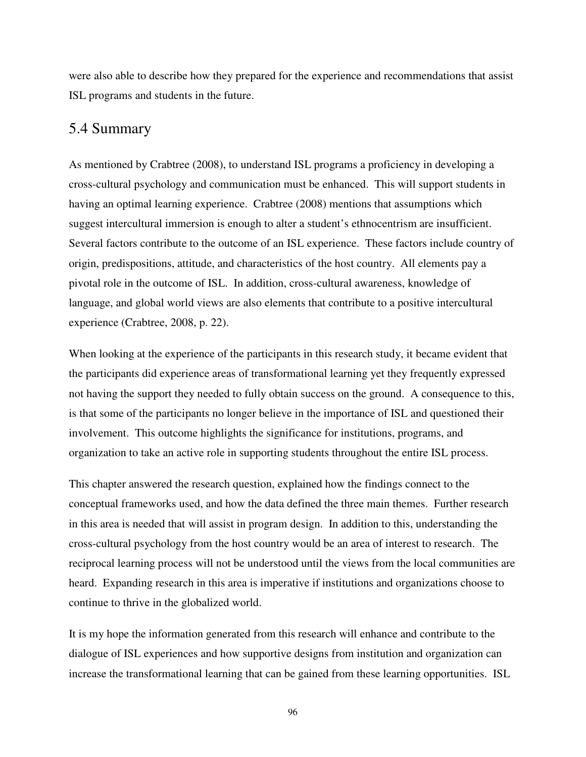were also able to describe how they prepared for the experience and recommendations that assist ISL programs and students in the future.

## 5.4 Summary

As mentioned by Crabtree (2008), to understand ISL programs a proficiency in developing a cross-cultural psychology and communication must be enhanced. This will support students in having an optimal learning experience. Crabtree (2008) mentions that assumptions which suggest intercultural immersion is enough to alter a student's ethnocentrism are insufficient. Several factors contribute to the outcome of an ISL experience. These factors include country of origin, predispositions, attitude, and characteristics of the host country. All elements pay a pivotal role in the outcome of ISL. In addition, cross-cultural awareness, knowledge of language, and global world views are also elements that contribute to a positive intercultural experience (Crabtree, 2008, p. 22).

When looking at the experience of the participants in this research study, it became evident that the participants did experience areas of transformational learning yet they frequently expressed not having the support they needed to fully obtain success on the ground. A consequence to this, is that some of the participants no longer believe in the importance of ISL and questioned their involvement. This outcome highlights the significance for institutions, programs, and organization to take an active role in supporting students throughout the entire ISL process.

This chapter answered the research question, explained how the findings connect to the conceptual frameworks used, and how the data defined the three main themes. Further research in this area is needed that will assist in program design. In addition to this, understanding the cross-cultural psychology from the host country would be an area of interest to research. The reciprocal learning process will not be understood until the views from the local communities are heard. Expanding research in this area is imperative if institutions and organizations choose to continue to thrive in the globalized world.

It is my hope the information generated from this research will enhance and contribute to the dialogue of ISL experiences and how supportive designs from institution and organization can increase the transformational learning that can be gained from these learning opportunities. ISL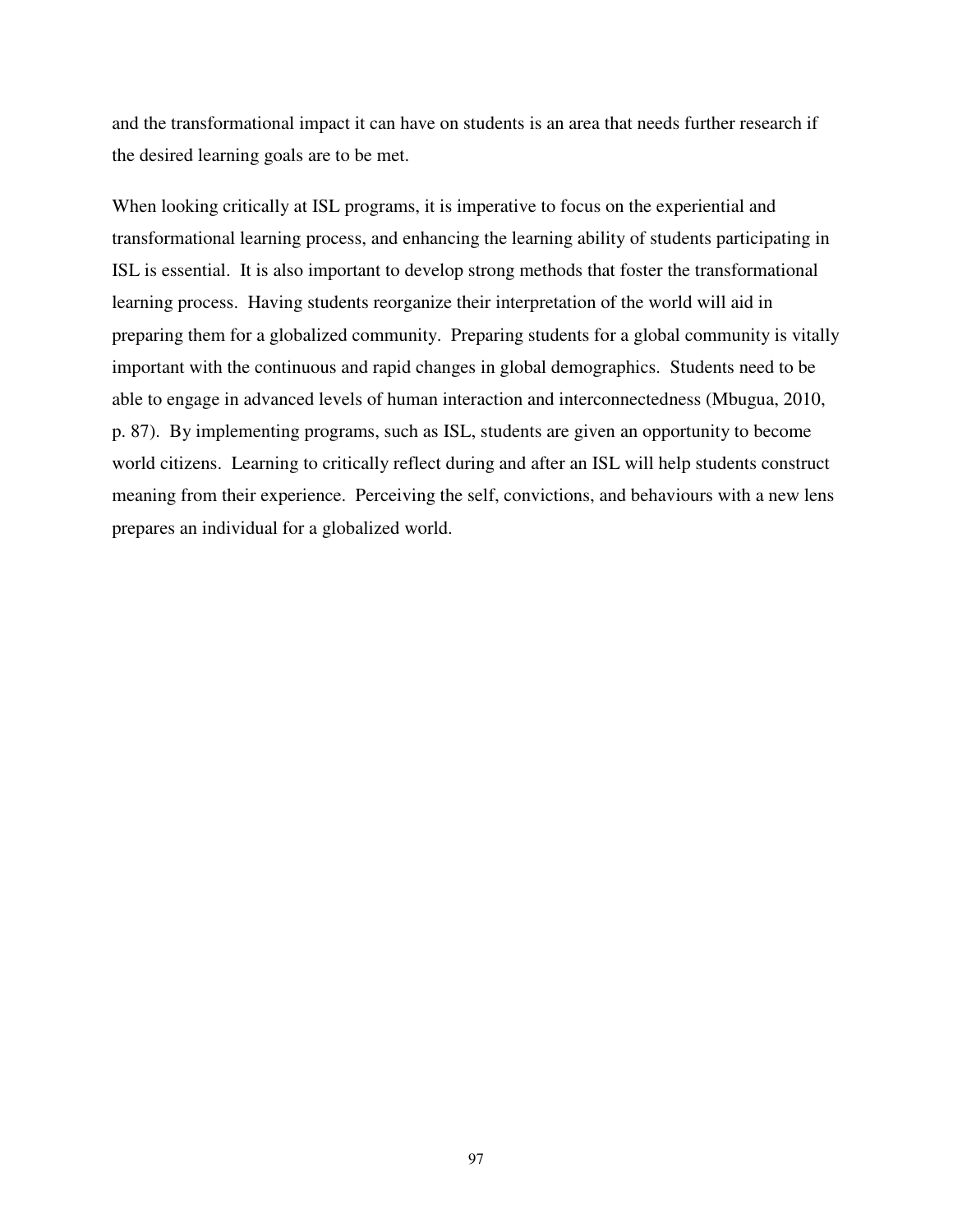and the transformational impact it can have on students is an area that needs further research if the desired learning goals are to be met.

When looking critically at ISL programs, it is imperative to focus on the experiential and transformational learning process, and enhancing the learning ability of students participating in ISL is essential. It is also important to develop strong methods that foster the transformational learning process. Having students reorganize their interpretation of the world will aid in preparing them for a globalized community. Preparing students for a global community is vitally important with the continuous and rapid changes in global demographics. Students need to be able to engage in advanced levels of human interaction and interconnectedness (Mbugua, 2010, p. 87). By implementing programs, such as ISL, students are given an opportunity to become world citizens. Learning to critically reflect during and after an ISL will help students construct meaning from their experience. Perceiving the self, convictions, and behaviours with a new lens prepares an individual for a globalized world.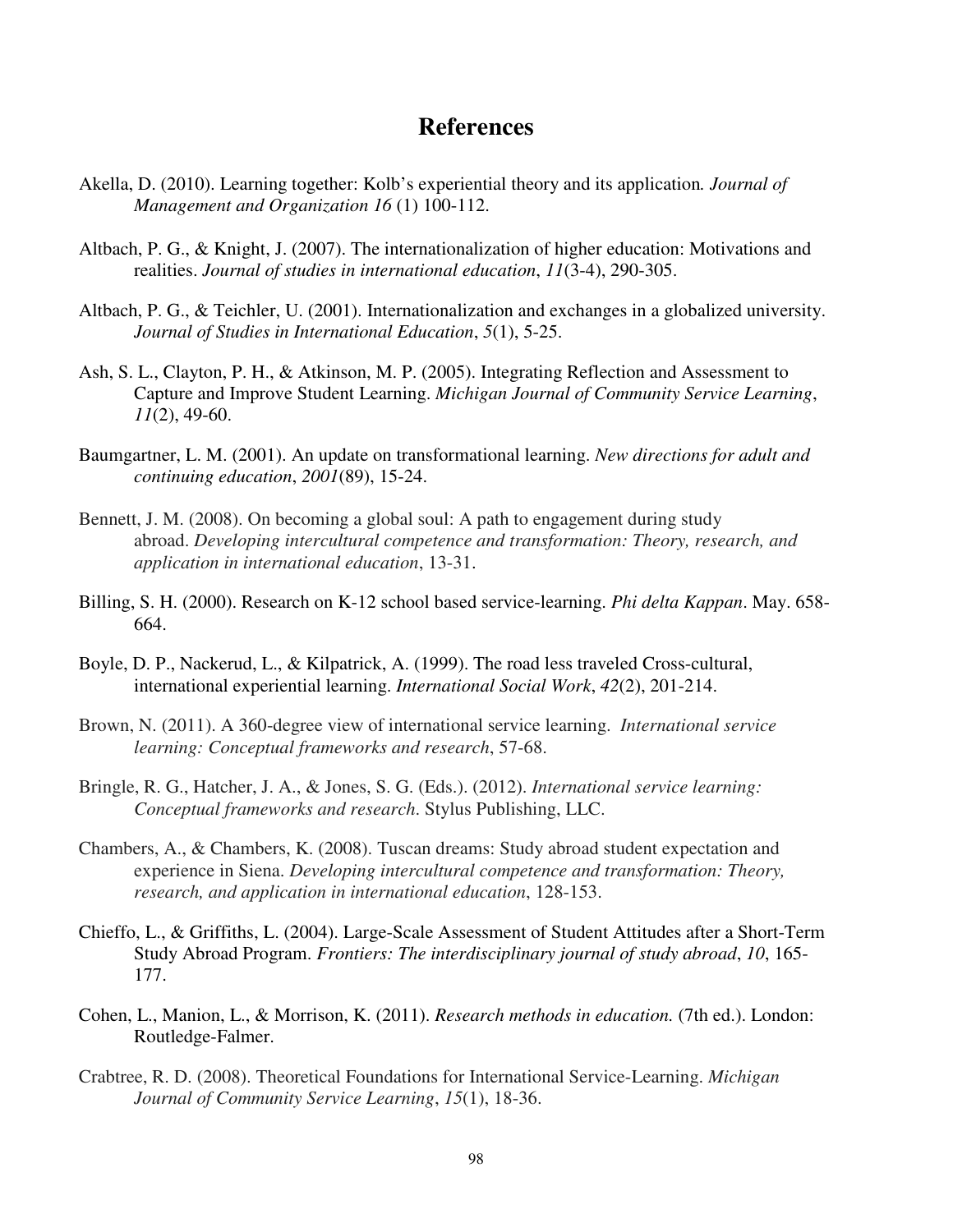# References

Akella, D. (2010). Learning together: Kolb's experiential theory and its application*. Journal of Management and Organization 16* (1) 100-112.

Altbach, P. G., & Knight, J. (2007). The internationalization of higher education: Motivations and realities. *Journal of studies in international education*, *11*(3-4), 290-305.

Altbach, P. G., & Teichler, U. (2001). Internationalization and exchanges in a globalized university. *Journal of Studies in International Education*, *5*(1), 5-25.

Ash, S. L., Clayton, P. H., & Atkinson, M. P. (2005). Integrating Reflection and Assessment to Capture and Improve Student Learning. *Michigan Journal of Community Service Learning*, *11*(2), 49-60.

Baumgartner, L. M. (2001). An update on transformational learning. *New directions for adult and continuing education*, *2001*(89), 15-24.

Bennett, J. M. (2008). On becoming a global soul: A path to engagement during study abroad. *Developing intercultural competence and transformation: Theory, research, and application in international education*, 13-31.

Billing, S. H. (2000). Research on K-12 school based service-learning. *Phi delta Kappan*. May. 658-664.

Boyle, D. P., Nackerud, L., & Kilpatrick, A. (1999). The road less traveled Cross-cultural, international experiential learning. *International Social Work*, *42*(2), 201-214.

Brown, N. (2011). A 360-degree view of international service learning. *International service learning: Conceptual frameworks and research*, 57-68.

Bringle, R. G., Hatcher, J. A., & Jones, S. G. (Eds.). (2012). *International service learning: Conceptual frameworks and research*. Stylus Publishing, LLC.

Chambers, A., & Chambers, K. (2008). Tuscan dreams: Study abroad student expectation and experience in Siena. *Developing intercultural competence and transformation: Theory, research, and application in international education*, 128-153.

Chieffo, L., & Griffiths, L. (2004). Large-Scale Assessment of Student Attitudes after a Short-Term Study Abroad Program. *Frontiers: The interdisciplinary journal of study abroad*, *10*, 165-177.

Cohen, L., Manion, L., & Morrison, K. (2011). *Research methods in education.* (7th ed.). London: Routledge-Falmer.

Crabtree, R. D. (2008). Theoretical Foundations for International Service-Learning. *Michigan Journal of Community Service Learning*, *15*(1), 18-36.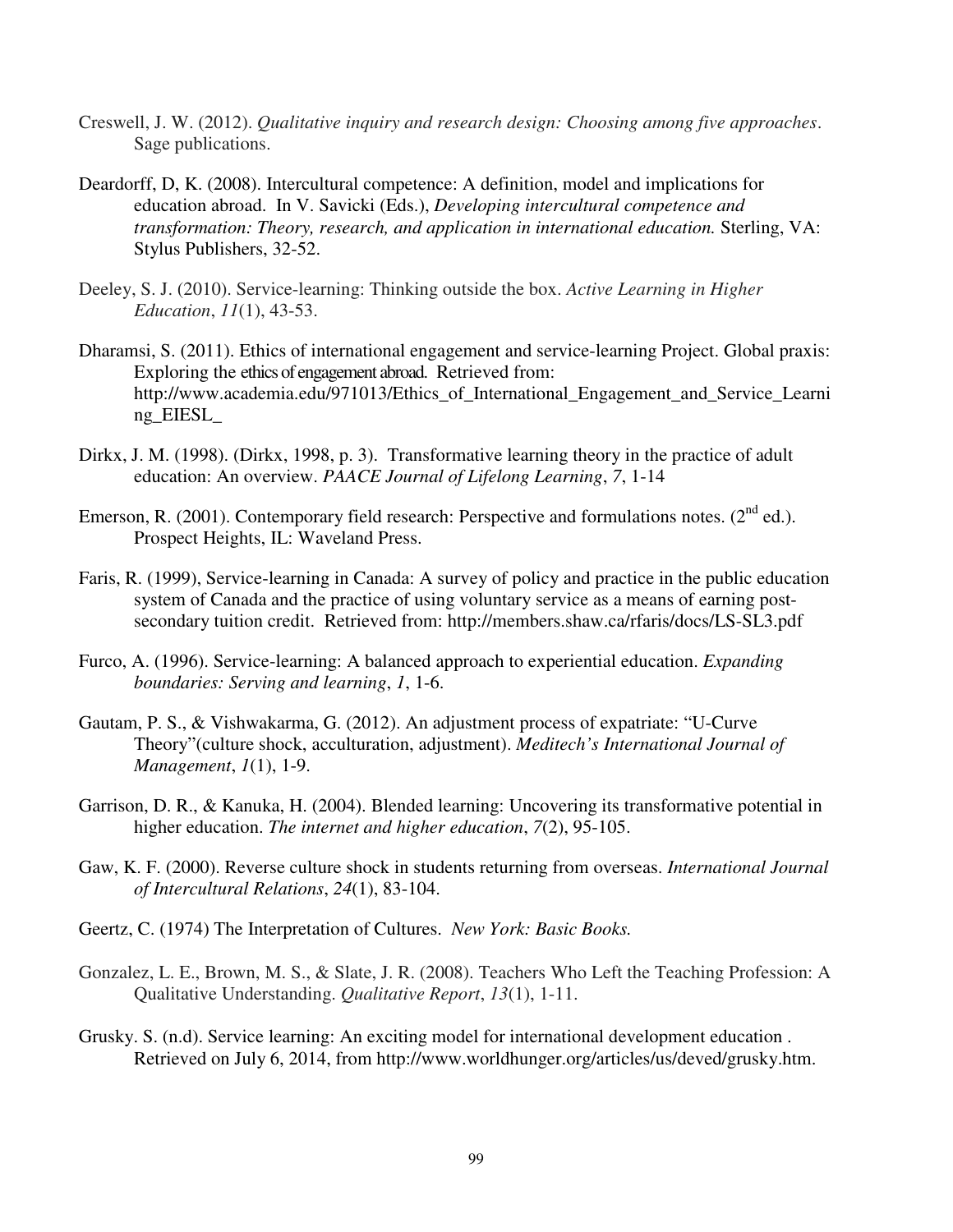Creswell, J. W. (2012). *Qualitative inquiry and research design: Choosing among five approaches*. Sage publications.

Deardorff, D, K. (2008). Intercultural competence: A definition, model and implications for education abroad. In V. Savicki (Eds.), *Developing intercultural competence and transformation: Theory, research, and application in international education.* Sterling, VA: Stylus Publishers, 32-52.

Deeley, S. J. (2010). Service-learning: Thinking outside the box. *Active Learning in Higher Education*, *11*(1), 43-53.

Dharamsi, S. (2011). Ethics of international engagement and service-learning Project. Global praxis: Exploring the ethics of engagement abroad. Retrieved from: http://www.academia.edu/971013/Ethics_of_International_Engagement_and_Service_Learning_EIESL_

Dirkx, J. M. (1998). (Dirkx, 1998, p. 3). Transformative learning theory in the practice of adult education: An overview. *PAACE Journal of Lifelong Learning*, *7*, 1-14

Emerson, R. (2001). Contemporary field research: Perspective and formulations notes. (2nd ed.). Prospect Heights, IL: Waveland Press.

Faris, R. (1999), Service-learning in Canada: A survey of policy and practice in the public education system of Canada and the practice of using voluntary service as a means of earning post-secondary tuition credit. Retrieved from: http://members.shaw.ca/rfaris/docs/LS-SL3.pdf

Furco, A. (1996). Service-learning: A balanced approach to experiential education. *Expanding boundaries: Serving and learning*, *1*, 1-6.

Gautam, P. S., & Vishwakarma, G. (2012). An adjustment process of expatriate: "U-Curve Theory"(culture shock, acculturation, adjustment). *Meditech's International Journal of Management*, *1*(1), 1-9.

Garrison, D. R., & Kanuka, H. (2004). Blended learning: Uncovering its transformative potential in higher education. *The internet and higher education*, *7*(2), 95-105.

Gaw, K. F. (2000). Reverse culture shock in students returning from overseas. *International Journal of Intercultural Relations*, *24*(1), 83-104.

Geertz, C. (1974) The Interpretation of Cultures. *New York: Basic Books.*

Gonzalez, L. E., Brown, M. S., & Slate, J. R. (2008). Teachers Who Left the Teaching Profession: A Qualitative Understanding. *Qualitative Report*, *13*(1), 1-11.

Grusky. S. (n.d). Service learning: An exciting model for international development education . Retrieved on July 6, 2014, from http://www.worldhunger.org/articles/us/deved/grusky.htm.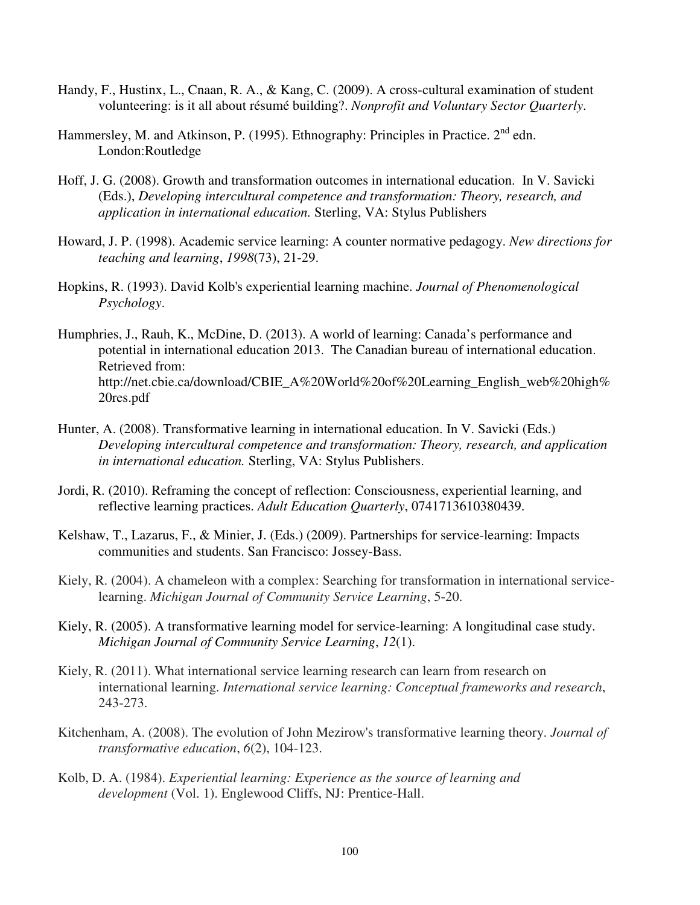Handy, F., Hustinx, L., Cnaan, R. A., & Kang, C. (2009). A cross-cultural examination of student volunteering: is it all about résumé building?. *Nonprofit and Voluntary Sector Quarterly*.

Hammersley, M. and Atkinson, P. (1995). Ethnography: Principles in Practice. 2nd edn. London:Routledge

Hoff, J. G. (2008). Growth and transformation outcomes in international education. In V. Savicki (Eds.), *Developing intercultural competence and transformation: Theory, research, and application in international education.* Sterling, VA: Stylus Publishers

Howard, J. P. (1998). Academic service learning: A counter normative pedagogy. *New directions for teaching and learning*, *1998*(73), 21-29.

Hopkins, R. (1993). David Kolb's experiential learning machine. *Journal of Phenomenological Psychology*.

Humphries, J., Rauh, K., McDine, D. (2013). A world of learning: Canada's performance and potential in international education 2013. The Canadian bureau of international education. Retrieved from: http://net.cbie.ca/download/CBIE_A%20World%20of%20Learning_English_web%20high%20res.pdf

Hunter, A. (2008). Transformative learning in international education. In V. Savicki (Eds.) *Developing intercultural competence and transformation: Theory, research, and application in international education.* Sterling, VA: Stylus Publishers.

Jordi, R. (2010). Reframing the concept of reflection: Consciousness, experiential learning, and reflective learning practices. *Adult Education Quarterly*, 0741713610380439.

Kelshaw, T., Lazarus, F., & Minier, J. (Eds.) (2009). Partnerships for service-learning: Impacts communities and students. San Francisco: Jossey-Bass.

Kiely, R. (2004). A chameleon with a complex: Searching for transformation in international service-learning. *Michigan Journal of Community Service Learning*, 5-20.

Kiely, R. (2005). A transformative learning model for service-learning: A longitudinal case study. *Michigan Journal of Community Service Learning*, *12*(1).

Kiely, R. (2011). What international service learning research can learn from research on international learning. *International service learning: Conceptual frameworks and research*, 243-273.

Kitchenham, A. (2008). The evolution of John Mezirow's transformative learning theory. *Journal of transformative education*, *6*(2), 104-123.

Kolb, D. A. (1984). *Experiential learning: Experience as the source of learning and development* (Vol. 1). Englewood Cliffs, NJ: Prentice-Hall.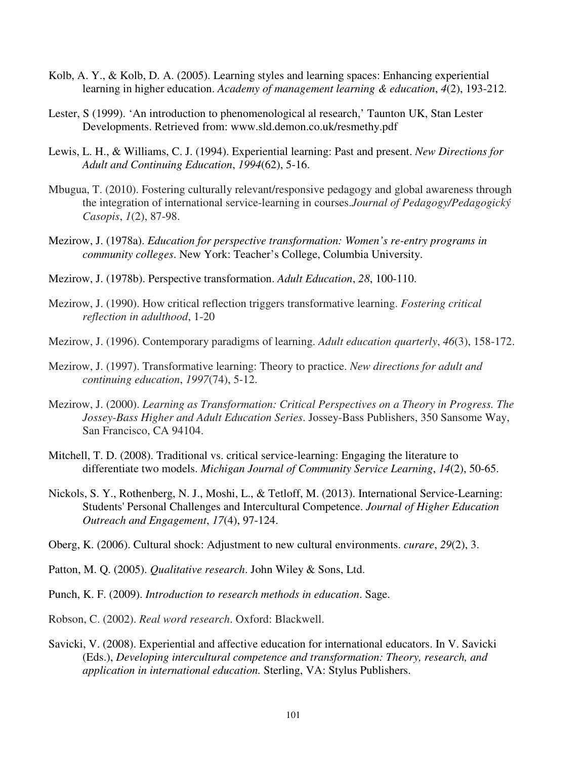Kolb, A. Y., & Kolb, D. A. (2005). Learning styles and learning spaces: Enhancing experiential learning in higher education. *Academy of management learning & education*, *4*(2), 193-212.

Lester, S (1999). 'An introduction to phenomenological al research,' Taunton UK, Stan Lester Developments. Retrieved from: www.sld.demon.co.uk/resmethy.pdf

Lewis, L. H., & Williams, C. J. (1994). Experiential learning: Past and present. *New Directions for Adult and Continuing Education*, *1994*(62), 5-16.

Mbugua, T. (2010). Fostering culturally relevant/responsive pedagogy and global awareness through the integration of international service-learning in courses.*Journal of Pedagogy/Pedagogický Casopis*, *1*(2), 87-98.

Mezirow, J. (1978a). *Education for perspective transformation: Women's re-entry programs in community colleges*. New York: Teacher's College, Columbia University.

Mezirow, J. (1978b). Perspective transformation. *Adult Education*, *28*, 100-110.

Mezirow, J. (1990). How critical reflection triggers transformative learning. *Fostering critical reflection in adulthood*, 1-20

Mezirow, J. (1996). Contemporary paradigms of learning. *Adult education quarterly*, *46*(3), 158-172.

Mezirow, J. (1997). Transformative learning: Theory to practice. *New directions for adult and continuing education*, *1997*(74), 5-12.

Mezirow, J. (2000). *Learning as Transformation: Critical Perspectives on a Theory in Progress. The Jossey-Bass Higher and Adult Education Series*. Jossey-Bass Publishers, 350 Sansome Way, San Francisco, CA 94104.

Mitchell, T. D. (2008). Traditional vs. critical service-learning: Engaging the literature to differentiate two models. *Michigan Journal of Community Service Learning*, *14*(2), 50-65.

Nickols, S. Y., Rothenberg, N. J., Moshi, L., & Tetloff, M. (2013). International Service-Learning: Students' Personal Challenges and Intercultural Competence. *Journal of Higher Education Outreach and Engagement*, *17*(4), 97-124.

Oberg, K. (2006). Cultural shock: Adjustment to new cultural environments. *curare*, *29*(2), 3.

Patton, M. Q. (2005). *Qualitative research*. John Wiley & Sons, Ltd.

Punch, K. F. (2009). *Introduction to research methods in education*. Sage.

Robson, C. (2002). *Real word research*. Oxford: Blackwell.

Savicki, V. (2008). Experiential and affective education for international educators. In V. Savicki (Eds.), *Developing intercultural competence and transformation: Theory, research, and application in international education.* Sterling, VA: Stylus Publishers.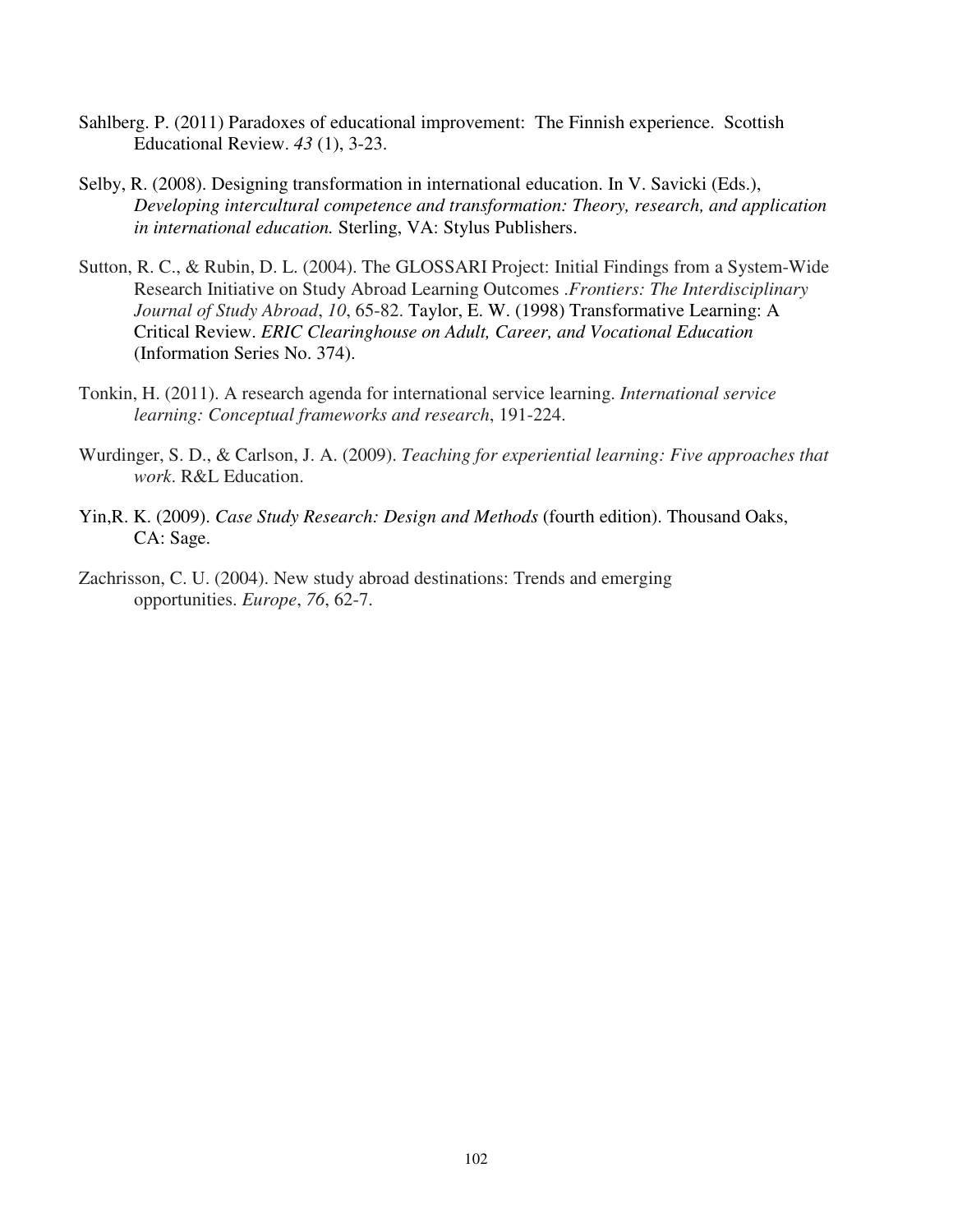Sahlberg. P. (2011) Paradoxes of educational improvement: The Finnish experience. Scottish Educational Review. *43* (1), 3-23.

Selby, R. (2008). Designing transformation in international education. In V. Savicki (Eds.), *Developing intercultural competence and transformation: Theory, research, and application in international education.* Sterling, VA: Stylus Publishers.

Sutton, R. C., & Rubin, D. L. (2004). The GLOSSARI Project: Initial Findings from a System-Wide Research Initiative on Study Abroad Learning Outcomes .*Frontiers: The Interdisciplinary Journal of Study Abroad*, *10*, 65-82. Taylor, E. W. (1998) Transformative Learning: A Critical Review. *ERIC Clearinghouse on Adult, Career, and Vocational Education* (Information Series No. 374).

Tonkin, H. (2011). A research agenda for international service learning. *International service learning: Conceptual frameworks and research*, 191-224.

Wurdinger, S. D., & Carlson, J. A. (2009). *Teaching for experiential learning: Five approaches that work*. R&L Education.

Yin,R. K. (2009). *Case Study Research: Design and Methods* (fourth edition). Thousand Oaks, CA: Sage.

Zachrisson, C. U. (2004). New study abroad destinations: Trends and emerging opportunities. *Europe*, *76*, 62-7.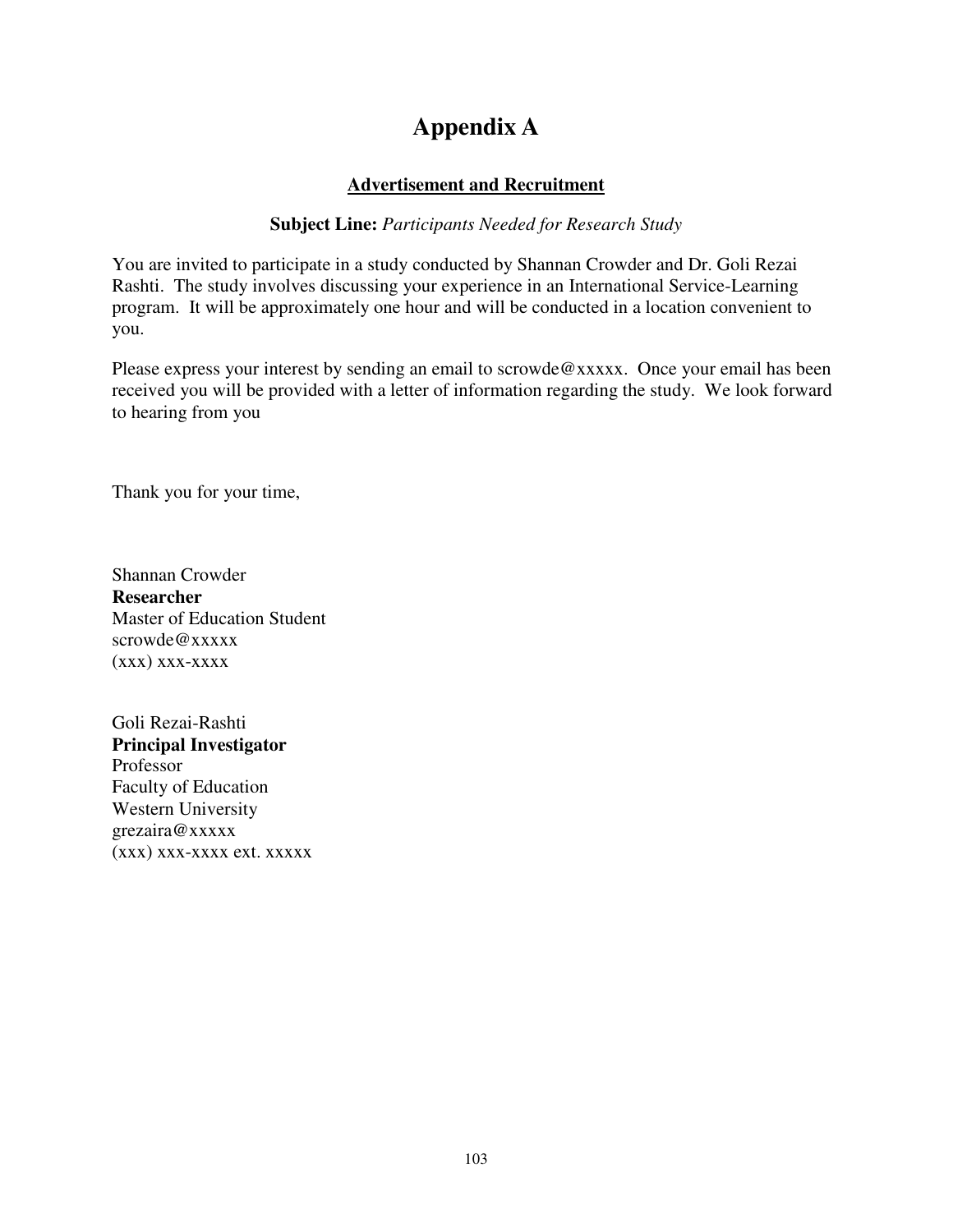# Appendix A

## Advertisement and Recruitment

**Subject Line:** *Participants Needed for Research Study*

You are invited to participate in a study conducted by Shannan Crowder and Dr. Goli Rezai Rashti. The study involves discussing your experience in an International Service-Learning program. It will be approximately one hour and will be conducted in a location convenient to you.

Please express your interest by sending an email to scrowde@xxxxx. Once your email has been received you will be provided with a letter of information regarding the study. We look forward to hearing from you

Thank you for your time,

Shannan Crowder  
**Researcher**  
Master of Education Student  
scrowde@xxxxx  
(xxx) xxx-xxxx

Goli Rezai-Rashti  
**Principal Investigator**  
Professor  
Faculty of Education  
Western University  
grezaira@xxxxx  
(xxx) xxx-xxxx ext. xxxxx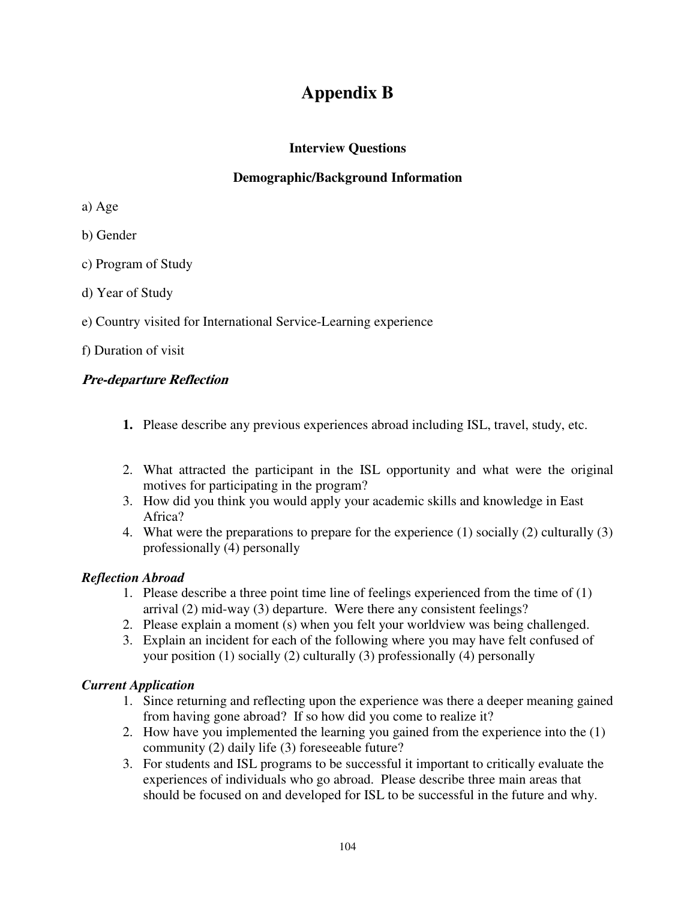# Appendix B

### Interview Questions

### Demographic/Background Information

a) Age

b) Gender

c) Program of Study

d) Year of Study

e) Country visited for International Service-Learning experience

f) Duration of visit

***Pre-departure Reflection***

1. Please describe any previous experiences abroad including ISL, travel, study, etc.
2. What attracted the participant in the ISL opportunity and what were the original motives for participating in the program?
3. How did you think you would apply your academic skills and knowledge in East Africa?
4. What were the preparations to prepare for the experience (1) socially (2) culturally (3) professionally (4) personally

***Reflection Abroad***

1. Please describe a three point time line of feelings experienced from the time of (1) arrival (2) mid-way (3) departure. Were there any consistent feelings?
2. Please explain a moment (s) when you felt your worldview was being challenged.
3. Explain an incident for each of the following where you may have felt confused of your position (1) socially (2) culturally (3) professionally (4) personally

***Current Application***

1. Since returning and reflecting upon the experience was there a deeper meaning gained from having gone abroad? If so how did you come to realize it?
2. How have you implemented the learning you gained from the experience into the (1) community (2) daily life (3) foreseeable future?
3. For students and ISL programs to be successful it important to critically evaluate the experiences of individuals who go abroad. Please describe three main areas that should be focused on and developed for ISL to be successful in the future and why.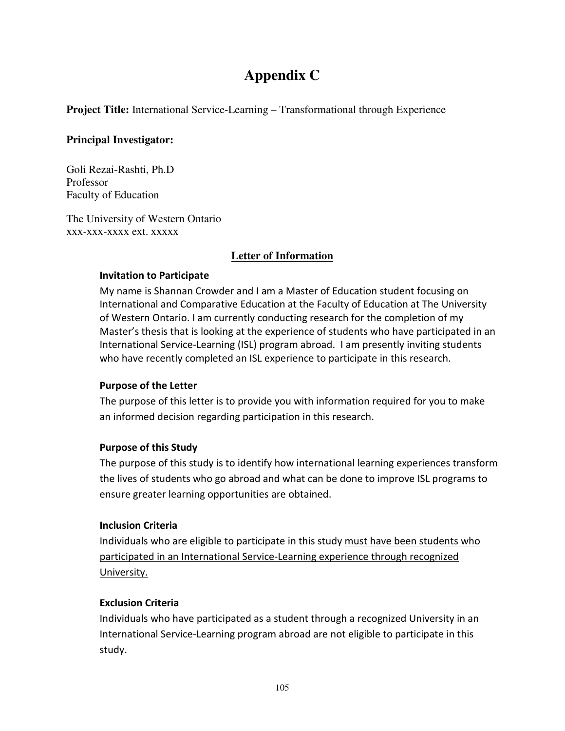# Appendix C

**Project Title:** International Service-Learning – Transformational through Experience

**Principal Investigator:**

Goli Rezai-Rashti, Ph.D
Professor
Faculty of Education

The University of Western Ontario
xxx-xxx-xxxx ext. xxxxx

## Letter of Information

### Invitation to Participate

My name is Shannan Crowder and I am a Master of Education student focusing on International and Comparative Education at the Faculty of Education at The University of Western Ontario. I am currently conducting research for the completion of my Master's thesis that is looking at the experience of students who have participated in an International Service-Learning (ISL) program abroad. I am presently inviting students who have recently completed an ISL experience to participate in this research.

### Purpose of the Letter

The purpose of this letter is to provide you with information required for you to make an informed decision regarding participation in this research.

### Purpose of this Study

The purpose of this study is to identify how international learning experiences transform the lives of students who go abroad and what can be done to improve ISL programs to ensure greater learning opportunities are obtained.

### Inclusion Criteria

Individuals who are eligible to participate in this study <u>must have been students who participated in an International Service-Learning experience through recognized University.</u>

### Exclusion Criteria

Individuals who have participated as a student through a recognized University in an International Service-Learning program abroad are not eligible to participate in this study.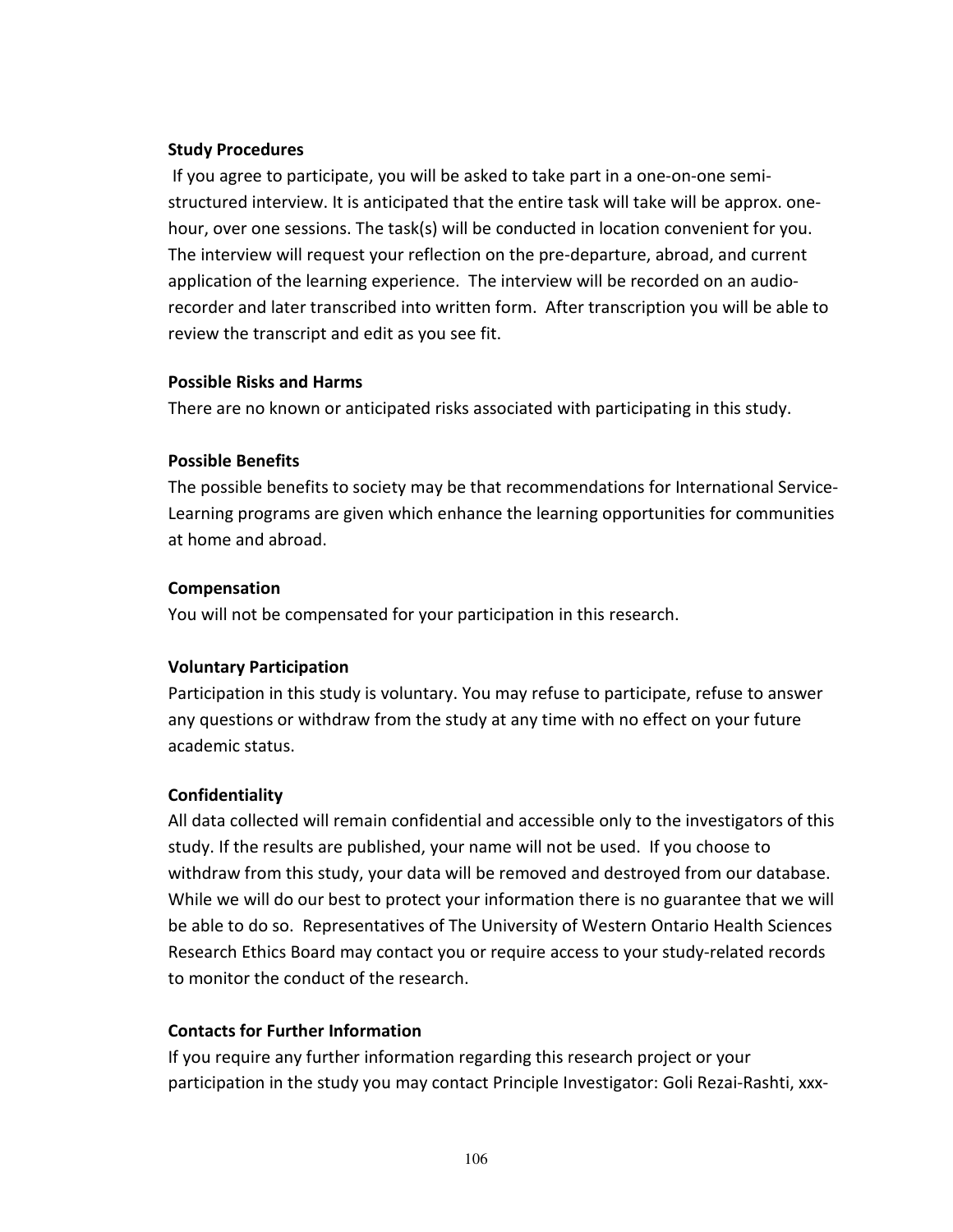**Study Procedures**

If you agree to participate, you will be asked to take part in a one-on-one semi-structured interview. It is anticipated that the entire task will take will be approx. one-hour, over one sessions. The task(s) will be conducted in location convenient for you. The interview will request your reflection on the pre-departure, abroad, and current application of the learning experience. The interview will be recorded on an audio-recorder and later transcribed into written form. After transcription you will be able to review the transcript and edit as you see fit.

**Possible Risks and Harms**

There are no known or anticipated risks associated with participating in this study.

**Possible Benefits**

The possible benefits to society may be that recommendations for International Service-Learning programs are given which enhance the learning opportunities for communities at home and abroad.

**Compensation**

You will not be compensated for your participation in this research.

**Voluntary Participation**

Participation in this study is voluntary. You may refuse to participate, refuse to answer any questions or withdraw from the study at any time with no effect on your future academic status.

**Confidentiality**

All data collected will remain confidential and accessible only to the investigators of this study. If the results are published, your name will not be used. If you choose to withdraw from this study, your data will be removed and destroyed from our database. While we will do our best to protect your information there is no guarantee that we will be able to do so. Representatives of The University of Western Ontario Health Sciences Research Ethics Board may contact you or require access to your study-related records to monitor the conduct of the research.

**Contacts for Further Information**

If you require any further information regarding this research project or your participation in the study you may contact Principle Investigator: Goli Rezai-Rashti, xxx-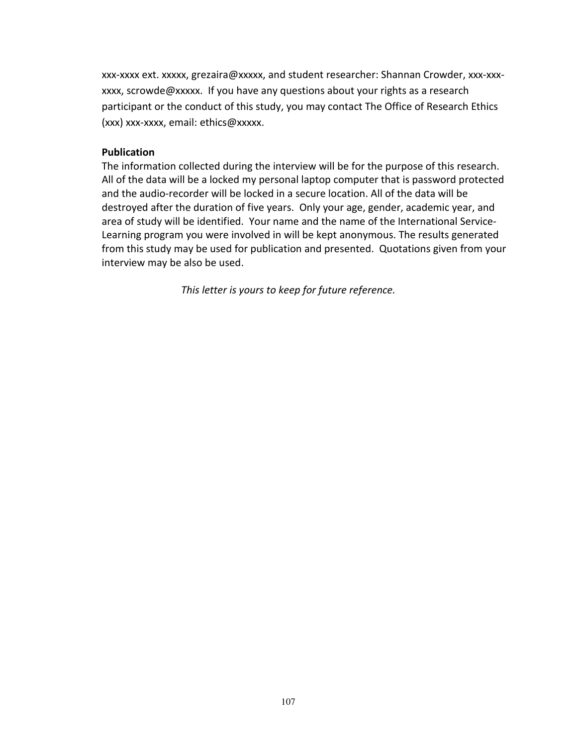xxx-xxxx ext. xxxxx, grezaira@xxxxx, and student researcher: Shannan Crowder, xxx-xxx-xxxx, scrowde@xxxxx. If you have any questions about your rights as a research participant or the conduct of this study, you may contact The Office of Research Ethics (xxx) xxx-xxxx, email: ethics@xxxxx.

**Publication**

The information collected during the interview will be for the purpose of this research. All of the data will be a locked my personal laptop computer that is password protected and the audio-recorder will be locked in a secure location. All of the data will be destroyed after the duration of five years. Only your age, gender, academic year, and area of study will be identified. Your name and the name of the International Service-Learning program you were involved in will be kept anonymous. The results generated from this study may be used for publication and presented. Quotations given from your interview may be also be used.

*This letter is yours to keep for future reference.*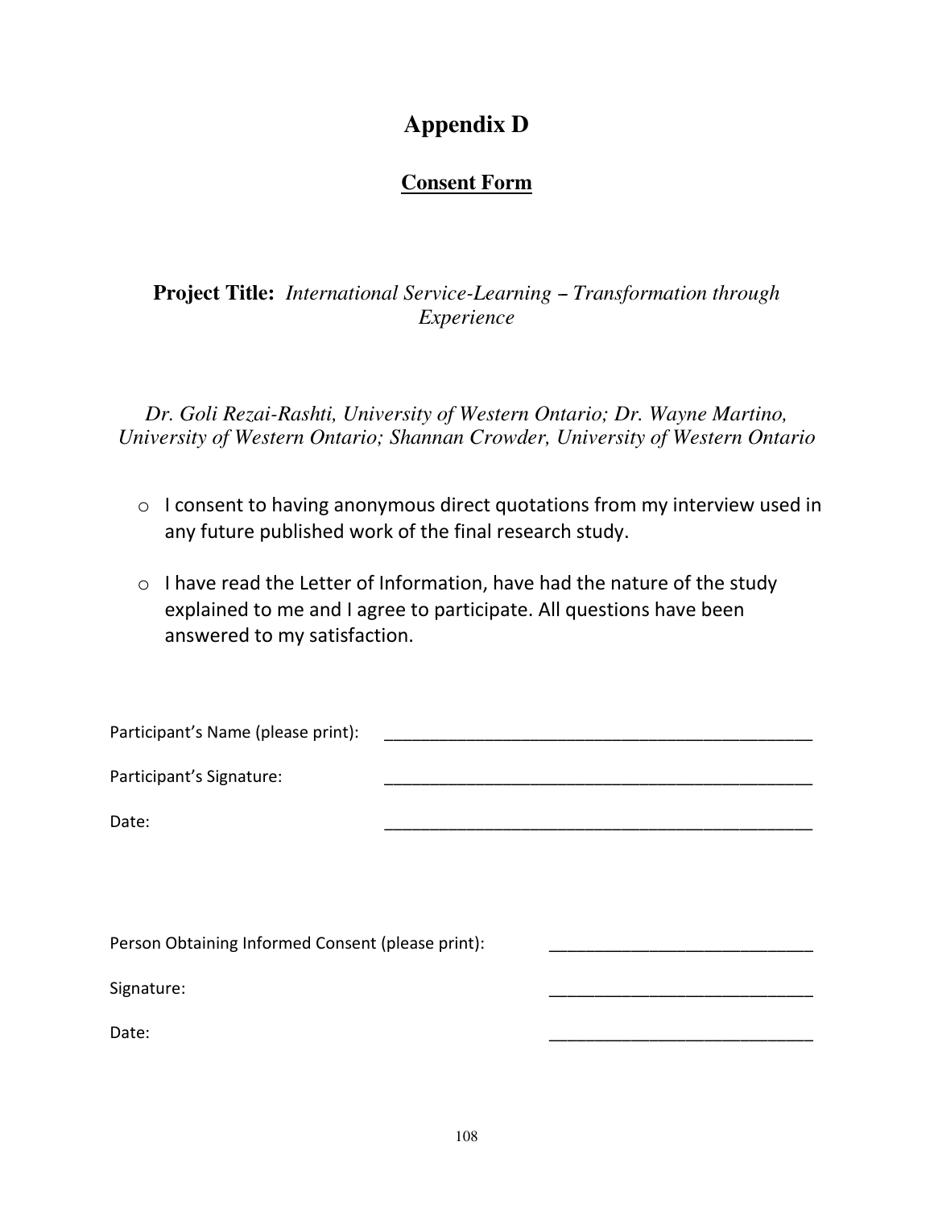# Appendix D

## Consent Form

**Project Title:** *International Service-Learning – Transformation through Experience*

*Dr. Goli Rezai-Rashti, University of Western Ontario; Dr. Wayne Martino, University of Western Ontario; Shannan Crowder, University of Western Ontario*

- I consent to having anonymous direct quotations from my interview used in any future published work of the final research study.
- I have read the Letter of Information, have had the nature of the study explained to me and I agree to participate. All questions have been answered to my satisfaction.

Participant's Name (please print): ________________________________________________

Participant's Signature: ________________________________________________

Date: ________________________________________________

Person Obtaining Informed Consent (please print): ______________________________

Signature: ______________________________

Date: ______________________________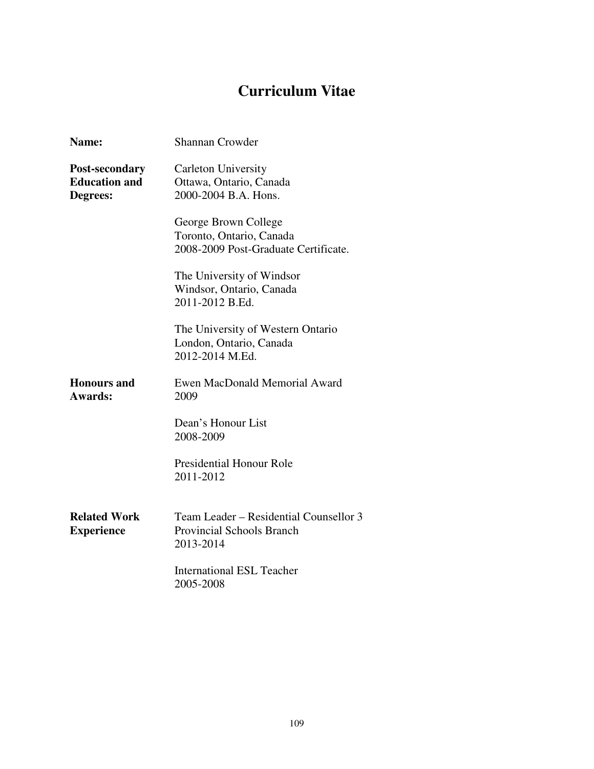# Curriculum Vitae

| | |
|---|---|
| **Name:** | Shannan Crowder |
| **Post-secondary Education and Degrees:** | Carleton University<br>Ottawa, Ontario, Canada<br>2000-2004 B.A. Hons. |
| | George Brown College<br>Toronto, Ontario, Canada<br>2008-2009 Post-Graduate Certificate. |
| | The University of Windsor<br>Windsor, Ontario, Canada<br>2011-2012 B.Ed. |
| | The University of Western Ontario<br>London, Ontario, Canada<br>2012-2014 M.Ed. |
| **Honours and Awards:** | Ewen MacDonald Memorial Award<br>2009 |
| | Dean's Honour List<br>2008-2009 |
| | Presidential Honour Role<br>2011-2012 |
| **Related Work Experience** | Team Leader – Residential Counsellor 3<br>Provincial Schools Branch<br>2013-2014 |
| | International ESL Teacher<br>2005-2008 |